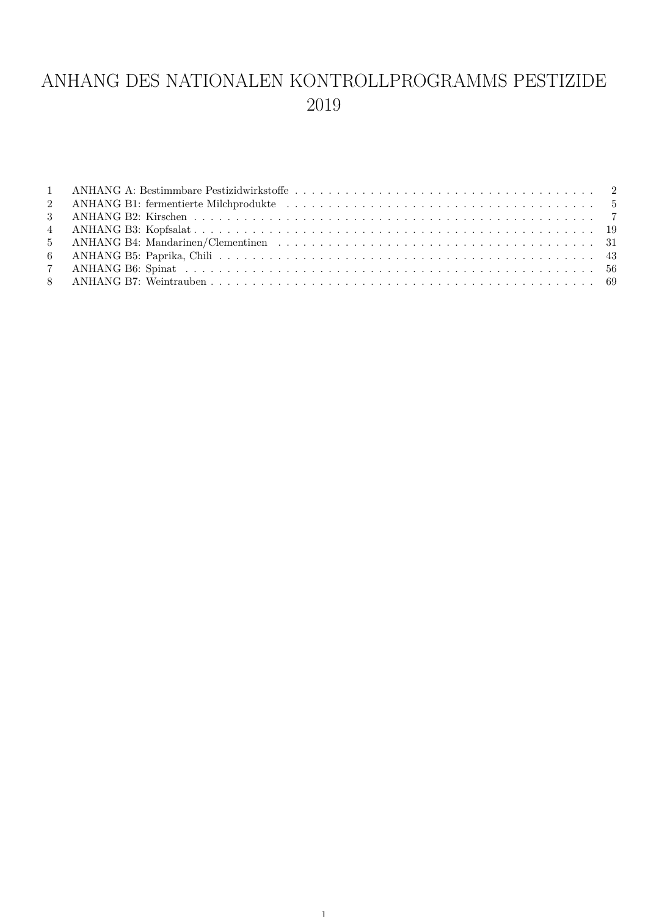# ANHANG DES NATIONALEN KONTROLLPROGRAMMS PESTIZIDE 2019

| | | |
|---|---|---|
| 1 | ANHANG A: Bestimmbare Pestizidwirkstoffe | 2 |
| 2 | ANHANG B1: fermentierte Milchprodukte | 5 |
| 3 | ANHANG B2: Kirschen | 7 |
| 4 | ANHANG B3: Kopfsalat | 19 |
| 5 | ANHANG B4: Mandarinen/Clementinen | 31 |
| 6 | ANHANG B5: Paprika, Chili | 43 |
| 7 | ANHANG B6: Spinat | 56 |
| 8 | ANHANG B7: Weintrauben | 69 |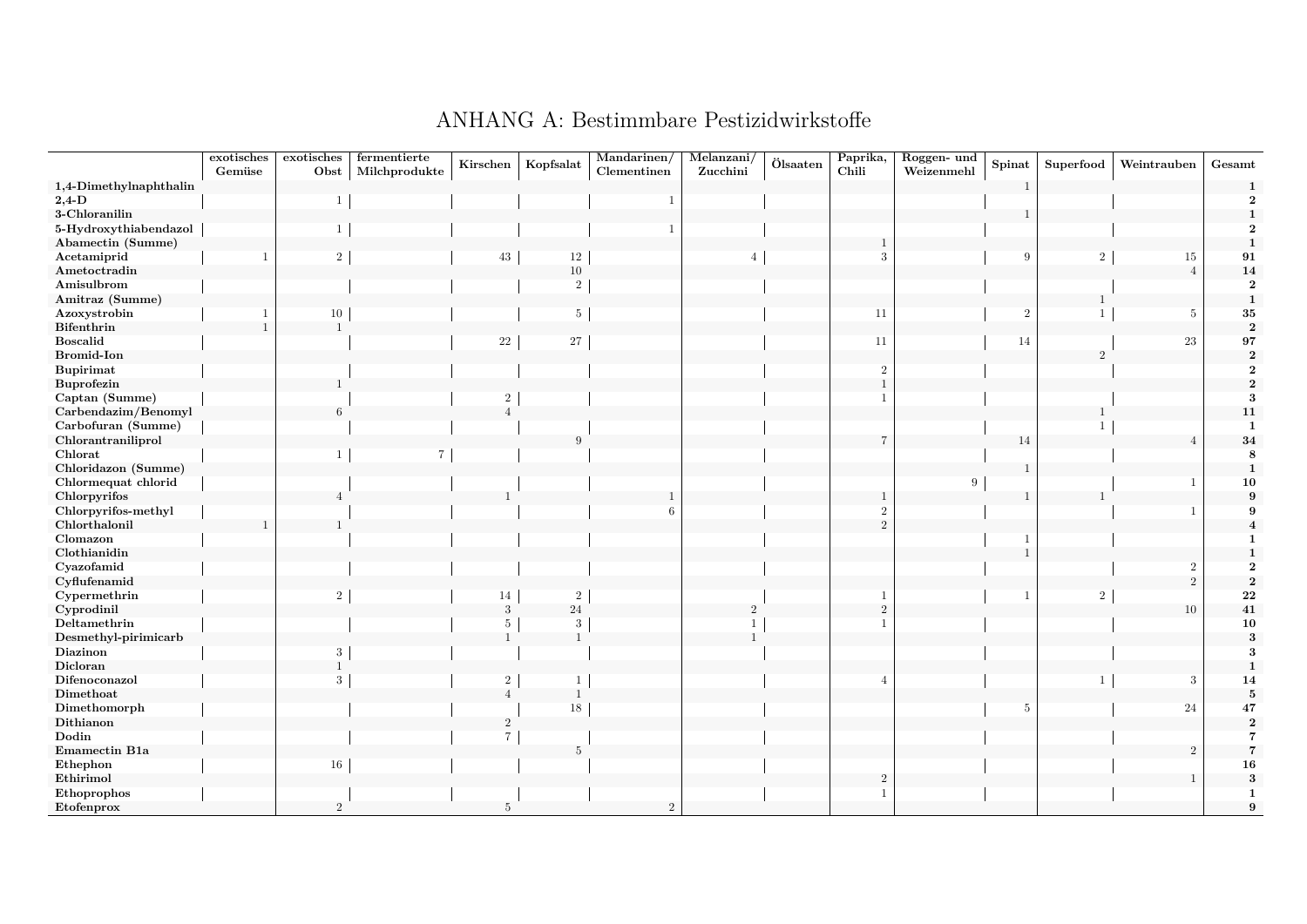# ANHANG A: Bestimmbare Pestizidwirkstoffe

| | exotisches Gemüse | exotisches Obst | fermentierte Milchprodukte | Kirschen | Kopfsalat | Mandarinen/ Clementinen | Melanzani/ Zucchini | Ölsaaten | Paprika, Chili | Roggen- und Weizenmehl | Spinat | Superfood | Weintrauben | Gesamt |
|---|---|---|---|---|---|---|---|---|---|---|---|---|---|---|
| **1,4-Dimethylnaphthalin** | | | | | | | | | | | 1 | | | **1** |
| **2,4-D** | | 1 | | | | 1 | | | | | | | | **2** |
| **3-Chloranilin** | | | | | | | | | | | 1 | | | **1** |
| **5-Hydroxythiabendazol** | | 1 | | | | 1 | | | | | | | | **2** |
| **Abamectin (Summe)** | | | | | | | | | 1 | | | | | **1** |
| **Acetamiprid** | 1 | 2 | | 43 | 12 | | 4 | | 3 | | 9 | 2 | 15 | **91** |
| **Ametoctradin** | | | | | 10 | | | | | | | | 4 | **14** |
| **Amisulbrom** | | | | | 2 | | | | | | | | | **2** |
| **Amitraz (Summe)** | | | | | | | | | | | | 1 | | **1** |
| **Azoxystrobin** | 1 | 10 | | | 5 | | | | 11 | | 2 | 1 | 5 | **35** |
| **Bifenthrin** | 1 | 1 | | | | | | | | | | | | **2** |
| **Boscalid** | | | | 22 | 27 | | | | 11 | | 14 | | 23 | **97** |
| **Bromid-Ion** | | | | | | | | | | | | 2 | | **2** |
| **Bupirimat** | | | | | | | | | 2 | | | | | **2** |
| **Buprofezin** | | 1 | | | | | | | 1 | | | | | **2** |
| **Captan (Summe)** | | | | 2 | | | | | 1 | | | | | **3** |
| **Carbendazim/Benomyl** | | 6 | | 4 | | | | | | | | 1 | | **11** |
| **Carbofuran (Summe)** | | | | | | | | | | | | 1 | | **1** |
| **Chlorantraniliprol** | | | | | 9 | | | | 7 | | 14 | | 4 | **34** |
| **Chlorat** | | 1 | 7 | | | | | | | | | | | **8** |
| **Chloridazon (Summe)** | | | | | | | | | | | 1 | | | **1** |
| **Chlormequat chlorid** | | | | | | | | | | 9 | | | 1 | **10** |
| **Chlorpyrifos** | | 4 | | 1 | | 1 | | | 1 | | 1 | 1 | | **9** |
| **Chlorpyrifos-methyl** | | | | | | 6 | | | 2 | | | | 1 | **9** |
| **Chlorthalonil** | 1 | 1 | | | | | | | 2 | | | | | **4** |
| **Clomazon** | | | | | | | | | | | 1 | | | **1** |
| **Clothianidin** | | | | | | | | | | | 1 | | | **1** |
| **Cyazofamid** | | | | | | | | | | | | | 2 | **2** |
| **Cyflufenamid** | | | | | | | | | | | | | 2 | **2** |
| **Cypermethrin** | | 2 | | 14 | 2 | | | | 1 | | 1 | 2 | | **22** |
| **Cyprodinil** | | | | 3 | 24 | | 2 | | 2 | | | | 10 | **41** |
| **Deltamethrin** | | | | 5 | 3 | | 1 | | 1 | | | | | **10** |
| **Desmethyl-pirimicarb** | | | | 1 | 1 | | 1 | | | | | | | **3** |
| **Diazinon** | | 3 | | | | | | | | | | | | **3** |
| **Dicloran** | | 1 | | | | | | | | | | | | **1** |
| **Difenoconazol** | | 3 | | 2 | 1 | | | | 4 | | | 1 | 3 | **14** |
| **Dimethoat** | | | | 4 | 1 | | | | | | | | | **5** |
| **Dimethomorph** | | | | | 18 | | | | | | 5 | | 24 | **47** |
| **Dithianon** | | | | 2 | | | | | | | | | | **2** |
| **Dodin** | | | | 7 | | | | | | | | | | **7** |
| **Emamectin B1a** | | | | | 5 | | | | | | | | 2 | **7** |
| **Ethephon** | | 16 | | | | | | | | | | | | **16** |
| **Ethirimol** | | | | | | | | | 2 | | | | 1 | **3** |
| **Ethoprophos** | | | | | | | | | 1 | | | | | **1** |
| **Etofenprox** | | 2 | | 5 | | 2 | | | | | | | | **9** |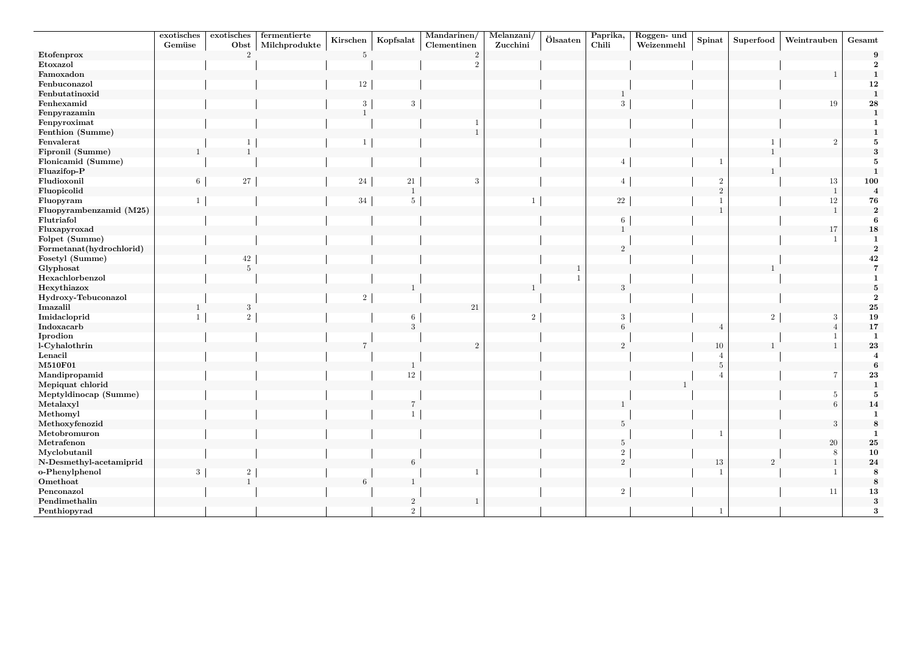| | exotisches Gemüse | exotisches Obst | fermentierte Milchprodukte | Kirschen | Kopfsalat | Mandarinen/ Clementinen | Melanzani/ Zucchini | Ölsaaten | Paprika, Chili | Roggen- und Weizenmehl | Spinat | Superfood | Weintrauben | Gesamt |
|---|---|---|---|---|---|---|---|---|---|---|---|---|---|---|
| **Etofenprox** | | 2 | | 5 | | 2 | | | | | | | | **9** |
| **Etoxazol** | | | | | | 2 | | | | | | | | **2** |
| **Famoxadon** | | | | | | | | | | | | | 1 | **1** |
| **Fenbuconazol** | | | | 12 | | | | | | | | | | **12** |
| **Fenbutatinoxid** | | | | | | | | | 1 | | | | | **1** |
| **Fenhexamid** | | | | 3 | 3 | | | | 3 | | | | 19 | **28** |
| **Fenpyrazamin** | | | | 1 | | | | | | | | | | **1** |
| **Fenpyroximat** | | | | | | 1 | | | | | | | | **1** |
| **Fenthion (Summe)** | | | | | | 1 | | | | | | | | **1** |
| **Fenvalerat** | | 1 | | 1 | | | | | | | | 1 | 2 | **5** |
| **Fipronil (Summe)** | 1 | 1 | | | | | | | | | | 1 | | **3** |
| **Flonicamid (Summe)** | | | | | | | | | 4 | | 1 | | | **5** |
| **Fluazifop-P** | | | | | | | | | | | | 1 | | **1** |
| **Fludioxonil** | 6 | 27 | | 24 | 21 | 3 | | | 4 | | 2 | | 13 | **100** |
| **Fluopicolid** | | | | | 1 | | | | | | 2 | | 1 | **4** |
| **Fluopyram** | 1 | | | 34 | 5 | | 1 | | 22 | | 1 | | 12 | **76** |
| **Fluopyrambenzamid (M25)** | | | | | | | | | | | 1 | | 1 | **2** |
| **Flutriafol** | | | | | | | | | 6 | | | | | **6** |
| **Fluxapyroxad** | | | | | | | | | 1 | | | | 17 | **18** |
| **Folpet (Summe)** | | | | | | | | | | | | | 1 | **1** |
| **Formetanat(hydrochlorid)** | | | | | | | | | 2 | | | | | **2** |
| **Fosetyl (Summe)** | | 42 | | | | | | | | | | | | **42** |
| **Glyphosat** | | 5 | | | | | | 1 | | | | 1 | | **7** |
| **Hexachlorbenzol** | | | | | | | | 1 | | | | | | **1** |
| **Hexythiazox** | | | | | 1 | | 1 | | 3 | | | | | **5** |
| **Hydroxy-Tebuconazol** | | | | 2 | | | | | | | | | | **2** |
| **Imazalil** | 1 | 3 | | | | 21 | | | | | | | | **25** |
| **Imidacloprid** | 1 | 2 | | | 6 | | 2 | | 3 | | | 2 | 3 | **19** |
| **Indoxacarb** | | | | | 3 | | | | 6 | | 4 | | 4 | **17** |
| **Iprodion** | | | | | | | | | | | | | 1 | **1** |
| **l-Cyhalothrin** | | | | 7 | | 2 | | | 2 | | 10 | 1 | 1 | **23** |
| **Lenacil** | | | | | | | | | | | 4 | | | **4** |
| **M510F01** | | | | | 1 | | | | | | 5 | | | **6** |
| **Mandipropamid** | | | | | 12 | | | | | | 4 | | 7 | **23** |
| **Mepiquat chlorid** | | | | | | | | | | 1 | | | | **1** |
| **Meptyldinocap (Summe)** | | | | | | | | | | | | | 5 | **5** |
| **Metalaxyl** | | | | | 7 | | | | 1 | | | | 6 | **14** |
| **Methomyl** | | | | | 1 | | | | | | | | | **1** |
| **Methoxyfenozid** | | | | | | | | | 5 | | | | 3 | **8** |
| **Metobromuron** | | | | | | | | | | | 1 | | | **1** |
| **Metrafenon** | | | | | | | | | 5 | | | | 20 | **25** |
| **Myclobutanil** | | | | | | | | | 2 | | | | 8 | **10** |
| **N-Desmethyl-acetamiprid** | | | | | 6 | | | | 2 | | 13 | 2 | 1 | **24** |
| **o-Phenylphenol** | 3 | 2 | | | | 1 | | | | | 1 | | 1 | **8** |
| **Omethoat** | | 1 | | 6 | 1 | | | | | | | | | **8** |
| **Penconazol** | | | | | | | | | 2 | | | | 11 | **13** |
| **Pendimethalin** | | | | | 2 | 1 | | | | | | | | **3** |
| **Penthiopyrad** | | | | | 2 | | | | | | 1 | | | **3** |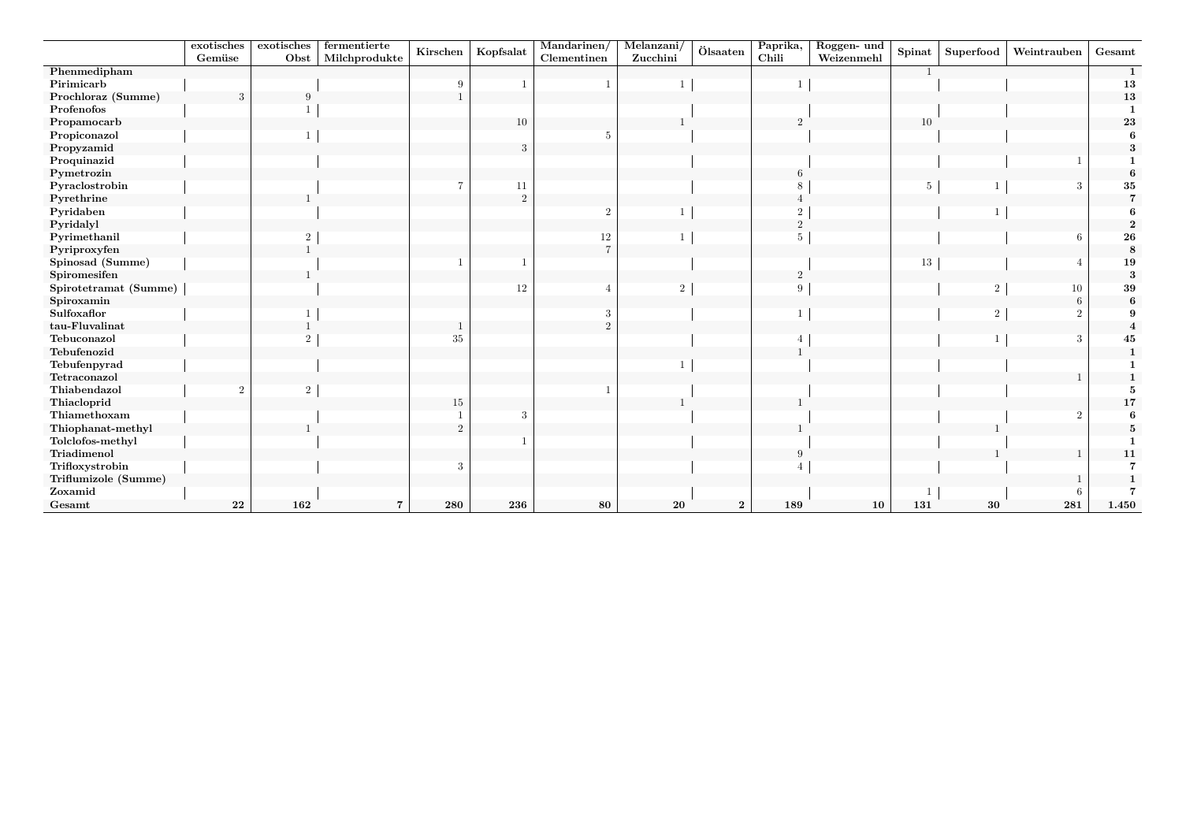| | exotisches Gemüse | exotisches Obst | fermentierte Milchprodukte | Kirschen | Kopfsalat | Mandarinen/ Clementinen | Melanzani/ Zucchini | Ölsaaten | Paprika, Chili | Roggen- und Weizenmehl | Spinat | Superfood | Weintrauben | Gesamt |
|---|---|---|---|---|---|---|---|---|---|---|---|---|---|---|
| **Phenmedipham** | | | | | | | | | | | 1 | | | **1** |
| **Pirimicarb** | | | | 9 | 1 | 1 | 1 | | 1 | | | | | **13** |
| **Prochloraz (Summe)** | 3 | 9 | | 1 | | | | | | | | | | **13** |
| **Profenofos** | | 1 | | | | | | | | | | | | **1** |
| **Propamocarb** | | | | | 10 | | 1 | | 2 | | 10 | | | **23** |
| **Propiconazol** | | 1 | | | | 5 | | | | | | | | **6** |
| **Propyzamid** | | | | | 3 | | | | | | | | | **3** |
| **Proquinazid** | | | | | | | | | | | | | 1 | **1** |
| **Pymetrozin** | | | | | | | | | 6 | | | | | **6** |
| **Pyraclostrobin** | | | | 7 | 11 | | | | 8 | | 5 | 1 | 3 | **35** |
| **Pyrethrine** | | 1 | | | 2 | | | | 4 | | | | | **7** |
| **Pyridaben** | | | | | | 2 | 1 | | 2 | | | 1 | | **6** |
| **Pyridalyl** | | | | | | | | | 2 | | | | | **2** |
| **Pyrimethanil** | | 2 | | | | 12 | 1 | | 5 | | | | 6 | **26** |
| **Pyriproxyfen** | | 1 | | | | 7 | | | | | | | | **8** |
| **Spinosad (Summe)** | | | | 1 | 1 | | | | | | 13 | | 4 | **19** |
| **Spiromesifen** | | 1 | | | | | | | 2 | | | | | **3** |
| **Spirotetramat (Summe)** | | | | | 12 | 4 | 2 | | 9 | | | 2 | 10 | **39** |
| **Spiroxamin** | | | | | | | | | | | | | 6 | **6** |
| **Sulfoxaflor** | | 1 | | | | 3 | | | 1 | | | 2 | 2 | **9** |
| **tau-Fluvalinat** | | 1 | | 1 | | 2 | | | | | | | | **4** |
| **Tebuconazol** | | 2 | | 35 | | | | | 4 | | | 1 | 3 | **45** |
| **Tebufenozid** | | | | | | | | | 1 | | | | | **1** |
| **Tebufenpyrad** | | | | | | | 1 | | | | | | | **1** |
| **Tetraconazol** | | | | | | | | | | | | | 1 | **1** |
| **Thiabendazol** | 2 | 2 | | | | 1 | | | | | | | | **5** |
| **Thiacloprid** | | | | 15 | | | 1 | | 1 | | | | | **17** |
| **Thiamethoxam** | | | | 1 | 3 | | | | | | | | 2 | **6** |
| **Thiophanat-methyl** | | 1 | | 2 | | | | | 1 | | | 1 | | **5** |
| **Tolclofos-methyl** | | | | | 1 | | | | | | | | | **1** |
| **Triadimenol** | | | | | | | | | 9 | | | 1 | 1 | **11** |
| **Trifloxystrobin** | | | | 3 | | | | | 4 | | | | | **7** |
| **Triflumizole (Summe)** | | | | | | | | | | | | | 1 | **1** |
| **Zoxamid** | | | | | | | | | | | 1 | | 6 | **7** |
| **Gesamt** | **22** | **162** | **7** | **280** | **236** | **80** | **20** | **2** | **189** | **10** | **131** | **30** | **281** | **1.450** |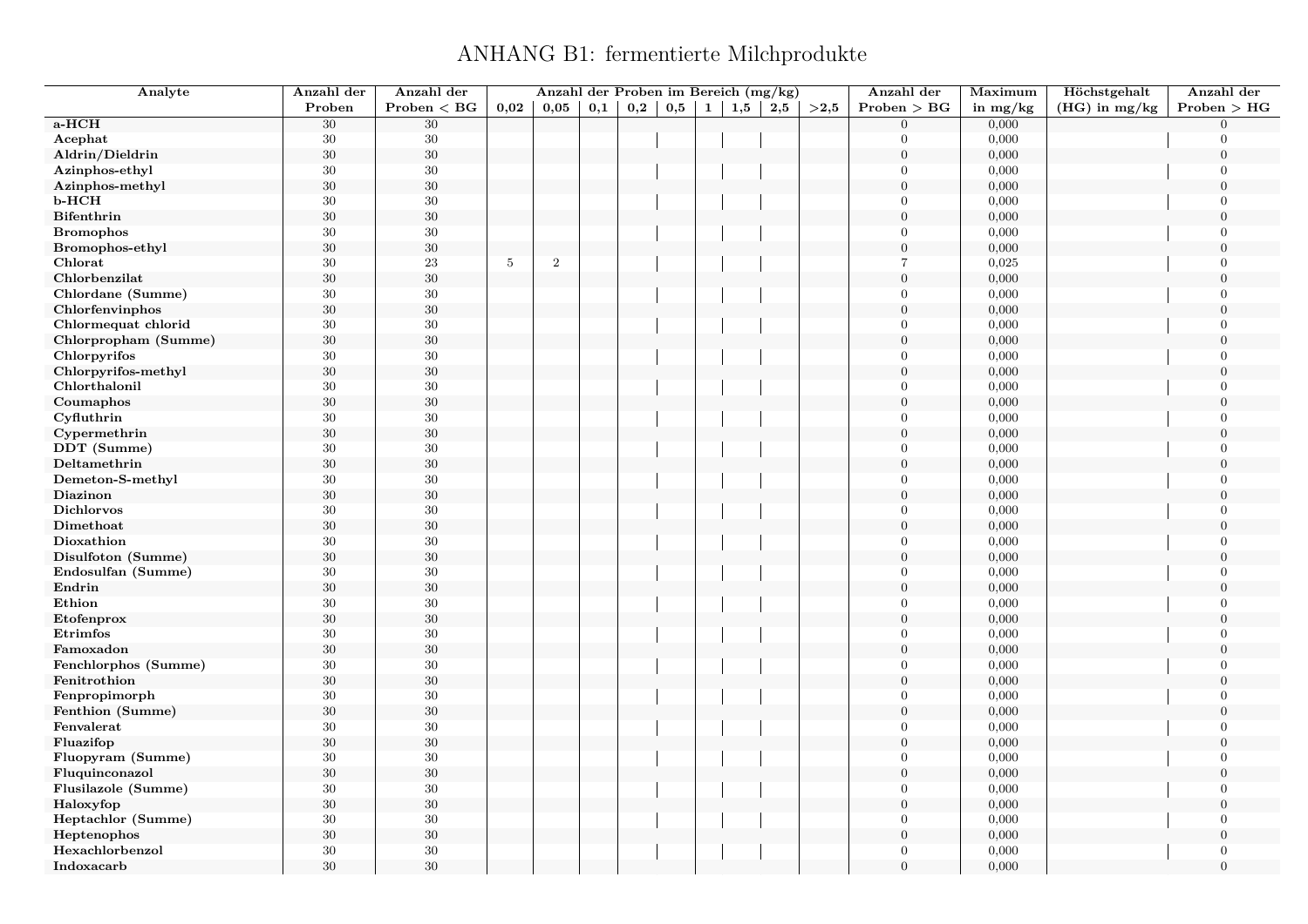# ANHANG B1: fermentierte Milchprodukte

| Analyte | Anzahl der Proben | Anzahl der Proben < BG | Anzahl der Proben im Bereich (mg/kg) | | | | | | | | | Anzahl der Proben > BG | Maximum in mg/kg | Höchstgehalt (HG) in mg/kg | Anzahl der Proben > HG |
|---|---|---|---|---|---|---|---|---|---|---|---|---|---|---|---|
| | | | 0,02 | 0,05 | 0,1 | 0,2 | 0,5 | 1 | 1,5 | 2,5 | >2,5 | | | | |
| a-HCH | 30 | 30 | | | | | | | | | | 0 | 0,000 | | 0 |
| Acephat | 30 | 30 | | | | | | | | | | 0 | 0,000 | | 0 |
| Aldrin/Dieldrin | 30 | 30 | | | | | | | | | | 0 | 0,000 | | 0 |
| Azinphos-ethyl | 30 | 30 | | | | | | | | | | 0 | 0,000 | | 0 |
| Azinphos-methyl | 30 | 30 | | | | | | | | | | 0 | 0,000 | | 0 |
| b-HCH | 30 | 30 | | | | | | | | | | 0 | 0,000 | | 0 |
| Bifenthrin | 30 | 30 | | | | | | | | | | 0 | 0,000 | | 0 |
| Bromophos | 30 | 30 | | | | | | | | | | 0 | 0,000 | | 0 |
| Bromophos-ethyl | 30 | 30 | | | | | | | | | | 0 | 0,000 | | 0 |
| Chlorat | 30 | 23 | 5 | 2 | | | | | | | | 7 | 0,025 | | 0 |
| Chlorbenzilat | 30 | 30 | | | | | | | | | | 0 | 0,000 | | 0 |
| Chlordane (Summe) | 30 | 30 | | | | | | | | | | 0 | 0,000 | | 0 |
| Chlorfenvinphos | 30 | 30 | | | | | | | | | | 0 | 0,000 | | 0 |
| Chlormequat chlorid | 30 | 30 | | | | | | | | | | 0 | 0,000 | | 0 |
| Chlorpropham (Summe) | 30 | 30 | | | | | | | | | | 0 | 0,000 | | 0 |
| Chlorpyrifos | 30 | 30 | | | | | | | | | | 0 | 0,000 | | 0 |
| Chlorpyrifos-methyl | 30 | 30 | | | | | | | | | | 0 | 0,000 | | 0 |
| Chlorthalonil | 30 | 30 | | | | | | | | | | 0 | 0,000 | | 0 |
| Coumaphos | 30 | 30 | | | | | | | | | | 0 | 0,000 | | 0 |
| Cyfluthrin | 30 | 30 | | | | | | | | | | 0 | 0,000 | | 0 |
| Cypermethrin | 30 | 30 | | | | | | | | | | 0 | 0,000 | | 0 |
| DDT (Summe) | 30 | 30 | | | | | | | | | | 0 | 0,000 | | 0 |
| Deltamethrin | 30 | 30 | | | | | | | | | | 0 | 0,000 | | 0 |
| Demeton-S-methyl | 30 | 30 | | | | | | | | | | 0 | 0,000 | | 0 |
| Diazinon | 30 | 30 | | | | | | | | | | 0 | 0,000 | | 0 |
| Dichlorvos | 30 | 30 | | | | | | | | | | 0 | 0,000 | | 0 |
| Dimethoat | 30 | 30 | | | | | | | | | | 0 | 0,000 | | 0 |
| Dioxathion | 30 | 30 | | | | | | | | | | 0 | 0,000 | | 0 |
| Disulfoton (Summe) | 30 | 30 | | | | | | | | | | 0 | 0,000 | | 0 |
| Endosulfan (Summe) | 30 | 30 | | | | | | | | | | 0 | 0,000 | | 0 |
| Endrin | 30 | 30 | | | | | | | | | | 0 | 0,000 | | 0 |
| Ethion | 30 | 30 | | | | | | | | | | 0 | 0,000 | | 0 |
| Etofenprox | 30 | 30 | | | | | | | | | | 0 | 0,000 | | 0 |
| Etrimfos | 30 | 30 | | | | | | | | | | 0 | 0,000 | | 0 |
| Famoxadon | 30 | 30 | | | | | | | | | | 0 | 0,000 | | 0 |
| Fenchlorphos (Summe) | 30 | 30 | | | | | | | | | | 0 | 0,000 | | 0 |
| Fenitrothion | 30 | 30 | | | | | | | | | | 0 | 0,000 | | 0 |
| Fenpropimorph | 30 | 30 | | | | | | | | | | 0 | 0,000 | | 0 |
| Fenthion (Summe) | 30 | 30 | | | | | | | | | | 0 | 0,000 | | 0 |
| Fenvalerat | 30 | 30 | | | | | | | | | | 0 | 0,000 | | 0 |
| Fluazifop | 30 | 30 | | | | | | | | | | 0 | 0,000 | | 0 |
| Fluopyram (Summe) | 30 | 30 | | | | | | | | | | 0 | 0,000 | | 0 |
| Fluquinconazol | 30 | 30 | | | | | | | | | | 0 | 0,000 | | 0 |
| Flusilazole (Summe) | 30 | 30 | | | | | | | | | | 0 | 0,000 | | 0 |
| Haloxyfop | 30 | 30 | | | | | | | | | | 0 | 0,000 | | 0 |
| Heptachlor (Summe) | 30 | 30 | | | | | | | | | | 0 | 0,000 | | 0 |
| Heptenophos | 30 | 30 | | | | | | | | | | 0 | 0,000 | | 0 |
| Hexachlorbenzol | 30 | 30 | | | | | | | | | | 0 | 0,000 | | 0 |
| Indoxacarb | 30 | 30 | | | | | | | | | | 0 | 0,000 | | 0 |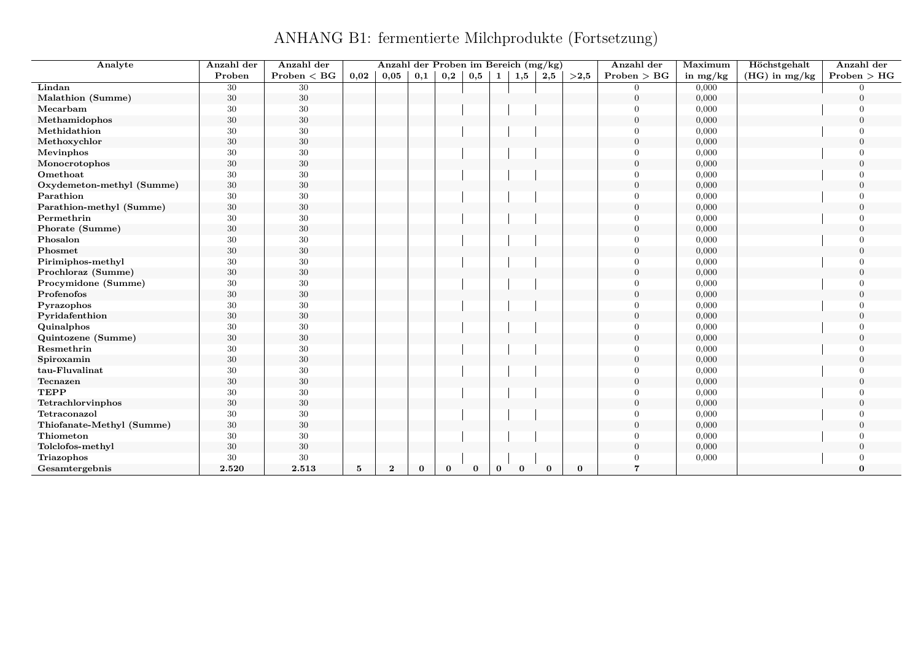# ANHANG B1: fermentierte Milchprodukte (Fortsetzung)

| Analyte | Anzahl der Proben | Anzahl der Proben < BG | Anzahl der Proben im Bereich (mg/kg) | | | | | | | | | Anzahl der Proben > BG | Maximum in mg/kg | Höchstgehalt (HG) in mg/kg | Anzahl der Proben > HG |
|---|---|---|---|---|---|---|---|---|---|---|---|---|---|---|---|
| | | | 0,02 | 0,05 | 0,1 | 0,2 | 0,5 | 1 | 1,5 | 2,5 | >2,5 | | | | |
| Lindan | 30 | 30 | | | | | | | | | | 0 | 0,000 | | 0 |
| Malathion (Summe) | 30 | 30 | | | | | | | | | | 0 | 0,000 | | 0 |
| Mecarbam | 30 | 30 | | | | | | | | | | 0 | 0,000 | | 0 |
| Methamidophos | 30 | 30 | | | | | | | | | | 0 | 0,000 | | 0 |
| Methidathion | 30 | 30 | | | | | | | | | | 0 | 0,000 | | 0 |
| Methoxychlor | 30 | 30 | | | | | | | | | | 0 | 0,000 | | 0 |
| Mevinphos | 30 | 30 | | | | | | | | | | 0 | 0,000 | | 0 |
| Monocrotophos | 30 | 30 | | | | | | | | | | 0 | 0,000 | | 0 |
| Omethoat | 30 | 30 | | | | | | | | | | 0 | 0,000 | | 0 |
| Oxydemeton-methyl (Summe) | 30 | 30 | | | | | | | | | | 0 | 0,000 | | 0 |
| Parathion | 30 | 30 | | | | | | | | | | 0 | 0,000 | | 0 |
| Parathion-methyl (Summe) | 30 | 30 | | | | | | | | | | 0 | 0,000 | | 0 |
| Permethrin | 30 | 30 | | | | | | | | | | 0 | 0,000 | | 0 |
| Phorate (Summe) | 30 | 30 | | | | | | | | | | 0 | 0,000 | | 0 |
| Phosalon | 30 | 30 | | | | | | | | | | 0 | 0,000 | | 0 |
| Phosmet | 30 | 30 | | | | | | | | | | 0 | 0,000 | | 0 |
| Pirimiphos-methyl | 30 | 30 | | | | | | | | | | 0 | 0,000 | | 0 |
| Prochloraz (Summe) | 30 | 30 | | | | | | | | | | 0 | 0,000 | | 0 |
| Procymidone (Summe) | 30 | 30 | | | | | | | | | | 0 | 0,000 | | 0 |
| Profenofos | 30 | 30 | | | | | | | | | | 0 | 0,000 | | 0 |
| Pyrazophos | 30 | 30 | | | | | | | | | | 0 | 0,000 | | 0 |
| Pyridafenthion | 30 | 30 | | | | | | | | | | 0 | 0,000 | | 0 |
| Quinalphos | 30 | 30 | | | | | | | | | | 0 | 0,000 | | 0 |
| Quintozene (Summe) | 30 | 30 | | | | | | | | | | 0 | 0,000 | | 0 |
| Resmethrin | 30 | 30 | | | | | | | | | | 0 | 0,000 | | 0 |
| Spiroxamin | 30 | 30 | | | | | | | | | | 0 | 0,000 | | 0 |
| tau-Fluvalinat | 30 | 30 | | | | | | | | | | 0 | 0,000 | | 0 |
| Tecnazen | 30 | 30 | | | | | | | | | | 0 | 0,000 | | 0 |
| TEPP | 30 | 30 | | | | | | | | | | 0 | 0,000 | | 0 |
| Tetrachlorvinphos | 30 | 30 | | | | | | | | | | 0 | 0,000 | | 0 |
| Tetraconazol | 30 | 30 | | | | | | | | | | 0 | 0,000 | | 0 |
| Thiofanate-Methyl (Summe) | 30 | 30 | | | | | | | | | | 0 | 0,000 | | 0 |
| Thiometon | 30 | 30 | | | | | | | | | | 0 | 0,000 | | 0 |
| Tolclofos-methyl | 30 | 30 | | | | | | | | | | 0 | 0,000 | | 0 |
| Triazophos | 30 | 30 | | | | | | | | | | 0 | 0,000 | | 0 |
| **Gesamtergebnis** | **2.520** | **2.513** | **5** | **2** | **0** | **0** | **0** | **0** | **0** | **0** | **0** | **7** | | | **0** |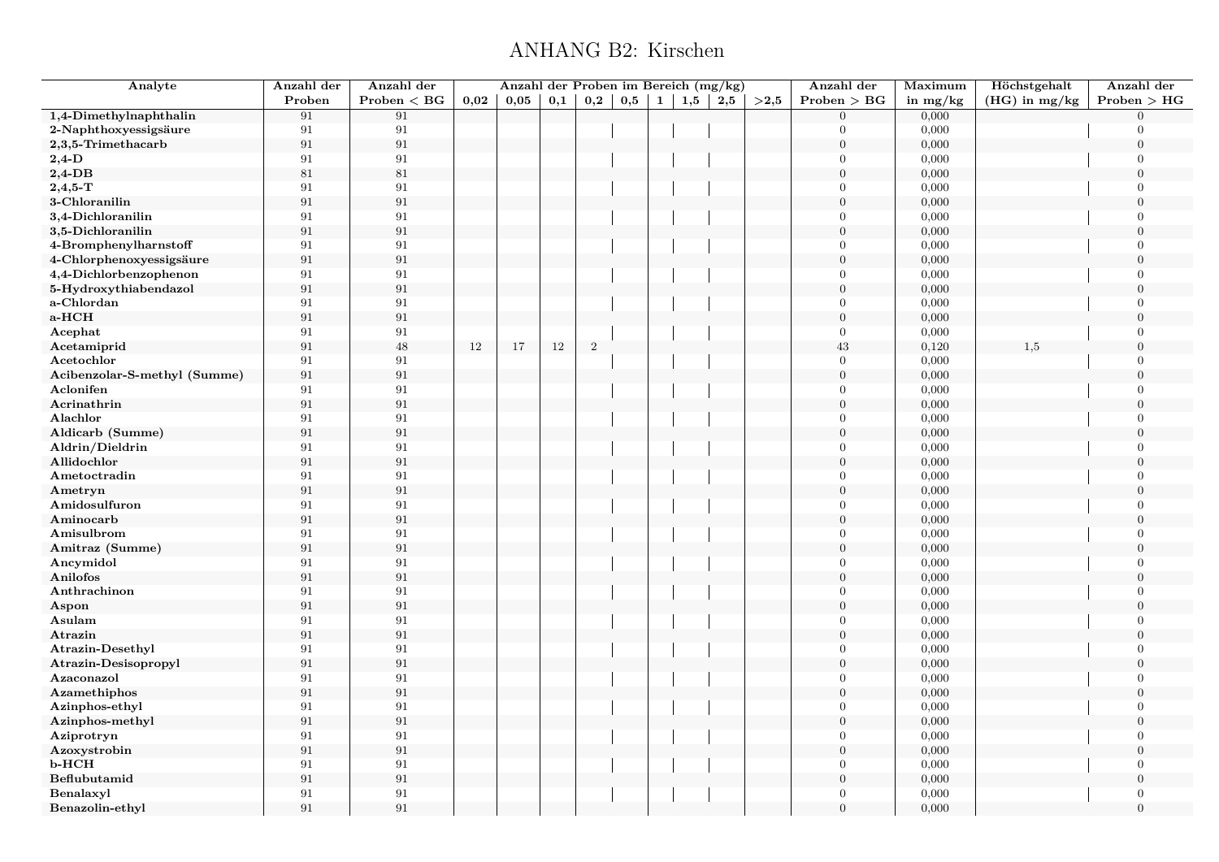# ANHANG B2: Kirschen

| Analyte | Anzahl der Proben | Anzahl der Proben < BG | Anzahl der Proben im Bereich (mg/kg) | | | | | | | | | Anzahl der Proben > BG | Maximum in mg/kg | Höchstgehalt (HG) in mg/kg | Anzahl der Proben > HG |
|---|---|---|---|---|---|---|---|---|---|---|---|---|---|---|---|
| | | | 0,02 | 0,05 | 0,1 | 0,2 | 0,5 | 1 | 1,5 | 2,5 | >2,5 | | | | |
| **1,4-Dimethylnaphthalin** | 91 | 91 | | | | | | | | | | 0 | 0,000 | | 0 |
| **2-Naphthoxyessigsäure** | 91 | 91 | | | | | | | | | | 0 | 0,000 | | 0 |
| **2,3,5-Trimethacarb** | 91 | 91 | | | | | | | | | | 0 | 0,000 | | 0 |
| **2,4-D** | 91 | 91 | | | | | | | | | | 0 | 0,000 | | 0 |
| **2,4-DB** | 81 | 81 | | | | | | | | | | 0 | 0,000 | | 0 |
| **2,4,5-T** | 91 | 91 | | | | | | | | | | 0 | 0,000 | | 0 |
| **3-Chloranilin** | 91 | 91 | | | | | | | | | | 0 | 0,000 | | 0 |
| **3,4-Dichloranilin** | 91 | 91 | | | | | | | | | | 0 | 0,000 | | 0 |
| **3,5-Dichloranilin** | 91 | 91 | | | | | | | | | | 0 | 0,000 | | 0 |
| **4-Bromphenylharnstoff** | 91 | 91 | | | | | | | | | | 0 | 0,000 | | 0 |
| **4-Chlorphenoxyessigsäure** | 91 | 91 | | | | | | | | | | 0 | 0,000 | | 0 |
| **4,4-Dichlorbenzophenon** | 91 | 91 | | | | | | | | | | 0 | 0,000 | | 0 |
| **5-Hydroxythiabendazol** | 91 | 91 | | | | | | | | | | 0 | 0,000 | | 0 |
| **a-Chlordan** | 91 | 91 | | | | | | | | | | 0 | 0,000 | | 0 |
| **a-HCH** | 91 | 91 | | | | | | | | | | 0 | 0,000 | | 0 |
| **Acephat** | 91 | 91 | | | | | | | | | | 0 | 0,000 | | 0 |
| **Acetamiprid** | 91 | 48 | 12 | 17 | 12 | 2 | | | | | | 43 | 0,120 | 1,5 | 0 |
| **Acetochlor** | 91 | 91 | | | | | | | | | | 0 | 0,000 | | 0 |
| **Acibenzolar-S-methyl (Summe)** | 91 | 91 | | | | | | | | | | 0 | 0,000 | | 0 |
| **Aclonifen** | 91 | 91 | | | | | | | | | | 0 | 0,000 | | 0 |
| **Acrinathrin** | 91 | 91 | | | | | | | | | | 0 | 0,000 | | 0 |
| **Alachlor** | 91 | 91 | | | | | | | | | | 0 | 0,000 | | 0 |
| **Aldicarb (Summe)** | 91 | 91 | | | | | | | | | | 0 | 0,000 | | 0 |
| **Aldrin/Dieldrin** | 91 | 91 | | | | | | | | | | 0 | 0,000 | | 0 |
| **Allidochlor** | 91 | 91 | | | | | | | | | | 0 | 0,000 | | 0 |
| **Ametoctradin** | 91 | 91 | | | | | | | | | | 0 | 0,000 | | 0 |
| **Ametryn** | 91 | 91 | | | | | | | | | | 0 | 0,000 | | 0 |
| **Amidosulfuron** | 91 | 91 | | | | | | | | | | 0 | 0,000 | | 0 |
| **Aminocarb** | 91 | 91 | | | | | | | | | | 0 | 0,000 | | 0 |
| **Amisulbrom** | 91 | 91 | | | | | | | | | | 0 | 0,000 | | 0 |
| **Amitraz (Summe)** | 91 | 91 | | | | | | | | | | 0 | 0,000 | | 0 |
| **Ancymidol** | 91 | 91 | | | | | | | | | | 0 | 0,000 | | 0 |
| **Anilofos** | 91 | 91 | | | | | | | | | | 0 | 0,000 | | 0 |
| **Anthrachinon** | 91 | 91 | | | | | | | | | | 0 | 0,000 | | 0 |
| **Aspon** | 91 | 91 | | | | | | | | | | 0 | 0,000 | | 0 |
| **Asulam** | 91 | 91 | | | | | | | | | | 0 | 0,000 | | 0 |
| **Atrazin** | 91 | 91 | | | | | | | | | | 0 | 0,000 | | 0 |
| **Atrazin-Desethyl** | 91 | 91 | | | | | | | | | | 0 | 0,000 | | 0 |
| **Atrazin-Desisopropyl** | 91 | 91 | | | | | | | | | | 0 | 0,000 | | 0 |
| **Azaconazol** | 91 | 91 | | | | | | | | | | 0 | 0,000 | | 0 |
| **Azamethiphos** | 91 | 91 | | | | | | | | | | 0 | 0,000 | | 0 |
| **Azinphos-ethyl** | 91 | 91 | | | | | | | | | | 0 | 0,000 | | 0 |
| **Azinphos-methyl** | 91 | 91 | | | | | | | | | | 0 | 0,000 | | 0 |
| **Aziprotryn** | 91 | 91 | | | | | | | | | | 0 | 0,000 | | 0 |
| **Azoxystrobin** | 91 | 91 | | | | | | | | | | 0 | 0,000 | | 0 |
| **b-HCH** | 91 | 91 | | | | | | | | | | 0 | 0,000 | | 0 |
| **Beflubutamid** | 91 | 91 | | | | | | | | | | 0 | 0,000 | | 0 |
| **Benalaxyl** | 91 | 91 | | | | | | | | | | 0 | 0,000 | | 0 |
| **Benazolin-ethyl** | 91 | 91 | | | | | | | | | | 0 | 0,000 | | 0 |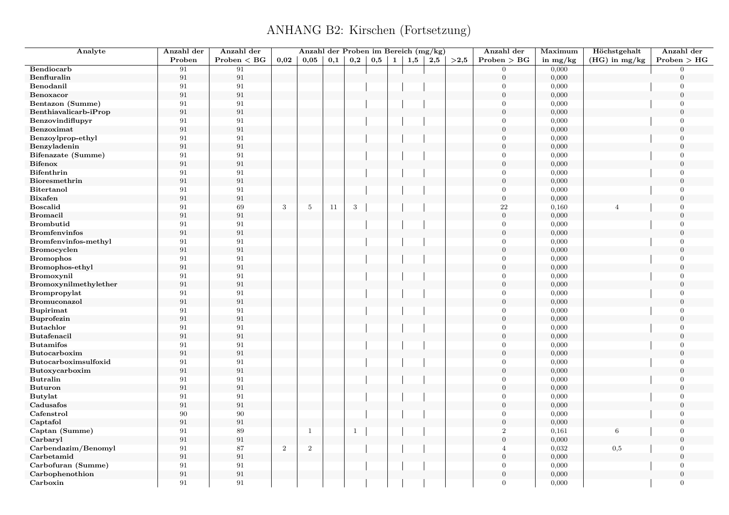# ANHANG B2: Kirschen (Fortsetzung)

| Analyte | Anzahl der Proben | Anzahl der Proben < BG | Anzahl der Proben im Bereich (mg/kg) | | | | | | | | | Anzahl der Proben > BG | Maximum in mg/kg | Höchstgehalt (HG) in mg/kg | Anzahl der Proben > HG |
|---|---|---|---|---|---|---|---|---|---|---|---|---|---|---|---|
| | | | 0,02 | 0,05 | 0,1 | 0,2 | 0,5 | 1 | 1,5 | 2,5 | >2,5 | | | | |
| Bendiocarb | 91 | 91 | | | | | | | | | | 0 | 0,000 | | 0 |
| Benfluralin | 91 | 91 | | | | | | | | | | 0 | 0,000 | | 0 |
| Benodanil | 91 | 91 | | | | | | | | | | 0 | 0,000 | | 0 |
| Benoxacor | 91 | 91 | | | | | | | | | | 0 | 0,000 | | 0 |
| Bentazon (Summe) | 91 | 91 | | | | | | | | | | 0 | 0,000 | | 0 |
| Benthiavalicarb-iProp | 91 | 91 | | | | | | | | | | 0 | 0,000 | | 0 |
| Benzovindiflupyr | 91 | 91 | | | | | | | | | | 0 | 0,000 | | 0 |
| Benzoximat | 91 | 91 | | | | | | | | | | 0 | 0,000 | | 0 |
| Benzoylprop-ethyl | 91 | 91 | | | | | | | | | | 0 | 0,000 | | 0 |
| Benzyladenin | 91 | 91 | | | | | | | | | | 0 | 0,000 | | 0 |
| Bifenazate (Summe) | 91 | 91 | | | | | | | | | | 0 | 0,000 | | 0 |
| Bifenox | 91 | 91 | | | | | | | | | | 0 | 0,000 | | 0 |
| Bifenthrin | 91 | 91 | | | | | | | | | | 0 | 0,000 | | 0 |
| Bioresmethrin | 91 | 91 | | | | | | | | | | 0 | 0,000 | | 0 |
| Bitertanol | 91 | 91 | | | | | | | | | | 0 | 0,000 | | 0 |
| Bixafen | 91 | 91 | | | | | | | | | | 0 | 0,000 | | 0 |
| Boscalid | 91 | 69 | 3 | 5 | 11 | 3 | | | | | | 22 | 0,160 | 4 | 0 |
| Bromacil | 91 | 91 | | | | | | | | | | 0 | 0,000 | | 0 |
| Brombutid | 91 | 91 | | | | | | | | | | 0 | 0,000 | | 0 |
| Bromfenvinfos | 91 | 91 | | | | | | | | | | 0 | 0,000 | | 0 |
| Bromfenvinfos-methyl | 91 | 91 | | | | | | | | | | 0 | 0,000 | | 0 |
| Bromocyclen | 91 | 91 | | | | | | | | | | 0 | 0,000 | | 0 |
| Bromophos | 91 | 91 | | | | | | | | | | 0 | 0,000 | | 0 |
| Bromophos-ethyl | 91 | 91 | | | | | | | | | | 0 | 0,000 | | 0 |
| Bromoxynil | 91 | 91 | | | | | | | | | | 0 | 0,000 | | 0 |
| Bromoxynilmethylether | 91 | 91 | | | | | | | | | | 0 | 0,000 | | 0 |
| Brompropylat | 91 | 91 | | | | | | | | | | 0 | 0,000 | | 0 |
| Bromuconazol | 91 | 91 | | | | | | | | | | 0 | 0,000 | | 0 |
| Bupirimat | 91 | 91 | | | | | | | | | | 0 | 0,000 | | 0 |
| Buprofezin | 91 | 91 | | | | | | | | | | 0 | 0,000 | | 0 |
| Butachlor | 91 | 91 | | | | | | | | | | 0 | 0,000 | | 0 |
| Butafenacil | 91 | 91 | | | | | | | | | | 0 | 0,000 | | 0 |
| Butamifos | 91 | 91 | | | | | | | | | | 0 | 0,000 | | 0 |
| Butocarboxim | 91 | 91 | | | | | | | | | | 0 | 0,000 | | 0 |
| Butocarboximsulfoxid | 91 | 91 | | | | | | | | | | 0 | 0,000 | | 0 |
| Butoxycarboxim | 91 | 91 | | | | | | | | | | 0 | 0,000 | | 0 |
| Butralin | 91 | 91 | | | | | | | | | | 0 | 0,000 | | 0 |
| Buturon | 91 | 91 | | | | | | | | | | 0 | 0,000 | | 0 |
| Butylat | 91 | 91 | | | | | | | | | | 0 | 0,000 | | 0 |
| Cadusafos | 91 | 91 | | | | | | | | | | 0 | 0,000 | | 0 |
| Cafenstrol | 90 | 90 | | | | | | | | | | 0 | 0,000 | | 0 |
| Captafol | 91 | 91 | | | | | | | | | | 0 | 0,000 | | 0 |
| Captan (Summe) | 91 | 89 | | 1 | | 1 | | | | | | 2 | 0,161 | 6 | 0 |
| Carbaryl | 91 | 91 | | | | | | | | | | 0 | 0,000 | | 0 |
| Carbendazim/Benomyl | 91 | 87 | 2 | 2 | | | | | | | | 4 | 0,032 | 0,5 | 0 |
| Carbetamid | 91 | 91 | | | | | | | | | | 0 | 0,000 | | 0 |
| Carbofuran (Summe) | 91 | 91 | | | | | | | | | | 0 | 0,000 | | 0 |
| Carbophenothion | 91 | 91 | | | | | | | | | | 0 | 0,000 | | 0 |
| Carboxin | 91 | 91 | | | | | | | | | | 0 | 0,000 | | 0 |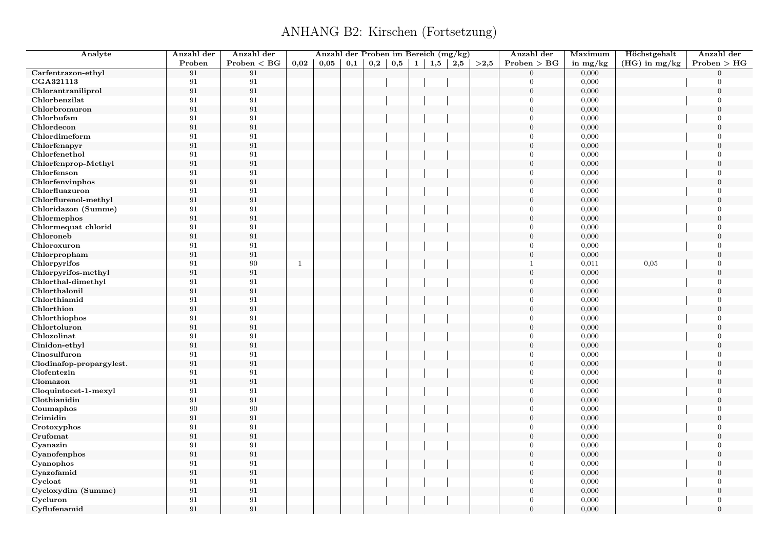# ANHANG B2: Kirschen (Fortsetzung)

| Analyte | Anzahl der Proben | Anzahl der Proben < BG | Anzahl der Proben im Bereich (mg/kg) | | | | | | | | | Anzahl der Proben > BG | Maximum in mg/kg | Höchstgehalt (HG) in mg/kg | Anzahl der Proben > HG |
|---|---|---|---|---|---|---|---|---|---|---|---|---|---|---|---|
| | | | 0,02 | 0,05 | 0,1 | 0,2 | 0,5 | 1 | 1,5 | 2,5 | >2,5 | | | | |
| Carfentrazon-ethyl | 91 | 91 | | | | | | | | | | 0 | 0,000 | | 0 |
| CGA321113 | 91 | 91 | | | | | | | | | | 0 | 0,000 | | 0 |
| Chlorantraniliprol | 91 | 91 | | | | | | | | | | 0 | 0,000 | | 0 |
| Chlorbenzilat | 91 | 91 | | | | | | | | | | 0 | 0,000 | | 0 |
| Chlorbromuron | 91 | 91 | | | | | | | | | | 0 | 0,000 | | 0 |
| Chlorbufam | 91 | 91 | | | | | | | | | | 0 | 0,000 | | 0 |
| Chlordecon | 91 | 91 | | | | | | | | | | 0 | 0,000 | | 0 |
| Chlordimeform | 91 | 91 | | | | | | | | | | 0 | 0,000 | | 0 |
| Chlorfenapyr | 91 | 91 | | | | | | | | | | 0 | 0,000 | | 0 |
| Chlorfenethol | 91 | 91 | | | | | | | | | | 0 | 0,000 | | 0 |
| Chlorfenprop-Methyl | 91 | 91 | | | | | | | | | | 0 | 0,000 | | 0 |
| Chlorfenson | 91 | 91 | | | | | | | | | | 0 | 0,000 | | 0 |
| Chlorfenvinphos | 91 | 91 | | | | | | | | | | 0 | 0,000 | | 0 |
| Chlorfluazuron | 91 | 91 | | | | | | | | | | 0 | 0,000 | | 0 |
| Chlorflurenol-methyl | 91 | 91 | | | | | | | | | | 0 | 0,000 | | 0 |
| Chloridazon (Summe) | 91 | 91 | | | | | | | | | | 0 | 0,000 | | 0 |
| Chlormephos | 91 | 91 | | | | | | | | | | 0 | 0,000 | | 0 |
| Chlormequat chlorid | 91 | 91 | | | | | | | | | | 0 | 0,000 | | 0 |
| Chloroneb | 91 | 91 | | | | | | | | | | 0 | 0,000 | | 0 |
| Chloroxuron | 91 | 91 | | | | | | | | | | 0 | 0,000 | | 0 |
| Chlorpropham | 91 | 91 | | | | | | | | | | 0 | 0,000 | | 0 |
| Chlorpyrifos | 91 | 90 | 1 | | | | | | | | | 1 | 0,011 | 0,05 | 0 |
| Chlorpyrifos-methyl | 91 | 91 | | | | | | | | | | 0 | 0,000 | | 0 |
| Chlorthal-dimethyl | 91 | 91 | | | | | | | | | | 0 | 0,000 | | 0 |
| Chlorthalonil | 91 | 91 | | | | | | | | | | 0 | 0,000 | | 0 |
| Chlorthiamid | 91 | 91 | | | | | | | | | | 0 | 0,000 | | 0 |
| Chlorthion | 91 | 91 | | | | | | | | | | 0 | 0,000 | | 0 |
| Chlorthiophos | 91 | 91 | | | | | | | | | | 0 | 0,000 | | 0 |
| Chlortoluron | 91 | 91 | | | | | | | | | | 0 | 0,000 | | 0 |
| Chlozolinat | 91 | 91 | | | | | | | | | | 0 | 0,000 | | 0 |
| Cinidon-ethyl | 91 | 91 | | | | | | | | | | 0 | 0,000 | | 0 |
| Cinosulfuron | 91 | 91 | | | | | | | | | | 0 | 0,000 | | 0 |
| Clodinafop-propargylest. | 91 | 91 | | | | | | | | | | 0 | 0,000 | | 0 |
| Clofentezin | 91 | 91 | | | | | | | | | | 0 | 0,000 | | 0 |
| Clomazon | 91 | 91 | | | | | | | | | | 0 | 0,000 | | 0 |
| Cloquintocet-1-mexyl | 91 | 91 | | | | | | | | | | 0 | 0,000 | | 0 |
| Clothianidin | 91 | 91 | | | | | | | | | | 0 | 0,000 | | 0 |
| Coumaphos | 90 | 90 | | | | | | | | | | 0 | 0,000 | | 0 |
| Crimidin | 91 | 91 | | | | | | | | | | 0 | 0,000 | | 0 |
| Crotoxyphos | 91 | 91 | | | | | | | | | | 0 | 0,000 | | 0 |
| Crufomat | 91 | 91 | | | | | | | | | | 0 | 0,000 | | 0 |
| Cyanazin | 91 | 91 | | | | | | | | | | 0 | 0,000 | | 0 |
| Cyanofenphos | 91 | 91 | | | | | | | | | | 0 | 0,000 | | 0 |
| Cyanophos | 91 | 91 | | | | | | | | | | 0 | 0,000 | | 0 |
| Cyazofamid | 91 | 91 | | | | | | | | | | 0 | 0,000 | | 0 |
| Cycloat | 91 | 91 | | | | | | | | | | 0 | 0,000 | | 0 |
| Cycloxydim (Summe) | 91 | 91 | | | | | | | | | | 0 | 0,000 | | 0 |
| Cycluron | 91 | 91 | | | | | | | | | | 0 | 0,000 | | 0 |
| Cyflufenamid | 91 | 91 | | | | | | | | | | 0 | 0,000 | | 0 |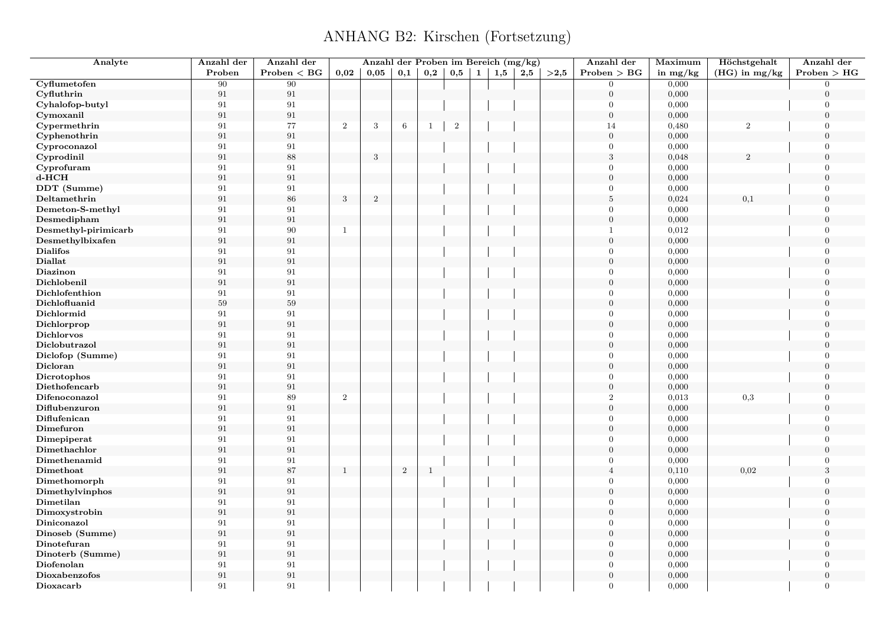# ANHANG B2: Kirschen (Fortsetzung)

| Analyte | Anzahl der Proben | Anzahl der Proben < BG | Anzahl der Proben im Bereich (mg/kg) | | | | | | | | | Anzahl der Proben > BG | Maximum in mg/kg | Höchstgehalt (HG) in mg/kg | Anzahl der Proben > HG |
|---|---|---|---|---|---|---|---|---|---|---|---|---|---|---|---|
| | | | 0,02 | 0,05 | 0,1 | 0,2 | 0,5 | 1 | 1,5 | 2,5 | >2,5 | | | | |
| **Cyflumetofen** | 90 | 90 | | | | | | | | | | 0 | 0,000 | | 0 |
| **Cyfluthrin** | 91 | 91 | | | | | | | | | | 0 | 0,000 | | 0 |
| **Cyhalofop-butyl** | 91 | 91 | | | | | | | | | | 0 | 0,000 | | 0 |
| **Cymoxanil** | 91 | 91 | | | | | | | | | | 0 | 0,000 | | 0 |
| **Cypermethrin** | 91 | 77 | 2 | 3 | 6 | 1 | 2 | | | | | 14 | 0,480 | 2 | 0 |
| **Cyphenothrin** | 91 | 91 | | | | | | | | | | 0 | 0,000 | | 0 |
| **Cyproconazol** | 91 | 91 | | | | | | | | | | 0 | 0,000 | | 0 |
| **Cyprodinil** | 91 | 88 | | 3 | | | | | | | | 3 | 0,048 | 2 | 0 |
| **Cyprofuram** | 91 | 91 | | | | | | | | | | 0 | 0,000 | | 0 |
| **d-HCH** | 91 | 91 | | | | | | | | | | 0 | 0,000 | | 0 |
| **DDT (Summe)** | 91 | 91 | | | | | | | | | | 0 | 0,000 | | 0 |
| **Deltamethrin** | 91 | 86 | 3 | 2 | | | | | | | | 5 | 0,024 | 0,1 | 0 |
| **Demeton-S-methyl** | 91 | 91 | | | | | | | | | | 0 | 0,000 | | 0 |
| **Desmedipham** | 91 | 91 | | | | | | | | | | 0 | 0,000 | | 0 |
| **Desmethyl-pirimicarb** | 91 | 90 | 1 | | | | | | | | | 1 | 0,012 | | 0 |
| **Desmethylbixafen** | 91 | 91 | | | | | | | | | | 0 | 0,000 | | 0 |
| **Dialifos** | 91 | 91 | | | | | | | | | | 0 | 0,000 | | 0 |
| **Diallat** | 91 | 91 | | | | | | | | | | 0 | 0,000 | | 0 |
| **Diazinon** | 91 | 91 | | | | | | | | | | 0 | 0,000 | | 0 |
| **Dichlobenil** | 91 | 91 | | | | | | | | | | 0 | 0,000 | | 0 |
| **Dichlofenthion** | 91 | 91 | | | | | | | | | | 0 | 0,000 | | 0 |
| **Dichlofluanid** | 59 | 59 | | | | | | | | | | 0 | 0,000 | | 0 |
| **Dichlormid** | 91 | 91 | | | | | | | | | | 0 | 0,000 | | 0 |
| **Dichlorprop** | 91 | 91 | | | | | | | | | | 0 | 0,000 | | 0 |
| **Dichlorvos** | 91 | 91 | | | | | | | | | | 0 | 0,000 | | 0 |
| **Diclobutrazol** | 91 | 91 | | | | | | | | | | 0 | 0,000 | | 0 |
| **Diclofop (Summe)** | 91 | 91 | | | | | | | | | | 0 | 0,000 | | 0 |
| **Dicloran** | 91 | 91 | | | | | | | | | | 0 | 0,000 | | 0 |
| **Dicrotophos** | 91 | 91 | | | | | | | | | | 0 | 0,000 | | 0 |
| **Diethofencarb** | 91 | 91 | | | | | | | | | | 0 | 0,000 | | 0 |
| **Difenoconazol** | 91 | 89 | 2 | | | | | | | | | 2 | 0,013 | 0,3 | 0 |
| **Diflubenzuron** | 91 | 91 | | | | | | | | | | 0 | 0,000 | | 0 |
| **Diflufenican** | 91 | 91 | | | | | | | | | | 0 | 0,000 | | 0 |
| **Dimefuron** | 91 | 91 | | | | | | | | | | 0 | 0,000 | | 0 |
| **Dimepiperat** | 91 | 91 | | | | | | | | | | 0 | 0,000 | | 0 |
| **Dimethachlor** | 91 | 91 | | | | | | | | | | 0 | 0,000 | | 0 |
| **Dimethenamid** | 91 | 91 | | | | | | | | | | 0 | 0,000 | | 0 |
| **Dimethoat** | 91 | 87 | 1 | | 2 | 1 | | | | | | 4 | 0,110 | 0,02 | 3 |
| **Dimethomorph** | 91 | 91 | | | | | | | | | | 0 | 0,000 | | 0 |
| **Dimethylvinphos** | 91 | 91 | | | | | | | | | | 0 | 0,000 | | 0 |
| **Dimetilan** | 91 | 91 | | | | | | | | | | 0 | 0,000 | | 0 |
| **Dimoxystrobin** | 91 | 91 | | | | | | | | | | 0 | 0,000 | | 0 |
| **Diniconazol** | 91 | 91 | | | | | | | | | | 0 | 0,000 | | 0 |
| **Dinoseb (Summe)** | 91 | 91 | | | | | | | | | | 0 | 0,000 | | 0 |
| **Dinotefuran** | 91 | 91 | | | | | | | | | | 0 | 0,000 | | 0 |
| **Dinoterb (Summe)** | 91 | 91 | | | | | | | | | | 0 | 0,000 | | 0 |
| **Diofenolan** | 91 | 91 | | | | | | | | | | 0 | 0,000 | | 0 |
| **Dioxabenzofos** | 91 | 91 | | | | | | | | | | 0 | 0,000 | | 0 |
| **Dioxacarb** | 91 | 91 | | | | | | | | | | 0 | 0,000 | | 0 |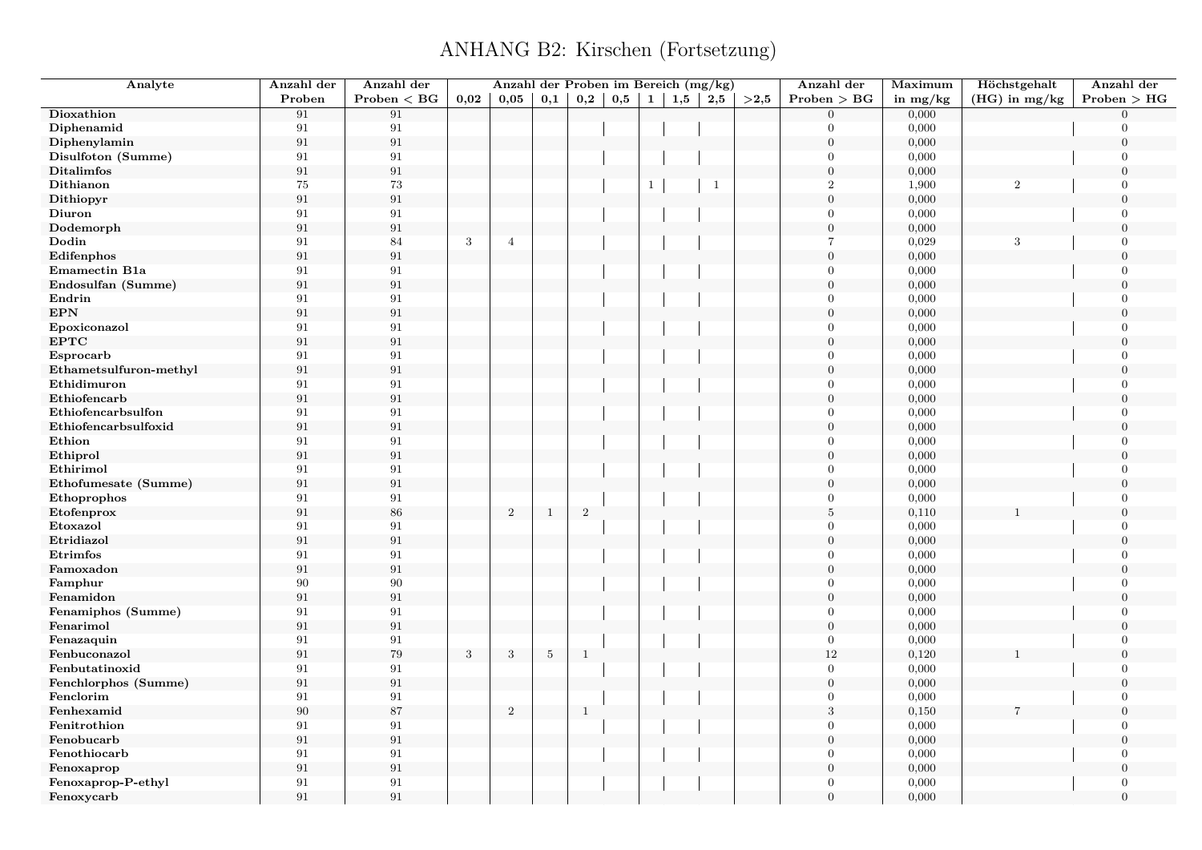# ANHANG B2: Kirschen (Fortsetzung)

| Analyte | Anzahl der Proben | Anzahl der Proben < BG | Anzahl der Proben im Bereich (mg/kg) | | | | | | | | | Anzahl der Proben > BG | Maximum in mg/kg | Höchstgehalt (HG) in mg/kg | Anzahl der Proben > HG |
|---|---|---|---|---|---|---|---|---|---|---|---|---|---|---|---|
| | | | 0,02 | 0,05 | 0,1 | 0,2 | 0,5 | 1 | 1,5 | 2,5 | >2,5 | | | | |
| **Dioxathion** | 91 | 91 | | | | | | | | | | 0 | 0,000 | | 0 |
| **Diphenamid** | 91 | 91 | | | | | | | | | | 0 | 0,000 | | 0 |
| **Diphenylamin** | 91 | 91 | | | | | | | | | | 0 | 0,000 | | 0 |
| **Disulfoton (Summe)** | 91 | 91 | | | | | | | | | | 0 | 0,000 | | 0 |
| **Ditalimfos** | 91 | 91 | | | | | | | | | | 0 | 0,000 | | 0 |
| **Dithianon** | 75 | 73 | | | | | | 1 | | 1 | | 2 | 1,900 | 2 | 0 |
| **Dithiopyr** | 91 | 91 | | | | | | | | | | 0 | 0,000 | | 0 |
| **Diuron** | 91 | 91 | | | | | | | | | | 0 | 0,000 | | 0 |
| **Dodemorph** | 91 | 91 | | | | | | | | | | 0 | 0,000 | | 0 |
| **Dodin** | 91 | 84 | 3 | 4 | | | | | | | | 7 | 0,029 | 3 | 0 |
| **Edifenphos** | 91 | 91 | | | | | | | | | | 0 | 0,000 | | 0 |
| **Emamectin B1a** | 91 | 91 | | | | | | | | | | 0 | 0,000 | | 0 |
| **Endosulfan (Summe)** | 91 | 91 | | | | | | | | | | 0 | 0,000 | | 0 |
| **Endrin** | 91 | 91 | | | | | | | | | | 0 | 0,000 | | 0 |
| **EPN** | 91 | 91 | | | | | | | | | | 0 | 0,000 | | 0 |
| **Epoxiconazol** | 91 | 91 | | | | | | | | | | 0 | 0,000 | | 0 |
| **EPTC** | 91 | 91 | | | | | | | | | | 0 | 0,000 | | 0 |
| **Esprocarb** | 91 | 91 | | | | | | | | | | 0 | 0,000 | | 0 |
| **Ethametsulfuron-methyl** | 91 | 91 | | | | | | | | | | 0 | 0,000 | | 0 |
| **Ethidimuron** | 91 | 91 | | | | | | | | | | 0 | 0,000 | | 0 |
| **Ethiofencarb** | 91 | 91 | | | | | | | | | | 0 | 0,000 | | 0 |
| **Ethiofencarbsulfon** | 91 | 91 | | | | | | | | | | 0 | 0,000 | | 0 |
| **Ethiofencarbsulfoxid** | 91 | 91 | | | | | | | | | | 0 | 0,000 | | 0 |
| **Ethion** | 91 | 91 | | | | | | | | | | 0 | 0,000 | | 0 |
| **Ethiprol** | 91 | 91 | | | | | | | | | | 0 | 0,000 | | 0 |
| **Ethirimol** | 91 | 91 | | | | | | | | | | 0 | 0,000 | | 0 |
| **Ethofumesate (Summe)** | 91 | 91 | | | | | | | | | | 0 | 0,000 | | 0 |
| **Ethoprophos** | 91 | 91 | | | | | | | | | | 0 | 0,000 | | 0 |
| **Etofenprox** | 91 | 86 | | 2 | 1 | 2 | | | | | | 5 | 0,110 | 1 | 0 |
| **Etoxazol** | 91 | 91 | | | | | | | | | | 0 | 0,000 | | 0 |
| **Etridiazol** | 91 | 91 | | | | | | | | | | 0 | 0,000 | | 0 |
| **Etrimfos** | 91 | 91 | | | | | | | | | | 0 | 0,000 | | 0 |
| **Famoxadon** | 91 | 91 | | | | | | | | | | 0 | 0,000 | | 0 |
| **Famphur** | 90 | 90 | | | | | | | | | | 0 | 0,000 | | 0 |
| **Fenamidon** | 91 | 91 | | | | | | | | | | 0 | 0,000 | | 0 |
| **Fenamiphos (Summe)** | 91 | 91 | | | | | | | | | | 0 | 0,000 | | 0 |
| **Fenarimol** | 91 | 91 | | | | | | | | | | 0 | 0,000 | | 0 |
| **Fenazaquin** | 91 | 91 | | | | | | | | | | 0 | 0,000 | | 0 |
| **Fenbuconazol** | 91 | 79 | 3 | 3 | 5 | 1 | | | | | | 12 | 0,120 | 1 | 0 |
| **Fenbutatinoxid** | 91 | 91 | | | | | | | | | | 0 | 0,000 | | 0 |
| **Fenchlorphos (Summe)** | 91 | 91 | | | | | | | | | | 0 | 0,000 | | 0 |
| **Fenclorim** | 91 | 91 | | | | | | | | | | 0 | 0,000 | | 0 |
| **Fenhexamid** | 90 | 87 | | 2 | | 1 | | | | | | 3 | 0,150 | 7 | 0 |
| **Fenitrothion** | 91 | 91 | | | | | | | | | | 0 | 0,000 | | 0 |
| **Fenobucarb** | 91 | 91 | | | | | | | | | | 0 | 0,000 | | 0 |
| **Fenothiocarb** | 91 | 91 | | | | | | | | | | 0 | 0,000 | | 0 |
| **Fenoxaprop** | 91 | 91 | | | | | | | | | | 0 | 0,000 | | 0 |
| **Fenoxaprop-P-ethyl** | 91 | 91 | | | | | | | | | | 0 | 0,000 | | 0 |
| **Fenoxycarb** | 91 | 91 | | | | | | | | | | 0 | 0,000 | | 0 |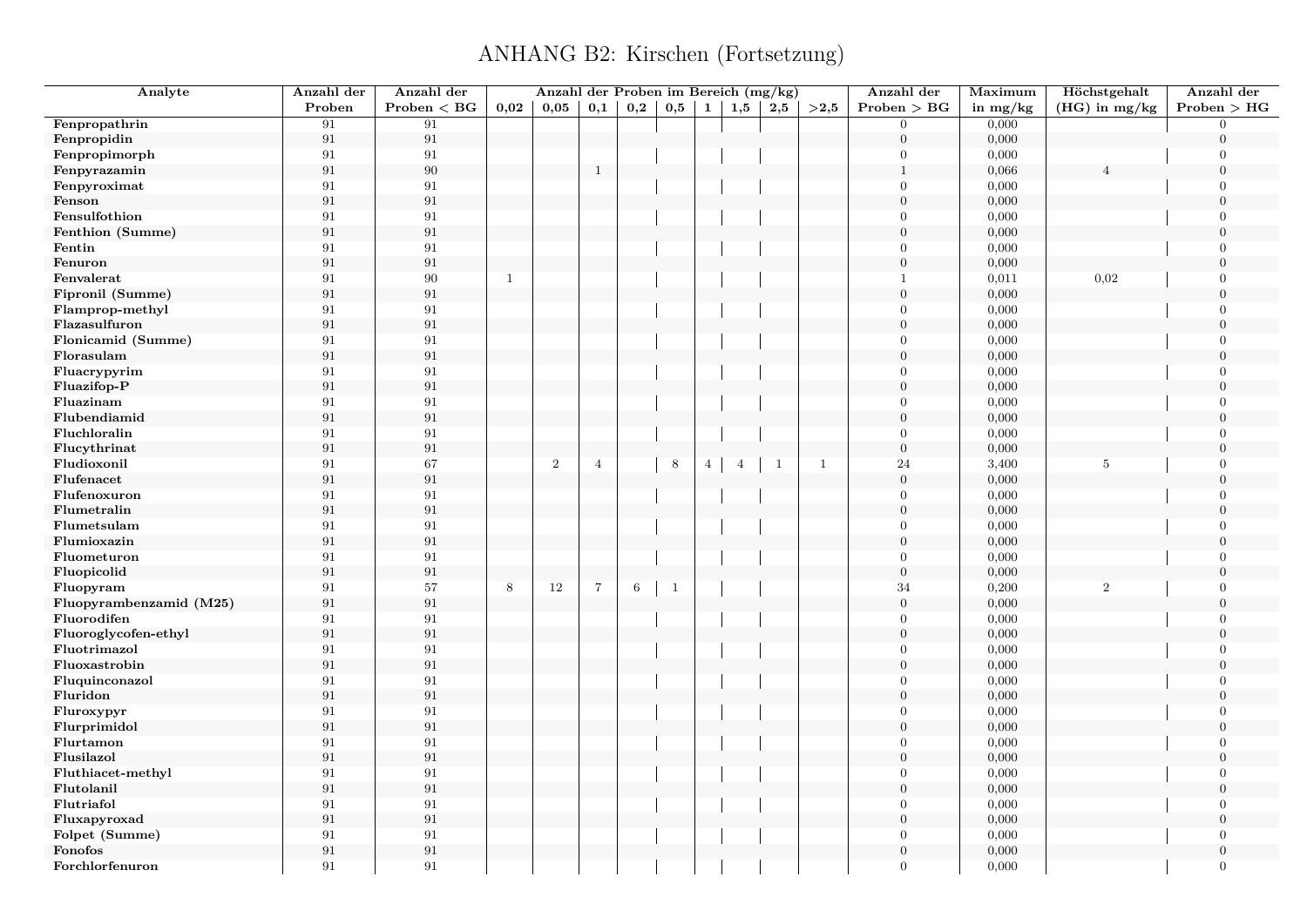# ANHANG B2: Kirschen (Fortsetzung)

| Analyte | Anzahl der Proben | Anzahl der Proben < BG | Anzahl der Proben im Bereich (mg/kg) | | | | | | | | | Anzahl der Proben > BG | Maximum in mg/kg | Höchstgehalt (HG) in mg/kg | Anzahl der Proben > HG |
|---|---|---|---|---|---|---|---|---|---|---|---|---|---|---|---|
| | | | 0,02 | 0,05 | 0,1 | 0,2 | 0,5 | 1 | 1,5 | 2,5 | >2,5 | | | | |
| **Fenpropathrin** | 91 | 91 | | | | | | | | | | 0 | 0,000 | | 0 |
| **Fenpropidin** | 91 | 91 | | | | | | | | | | 0 | 0,000 | | 0 |
| **Fenpropimorph** | 91 | 91 | | | | | | | | | | 0 | 0,000 | | 0 |
| **Fenpyrazamin** | 91 | 90 | | | 1 | | | | | | | 1 | 0,066 | 4 | 0 |
| **Fenpyroximat** | 91 | 91 | | | | | | | | | | 0 | 0,000 | | 0 |
| **Fenson** | 91 | 91 | | | | | | | | | | 0 | 0,000 | | 0 |
| **Fensulfothion** | 91 | 91 | | | | | | | | | | 0 | 0,000 | | 0 |
| **Fenthion (Summe)** | 91 | 91 | | | | | | | | | | 0 | 0,000 | | 0 |
| **Fentin** | 91 | 91 | | | | | | | | | | 0 | 0,000 | | 0 |
| **Fenuron** | 91 | 91 | | | | | | | | | | 0 | 0,000 | | 0 |
| **Fenvalerat** | 91 | 90 | 1 | | | | | | | | | 1 | 0,011 | 0,02 | 0 |
| **Fipronil (Summe)** | 91 | 91 | | | | | | | | | | 0 | 0,000 | | 0 |
| **Flamprop-methyl** | 91 | 91 | | | | | | | | | | 0 | 0,000 | | 0 |
| **Flazasulfuron** | 91 | 91 | | | | | | | | | | 0 | 0,000 | | 0 |
| **Flonicamid (Summe)** | 91 | 91 | | | | | | | | | | 0 | 0,000 | | 0 |
| **Florasulam** | 91 | 91 | | | | | | | | | | 0 | 0,000 | | 0 |
| **Fluacrypyrim** | 91 | 91 | | | | | | | | | | 0 | 0,000 | | 0 |
| **Fluazifop-P** | 91 | 91 | | | | | | | | | | 0 | 0,000 | | 0 |
| **Fluazinam** | 91 | 91 | | | | | | | | | | 0 | 0,000 | | 0 |
| **Flubendiamid** | 91 | 91 | | | | | | | | | | 0 | 0,000 | | 0 |
| **Fluchloralin** | 91 | 91 | | | | | | | | | | 0 | 0,000 | | 0 |
| **Flucythrinat** | 91 | 91 | | | | | | | | | | 0 | 0,000 | | 0 |
| **Fludioxonil** | 91 | 67 | | 2 | 4 | | 8 | 4 | 4 | 1 | 1 | 24 | 3,400 | 5 | 0 |
| **Flufenacet** | 91 | 91 | | | | | | | | | | 0 | 0,000 | | 0 |
| **Flufenoxuron** | 91 | 91 | | | | | | | | | | 0 | 0,000 | | 0 |
| **Flumetralin** | 91 | 91 | | | | | | | | | | 0 | 0,000 | | 0 |
| **Flumetsulam** | 91 | 91 | | | | | | | | | | 0 | 0,000 | | 0 |
| **Flumioxazin** | 91 | 91 | | | | | | | | | | 0 | 0,000 | | 0 |
| **Fluometuron** | 91 | 91 | | | | | | | | | | 0 | 0,000 | | 0 |
| **Fluopicolid** | 91 | 91 | | | | | | | | | | 0 | 0,000 | | 0 |
| **Fluopyram** | 91 | 57 | 8 | 12 | 7 | 6 | 1 | | | | | 34 | 0,200 | 2 | 0 |
| **Fluopyrambenzamid (M25)** | 91 | 91 | | | | | | | | | | 0 | 0,000 | | 0 |
| **Fluorodifen** | 91 | 91 | | | | | | | | | | 0 | 0,000 | | 0 |
| **Fluoroglycofen-ethyl** | 91 | 91 | | | | | | | | | | 0 | 0,000 | | 0 |
| **Fluotrimazol** | 91 | 91 | | | | | | | | | | 0 | 0,000 | | 0 |
| **Fluoxastrobin** | 91 | 91 | | | | | | | | | | 0 | 0,000 | | 0 |
| **Fluquinconazol** | 91 | 91 | | | | | | | | | | 0 | 0,000 | | 0 |
| **Fluridon** | 91 | 91 | | | | | | | | | | 0 | 0,000 | | 0 |
| **Fluroxypyr** | 91 | 91 | | | | | | | | | | 0 | 0,000 | | 0 |
| **Flurprimidol** | 91 | 91 | | | | | | | | | | 0 | 0,000 | | 0 |
| **Flurtamon** | 91 | 91 | | | | | | | | | | 0 | 0,000 | | 0 |
| **Flusilazol** | 91 | 91 | | | | | | | | | | 0 | 0,000 | | 0 |
| **Fluthiacet-methyl** | 91 | 91 | | | | | | | | | | 0 | 0,000 | | 0 |
| **Flutolanil** | 91 | 91 | | | | | | | | | | 0 | 0,000 | | 0 |
| **Flutriafol** | 91 | 91 | | | | | | | | | | 0 | 0,000 | | 0 |
| **Fluxapyroxad** | 91 | 91 | | | | | | | | | | 0 | 0,000 | | 0 |
| **Folpet (Summe)** | 91 | 91 | | | | | | | | | | 0 | 0,000 | | 0 |
| **Fonofos** | 91 | 91 | | | | | | | | | | 0 | 0,000 | | 0 |
| **Forchlorfenuron** | 91 | 91 | | | | | | | | | | 0 | 0,000 | | 0 |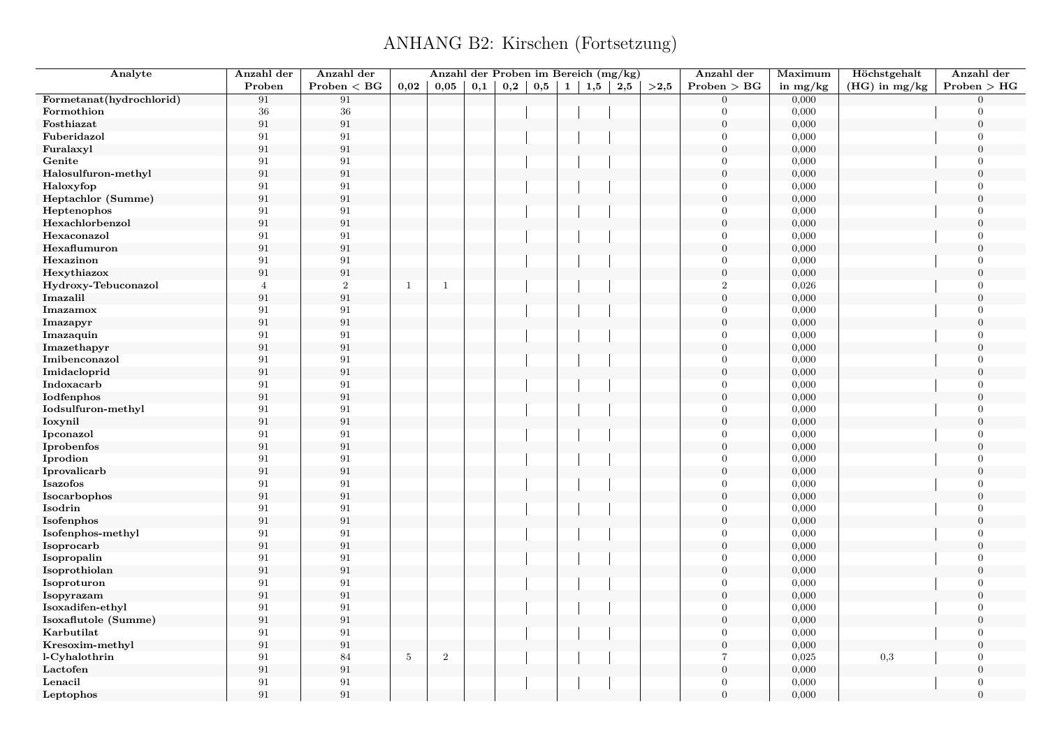# ANHANG B2: Kirschen (Fortsetzung)

| Analyte | Anzahl der Proben | Anzahl der Proben < BG | Anzahl der Proben im Bereich (mg/kg) | | | | | | | | | Anzahl der Proben > BG | Maximum in mg/kg | Höchstgehalt (HG) in mg/kg | Anzahl der Proben > HG |
|---|---|---|---|---|---|---|---|---|---|---|---|---|---|---|---|
| | | | 0,02 | 0,05 | 0,1 | 0,2 | 0,5 | 1 | 1,5 | 2,5 | >2,5 | | | | |
| Formetanat(hydrochlorid) | 91 | 91 | | | | | | | | | | 0 | 0,000 | | 0 |
| Formothion | 36 | 36 | | | | | | | | | | 0 | 0,000 | | 0 |
| Fosthiazat | 91 | 91 | | | | | | | | | | 0 | 0,000 | | 0 |
| Fuberidazol | 91 | 91 | | | | | | | | | | 0 | 0,000 | | 0 |
| Furalaxyl | 91 | 91 | | | | | | | | | | 0 | 0,000 | | 0 |
| Genite | 91 | 91 | | | | | | | | | | 0 | 0,000 | | 0 |
| Halosulfuron-methyl | 91 | 91 | | | | | | | | | | 0 | 0,000 | | 0 |
| Haloxyfop | 91 | 91 | | | | | | | | | | 0 | 0,000 | | 0 |
| Heptachlor (Summe) | 91 | 91 | | | | | | | | | | 0 | 0,000 | | 0 |
| Heptenophos | 91 | 91 | | | | | | | | | | 0 | 0,000 | | 0 |
| Hexachlorbenzol | 91 | 91 | | | | | | | | | | 0 | 0,000 | | 0 |
| Hexaconazol | 91 | 91 | | | | | | | | | | 0 | 0,000 | | 0 |
| Hexaflumuron | 91 | 91 | | | | | | | | | | 0 | 0,000 | | 0 |
| Hexazinon | 91 | 91 | | | | | | | | | | 0 | 0,000 | | 0 |
| Hexythiazox | 91 | 91 | | | | | | | | | | 0 | 0,000 | | 0 |
| Hydroxy-Tebuconazol | 4 | 2 | 1 | 1 | | | | | | | | 2 | 0,026 | | 0 |
| Imazalil | 91 | 91 | | | | | | | | | | 0 | 0,000 | | 0 |
| Imazamox | 91 | 91 | | | | | | | | | | 0 | 0,000 | | 0 |
| Imazapyr | 91 | 91 | | | | | | | | | | 0 | 0,000 | | 0 |
| Imazaquin | 91 | 91 | | | | | | | | | | 0 | 0,000 | | 0 |
| Imazethapyr | 91 | 91 | | | | | | | | | | 0 | 0,000 | | 0 |
| Imibenconazol | 91 | 91 | | | | | | | | | | 0 | 0,000 | | 0 |
| Imidacloprid | 91 | 91 | | | | | | | | | | 0 | 0,000 | | 0 |
| Indoxacarb | 91 | 91 | | | | | | | | | | 0 | 0,000 | | 0 |
| Iodfenphos | 91 | 91 | | | | | | | | | | 0 | 0,000 | | 0 |
| Iodsulfuron-methyl | 91 | 91 | | | | | | | | | | 0 | 0,000 | | 0 |
| Ioxynil | 91 | 91 | | | | | | | | | | 0 | 0,000 | | 0 |
| Ipconazol | 91 | 91 | | | | | | | | | | 0 | 0,000 | | 0 |
| Iprobenfos | 91 | 91 | | | | | | | | | | 0 | 0,000 | | 0 |
| Iprodion | 91 | 91 | | | | | | | | | | 0 | 0,000 | | 0 |
| Iprovalicarb | 91 | 91 | | | | | | | | | | 0 | 0,000 | | 0 |
| Isazofos | 91 | 91 | | | | | | | | | | 0 | 0,000 | | 0 |
| Isocarbophos | 91 | 91 | | | | | | | | | | 0 | 0,000 | | 0 |
| Isodrin | 91 | 91 | | | | | | | | | | 0 | 0,000 | | 0 |
| Isofenphos | 91 | 91 | | | | | | | | | | 0 | 0,000 | | 0 |
| Isofenphos-methyl | 91 | 91 | | | | | | | | | | 0 | 0,000 | | 0 |
| Isoprocarb | 91 | 91 | | | | | | | | | | 0 | 0,000 | | 0 |
| Isopropalin | 91 | 91 | | | | | | | | | | 0 | 0,000 | | 0 |
| Isoprothiolan | 91 | 91 | | | | | | | | | | 0 | 0,000 | | 0 |
| Isoproturon | 91 | 91 | | | | | | | | | | 0 | 0,000 | | 0 |
| Isopyrazam | 91 | 91 | | | | | | | | | | 0 | 0,000 | | 0 |
| Isoxadifen-ethyl | 91 | 91 | | | | | | | | | | 0 | 0,000 | | 0 |
| Isoxaflutole (Summe) | 91 | 91 | | | | | | | | | | 0 | 0,000 | | 0 |
| Karbutilat | 91 | 91 | | | | | | | | | | 0 | 0,000 | | 0 |
| Kresoxim-methyl | 91 | 91 | | | | | | | | | | 0 | 0,000 | | 0 |
| l-Cyhalothrin | 91 | 84 | 5 | 2 | | | | | | | | 7 | 0,025 | 0,3 | 0 |
| Lactofen | 91 | 91 | | | | | | | | | | 0 | 0,000 | | 0 |
| Lenacil | 91 | 91 | | | | | | | | | | 0 | 0,000 | | 0 |
| Leptophos | 91 | 91 | | | | | | | | | | 0 | 0,000 | | 0 |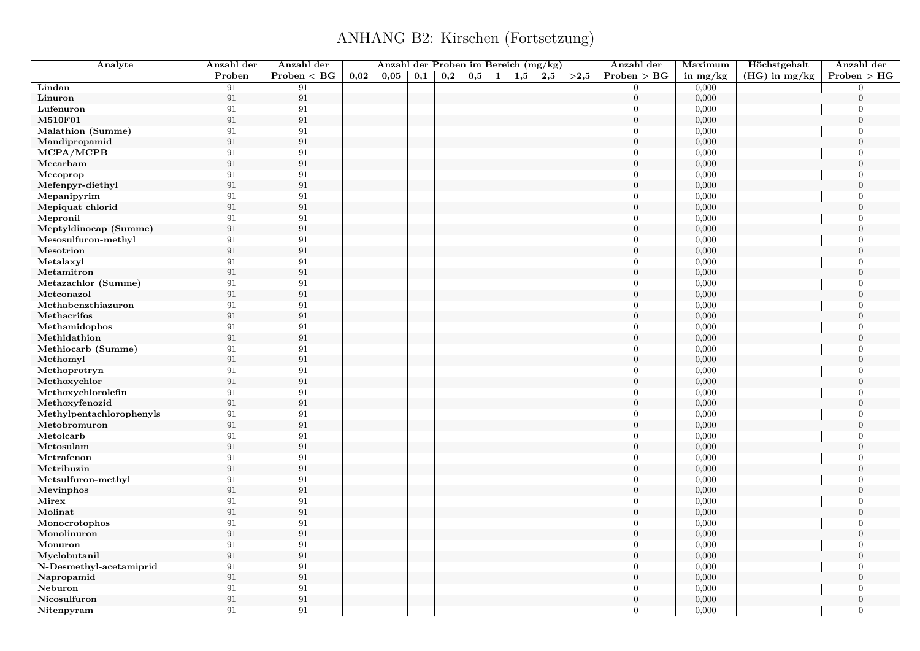# ANHANG B2: Kirschen (Fortsetzung)

| Analyte | Anzahl der Proben | Anzahl der Proben < BG | Anzahl der Proben im Bereich (mg/kg) | | | | | | | | | Anzahl der Proben > BG | Maximum in mg/kg | Höchstgehalt (HG) in mg/kg | Anzahl der Proben > HG |
|---|---|---|---|---|---|---|---|---|---|---|---|---|---|---|---|
| | | | 0,02 | 0,05 | 0,1 | 0,2 | 0,5 | 1 | 1,5 | 2,5 | >2,5 | | | | |
| **Lindan** | 91 | 91 | | | | | | | | | | 0 | 0,000 | | 0 |
| **Linuron** | 91 | 91 | | | | | | | | | | 0 | 0,000 | | 0 |
| **Lufenuron** | 91 | 91 | | | | | | | | | | 0 | 0,000 | | 0 |
| **M510F01** | 91 | 91 | | | | | | | | | | 0 | 0,000 | | 0 |
| **Malathion (Summe)** | 91 | 91 | | | | | | | | | | 0 | 0,000 | | 0 |
| **Mandipropamid** | 91 | 91 | | | | | | | | | | 0 | 0,000 | | 0 |
| **MCPA/MCPB** | 91 | 91 | | | | | | | | | | 0 | 0,000 | | 0 |
| **Mecarbam** | 91 | 91 | | | | | | | | | | 0 | 0,000 | | 0 |
| **Mecoprop** | 91 | 91 | | | | | | | | | | 0 | 0,000 | | 0 |
| **Mefenpyr-diethyl** | 91 | 91 | | | | | | | | | | 0 | 0,000 | | 0 |
| **Mepanipyrim** | 91 | 91 | | | | | | | | | | 0 | 0,000 | | 0 |
| **Mepiquat chlorid** | 91 | 91 | | | | | | | | | | 0 | 0,000 | | 0 |
| **Mepronil** | 91 | 91 | | | | | | | | | | 0 | 0,000 | | 0 |
| **Meptyldinocap (Summe)** | 91 | 91 | | | | | | | | | | 0 | 0,000 | | 0 |
| **Mesosulfuron-methyl** | 91 | 91 | | | | | | | | | | 0 | 0,000 | | 0 |
| **Mesotrion** | 91 | 91 | | | | | | | | | | 0 | 0,000 | | 0 |
| **Metalaxyl** | 91 | 91 | | | | | | | | | | 0 | 0,000 | | 0 |
| **Metamitron** | 91 | 91 | | | | | | | | | | 0 | 0,000 | | 0 |
| **Metazachlor (Summe)** | 91 | 91 | | | | | | | | | | 0 | 0,000 | | 0 |
| **Metconazol** | 91 | 91 | | | | | | | | | | 0 | 0,000 | | 0 |
| **Methabenzthiazuron** | 91 | 91 | | | | | | | | | | 0 | 0,000 | | 0 |
| **Methacrifos** | 91 | 91 | | | | | | | | | | 0 | 0,000 | | 0 |
| **Methamidophos** | 91 | 91 | | | | | | | | | | 0 | 0,000 | | 0 |
| **Methidathion** | 91 | 91 | | | | | | | | | | 0 | 0,000 | | 0 |
| **Methiocarb (Summe)** | 91 | 91 | | | | | | | | | | 0 | 0,000 | | 0 |
| **Methomyl** | 91 | 91 | | | | | | | | | | 0 | 0,000 | | 0 |
| **Methoprotryn** | 91 | 91 | | | | | | | | | | 0 | 0,000 | | 0 |
| **Methoxychlor** | 91 | 91 | | | | | | | | | | 0 | 0,000 | | 0 |
| **Methoxychlorolefin** | 91 | 91 | | | | | | | | | | 0 | 0,000 | | 0 |
| **Methoxyfenozid** | 91 | 91 | | | | | | | | | | 0 | 0,000 | | 0 |
| **Methylpentachlorophenyls** | 91 | 91 | | | | | | | | | | 0 | 0,000 | | 0 |
| **Metobromuron** | 91 | 91 | | | | | | | | | | 0 | 0,000 | | 0 |
| **Metolcarb** | 91 | 91 | | | | | | | | | | 0 | 0,000 | | 0 |
| **Metosulam** | 91 | 91 | | | | | | | | | | 0 | 0,000 | | 0 |
| **Metrafenon** | 91 | 91 | | | | | | | | | | 0 | 0,000 | | 0 |
| **Metribuzin** | 91 | 91 | | | | | | | | | | 0 | 0,000 | | 0 |
| **Metsulfuron-methyl** | 91 | 91 | | | | | | | | | | 0 | 0,000 | | 0 |
| **Mevinphos** | 91 | 91 | | | | | | | | | | 0 | 0,000 | | 0 |
| **Mirex** | 91 | 91 | | | | | | | | | | 0 | 0,000 | | 0 |
| **Molinat** | 91 | 91 | | | | | | | | | | 0 | 0,000 | | 0 |
| **Monocrotophos** | 91 | 91 | | | | | | | | | | 0 | 0,000 | | 0 |
| **Monolinuron** | 91 | 91 | | | | | | | | | | 0 | 0,000 | | 0 |
| **Monuron** | 91 | 91 | | | | | | | | | | 0 | 0,000 | | 0 |
| **Myclobutanil** | 91 | 91 | | | | | | | | | | 0 | 0,000 | | 0 |
| **N-Desmethyl-acetamiprid** | 91 | 91 | | | | | | | | | | 0 | 0,000 | | 0 |
| **Napropamid** | 91 | 91 | | | | | | | | | | 0 | 0,000 | | 0 |
| **Neburon** | 91 | 91 | | | | | | | | | | 0 | 0,000 | | 0 |
| **Nicosulfuron** | 91 | 91 | | | | | | | | | | 0 | 0,000 | | 0 |
| **Nitenpyram** | 91 | 91 | | | | | | | | | | 0 | 0,000 | | 0 |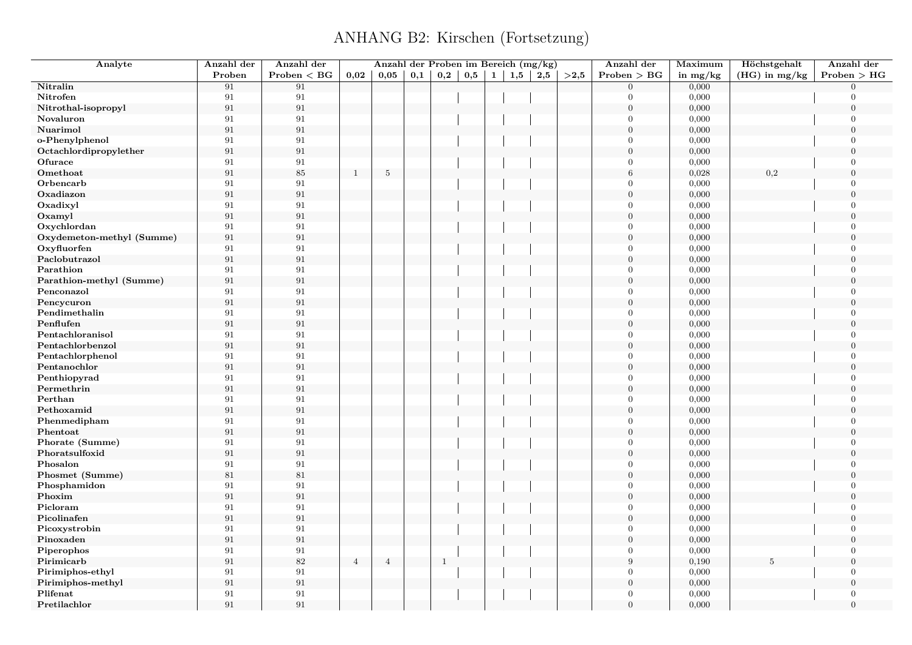# ANHANG B2: Kirschen (Fortsetzung)

| Analyte | Anzahl der Proben | Anzahl der Proben < BG | Anzahl der Proben im Bereich (mg/kg) | | | | | | | | | Anzahl der Proben > BG | Maximum in mg/kg | Höchstgehalt (HG) in mg/kg | Anzahl der Proben > HG |
|---|---|---|---|---|---|---|---|---|---|---|---|---|---|---|---|
| | | | 0,02 | 0,05 | 0,1 | 0,2 | 0,5 | 1 | 1,5 | 2,5 | >2,5 | | | | |
| Nitralin | 91 | 91 | | | | | | | | | | 0 | 0,000 | | 0 |
| Nitrofen | 91 | 91 | | | | | | | | | | 0 | 0,000 | | 0 |
| Nitrothal-isopropyl | 91 | 91 | | | | | | | | | | 0 | 0,000 | | 0 |
| Novaluron | 91 | 91 | | | | | | | | | | 0 | 0,000 | | 0 |
| Nuarimol | 91 | 91 | | | | | | | | | | 0 | 0,000 | | 0 |
| o-Phenylphenol | 91 | 91 | | | | | | | | | | 0 | 0,000 | | 0 |
| Octachlordipropylether | 91 | 91 | | | | | | | | | | 0 | 0,000 | | 0 |
| Ofurace | 91 | 91 | | | | | | | | | | 0 | 0,000 | | 0 |
| Omethoat | 91 | 85 | 1 | 5 | | | | | | | | 6 | 0,028 | 0,2 | 0 |
| Orbencarb | 91 | 91 | | | | | | | | | | 0 | 0,000 | | 0 |
| Oxadiazon | 91 | 91 | | | | | | | | | | 0 | 0,000 | | 0 |
| Oxadixyl | 91 | 91 | | | | | | | | | | 0 | 0,000 | | 0 |
| Oxamyl | 91 | 91 | | | | | | | | | | 0 | 0,000 | | 0 |
| Oxychlordan | 91 | 91 | | | | | | | | | | 0 | 0,000 | | 0 |
| Oxydemeton-methyl (Summe) | 91 | 91 | | | | | | | | | | 0 | 0,000 | | 0 |
| Oxyfluorfen | 91 | 91 | | | | | | | | | | 0 | 0,000 | | 0 |
| Paclobutrazol | 91 | 91 | | | | | | | | | | 0 | 0,000 | | 0 |
| Parathion | 91 | 91 | | | | | | | | | | 0 | 0,000 | | 0 |
| Parathion-methyl (Summe) | 91 | 91 | | | | | | | | | | 0 | 0,000 | | 0 |
| Penconazol | 91 | 91 | | | | | | | | | | 0 | 0,000 | | 0 |
| Pencycuron | 91 | 91 | | | | | | | | | | 0 | 0,000 | | 0 |
| Pendimethalin | 91 | 91 | | | | | | | | | | 0 | 0,000 | | 0 |
| Penflufen | 91 | 91 | | | | | | | | | | 0 | 0,000 | | 0 |
| Pentachloranisol | 91 | 91 | | | | | | | | | | 0 | 0,000 | | 0 |
| Pentachlorbenzol | 91 | 91 | | | | | | | | | | 0 | 0,000 | | 0 |
| Pentachlorphenol | 91 | 91 | | | | | | | | | | 0 | 0,000 | | 0 |
| Pentanochlor | 91 | 91 | | | | | | | | | | 0 | 0,000 | | 0 |
| Penthiopyrad | 91 | 91 | | | | | | | | | | 0 | 0,000 | | 0 |
| Permethrin | 91 | 91 | | | | | | | | | | 0 | 0,000 | | 0 |
| Perthan | 91 | 91 | | | | | | | | | | 0 | 0,000 | | 0 |
| Pethoxamid | 91 | 91 | | | | | | | | | | 0 | 0,000 | | 0 |
| Phenmedipham | 91 | 91 | | | | | | | | | | 0 | 0,000 | | 0 |
| Phentoat | 91 | 91 | | | | | | | | | | 0 | 0,000 | | 0 |
| Phorate (Summe) | 91 | 91 | | | | | | | | | | 0 | 0,000 | | 0 |
| Phoratsulfoxid | 91 | 91 | | | | | | | | | | 0 | 0,000 | | 0 |
| Phosalon | 91 | 91 | | | | | | | | | | 0 | 0,000 | | 0 |
| Phosmet (Summe) | 81 | 81 | | | | | | | | | | 0 | 0,000 | | 0 |
| Phosphamidon | 91 | 91 | | | | | | | | | | 0 | 0,000 | | 0 |
| Phoxim | 91 | 91 | | | | | | | | | | 0 | 0,000 | | 0 |
| Picloram | 91 | 91 | | | | | | | | | | 0 | 0,000 | | 0 |
| Picolinafen | 91 | 91 | | | | | | | | | | 0 | 0,000 | | 0 |
| Picoxystrobin | 91 | 91 | | | | | | | | | | 0 | 0,000 | | 0 |
| Pinoxaden | 91 | 91 | | | | | | | | | | 0 | 0,000 | | 0 |
| Piperophos | 91 | 91 | | | | | | | | | | 0 | 0,000 | | 0 |
| Pirimicarb | 91 | 82 | 4 | 4 | | 1 | | | | | | 9 | 0,190 | 5 | 0 |
| Pirimiphos-ethyl | 91 | 91 | | | | | | | | | | 0 | 0,000 | | 0 |
| Pirimiphos-methyl | 91 | 91 | | | | | | | | | | 0 | 0,000 | | 0 |
| Plifenat | 91 | 91 | | | | | | | | | | 0 | 0,000 | | 0 |
| Pretilachlor | 91 | 91 | | | | | | | | | | 0 | 0,000 | | 0 |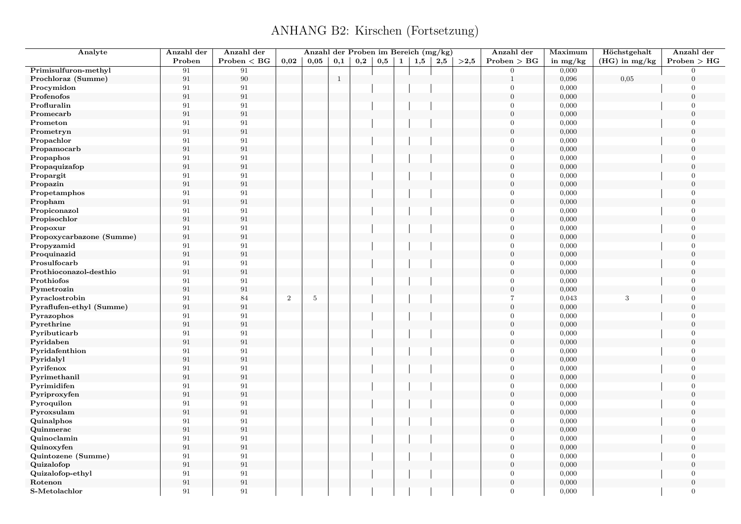# ANHANG B2: Kirschen (Fortsetzung)

| Analyte | Anzahl der Proben | Anzahl der Proben < BG | Anzahl der Proben im Bereich (mg/kg) | | | | | | | | | Anzahl der Proben > BG | Maximum in mg/kg | Höchstgehalt (HG) in mg/kg | Anzahl der Proben > HG |
|---|---|---|---|---|---|---|---|---|---|---|---|---|---|---|---|
| | | | 0,02 | 0,05 | 0,1 | 0,2 | 0,5 | 1 | 1,5 | 2,5 | >2,5 | | | | |
| Primisulfuron-methyl | 91 | 91 | | | | | | | | | | 0 | 0,000 | | 0 |
| Prochloraz (Summe) | 91 | 90 | | | 1 | | | | | | | 1 | 0,096 | 0,05 | 0 |
| Procymidon | 91 | 91 | | | | | | | | | | 0 | 0,000 | | 0 |
| Profenofos | 91 | 91 | | | | | | | | | | 0 | 0,000 | | 0 |
| Profluralin | 91 | 91 | | | | | | | | | | 0 | 0,000 | | 0 |
| Promecarb | 91 | 91 | | | | | | | | | | 0 | 0,000 | | 0 |
| Prometon | 91 | 91 | | | | | | | | | | 0 | 0,000 | | 0 |
| Prometryn | 91 | 91 | | | | | | | | | | 0 | 0,000 | | 0 |
| Propachlor | 91 | 91 | | | | | | | | | | 0 | 0,000 | | 0 |
| Propamocarb | 91 | 91 | | | | | | | | | | 0 | 0,000 | | 0 |
| Propaphos | 91 | 91 | | | | | | | | | | 0 | 0,000 | | 0 |
| Propaquizafop | 91 | 91 | | | | | | | | | | 0 | 0,000 | | 0 |
| Propargit | 91 | 91 | | | | | | | | | | 0 | 0,000 | | 0 |
| Propazin | 91 | 91 | | | | | | | | | | 0 | 0,000 | | 0 |
| Propetamphos | 91 | 91 | | | | | | | | | | 0 | 0,000 | | 0 |
| Propham | 91 | 91 | | | | | | | | | | 0 | 0,000 | | 0 |
| Propiconazol | 91 | 91 | | | | | | | | | | 0 | 0,000 | | 0 |
| Propisochlor | 91 | 91 | | | | | | | | | | 0 | 0,000 | | 0 |
| Propoxur | 91 | 91 | | | | | | | | | | 0 | 0,000 | | 0 |
| Propoxycarbazone (Summe) | 91 | 91 | | | | | | | | | | 0 | 0,000 | | 0 |
| Propyzamid | 91 | 91 | | | | | | | | | | 0 | 0,000 | | 0 |
| Proquinazid | 91 | 91 | | | | | | | | | | 0 | 0,000 | | 0 |
| Prosulfocarb | 91 | 91 | | | | | | | | | | 0 | 0,000 | | 0 |
| Prothioconazol-desthio | 91 | 91 | | | | | | | | | | 0 | 0,000 | | 0 |
| Prothiofos | 91 | 91 | | | | | | | | | | 0 | 0,000 | | 0 |
| Pymetrozin | 91 | 91 | | | | | | | | | | 0 | 0,000 | | 0 |
| Pyraclostrobin | 91 | 84 | 2 | 5 | | | | | | | | 7 | 0,043 | 3 | 0 |
| Pyraflufen-ethyl (Summe) | 91 | 91 | | | | | | | | | | 0 | 0,000 | | 0 |
| Pyrazophos | 91 | 91 | | | | | | | | | | 0 | 0,000 | | 0 |
| Pyrethrine | 91 | 91 | | | | | | | | | | 0 | 0,000 | | 0 |
| Pyributicarb | 91 | 91 | | | | | | | | | | 0 | 0,000 | | 0 |
| Pyridaben | 91 | 91 | | | | | | | | | | 0 | 0,000 | | 0 |
| Pyridafenthion | 91 | 91 | | | | | | | | | | 0 | 0,000 | | 0 |
| Pyridalyl | 91 | 91 | | | | | | | | | | 0 | 0,000 | | 0 |
| Pyrifenox | 91 | 91 | | | | | | | | | | 0 | 0,000 | | 0 |
| Pyrimethanil | 91 | 91 | | | | | | | | | | 0 | 0,000 | | 0 |
| Pyrimidifen | 91 | 91 | | | | | | | | | | 0 | 0,000 | | 0 |
| Pyriproxyfen | 91 | 91 | | | | | | | | | | 0 | 0,000 | | 0 |
| Pyroquilon | 91 | 91 | | | | | | | | | | 0 | 0,000 | | 0 |
| Pyroxsulam | 91 | 91 | | | | | | | | | | 0 | 0,000 | | 0 |
| Quinalphos | 91 | 91 | | | | | | | | | | 0 | 0,000 | | 0 |
| Quinmerac | 91 | 91 | | | | | | | | | | 0 | 0,000 | | 0 |
| Quinoclamin | 91 | 91 | | | | | | | | | | 0 | 0,000 | | 0 |
| Quinoxyfen | 91 | 91 | | | | | | | | | | 0 | 0,000 | | 0 |
| Quintozene (Summe) | 91 | 91 | | | | | | | | | | 0 | 0,000 | | 0 |
| Quizalofop | 91 | 91 | | | | | | | | | | 0 | 0,000 | | 0 |
| Quizalofop-ethyl | 91 | 91 | | | | | | | | | | 0 | 0,000 | | 0 |
| Rotenon | 91 | 91 | | | | | | | | | | 0 | 0,000 | | 0 |
| S-Metolachlor | 91 | 91 | | | | | | | | | | 0 | 0,000 | | 0 |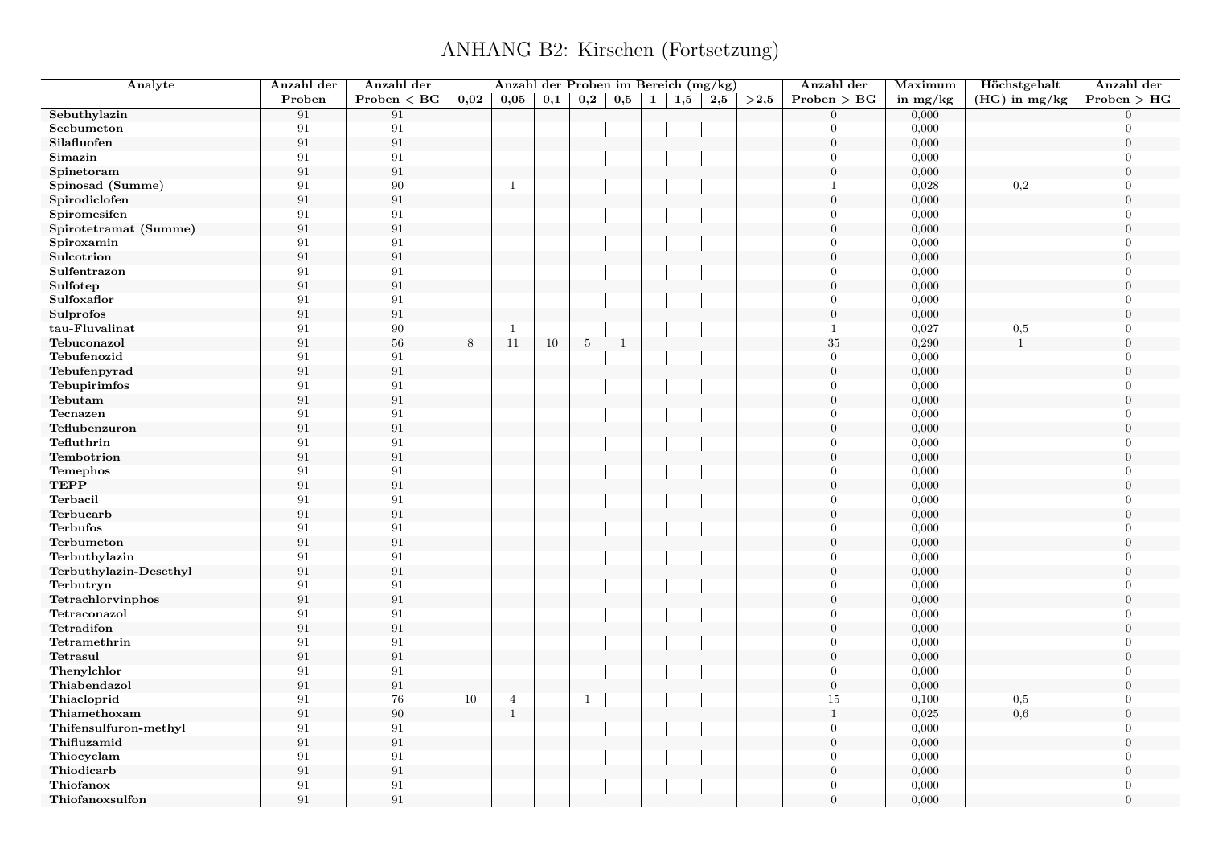# ANHANG B2: Kirschen (Fortsetzung)

| Analyte | Anzahl der Proben | Anzahl der Proben < BG | Anzahl der Proben im Bereich (mg/kg) | | | | | | | | | Anzahl der Proben > BG | Maximum in mg/kg | Höchstgehalt (HG) in mg/kg | Anzahl der Proben > HG |
|---|---|---|---|---|---|---|---|---|---|---|---|---|---|---|---|
| | | | 0,02 | 0,05 | 0,1 | 0,2 | 0,5 | 1 | 1,5 | 2,5 | >2,5 | | | | |
| **Sebuthylazin** | 91 | 91 | | | | | | | | | | 0 | 0,000 | | 0 |
| **Secbumeton** | 91 | 91 | | | | | | | | | | 0 | 0,000 | | 0 |
| **Silafluofen** | 91 | 91 | | | | | | | | | | 0 | 0,000 | | 0 |
| **Simazin** | 91 | 91 | | | | | | | | | | 0 | 0,000 | | 0 |
| **Spinetoram** | 91 | 91 | | | | | | | | | | 0 | 0,000 | | 0 |
| **Spinosad (Summe)** | 91 | 90 | | 1 | | | | | | | | 1 | 0,028 | 0,2 | 0 |
| **Spirodiclofen** | 91 | 91 | | | | | | | | | | 0 | 0,000 | | 0 |
| **Spiromesifen** | 91 | 91 | | | | | | | | | | 0 | 0,000 | | 0 |
| **Spirotetramat (Summe)** | 91 | 91 | | | | | | | | | | 0 | 0,000 | | 0 |
| **Spiroxamin** | 91 | 91 | | | | | | | | | | 0 | 0,000 | | 0 |
| **Sulcotrion** | 91 | 91 | | | | | | | | | | 0 | 0,000 | | 0 |
| **Sulfentrazon** | 91 | 91 | | | | | | | | | | 0 | 0,000 | | 0 |
| **Sulfotep** | 91 | 91 | | | | | | | | | | 0 | 0,000 | | 0 |
| **Sulfoxaflor** | 91 | 91 | | | | | | | | | | 0 | 0,000 | | 0 |
| **Sulprofos** | 91 | 91 | | | | | | | | | | 0 | 0,000 | | 0 |
| **tau-Fluvalinat** | 91 | 90 | | 1 | | | | | | | | 1 | 0,027 | 0,5 | 0 |
| **Tebuconazol** | 91 | 56 | 8 | 11 | 10 | 5 | 1 | | | | | 35 | 0,290 | 1 | 0 |
| **Tebufenozid** | 91 | 91 | | | | | | | | | | 0 | 0,000 | | 0 |
| **Tebufenpyrad** | 91 | 91 | | | | | | | | | | 0 | 0,000 | | 0 |
| **Tebupirimfos** | 91 | 91 | | | | | | | | | | 0 | 0,000 | | 0 |
| **Tebutam** | 91 | 91 | | | | | | | | | | 0 | 0,000 | | 0 |
| **Tecnazen** | 91 | 91 | | | | | | | | | | 0 | 0,000 | | 0 |
| **Teflubenzuron** | 91 | 91 | | | | | | | | | | 0 | 0,000 | | 0 |
| **Tefluthrin** | 91 | 91 | | | | | | | | | | 0 | 0,000 | | 0 |
| **Tembotrion** | 91 | 91 | | | | | | | | | | 0 | 0,000 | | 0 |
| **Temephos** | 91 | 91 | | | | | | | | | | 0 | 0,000 | | 0 |
| **TEPP** | 91 | 91 | | | | | | | | | | 0 | 0,000 | | 0 |
| **Terbacil** | 91 | 91 | | | | | | | | | | 0 | 0,000 | | 0 |
| **Terbucarb** | 91 | 91 | | | | | | | | | | 0 | 0,000 | | 0 |
| **Terbufos** | 91 | 91 | | | | | | | | | | 0 | 0,000 | | 0 |
| **Terbumeton** | 91 | 91 | | | | | | | | | | 0 | 0,000 | | 0 |
| **Terbuthylazin** | 91 | 91 | | | | | | | | | | 0 | 0,000 | | 0 |
| **Terbuthylazin-Desethyl** | 91 | 91 | | | | | | | | | | 0 | 0,000 | | 0 |
| **Terbutryn** | 91 | 91 | | | | | | | | | | 0 | 0,000 | | 0 |
| **Tetrachlorvinphos** | 91 | 91 | | | | | | | | | | 0 | 0,000 | | 0 |
| **Tetraconazol** | 91 | 91 | | | | | | | | | | 0 | 0,000 | | 0 |
| **Tetradifon** | 91 | 91 | | | | | | | | | | 0 | 0,000 | | 0 |
| **Tetramethrin** | 91 | 91 | | | | | | | | | | 0 | 0,000 | | 0 |
| **Tetrasul** | 91 | 91 | | | | | | | | | | 0 | 0,000 | | 0 |
| **Thenylchlor** | 91 | 91 | | | | | | | | | | 0 | 0,000 | | 0 |
| **Thiabendazol** | 91 | 91 | | | | | | | | | | 0 | 0,000 | | 0 |
| **Thiacloprid** | 91 | 76 | 10 | 4 | | 1 | | | | | | 15 | 0,100 | 0,5 | 0 |
| **Thiamethoxam** | 91 | 90 | | 1 | | | | | | | | 1 | 0,025 | 0,6 | 0 |
| **Thifensulfuron-methyl** | 91 | 91 | | | | | | | | | | 0 | 0,000 | | 0 |
| **Thifluzamid** | 91 | 91 | | | | | | | | | | 0 | 0,000 | | 0 |
| **Thiocyclam** | 91 | 91 | | | | | | | | | | 0 | 0,000 | | 0 |
| **Thiodicarb** | 91 | 91 | | | | | | | | | | 0 | 0,000 | | 0 |
| **Thiofanox** | 91 | 91 | | | | | | | | | | 0 | 0,000 | | 0 |
| **Thiofanoxsulfon** | 91 | 91 | | | | | | | | | | 0 | 0,000 | | 0 |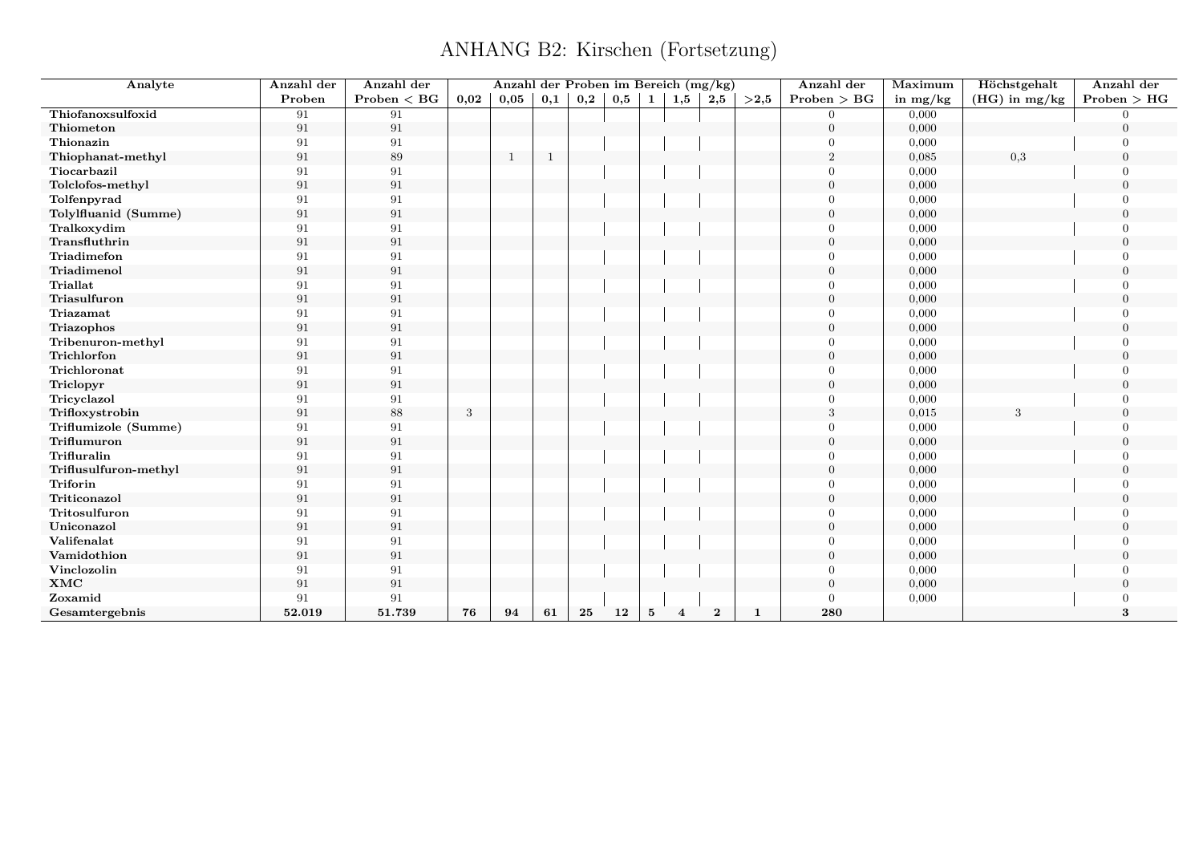# ANHANG B2: Kirschen (Fortsetzung)

| Analyte | Anzahl der Proben | Anzahl der Proben < BG | Anzahl der Proben im Bereich (mg/kg) | | | | | | | | | Anzahl der Proben > BG | Maximum in mg/kg | Höchstgehalt (HG) in mg/kg | Anzahl der Proben > HG |
|---|---|---|---|---|---|---|---|---|---|---|---|---|---|---|---|
| | | | 0,02 | 0,05 | 0,1 | 0,2 | 0,5 | 1 | 1,5 | 2,5 | >2,5 | | | | |
| **Thiofanoxsulfoxid** | 91 | 91 | | | | | | | | | | 0 | 0,000 | | 0 |
| **Thiometon** | 91 | 91 | | | | | | | | | | 0 | 0,000 | | 0 |
| **Thionazin** | 91 | 91 | | | | | | | | | | 0 | 0,000 | | 0 |
| **Thiophanat-methyl** | 91 | 89 | | 1 | 1 | | | | | | | 2 | 0,085 | 0,3 | 0 |
| **Tiocarbazil** | 91 | 91 | | | | | | | | | | 0 | 0,000 | | 0 |
| **Tolclofos-methyl** | 91 | 91 | | | | | | | | | | 0 | 0,000 | | 0 |
| **Tolfenpyrad** | 91 | 91 | | | | | | | | | | 0 | 0,000 | | 0 |
| **Tolylfluanid (Summe)** | 91 | 91 | | | | | | | | | | 0 | 0,000 | | 0 |
| **Tralkoxydim** | 91 | 91 | | | | | | | | | | 0 | 0,000 | | 0 |
| **Transfluthrin** | 91 | 91 | | | | | | | | | | 0 | 0,000 | | 0 |
| **Triadimefon** | 91 | 91 | | | | | | | | | | 0 | 0,000 | | 0 |
| **Triadimenol** | 91 | 91 | | | | | | | | | | 0 | 0,000 | | 0 |
| **Triallat** | 91 | 91 | | | | | | | | | | 0 | 0,000 | | 0 |
| **Triasulfuron** | 91 | 91 | | | | | | | | | | 0 | 0,000 | | 0 |
| **Triazamat** | 91 | 91 | | | | | | | | | | 0 | 0,000 | | 0 |
| **Triazophos** | 91 | 91 | | | | | | | | | | 0 | 0,000 | | 0 |
| **Tribenuron-methyl** | 91 | 91 | | | | | | | | | | 0 | 0,000 | | 0 |
| **Trichlorfon** | 91 | 91 | | | | | | | | | | 0 | 0,000 | | 0 |
| **Trichloronat** | 91 | 91 | | | | | | | | | | 0 | 0,000 | | 0 |
| **Triclopyr** | 91 | 91 | | | | | | | | | | 0 | 0,000 | | 0 |
| **Tricyclazol** | 91 | 91 | | | | | | | | | | 0 | 0,000 | | 0 |
| **Trifloxystrobin** | 91 | 88 | 3 | | | | | | | | | 3 | 0,015 | 3 | 0 |
| **Triflumizole (Summe)** | 91 | 91 | | | | | | | | | | 0 | 0,000 | | 0 |
| **Triflumuron** | 91 | 91 | | | | | | | | | | 0 | 0,000 | | 0 |
| **Trifluralin** | 91 | 91 | | | | | | | | | | 0 | 0,000 | | 0 |
| **Triflusulfuron-methyl** | 91 | 91 | | | | | | | | | | 0 | 0,000 | | 0 |
| **Triforin** | 91 | 91 | | | | | | | | | | 0 | 0,000 | | 0 |
| **Triticonazol** | 91 | 91 | | | | | | | | | | 0 | 0,000 | | 0 |
| **Tritosulfuron** | 91 | 91 | | | | | | | | | | 0 | 0,000 | | 0 |
| **Uniconazol** | 91 | 91 | | | | | | | | | | 0 | 0,000 | | 0 |
| **Valifenalat** | 91 | 91 | | | | | | | | | | 0 | 0,000 | | 0 |
| **Vamidothion** | 91 | 91 | | | | | | | | | | 0 | 0,000 | | 0 |
| **Vinclozolin** | 91 | 91 | | | | | | | | | | 0 | 0,000 | | 0 |
| **XMC** | 91 | 91 | | | | | | | | | | 0 | 0,000 | | 0 |
| **Zoxamid** | 91 | 91 | | | | | | | | | | 0 | 0,000 | | 0 |
| **Gesamtergebnis** | **52.019** | **51.739** | **76** | **94** | **61** | **25** | **12** | **5** | **4** | **2** | **1** | **280** | | | **3** |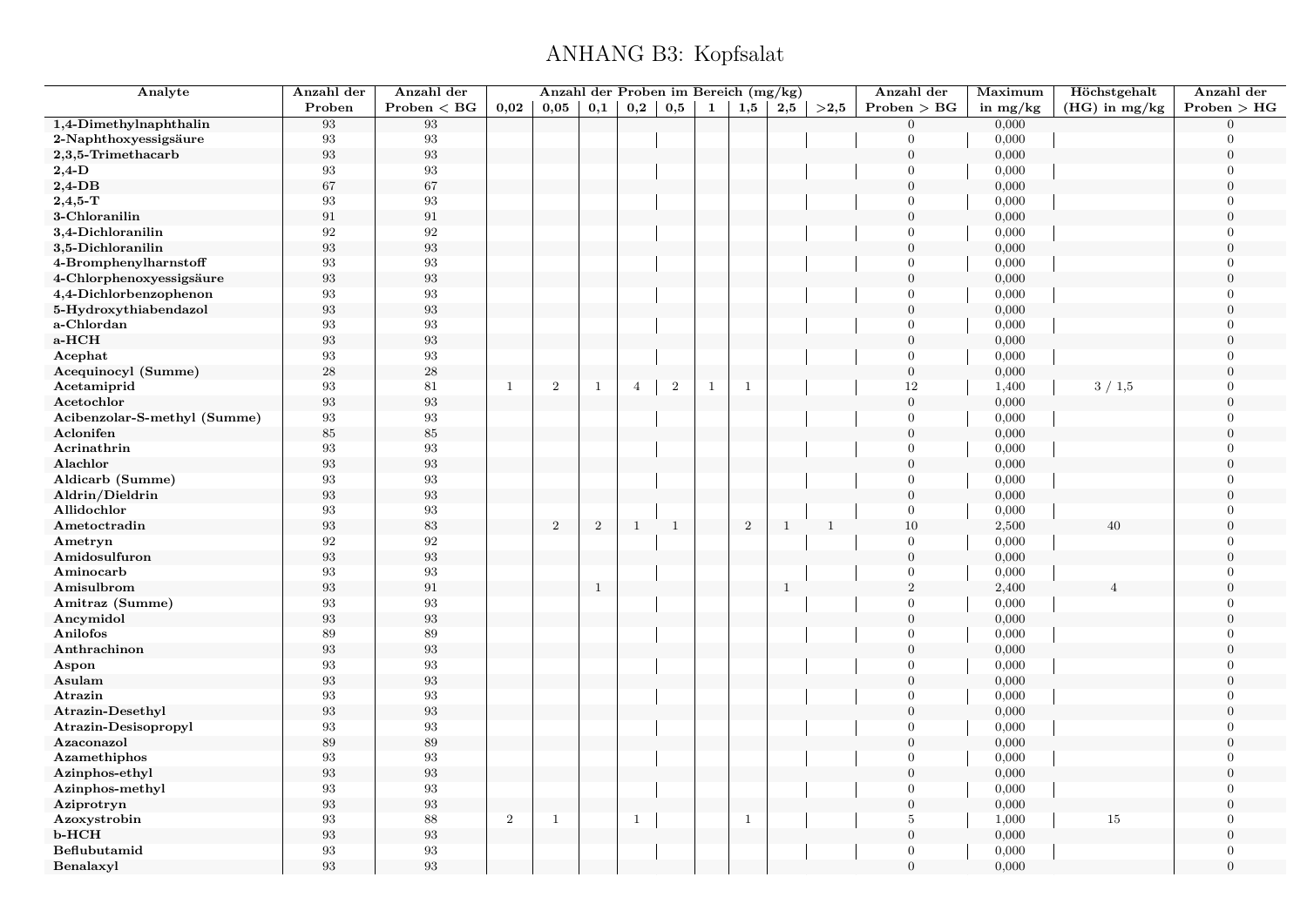# ANHANG B3: Kopfsalat

| Analyte | Anzahl der Proben | Anzahl der Proben < BG | Anzahl der Proben im Bereich (mg/kg) | | | | | | | | | Anzahl der Proben > BG | Maximum in mg/kg | Höchstgehalt (HG) in mg/kg | Anzahl der Proben > HG |
|---|---|---|---|---|---|---|---|---|---|---|---|---|---|---|---|
| | | | 0,02 | 0,05 | 0,1 | 0,2 | 0,5 | 1 | 1,5 | 2,5 | >2,5 | | | | |
| **1,4-Dimethylnaphthalin** | 93 | 93 | | | | | | | | | | 0 | 0,000 | | 0 |
| **2-Naphthoxyessigsäure** | 93 | 93 | | | | | | | | | | 0 | 0,000 | | 0 |
| **2,3,5-Trimethacarb** | 93 | 93 | | | | | | | | | | 0 | 0,000 | | 0 |
| **2,4-D** | 93 | 93 | | | | | | | | | | 0 | 0,000 | | 0 |
| **2,4-DB** | 67 | 67 | | | | | | | | | | 0 | 0,000 | | 0 |
| **2,4,5-T** | 93 | 93 | | | | | | | | | | 0 | 0,000 | | 0 |
| **3-Chloranilin** | 91 | 91 | | | | | | | | | | 0 | 0,000 | | 0 |
| **3,4-Dichloranilin** | 92 | 92 | | | | | | | | | | 0 | 0,000 | | 0 |
| **3,5-Dichloranilin** | 93 | 93 | | | | | | | | | | 0 | 0,000 | | 0 |
| **4-Bromphenylharnstoff** | 93 | 93 | | | | | | | | | | 0 | 0,000 | | 0 |
| **4-Chlorphenoxyessigsäure** | 93 | 93 | | | | | | | | | | 0 | 0,000 | | 0 |
| **4,4-Dichlorbenzophenon** | 93 | 93 | | | | | | | | | | 0 | 0,000 | | 0 |
| **5-Hydroxythiabendazol** | 93 | 93 | | | | | | | | | | 0 | 0,000 | | 0 |
| **a-Chlordan** | 93 | 93 | | | | | | | | | | 0 | 0,000 | | 0 |
| **a-HCH** | 93 | 93 | | | | | | | | | | 0 | 0,000 | | 0 |
| **Acephat** | 93 | 93 | | | | | | | | | | 0 | 0,000 | | 0 |
| **Acequinocyl (Summe)** | 28 | 28 | | | | | | | | | | 0 | 0,000 | | 0 |
| **Acetamiprid** | 93 | 81 | 1 | 2 | 1 | 4 | 2 | 1 | 1 | | | 12 | 1,400 | 3 / 1,5 | 0 |
| **Acetochlor** | 93 | 93 | | | | | | | | | | 0 | 0,000 | | 0 |
| **Acibenzolar-S-methyl (Summe)** | 93 | 93 | | | | | | | | | | 0 | 0,000 | | 0 |
| **Aclonifen** | 85 | 85 | | | | | | | | | | 0 | 0,000 | | 0 |
| **Acrinathrin** | 93 | 93 | | | | | | | | | | 0 | 0,000 | | 0 |
| **Alachlor** | 93 | 93 | | | | | | | | | | 0 | 0,000 | | 0 |
| **Aldicarb (Summe)** | 93 | 93 | | | | | | | | | | 0 | 0,000 | | 0 |
| **Aldrin/Dieldrin** | 93 | 93 | | | | | | | | | | 0 | 0,000 | | 0 |
| **Allidochlor** | 93 | 93 | | | | | | | | | | 0 | 0,000 | | 0 |
| **Ametoctradin** | 93 | 83 | | 2 | 2 | 1 | 1 | | 2 | 1 | 1 | 10 | 2,500 | 40 | 0 |
| **Ametryn** | 92 | 92 | | | | | | | | | | 0 | 0,000 | | 0 |
| **Amidosulfuron** | 93 | 93 | | | | | | | | | | 0 | 0,000 | | 0 |
| **Aminocarb** | 93 | 93 | | | | | | | | | | 0 | 0,000 | | 0 |
| **Amisulbrom** | 93 | 91 | | | 1 | | | | | 1 | | 2 | 2,400 | 4 | 0 |
| **Amitraz (Summe)** | 93 | 93 | | | | | | | | | | 0 | 0,000 | | 0 |
| **Ancymidol** | 93 | 93 | | | | | | | | | | 0 | 0,000 | | 0 |
| **Anilofos** | 89 | 89 | | | | | | | | | | 0 | 0,000 | | 0 |
| **Anthrachinon** | 93 | 93 | | | | | | | | | | 0 | 0,000 | | 0 |
| **Aspon** | 93 | 93 | | | | | | | | | | 0 | 0,000 | | 0 |
| **Asulam** | 93 | 93 | | | | | | | | | | 0 | 0,000 | | 0 |
| **Atrazin** | 93 | 93 | | | | | | | | | | 0 | 0,000 | | 0 |
| **Atrazin-Desethyl** | 93 | 93 | | | | | | | | | | 0 | 0,000 | | 0 |
| **Atrazin-Desisopropyl** | 93 | 93 | | | | | | | | | | 0 | 0,000 | | 0 |
| **Azaconazol** | 89 | 89 | | | | | | | | | | 0 | 0,000 | | 0 |
| **Azamethiphos** | 93 | 93 | | | | | | | | | | 0 | 0,000 | | 0 |
| **Azinphos-ethyl** | 93 | 93 | | | | | | | | | | 0 | 0,000 | | 0 |
| **Azinphos-methyl** | 93 | 93 | | | | | | | | | | 0 | 0,000 | | 0 |
| **Aziprotryn** | 93 | 93 | | | | | | | | | | 0 | 0,000 | | 0 |
| **Azoxystrobin** | 93 | 88 | 2 | 1 | | 1 | | | 1 | | | 5 | 1,000 | 15 | 0 |
| **b-HCH** | 93 | 93 | | | | | | | | | | 0 | 0,000 | | 0 |
| **Beflubutamid** | 93 | 93 | | | | | | | | | | 0 | 0,000 | | 0 |
| **Benalaxyl** | 93 | 93 | | | | | | | | | | 0 | 0,000 | | 0 |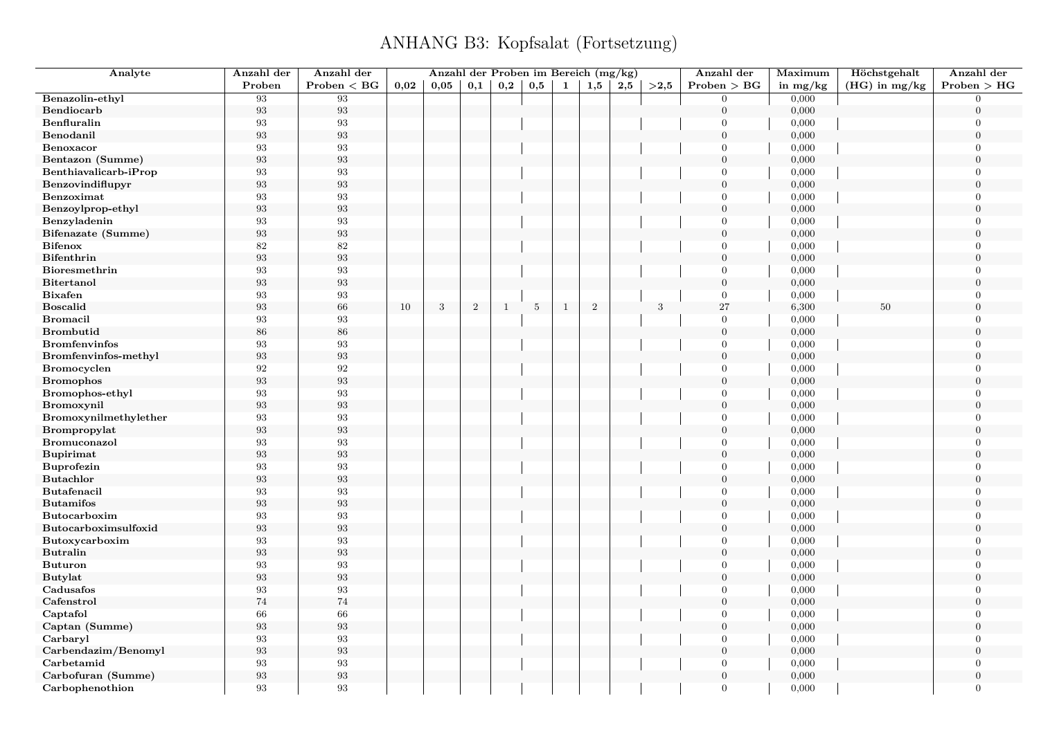# ANHANG B3: Kopfsalat (Fortsetzung)

| Analyte | Anzahl der Proben | Anzahl der Proben < BG | Anzahl der Proben im Bereich (mg/kg) | | | | | | | | | Anzahl der Proben > BG | Maximum in mg/kg | Höchstgehalt (HG) in mg/kg | Anzahl der Proben > HG |
|---|---|---|---|---|---|---|---|---|---|---|---|---|---|---|---|
| | | | 0,02 | 0,05 | 0,1 | 0,2 | 0,5 | 1 | 1,5 | 2,5 | >2,5 | | | | |
| Benazolin-ethyl | 93 | 93 | | | | | | | | | | 0 | 0,000 | | 0 |
| Bendiocarb | 93 | 93 | | | | | | | | | | 0 | 0,000 | | 0 |
| Benfluralin | 93 | 93 | | | | | | | | | | 0 | 0,000 | | 0 |
| Benodanil | 93 | 93 | | | | | | | | | | 0 | 0,000 | | 0 |
| Benoxacor | 93 | 93 | | | | | | | | | | 0 | 0,000 | | 0 |
| Bentazon (Summe) | 93 | 93 | | | | | | | | | | 0 | 0,000 | | 0 |
| Benthiavalicarb-iProp | 93 | 93 | | | | | | | | | | 0 | 0,000 | | 0 |
| Benzovindiflupyr | 93 | 93 | | | | | | | | | | 0 | 0,000 | | 0 |
| Benzoximat | 93 | 93 | | | | | | | | | | 0 | 0,000 | | 0 |
| Benzoylprop-ethyl | 93 | 93 | | | | | | | | | | 0 | 0,000 | | 0 |
| Benzyladenin | 93 | 93 | | | | | | | | | | 0 | 0,000 | | 0 |
| Bifenazate (Summe) | 93 | 93 | | | | | | | | | | 0 | 0,000 | | 0 |
| Bifenox | 82 | 82 | | | | | | | | | | 0 | 0,000 | | 0 |
| Bifenthrin | 93 | 93 | | | | | | | | | | 0 | 0,000 | | 0 |
| Bioresmethrin | 93 | 93 | | | | | | | | | | 0 | 0,000 | | 0 |
| Bitertanol | 93 | 93 | | | | | | | | | | 0 | 0,000 | | 0 |
| Bixafen | 93 | 93 | | | | | | | | | | 0 | 0,000 | | 0 |
| Boscalid | 93 | 66 | 10 | 3 | 2 | 1 | 5 | 1 | 2 | | 3 | 27 | 6,300 | 50 | 0 |
| Bromacil | 93 | 93 | | | | | | | | | | 0 | 0,000 | | 0 |
| Brombutid | 86 | 86 | | | | | | | | | | 0 | 0,000 | | 0 |
| Bromfenvinfos | 93 | 93 | | | | | | | | | | 0 | 0,000 | | 0 |
| Bromfenvinfos-methyl | 93 | 93 | | | | | | | | | | 0 | 0,000 | | 0 |
| Bromocyclen | 92 | 92 | | | | | | | | | | 0 | 0,000 | | 0 |
| Bromophos | 93 | 93 | | | | | | | | | | 0 | 0,000 | | 0 |
| Bromophos-ethyl | 93 | 93 | | | | | | | | | | 0 | 0,000 | | 0 |
| Bromoxynil | 93 | 93 | | | | | | | | | | 0 | 0,000 | | 0 |
| Bromoxynilmethylether | 93 | 93 | | | | | | | | | | 0 | 0,000 | | 0 |
| Brompropylat | 93 | 93 | | | | | | | | | | 0 | 0,000 | | 0 |
| Bromuconazol | 93 | 93 | | | | | | | | | | 0 | 0,000 | | 0 |
| Bupirimat | 93 | 93 | | | | | | | | | | 0 | 0,000 | | 0 |
| Buprofezin | 93 | 93 | | | | | | | | | | 0 | 0,000 | | 0 |
| Butachlor | 93 | 93 | | | | | | | | | | 0 | 0,000 | | 0 |
| Butafenacil | 93 | 93 | | | | | | | | | | 0 | 0,000 | | 0 |
| Butamifos | 93 | 93 | | | | | | | | | | 0 | 0,000 | | 0 |
| Butocarboxim | 93 | 93 | | | | | | | | | | 0 | 0,000 | | 0 |
| Butocarboximsulfoxid | 93 | 93 | | | | | | | | | | 0 | 0,000 | | 0 |
| Butoxycarboxim | 93 | 93 | | | | | | | | | | 0 | 0,000 | | 0 |
| Butralin | 93 | 93 | | | | | | | | | | 0 | 0,000 | | 0 |
| Buturon | 93 | 93 | | | | | | | | | | 0 | 0,000 | | 0 |
| Butylat | 93 | 93 | | | | | | | | | | 0 | 0,000 | | 0 |
| Cadusafos | 93 | 93 | | | | | | | | | | 0 | 0,000 | | 0 |
| Cafenstrol | 74 | 74 | | | | | | | | | | 0 | 0,000 | | 0 |
| Captafol | 66 | 66 | | | | | | | | | | 0 | 0,000 | | 0 |
| Captan (Summe) | 93 | 93 | | | | | | | | | | 0 | 0,000 | | 0 |
| Carbaryl | 93 | 93 | | | | | | | | | | 0 | 0,000 | | 0 |
| Carbendazim/Benomyl | 93 | 93 | | | | | | | | | | 0 | 0,000 | | 0 |
| Carbetamid | 93 | 93 | | | | | | | | | | 0 | 0,000 | | 0 |
| Carbofuran (Summe) | 93 | 93 | | | | | | | | | | 0 | 0,000 | | 0 |
| Carbophenothion | 93 | 93 | | | | | | | | | | 0 | 0,000 | | 0 |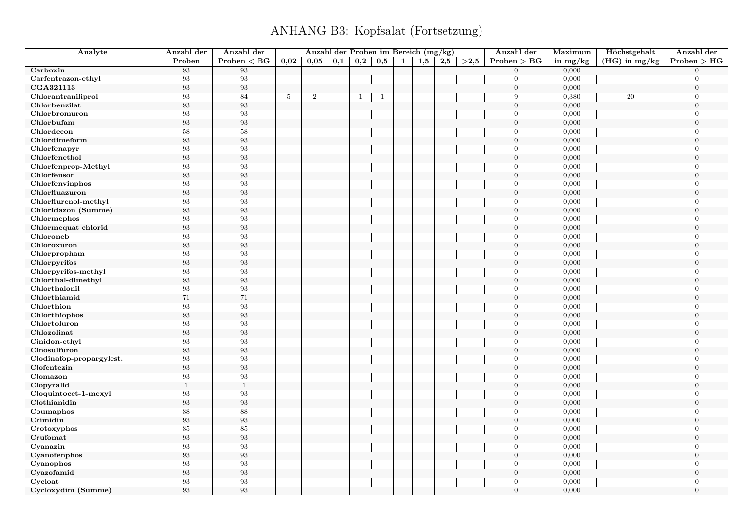# ANHANG B3: Kopfsalat (Fortsetzung)

| Analyte | Anzahl der Proben | Anzahl der Proben < BG | Anzahl der Proben im Bereich (mg/kg) | | | | | | | | | Anzahl der Proben > BG | Maximum in mg/kg | Höchstgehalt (HG) in mg/kg | Anzahl der Proben > HG |
|---|---|---|---|---|---|---|---|---|---|---|---|---|---|---|---|
| | | | 0,02 | 0,05 | 0,1 | 0,2 | 0,5 | 1 | 1,5 | 2,5 | >2,5 | | | | |
| **Carboxin** | 93 | 93 | | | | | | | | | | 0 | 0,000 | | 0 |
| **Carfentrazon-ethyl** | 93 | 93 | | | | | | | | | | 0 | 0,000 | | 0 |
| **CGA321113** | 93 | 93 | | | | | | | | | | 0 | 0,000 | | 0 |
| **Chlorantraniliprol** | 93 | 84 | 5 | 2 | | 1 | 1 | | | | | 9 | 0,380 | 20 | 0 |
| **Chlorbenzilat** | 93 | 93 | | | | | | | | | | 0 | 0,000 | | 0 |
| **Chlorbromuron** | 93 | 93 | | | | | | | | | | 0 | 0,000 | | 0 |
| **Chlorbufam** | 93 | 93 | | | | | | | | | | 0 | 0,000 | | 0 |
| **Chlordecon** | 58 | 58 | | | | | | | | | | 0 | 0,000 | | 0 |
| **Chlordimeform** | 93 | 93 | | | | | | | | | | 0 | 0,000 | | 0 |
| **Chlorfenapyr** | 93 | 93 | | | | | | | | | | 0 | 0,000 | | 0 |
| **Chlorfenethol** | 93 | 93 | | | | | | | | | | 0 | 0,000 | | 0 |
| **Chlorfenprop-Methyl** | 93 | 93 | | | | | | | | | | 0 | 0,000 | | 0 |
| **Chlorfenson** | 93 | 93 | | | | | | | | | | 0 | 0,000 | | 0 |
| **Chlorfenvinphos** | 93 | 93 | | | | | | | | | | 0 | 0,000 | | 0 |
| **Chlorfluazuron** | 93 | 93 | | | | | | | | | | 0 | 0,000 | | 0 |
| **Chlorflurenol-methyl** | 93 | 93 | | | | | | | | | | 0 | 0,000 | | 0 |
| **Chloridazon (Summe)** | 93 | 93 | | | | | | | | | | 0 | 0,000 | | 0 |
| **Chlormephos** | 93 | 93 | | | | | | | | | | 0 | 0,000 | | 0 |
| **Chlormequat chlorid** | 93 | 93 | | | | | | | | | | 0 | 0,000 | | 0 |
| **Chloroneb** | 93 | 93 | | | | | | | | | | 0 | 0,000 | | 0 |
| **Chloroxuron** | 93 | 93 | | | | | | | | | | 0 | 0,000 | | 0 |
| **Chlorpropham** | 93 | 93 | | | | | | | | | | 0 | 0,000 | | 0 |
| **Chlorpyrifos** | 93 | 93 | | | | | | | | | | 0 | 0,000 | | 0 |
| **Chlorpyrifos-methyl** | 93 | 93 | | | | | | | | | | 0 | 0,000 | | 0 |
| **Chlorthal-dimethyl** | 93 | 93 | | | | | | | | | | 0 | 0,000 | | 0 |
| **Chlorthalonil** | 93 | 93 | | | | | | | | | | 0 | 0,000 | | 0 |
| **Chlorthiamid** | 71 | 71 | | | | | | | | | | 0 | 0,000 | | 0 |
| **Chlorthion** | 93 | 93 | | | | | | | | | | 0 | 0,000 | | 0 |
| **Chlorthiophos** | 93 | 93 | | | | | | | | | | 0 | 0,000 | | 0 |
| **Chlortoluron** | 93 | 93 | | | | | | | | | | 0 | 0,000 | | 0 |
| **Chlozolinat** | 93 | 93 | | | | | | | | | | 0 | 0,000 | | 0 |
| **Cinidon-ethyl** | 93 | 93 | | | | | | | | | | 0 | 0,000 | | 0 |
| **Cinosulfuron** | 93 | 93 | | | | | | | | | | 0 | 0,000 | | 0 |
| **Clodinafop-propargylest.** | 93 | 93 | | | | | | | | | | 0 | 0,000 | | 0 |
| **Clofentezin** | 93 | 93 | | | | | | | | | | 0 | 0,000 | | 0 |
| **Clomazon** | 93 | 93 | | | | | | | | | | 0 | 0,000 | | 0 |
| **Clopyralid** | 1 | 1 | | | | | | | | | | 0 | 0,000 | | 0 |
| **Cloquintocet-1-mexyl** | 93 | 93 | | | | | | | | | | 0 | 0,000 | | 0 |
| **Clothianidin** | 93 | 93 | | | | | | | | | | 0 | 0,000 | | 0 |
| **Coumaphos** | 88 | 88 | | | | | | | | | | 0 | 0,000 | | 0 |
| **Crimidin** | 93 | 93 | | | | | | | | | | 0 | 0,000 | | 0 |
| **Crotoxyphos** | 85 | 85 | | | | | | | | | | 0 | 0,000 | | 0 |
| **Crufomat** | 93 | 93 | | | | | | | | | | 0 | 0,000 | | 0 |
| **Cyanazin** | 93 | 93 | | | | | | | | | | 0 | 0,000 | | 0 |
| **Cyanofenphos** | 93 | 93 | | | | | | | | | | 0 | 0,000 | | 0 |
| **Cyanophos** | 93 | 93 | | | | | | | | | | 0 | 0,000 | | 0 |
| **Cyazofamid** | 93 | 93 | | | | | | | | | | 0 | 0,000 | | 0 |
| **Cycloat** | 93 | 93 | | | | | | | | | | 0 | 0,000 | | 0 |
| **Cycloxydim (Summe)** | 93 | 93 | | | | | | | | | | 0 | 0,000 | | 0 |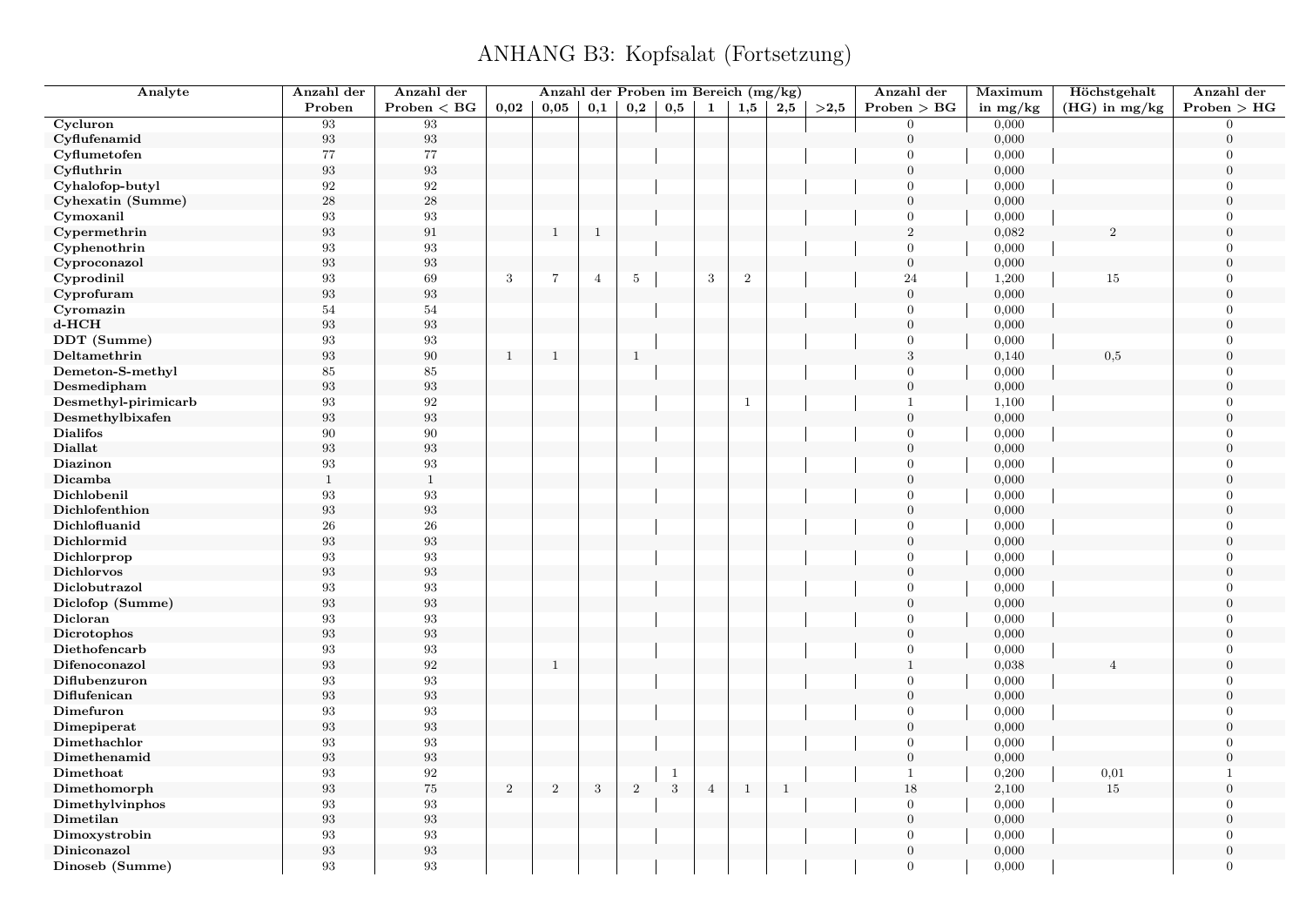# ANHANG B3: Kopfsalat (Fortsetzung)

| Analyte | Anzahl der Proben | Anzahl der Proben < BG | Anzahl der Proben im Bereich (mg/kg) | | | | | | | | | Anzahl der Proben > BG | Maximum in mg/kg | Höchstgehalt (HG) in mg/kg | Anzahl der Proben > HG |
|---|---|---|---|---|---|---|---|---|---|---|---|---|---|---|---|
| | | | 0,02 | 0,05 | 0,1 | 0,2 | 0,5 | 1 | 1,5 | 2,5 | >2,5 | | | | |
| Cycluron | 93 | 93 | | | | | | | | | | 0 | 0,000 | | 0 |
| Cyflufenamid | 93 | 93 | | | | | | | | | | 0 | 0,000 | | 0 |
| Cyflumetofen | 77 | 77 | | | | | | | | | | 0 | 0,000 | | 0 |
| Cyfluthrin | 93 | 93 | | | | | | | | | | 0 | 0,000 | | 0 |
| Cyhalofop-butyl | 92 | 92 | | | | | | | | | | 0 | 0,000 | | 0 |
| Cyhexatin (Summe) | 28 | 28 | | | | | | | | | | 0 | 0,000 | | 0 |
| Cymoxanil | 93 | 93 | | | | | | | | | | 0 | 0,000 | | 0 |
| Cypermethrin | 93 | 91 | | 1 | 1 | | | | | | | 2 | 0,082 | 2 | 0 |
| Cyphenothrin | 93 | 93 | | | | | | | | | | 0 | 0,000 | | 0 |
| Cyproconazol | 93 | 93 | | | | | | | | | | 0 | 0,000 | | 0 |
| Cyprodinil | 93 | 69 | 3 | 7 | 4 | 5 | | 3 | 2 | | | 24 | 1,200 | 15 | 0 |
| Cyprofuram | 93 | 93 | | | | | | | | | | 0 | 0,000 | | 0 |
| Cyromazin | 54 | 54 | | | | | | | | | | 0 | 0,000 | | 0 |
| d-HCH | 93 | 93 | | | | | | | | | | 0 | 0,000 | | 0 |
| DDT (Summe) | 93 | 93 | | | | | | | | | | 0 | 0,000 | | 0 |
| Deltamethrin | 93 | 90 | 1 | 1 | | 1 | | | | | | 3 | 0,140 | 0,5 | 0 |
| Demeton-S-methyl | 85 | 85 | | | | | | | | | | 0 | 0,000 | | 0 |
| Desmedipham | 93 | 93 | | | | | | | | | | 0 | 0,000 | | 0 |
| Desmethyl-pirimicarb | 93 | 92 | | | | | | | 1 | | | 1 | 1,100 | | 0 |
| Desmethylbixafen | 93 | 93 | | | | | | | | | | 0 | 0,000 | | 0 |
| Dialifos | 90 | 90 | | | | | | | | | | 0 | 0,000 | | 0 |
| Diallat | 93 | 93 | | | | | | | | | | 0 | 0,000 | | 0 |
| Diazinon | 93 | 93 | | | | | | | | | | 0 | 0,000 | | 0 |
| Dicamba | 1 | 1 | | | | | | | | | | 0 | 0,000 | | 0 |
| Dichlobenil | 93 | 93 | | | | | | | | | | 0 | 0,000 | | 0 |
| Dichlofenthion | 93 | 93 | | | | | | | | | | 0 | 0,000 | | 0 |
| Dichlofluanid | 26 | 26 | | | | | | | | | | 0 | 0,000 | | 0 |
| Dichlormid | 93 | 93 | | | | | | | | | | 0 | 0,000 | | 0 |
| Dichlorprop | 93 | 93 | | | | | | | | | | 0 | 0,000 | | 0 |
| Dichlorvos | 93 | 93 | | | | | | | | | | 0 | 0,000 | | 0 |
| Diclobutrazol | 93 | 93 | | | | | | | | | | 0 | 0,000 | | 0 |
| Diclofop (Summe) | 93 | 93 | | | | | | | | | | 0 | 0,000 | | 0 |
| Dicloran | 93 | 93 | | | | | | | | | | 0 | 0,000 | | 0 |
| Dicrotophos | 93 | 93 | | | | | | | | | | 0 | 0,000 | | 0 |
| Diethofencarb | 93 | 93 | | | | | | | | | | 0 | 0,000 | | 0 |
| Difenoconazol | 93 | 92 | | 1 | | | | | | | | 1 | 0,038 | 4 | 0 |
| Diflubenzuron | 93 | 93 | | | | | | | | | | 0 | 0,000 | | 0 |
| Diflufenican | 93 | 93 | | | | | | | | | | 0 | 0,000 | | 0 |
| Dimefuron | 93 | 93 | | | | | | | | | | 0 | 0,000 | | 0 |
| Dimepiperat | 93 | 93 | | | | | | | | | | 0 | 0,000 | | 0 |
| Dimethachlor | 93 | 93 | | | | | | | | | | 0 | 0,000 | | 0 |
| Dimethenamid | 93 | 93 | | | | | | | | | | 0 | 0,000 | | 0 |
| Dimethoat | 93 | 92 | | | | | 1 | | | | | 1 | 0,200 | 0,01 | 1 |
| Dimethomorph | 93 | 75 | 2 | 2 | 3 | 2 | 3 | 4 | 1 | 1 | | 18 | 2,100 | 15 | 0 |
| Dimethylvinphos | 93 | 93 | | | | | | | | | | 0 | 0,000 | | 0 |
| Dimetilan | 93 | 93 | | | | | | | | | | 0 | 0,000 | | 0 |
| Dimoxystrobin | 93 | 93 | | | | | | | | | | 0 | 0,000 | | 0 |
| Diniconazol | 93 | 93 | | | | | | | | | | 0 | 0,000 | | 0 |
| Dinoseb (Summe) | 93 | 93 | | | | | | | | | | 0 | 0,000 | | 0 |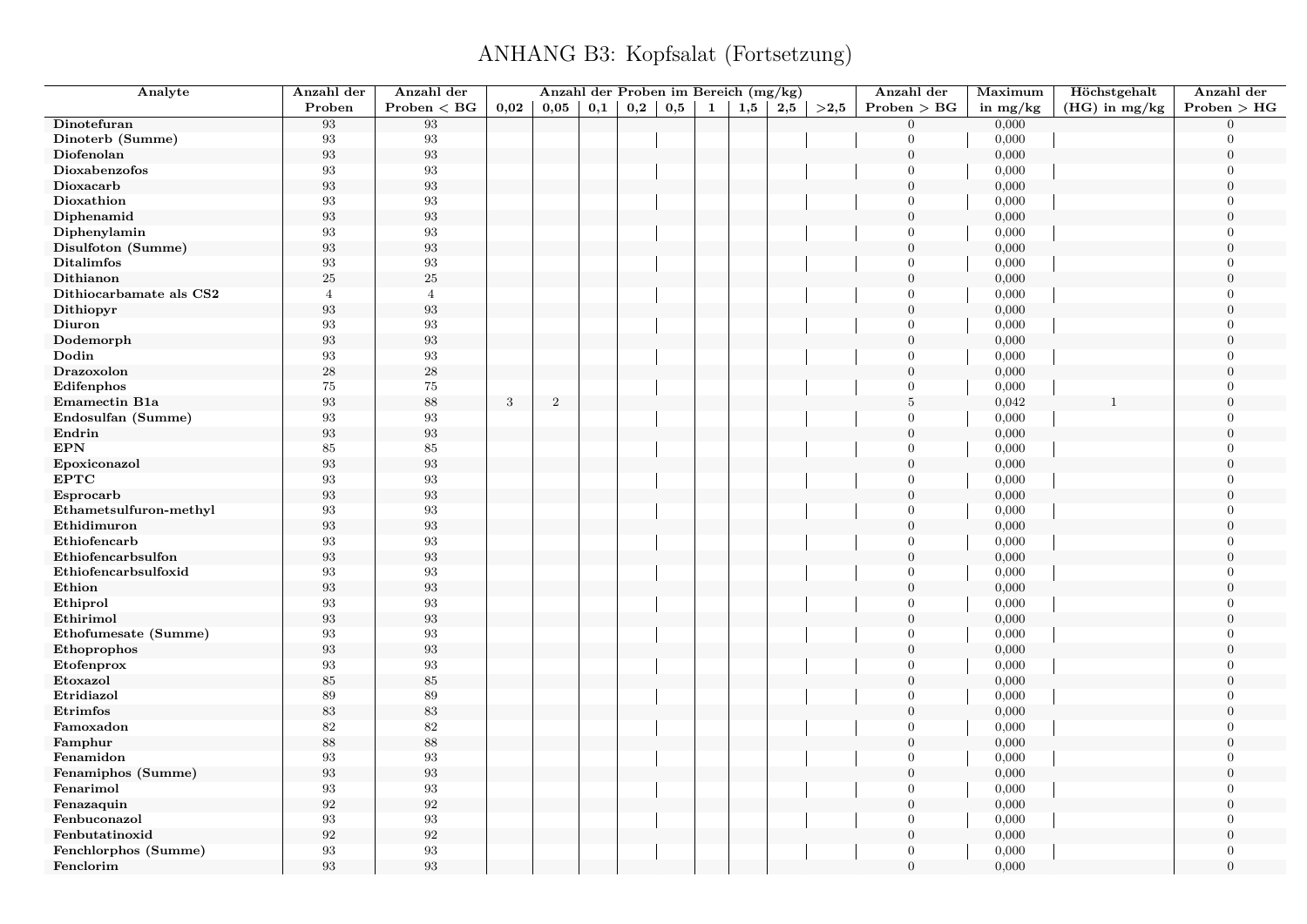# ANHANG B3: Kopfsalat (Fortsetzung)

| Analyte | Anzahl der Proben | Anzahl der Proben < BG | Anzahl der Proben im Bereich (mg/kg) | | | | | | | | | Anzahl der Proben > BG | Maximum in mg/kg | Höchstgehalt (HG) in mg/kg | Anzahl der Proben > HG |
|---|---|---|---|---|---|---|---|---|---|---|---|---|---|---|---|
| | | | 0,02 | 0,05 | 0,1 | 0,2 | 0,5 | 1 | 1,5 | 2,5 | >2,5 | | | | |
| **Dinotefuran** | 93 | 93 | | | | | | | | | | 0 | 0,000 | | 0 |
| **Dinoterb (Summe)** | 93 | 93 | | | | | | | | | | 0 | 0,000 | | 0 |
| **Diofenolan** | 93 | 93 | | | | | | | | | | 0 | 0,000 | | 0 |
| **Dioxabenzofos** | 93 | 93 | | | | | | | | | | 0 | 0,000 | | 0 |
| **Dioxacarb** | 93 | 93 | | | | | | | | | | 0 | 0,000 | | 0 |
| **Dioxathion** | 93 | 93 | | | | | | | | | | 0 | 0,000 | | 0 |
| **Diphenamid** | 93 | 93 | | | | | | | | | | 0 | 0,000 | | 0 |
| **Diphenylamin** | 93 | 93 | | | | | | | | | | 0 | 0,000 | | 0 |
| **Disulfoton (Summe)** | 93 | 93 | | | | | | | | | | 0 | 0,000 | | 0 |
| **Ditalimfos** | 93 | 93 | | | | | | | | | | 0 | 0,000 | | 0 |
| **Dithianon** | 25 | 25 | | | | | | | | | | 0 | 0,000 | | 0 |
| **Dithiocarbamate als CS2** | 4 | 4 | | | | | | | | | | 0 | 0,000 | | 0 |
| **Dithiopyr** | 93 | 93 | | | | | | | | | | 0 | 0,000 | | 0 |
| **Diuron** | 93 | 93 | | | | | | | | | | 0 | 0,000 | | 0 |
| **Dodemorph** | 93 | 93 | | | | | | | | | | 0 | 0,000 | | 0 |
| **Dodin** | 93 | 93 | | | | | | | | | | 0 | 0,000 | | 0 |
| **Drazoxolon** | 28 | 28 | | | | | | | | | | 0 | 0,000 | | 0 |
| **Edifenphos** | 75 | 75 | | | | | | | | | | 0 | 0,000 | | 0 |
| **Emamectin B1a** | 93 | 88 | 3 | 2 | | | | | | | | 5 | 0,042 | 1 | 0 |
| **Endosulfan (Summe)** | 93 | 93 | | | | | | | | | | 0 | 0,000 | | 0 |
| **Endrin** | 93 | 93 | | | | | | | | | | 0 | 0,000 | | 0 |
| **EPN** | 85 | 85 | | | | | | | | | | 0 | 0,000 | | 0 |
| **Epoxiconazol** | 93 | 93 | | | | | | | | | | 0 | 0,000 | | 0 |
| **EPTC** | 93 | 93 | | | | | | | | | | 0 | 0,000 | | 0 |
| **Esprocarb** | 93 | 93 | | | | | | | | | | 0 | 0,000 | | 0 |
| **Ethametsulfuron-methyl** | 93 | 93 | | | | | | | | | | 0 | 0,000 | | 0 |
| **Ethidimuron** | 93 | 93 | | | | | | | | | | 0 | 0,000 | | 0 |
| **Ethiofencarb** | 93 | 93 | | | | | | | | | | 0 | 0,000 | | 0 |
| **Ethiofencarbsulfon** | 93 | 93 | | | | | | | | | | 0 | 0,000 | | 0 |
| **Ethiofencarbsulfoxid** | 93 | 93 | | | | | | | | | | 0 | 0,000 | | 0 |
| **Ethion** | 93 | 93 | | | | | | | | | | 0 | 0,000 | | 0 |
| **Ethiprol** | 93 | 93 | | | | | | | | | | 0 | 0,000 | | 0 |
| **Ethirimol** | 93 | 93 | | | | | | | | | | 0 | 0,000 | | 0 |
| **Ethofumesate (Summe)** | 93 | 93 | | | | | | | | | | 0 | 0,000 | | 0 |
| **Ethoprophos** | 93 | 93 | | | | | | | | | | 0 | 0,000 | | 0 |
| **Etofenprox** | 93 | 93 | | | | | | | | | | 0 | 0,000 | | 0 |
| **Etoxazol** | 85 | 85 | | | | | | | | | | 0 | 0,000 | | 0 |
| **Etridiazol** | 89 | 89 | | | | | | | | | | 0 | 0,000 | | 0 |
| **Etrimfos** | 83 | 83 | | | | | | | | | | 0 | 0,000 | | 0 |
| **Famoxadon** | 82 | 82 | | | | | | | | | | 0 | 0,000 | | 0 |
| **Famphur** | 88 | 88 | | | | | | | | | | 0 | 0,000 | | 0 |
| **Fenamidon** | 93 | 93 | | | | | | | | | | 0 | 0,000 | | 0 |
| **Fenamiphos (Summe)** | 93 | 93 | | | | | | | | | | 0 | 0,000 | | 0 |
| **Fenarimol** | 93 | 93 | | | | | | | | | | 0 | 0,000 | | 0 |
| **Fenazaquin** | 92 | 92 | | | | | | | | | | 0 | 0,000 | | 0 |
| **Fenbuconazol** | 93 | 93 | | | | | | | | | | 0 | 0,000 | | 0 |
| **Fenbutatinoxid** | 92 | 92 | | | | | | | | | | 0 | 0,000 | | 0 |
| **Fenchlorphos (Summe)** | 93 | 93 | | | | | | | | | | 0 | 0,000 | | 0 |
| **Fenclorim** | 93 | 93 | | | | | | | | | | 0 | 0,000 | | 0 |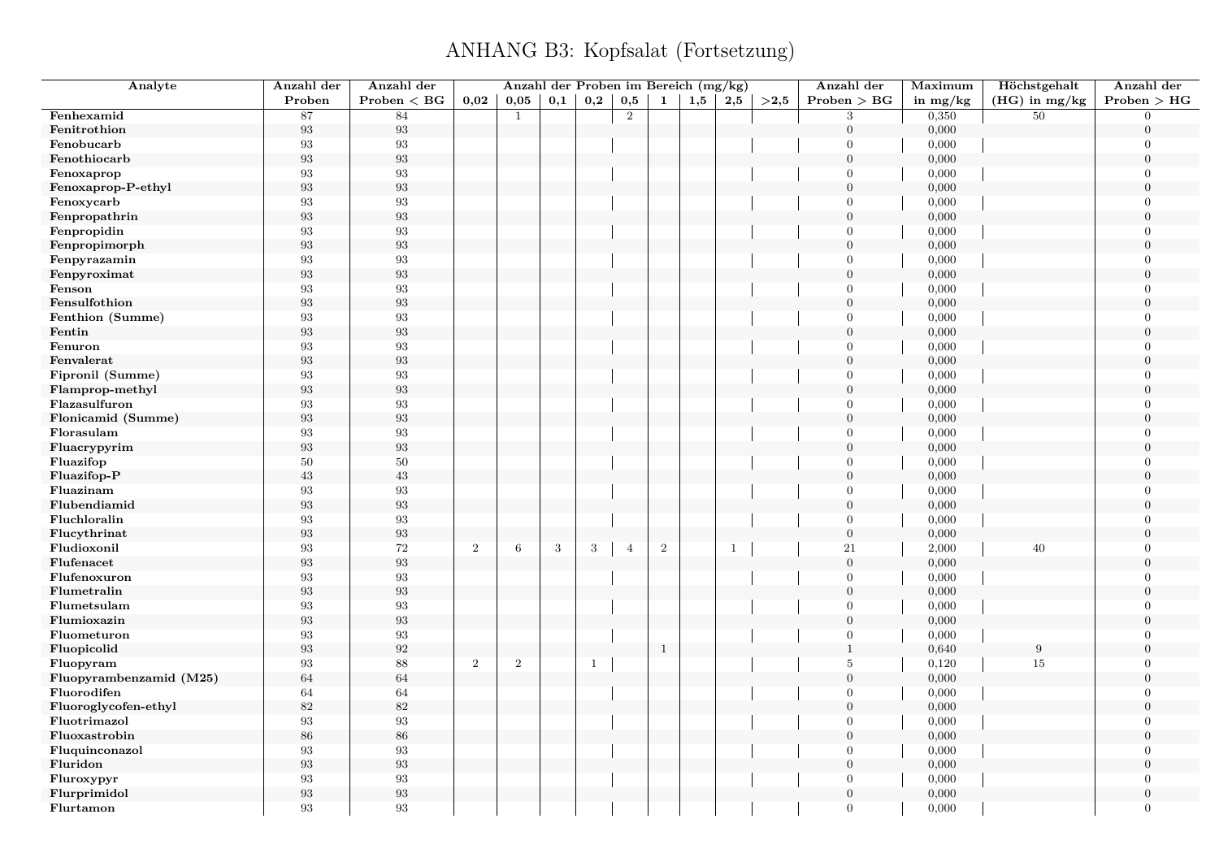# ANHANG B3: Kopfsalat (Fortsetzung)

| Analyte | Anzahl der Proben | Anzahl der Proben < BG | Anzahl der Proben im Bereich (mg/kg) | | | | | | | | | Anzahl der Proben > BG | Maximum in mg/kg | Höchstgehalt (HG) in mg/kg | Anzahl der Proben > HG |
|---|---|---|---|---|---|---|---|---|---|---|---|---|---|---|---|
| | | | 0,02 | 0,05 | 0,1 | 0,2 | 0,5 | 1 | 1,5 | 2,5 | >2,5 | | | | |
| Fenhexamid | 87 | 84 | | 1 | | | 2 | | | | | 3 | 0,350 | 50 | 0 |
| Fenitrothion | 93 | 93 | | | | | | | | | | 0 | 0,000 | | 0 |
| Fenobucarb | 93 | 93 | | | | | | | | | | 0 | 0,000 | | 0 |
| Fenothiocarb | 93 | 93 | | | | | | | | | | 0 | 0,000 | | 0 |
| Fenoxaprop | 93 | 93 | | | | | | | | | | 0 | 0,000 | | 0 |
| Fenoxaprop-P-ethyl | 93 | 93 | | | | | | | | | | 0 | 0,000 | | 0 |
| Fenoxycarb | 93 | 93 | | | | | | | | | | 0 | 0,000 | | 0 |
| Fenpropathrin | 93 | 93 | | | | | | | | | | 0 | 0,000 | | 0 |
| Fenpropidin | 93 | 93 | | | | | | | | | | 0 | 0,000 | | 0 |
| Fenpropimorph | 93 | 93 | | | | | | | | | | 0 | 0,000 | | 0 |
| Fenpyrazamin | 93 | 93 | | | | | | | | | | 0 | 0,000 | | 0 |
| Fenpyroximat | 93 | 93 | | | | | | | | | | 0 | 0,000 | | 0 |
| Fenson | 93 | 93 | | | | | | | | | | 0 | 0,000 | | 0 |
| Fensulfothion | 93 | 93 | | | | | | | | | | 0 | 0,000 | | 0 |
| Fenthion (Summe) | 93 | 93 | | | | | | | | | | 0 | 0,000 | | 0 |
| Fentin | 93 | 93 | | | | | | | | | | 0 | 0,000 | | 0 |
| Fenuron | 93 | 93 | | | | | | | | | | 0 | 0,000 | | 0 |
| Fenvalerat | 93 | 93 | | | | | | | | | | 0 | 0,000 | | 0 |
| Fipronil (Summe) | 93 | 93 | | | | | | | | | | 0 | 0,000 | | 0 |
| Flamprop-methyl | 93 | 93 | | | | | | | | | | 0 | 0,000 | | 0 |
| Flazasulfuron | 93 | 93 | | | | | | | | | | 0 | 0,000 | | 0 |
| Flonicamid (Summe) | 93 | 93 | | | | | | | | | | 0 | 0,000 | | 0 |
| Florasulam | 93 | 93 | | | | | | | | | | 0 | 0,000 | | 0 |
| Fluacrypyrim | 93 | 93 | | | | | | | | | | 0 | 0,000 | | 0 |
| Fluazifop | 50 | 50 | | | | | | | | | | 0 | 0,000 | | 0 |
| Fluazifop-P | 43 | 43 | | | | | | | | | | 0 | 0,000 | | 0 |
| Fluazinam | 93 | 93 | | | | | | | | | | 0 | 0,000 | | 0 |
| Flubendiamid | 93 | 93 | | | | | | | | | | 0 | 0,000 | | 0 |
| Fluchloralin | 93 | 93 | | | | | | | | | | 0 | 0,000 | | 0 |
| Flucythrinat | 93 | 93 | | | | | | | | | | 0 | 0,000 | | 0 |
| Fludioxonil | 93 | 72 | 2 | 6 | 3 | 3 | 4 | 2 | | 1 | | 21 | 2,000 | 40 | 0 |
| Flufenacet | 93 | 93 | | | | | | | | | | 0 | 0,000 | | 0 |
| Flufenoxuron | 93 | 93 | | | | | | | | | | 0 | 0,000 | | 0 |
| Flumetralin | 93 | 93 | | | | | | | | | | 0 | 0,000 | | 0 |
| Flumetsulam | 93 | 93 | | | | | | | | | | 0 | 0,000 | | 0 |
| Flumioxazin | 93 | 93 | | | | | | | | | | 0 | 0,000 | | 0 |
| Fluometuron | 93 | 93 | | | | | | | | | | 0 | 0,000 | | 0 |
| Fluopicolid | 93 | 92 | | | | | | 1 | | | | 1 | 0,640 | 9 | 0 |
| Fluopyram | 93 | 88 | 2 | 2 | | 1 | | | | | | 5 | 0,120 | 15 | 0 |
| Fluopyrambenzamid (M25) | 64 | 64 | | | | | | | | | | 0 | 0,000 | | 0 |
| Fluorodifen | 64 | 64 | | | | | | | | | | 0 | 0,000 | | 0 |
| Fluoroglycofen-ethyl | 82 | 82 | | | | | | | | | | 0 | 0,000 | | 0 |
| Fluotrimazol | 93 | 93 | | | | | | | | | | 0 | 0,000 | | 0 |
| Fluoxastrobin | 86 | 86 | | | | | | | | | | 0 | 0,000 | | 0 |
| Fluquinconazol | 93 | 93 | | | | | | | | | | 0 | 0,000 | | 0 |
| Fluridon | 93 | 93 | | | | | | | | | | 0 | 0,000 | | 0 |
| Fluroxypyr | 93 | 93 | | | | | | | | | | 0 | 0,000 | | 0 |
| Flurprimidol | 93 | 93 | | | | | | | | | | 0 | 0,000 | | 0 |
| Flurtamon | 93 | 93 | | | | | | | | | | 0 | 0,000 | | 0 |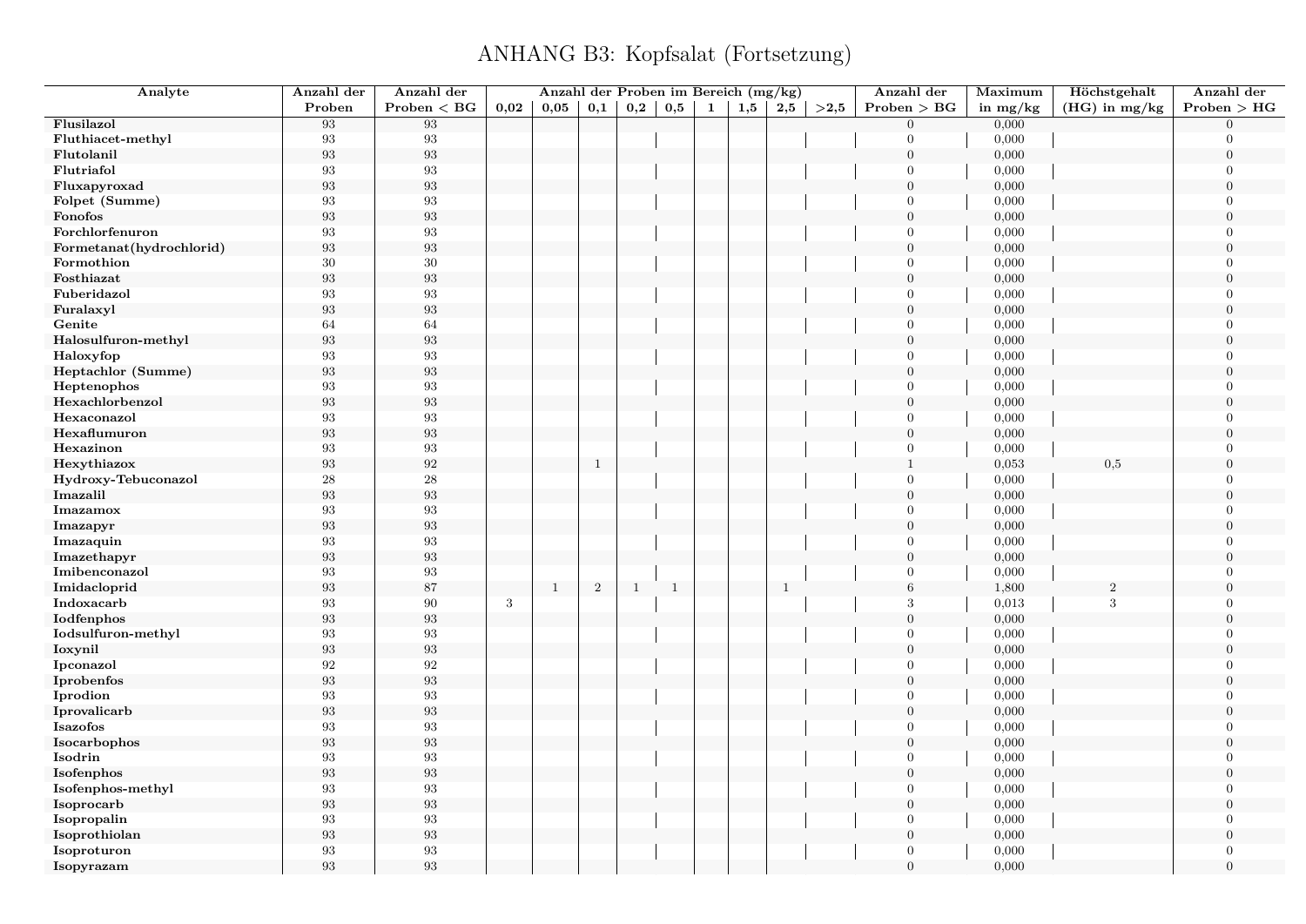# ANHANG B3: Kopfsalat (Fortsetzung)

| Analyte | Anzahl der Proben | Anzahl der Proben < BG | Anzahl der Proben im Bereich (mg/kg) | | | | | | | | | Anzahl der Proben > BG | Maximum in mg/kg | Höchstgehalt (HG) in mg/kg | Anzahl der Proben > HG |
|---|---|---|---|---|---|---|---|---|---|---|---|---|---|---|---|
| | | | 0,02 | 0,05 | 0,1 | 0,2 | 0,5 | 1 | 1,5 | 2,5 | >2,5 | | | | |
| Flusilazol | 93 | 93 | | | | | | | | | | 0 | 0,000 | | 0 |
| Fluthiacet-methyl | 93 | 93 | | | | | | | | | | 0 | 0,000 | | 0 |
| Flutolanil | 93 | 93 | | | | | | | | | | 0 | 0,000 | | 0 |
| Flutriafol | 93 | 93 | | | | | | | | | | 0 | 0,000 | | 0 |
| Fluxapyroxad | 93 | 93 | | | | | | | | | | 0 | 0,000 | | 0 |
| Folpet (Summe) | 93 | 93 | | | | | | | | | | 0 | 0,000 | | 0 |
| Fonofos | 93 | 93 | | | | | | | | | | 0 | 0,000 | | 0 |
| Forchlorfenuron | 93 | 93 | | | | | | | | | | 0 | 0,000 | | 0 |
| Formetanat(hydrochlorid) | 93 | 93 | | | | | | | | | | 0 | 0,000 | | 0 |
| Formothion | 30 | 30 | | | | | | | | | | 0 | 0,000 | | 0 |
| Fosthiazat | 93 | 93 | | | | | | | | | | 0 | 0,000 | | 0 |
| Fuberidazol | 93 | 93 | | | | | | | | | | 0 | 0,000 | | 0 |
| Furalaxyl | 93 | 93 | | | | | | | | | | 0 | 0,000 | | 0 |
| Genite | 64 | 64 | | | | | | | | | | 0 | 0,000 | | 0 |
| Halosulfuron-methyl | 93 | 93 | | | | | | | | | | 0 | 0,000 | | 0 |
| Haloxyfop | 93 | 93 | | | | | | | | | | 0 | 0,000 | | 0 |
| Heptachlor (Summe) | 93 | 93 | | | | | | | | | | 0 | 0,000 | | 0 |
| Heptenophos | 93 | 93 | | | | | | | | | | 0 | 0,000 | | 0 |
| Hexachlorbenzol | 93 | 93 | | | | | | | | | | 0 | 0,000 | | 0 |
| Hexaconazol | 93 | 93 | | | | | | | | | | 0 | 0,000 | | 0 |
| Hexaflumuron | 93 | 93 | | | | | | | | | | 0 | 0,000 | | 0 |
| Hexazinon | 93 | 93 | | | | | | | | | | 0 | 0,000 | | 0 |
| Hexythiazox | 93 | 92 | | | 1 | | | | | | | 1 | 0,053 | 0,5 | 0 |
| Hydroxy-Tebuconazol | 28 | 28 | | | | | | | | | | 0 | 0,000 | | 0 |
| Imazalil | 93 | 93 | | | | | | | | | | 0 | 0,000 | | 0 |
| Imazamox | 93 | 93 | | | | | | | | | | 0 | 0,000 | | 0 |
| Imazapyr | 93 | 93 | | | | | | | | | | 0 | 0,000 | | 0 |
| Imazaquin | 93 | 93 | | | | | | | | | | 0 | 0,000 | | 0 |
| Imazethapyr | 93 | 93 | | | | | | | | | | 0 | 0,000 | | 0 |
| Imibenconazol | 93 | 93 | | | | | | | | | | 0 | 0,000 | | 0 |
| Imidacloprid | 93 | 87 | | 1 | 2 | 1 | 1 | | | 1 | | 6 | 1,800 | 2 | 0 |
| Indoxacarb | 93 | 90 | 3 | | | | | | | | | 3 | 0,013 | 3 | 0 |
| Iodfenphos | 93 | 93 | | | | | | | | | | 0 | 0,000 | | 0 |
| Iodsulfuron-methyl | 93 | 93 | | | | | | | | | | 0 | 0,000 | | 0 |
| Ioxynil | 93 | 93 | | | | | | | | | | 0 | 0,000 | | 0 |
| Ipconazol | 92 | 92 | | | | | | | | | | 0 | 0,000 | | 0 |
| Iprobenfos | 93 | 93 | | | | | | | | | | 0 | 0,000 | | 0 |
| Iprodion | 93 | 93 | | | | | | | | | | 0 | 0,000 | | 0 |
| Iprovalicarb | 93 | 93 | | | | | | | | | | 0 | 0,000 | | 0 |
| Isazofos | 93 | 93 | | | | | | | | | | 0 | 0,000 | | 0 |
| Isocarbophos | 93 | 93 | | | | | | | | | | 0 | 0,000 | | 0 |
| Isodrin | 93 | 93 | | | | | | | | | | 0 | 0,000 | | 0 |
| Isofenphos | 93 | 93 | | | | | | | | | | 0 | 0,000 | | 0 |
| Isofenphos-methyl | 93 | 93 | | | | | | | | | | 0 | 0,000 | | 0 |
| Isoprocarb | 93 | 93 | | | | | | | | | | 0 | 0,000 | | 0 |
| Isopropalin | 93 | 93 | | | | | | | | | | 0 | 0,000 | | 0 |
| Isoprothiolan | 93 | 93 | | | | | | | | | | 0 | 0,000 | | 0 |
| Isoproturon | 93 | 93 | | | | | | | | | | 0 | 0,000 | | 0 |
| Isopyrazam | 93 | 93 | | | | | | | | | | 0 | 0,000 | | 0 |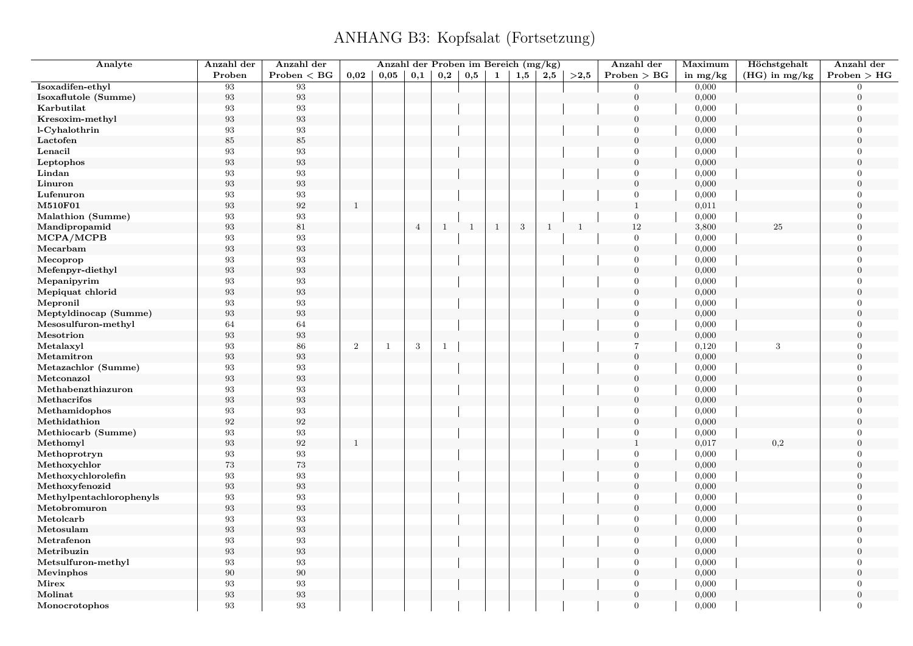# ANHANG B3: Kopfsalat (Fortsetzung)

| Analyte | Anzahl der Proben | Anzahl der Proben < BG | Anzahl der Proben im Bereich (mg/kg) | | | | | | | | | Anzahl der Proben > BG | Maximum in mg/kg | Höchstgehalt (HG) in mg/kg | Anzahl der Proben > HG |
|---|---|---|---|---|---|---|---|---|---|---|---|---|---|---|---|
| | | | 0,02 | 0,05 | 0,1 | 0,2 | 0,5 | 1 | 1,5 | 2,5 | >2,5 | | | | |
| Isoxadifen-ethyl | 93 | 93 | | | | | | | | | | 0 | 0,000 | | 0 |
| Isoxaflutole (Summe) | 93 | 93 | | | | | | | | | | 0 | 0,000 | | 0 |
| Karbutilat | 93 | 93 | | | | | | | | | | 0 | 0,000 | | 0 |
| Kresoxim-methyl | 93 | 93 | | | | | | | | | | 0 | 0,000 | | 0 |
| l-Cyhalothrin | 93 | 93 | | | | | | | | | | 0 | 0,000 | | 0 |
| Lactofen | 85 | 85 | | | | | | | | | | 0 | 0,000 | | 0 |
| Lenacil | 93 | 93 | | | | | | | | | | 0 | 0,000 | | 0 |
| Leptophos | 93 | 93 | | | | | | | | | | 0 | 0,000 | | 0 |
| Lindan | 93 | 93 | | | | | | | | | | 0 | 0,000 | | 0 |
| Linuron | 93 | 93 | | | | | | | | | | 0 | 0,000 | | 0 |
| Lufenuron | 93 | 93 | | | | | | | | | | 0 | 0,000 | | 0 |
| M510F01 | 93 | 92 | 1 | | | | | | | | | 1 | 0,011 | | 0 |
| Malathion (Summe) | 93 | 93 | | | | | | | | | | 0 | 0,000 | | 0 |
| Mandipropamid | 93 | 81 | | | 4 | 1 | 1 | 1 | 3 | 1 | 1 | 12 | 3,800 | 25 | 0 |
| MCPA/MCPB | 93 | 93 | | | | | | | | | | 0 | 0,000 | | 0 |
| Mecarbam | 93 | 93 | | | | | | | | | | 0 | 0,000 | | 0 |
| Mecoprop | 93 | 93 | | | | | | | | | | 0 | 0,000 | | 0 |
| Mefenpyr-diethyl | 93 | 93 | | | | | | | | | | 0 | 0,000 | | 0 |
| Mepanipyrim | 93 | 93 | | | | | | | | | | 0 | 0,000 | | 0 |
| Mepiquat chlorid | 93 | 93 | | | | | | | | | | 0 | 0,000 | | 0 |
| Mepronil | 93 | 93 | | | | | | | | | | 0 | 0,000 | | 0 |
| Meptyldinocap (Summe) | 93 | 93 | | | | | | | | | | 0 | 0,000 | | 0 |
| Mesosulfuron-methyl | 64 | 64 | | | | | | | | | | 0 | 0,000 | | 0 |
| Mesotrion | 93 | 93 | | | | | | | | | | 0 | 0,000 | | 0 |
| Metalaxyl | 93 | 86 | 2 | 1 | 3 | 1 | | | | | | 7 | 0,120 | 3 | 0 |
| Metamitron | 93 | 93 | | | | | | | | | | 0 | 0,000 | | 0 |
| Metazachlor (Summe) | 93 | 93 | | | | | | | | | | 0 | 0,000 | | 0 |
| Metconazol | 93 | 93 | | | | | | | | | | 0 | 0,000 | | 0 |
| Methabenzthiazuron | 93 | 93 | | | | | | | | | | 0 | 0,000 | | 0 |
| Methacrifos | 93 | 93 | | | | | | | | | | 0 | 0,000 | | 0 |
| Methamidophos | 93 | 93 | | | | | | | | | | 0 | 0,000 | | 0 |
| Methidathion | 92 | 92 | | | | | | | | | | 0 | 0,000 | | 0 |
| Methiocarb (Summe) | 93 | 93 | | | | | | | | | | 0 | 0,000 | | 0 |
| Methomyl | 93 | 92 | 1 | | | | | | | | | 1 | 0,017 | 0,2 | 0 |
| Methoprotryn | 93 | 93 | | | | | | | | | | 0 | 0,000 | | 0 |
| Methoxychlor | 73 | 73 | | | | | | | | | | 0 | 0,000 | | 0 |
| Methoxychlorolefin | 93 | 93 | | | | | | | | | | 0 | 0,000 | | 0 |
| Methoxyfenozid | 93 | 93 | | | | | | | | | | 0 | 0,000 | | 0 |
| Methylpentachlorophenyls | 93 | 93 | | | | | | | | | | 0 | 0,000 | | 0 |
| Metobromuron | 93 | 93 | | | | | | | | | | 0 | 0,000 | | 0 |
| Metolcarb | 93 | 93 | | | | | | | | | | 0 | 0,000 | | 0 |
| Metosulam | 93 | 93 | | | | | | | | | | 0 | 0,000 | | 0 |
| Metrafenon | 93 | 93 | | | | | | | | | | 0 | 0,000 | | 0 |
| Metribuzin | 93 | 93 | | | | | | | | | | 0 | 0,000 | | 0 |
| Metsulfuron-methyl | 93 | 93 | | | | | | | | | | 0 | 0,000 | | 0 |
| Mevinphos | 90 | 90 | | | | | | | | | | 0 | 0,000 | | 0 |
| Mirex | 93 | 93 | | | | | | | | | | 0 | 0,000 | | 0 |
| Molinat | 93 | 93 | | | | | | | | | | 0 | 0,000 | | 0 |
| Monocrotophos | 93 | 93 | | | | | | | | | | 0 | 0,000 | | 0 |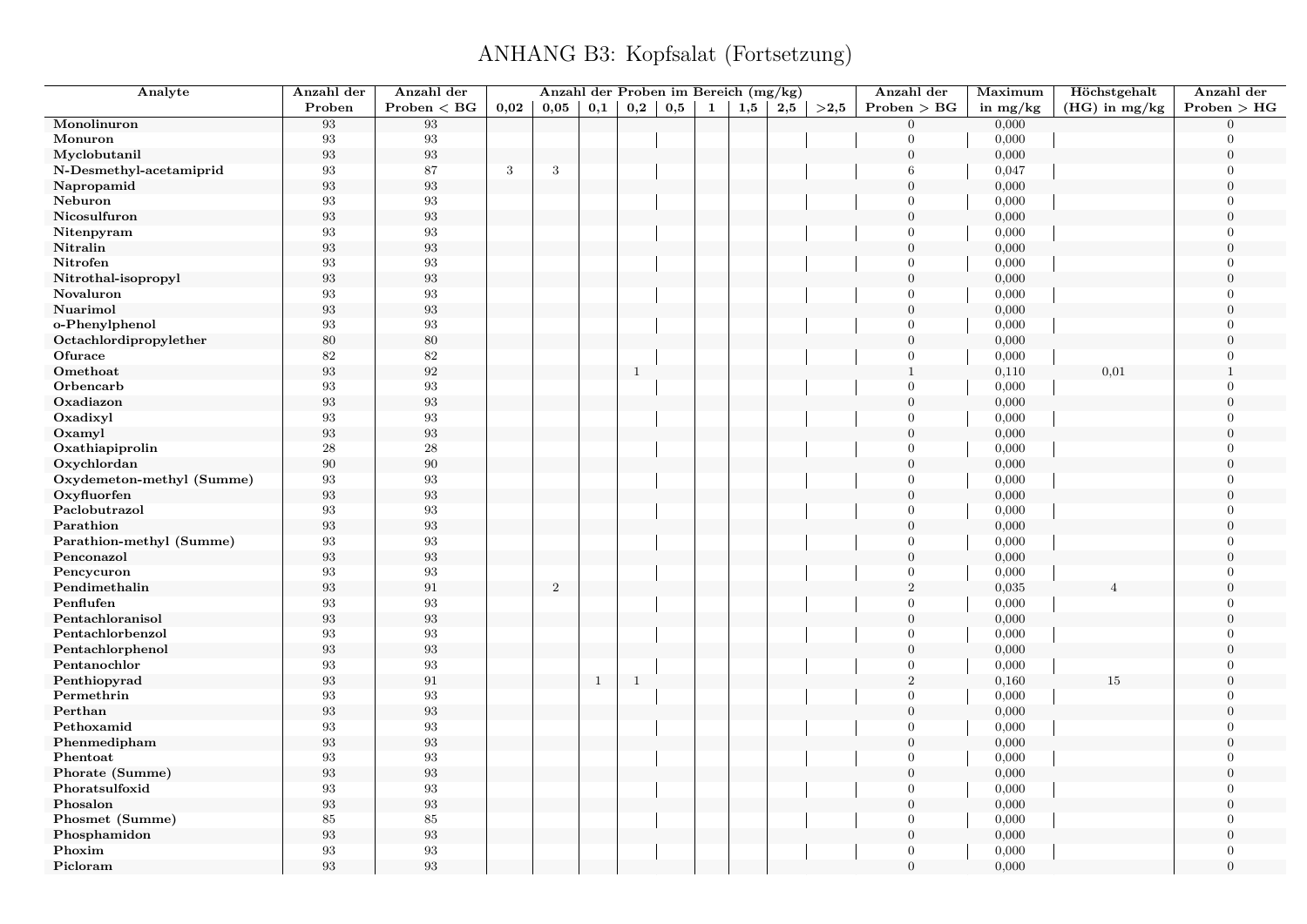# ANHANG B3: Kopfsalat (Fortsetzung)

| Analyte | Anzahl der Proben | Anzahl der Proben < BG | Anzahl der Proben im Bereich (mg/kg) | | | | | | | | | Anzahl der Proben > BG | Maximum in mg/kg | Höchstgehalt (HG) in mg/kg | Anzahl der Proben > HG |
|---|---|---|---|---|---|---|---|---|---|---|---|---|---|---|---|
| | | | 0,02 | 0,05 | 0,1 | 0,2 | 0,5 | 1 | 1,5 | 2,5 | >2,5 | | | | |
| **Monolinuron** | 93 | 93 | | | | | | | | | | 0 | 0,000 | | 0 |
| **Monuron** | 93 | 93 | | | | | | | | | | 0 | 0,000 | | 0 |
| **Myclobutanil** | 93 | 93 | | | | | | | | | | 0 | 0,000 | | 0 |
| **N-Desmethyl-acetamiprid** | 93 | 87 | 3 | 3 | | | | | | | | 6 | 0,047 | | 0 |
| **Napropamid** | 93 | 93 | | | | | | | | | | 0 | 0,000 | | 0 |
| **Neburon** | 93 | 93 | | | | | | | | | | 0 | 0,000 | | 0 |
| **Nicosulfuron** | 93 | 93 | | | | | | | | | | 0 | 0,000 | | 0 |
| **Nitenpyram** | 93 | 93 | | | | | | | | | | 0 | 0,000 | | 0 |
| **Nitralin** | 93 | 93 | | | | | | | | | | 0 | 0,000 | | 0 |
| **Nitrofen** | 93 | 93 | | | | | | | | | | 0 | 0,000 | | 0 |
| **Nitrothal-isopropyl** | 93 | 93 | | | | | | | | | | 0 | 0,000 | | 0 |
| **Novaluron** | 93 | 93 | | | | | | | | | | 0 | 0,000 | | 0 |
| **Nuarimol** | 93 | 93 | | | | | | | | | | 0 | 0,000 | | 0 |
| **o-Phenylphenol** | 93 | 93 | | | | | | | | | | 0 | 0,000 | | 0 |
| **Octachlordipropylether** | 80 | 80 | | | | | | | | | | 0 | 0,000 | | 0 |
| **Ofurace** | 82 | 82 | | | | | | | | | | 0 | 0,000 | | 0 |
| **Omethoat** | 93 | 92 | | | | 1 | | | | | | 1 | 0,110 | 0,01 | 1 |
| **Orbencarb** | 93 | 93 | | | | | | | | | | 0 | 0,000 | | 0 |
| **Oxadiazon** | 93 | 93 | | | | | | | | | | 0 | 0,000 | | 0 |
| **Oxadixyl** | 93 | 93 | | | | | | | | | | 0 | 0,000 | | 0 |
| **Oxamyl** | 93 | 93 | | | | | | | | | | 0 | 0,000 | | 0 |
| **Oxathiapiprolin** | 28 | 28 | | | | | | | | | | 0 | 0,000 | | 0 |
| **Oxychlordan** | 90 | 90 | | | | | | | | | | 0 | 0,000 | | 0 |
| **Oxydemeton-methyl (Summe)** | 93 | 93 | | | | | | | | | | 0 | 0,000 | | 0 |
| **Oxyfluorfen** | 93 | 93 | | | | | | | | | | 0 | 0,000 | | 0 |
| **Paclobutrazol** | 93 | 93 | | | | | | | | | | 0 | 0,000 | | 0 |
| **Parathion** | 93 | 93 | | | | | | | | | | 0 | 0,000 | | 0 |
| **Parathion-methyl (Summe)** | 93 | 93 | | | | | | | | | | 0 | 0,000 | | 0 |
| **Penconazol** | 93 | 93 | | | | | | | | | | 0 | 0,000 | | 0 |
| **Pencycuron** | 93 | 93 | | | | | | | | | | 0 | 0,000 | | 0 |
| **Pendimethalin** | 93 | 91 | | 2 | | | | | | | | 2 | 0,035 | 4 | 0 |
| **Penflufen** | 93 | 93 | | | | | | | | | | 0 | 0,000 | | 0 |
| **Pentachloranisol** | 93 | 93 | | | | | | | | | | 0 | 0,000 | | 0 |
| **Pentachlorbenzol** | 93 | 93 | | | | | | | | | | 0 | 0,000 | | 0 |
| **Pentachlorphenol** | 93 | 93 | | | | | | | | | | 0 | 0,000 | | 0 |
| **Pentanochlor** | 93 | 93 | | | | | | | | | | 0 | 0,000 | | 0 |
| **Penthiopyrad** | 93 | 91 | | | 1 | 1 | | | | | | 2 | 0,160 | 15 | 0 |
| **Permethrin** | 93 | 93 | | | | | | | | | | 0 | 0,000 | | 0 |
| **Perthan** | 93 | 93 | | | | | | | | | | 0 | 0,000 | | 0 |
| **Pethoxamid** | 93 | 93 | | | | | | | | | | 0 | 0,000 | | 0 |
| **Phenmedipham** | 93 | 93 | | | | | | | | | | 0 | 0,000 | | 0 |
| **Phentoat** | 93 | 93 | | | | | | | | | | 0 | 0,000 | | 0 |
| **Phorate (Summe)** | 93 | 93 | | | | | | | | | | 0 | 0,000 | | 0 |
| **Phoratsulfoxid** | 93 | 93 | | | | | | | | | | 0 | 0,000 | | 0 |
| **Phosalon** | 93 | 93 | | | | | | | | | | 0 | 0,000 | | 0 |
| **Phosmet (Summe)** | 85 | 85 | | | | | | | | | | 0 | 0,000 | | 0 |
| **Phosphamidon** | 93 | 93 | | | | | | | | | | 0 | 0,000 | | 0 |
| **Phoxim** | 93 | 93 | | | | | | | | | | 0 | 0,000 | | 0 |
| **Picloram** | 93 | 93 | | | | | | | | | | 0 | 0,000 | | 0 |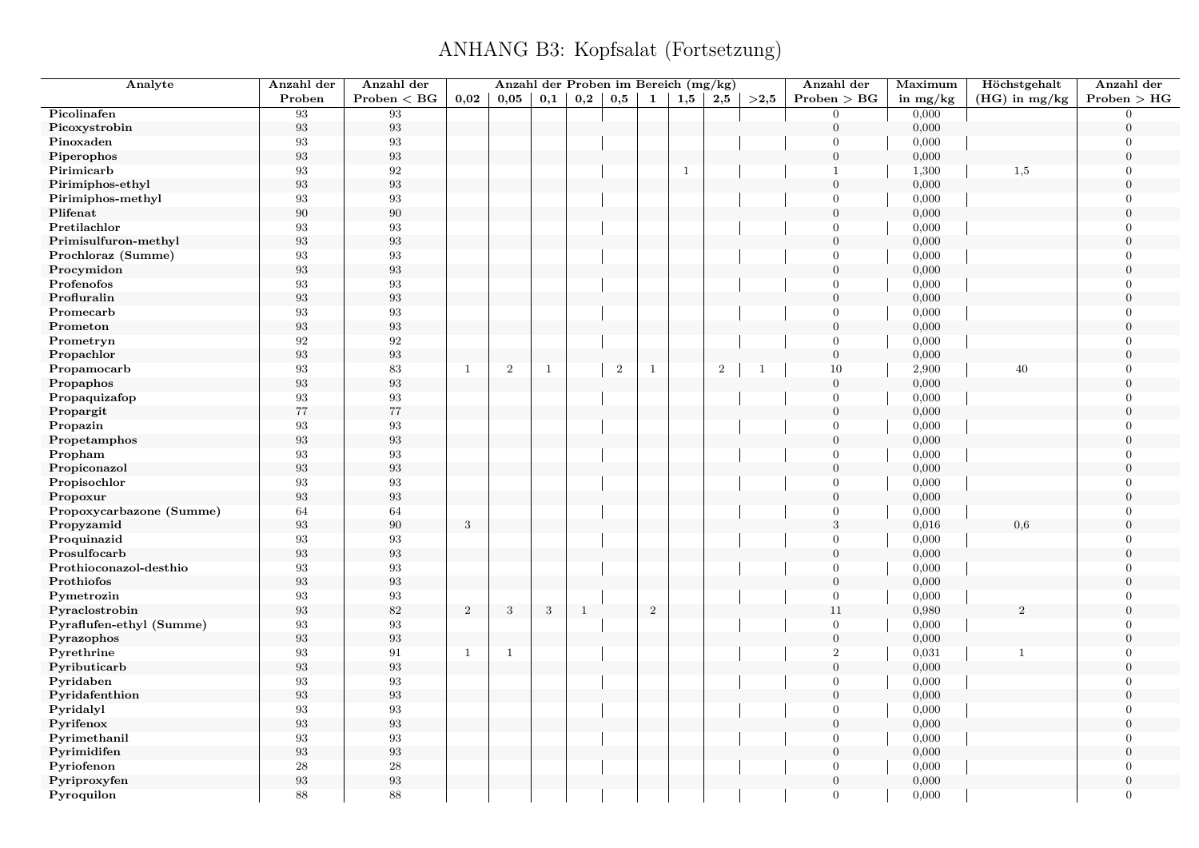# ANHANG B3: Kopfsalat (Fortsetzung)

| Analyte | Anzahl der Proben | Anzahl der Proben < BG | Anzahl der Proben im Bereich (mg/kg) | | | | | | | | | Anzahl der Proben > BG | Maximum in mg/kg | Höchstgehalt (HG) in mg/kg | Anzahl der Proben > HG |
|---|---|---|---|---|---|---|---|---|---|---|---|---|---|---|---|
| | | | 0,02 | 0,05 | 0,1 | 0,2 | 0,5 | 1 | 1,5 | 2,5 | >2,5 | | | | |
| Picolinafen | 93 | 93 | | | | | | | | | | 0 | 0,000 | | 0 |
| Picoxystrobin | 93 | 93 | | | | | | | | | | 0 | 0,000 | | 0 |
| Pinoxaden | 93 | 93 | | | | | | | | | | 0 | 0,000 | | 0 |
| Piperophos | 93 | 93 | | | | | | | | | | 0 | 0,000 | | 0 |
| Pirimicarb | 93 | 92 | | | | | | | 1 | | | 1 | 1,300 | 1,5 | 0 |
| Pirimiphos-ethyl | 93 | 93 | | | | | | | | | | 0 | 0,000 | | 0 |
| Pirimiphos-methyl | 93 | 93 | | | | | | | | | | 0 | 0,000 | | 0 |
| Plifenat | 90 | 90 | | | | | | | | | | 0 | 0,000 | | 0 |
| Pretilachlor | 93 | 93 | | | | | | | | | | 0 | 0,000 | | 0 |
| Primisulfuron-methyl | 93 | 93 | | | | | | | | | | 0 | 0,000 | | 0 |
| Prochloraz (Summe) | 93 | 93 | | | | | | | | | | 0 | 0,000 | | 0 |
| Procymidon | 93 | 93 | | | | | | | | | | 0 | 0,000 | | 0 |
| Profenofos | 93 | 93 | | | | | | | | | | 0 | 0,000 | | 0 |
| Profluralin | 93 | 93 | | | | | | | | | | 0 | 0,000 | | 0 |
| Promecarb | 93 | 93 | | | | | | | | | | 0 | 0,000 | | 0 |
| Prometon | 93 | 93 | | | | | | | | | | 0 | 0,000 | | 0 |
| Prometryn | 92 | 92 | | | | | | | | | | 0 | 0,000 | | 0 |
| Propachlor | 93 | 93 | | | | | | | | | | 0 | 0,000 | | 0 |
| Propamocarb | 93 | 83 | 1 | 2 | 1 | | 2 | 1 | | 2 | 1 | 10 | 2,900 | 40 | 0 |
| Propaphos | 93 | 93 | | | | | | | | | | 0 | 0,000 | | 0 |
| Propaquizafop | 93 | 93 | | | | | | | | | | 0 | 0,000 | | 0 |
| Propargit | 77 | 77 | | | | | | | | | | 0 | 0,000 | | 0 |
| Propazin | 93 | 93 | | | | | | | | | | 0 | 0,000 | | 0 |
| Propetamphos | 93 | 93 | | | | | | | | | | 0 | 0,000 | | 0 |
| Propham | 93 | 93 | | | | | | | | | | 0 | 0,000 | | 0 |
| Propiconazol | 93 | 93 | | | | | | | | | | 0 | 0,000 | | 0 |
| Propisochlor | 93 | 93 | | | | | | | | | | 0 | 0,000 | | 0 |
| Propoxur | 93 | 93 | | | | | | | | | | 0 | 0,000 | | 0 |
| Propoxycarbazone (Summe) | 64 | 64 | | | | | | | | | | 0 | 0,000 | | 0 |
| Propyzamid | 93 | 90 | 3 | | | | | | | | | 3 | 0,016 | 0,6 | 0 |
| Proquinazid | 93 | 93 | | | | | | | | | | 0 | 0,000 | | 0 |
| Prosulfocarb | 93 | 93 | | | | | | | | | | 0 | 0,000 | | 0 |
| Prothioconazol-desthio | 93 | 93 | | | | | | | | | | 0 | 0,000 | | 0 |
| Prothiofos | 93 | 93 | | | | | | | | | | 0 | 0,000 | | 0 |
| Pymetrozin | 93 | 93 | | | | | | | | | | 0 | 0,000 | | 0 |
| Pyraclostrobin | 93 | 82 | 2 | 3 | 3 | 1 | | 2 | | | | 11 | 0,980 | 2 | 0 |
| Pyraflufen-ethyl (Summe) | 93 | 93 | | | | | | | | | | 0 | 0,000 | | 0 |
| Pyrazophos | 93 | 93 | | | | | | | | | | 0 | 0,000 | | 0 |
| Pyrethrine | 93 | 91 | 1 | 1 | | | | | | | | 2 | 0,031 | 1 | 0 |
| Pyributicarb | 93 | 93 | | | | | | | | | | 0 | 0,000 | | 0 |
| Pyridaben | 93 | 93 | | | | | | | | | | 0 | 0,000 | | 0 |
| Pyridafenthion | 93 | 93 | | | | | | | | | | 0 | 0,000 | | 0 |
| Pyridalyl | 93 | 93 | | | | | | | | | | 0 | 0,000 | | 0 |
| Pyrifenox | 93 | 93 | | | | | | | | | | 0 | 0,000 | | 0 |
| Pyrimethanil | 93 | 93 | | | | | | | | | | 0 | 0,000 | | 0 |
| Pyrimidifen | 93 | 93 | | | | | | | | | | 0 | 0,000 | | 0 |
| Pyriofenon | 28 | 28 | | | | | | | | | | 0 | 0,000 | | 0 |
| Pyriproxyfen | 93 | 93 | | | | | | | | | | 0 | 0,000 | | 0 |
| Pyroquilon | 88 | 88 | | | | | | | | | | 0 | 0,000 | | 0 |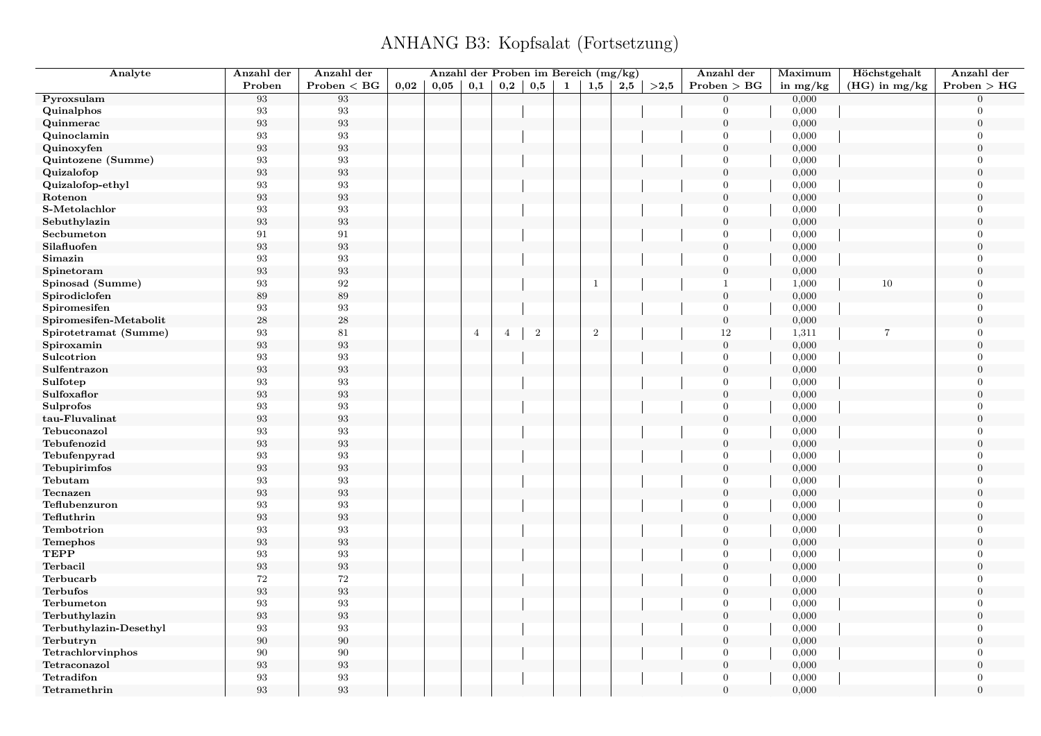# ANHANG B3: Kopfsalat (Fortsetzung)

| Analyte | Anzahl der Proben | Anzahl der Proben < BG | Anzahl der Proben im Bereich (mg/kg) | | | | | | | | | Anzahl der Proben > BG | Maximum in mg/kg | Höchstgehalt (HG) in mg/kg | Anzahl der Proben > HG |
|---|---|---|---|---|---|---|---|---|---|---|---|---|---|---|---|
| | | | 0,02 | 0,05 | 0,1 | 0,2 | 0,5 | 1 | 1,5 | 2,5 | >2,5 | | | | |
| Pyroxsulam | 93 | 93 | | | | | | | | | | 0 | 0,000 | | 0 |
| Quinalphos | 93 | 93 | | | | | | | | | | 0 | 0,000 | | 0 |
| Quinmerac | 93 | 93 | | | | | | | | | | 0 | 0,000 | | 0 |
| Quinoclamin | 93 | 93 | | | | | | | | | | 0 | 0,000 | | 0 |
| Quinoxyfen | 93 | 93 | | | | | | | | | | 0 | 0,000 | | 0 |
| Quintozene (Summe) | 93 | 93 | | | | | | | | | | 0 | 0,000 | | 0 |
| Quizalofop | 93 | 93 | | | | | | | | | | 0 | 0,000 | | 0 |
| Quizalofop-ethyl | 93 | 93 | | | | | | | | | | 0 | 0,000 | | 0 |
| Rotenon | 93 | 93 | | | | | | | | | | 0 | 0,000 | | 0 |
| S-Metolachlor | 93 | 93 | | | | | | | | | | 0 | 0,000 | | 0 |
| Sebuthylazin | 93 | 93 | | | | | | | | | | 0 | 0,000 | | 0 |
| Secbumeton | 91 | 91 | | | | | | | | | | 0 | 0,000 | | 0 |
| Silafluofen | 93 | 93 | | | | | | | | | | 0 | 0,000 | | 0 |
| Simazin | 93 | 93 | | | | | | | | | | 0 | 0,000 | | 0 |
| Spinetoram | 93 | 93 | | | | | | | | | | 0 | 0,000 | | 0 |
| Spinosad (Summe) | 93 | 92 | | | | | | | 1 | | | 1 | 1,000 | 10 | 0 |
| Spirodiclofen | 89 | 89 | | | | | | | | | | 0 | 0,000 | | 0 |
| Spiromesifen | 93 | 93 | | | | | | | | | | 0 | 0,000 | | 0 |
| Spiromesifen-Metabolit | 28 | 28 | | | | | | | | | | 0 | 0,000 | | 0 |
| Spirotetramat (Summe) | 93 | 81 | | | 4 | 4 | 2 | | 2 | | | 12 | 1,311 | 7 | 0 |
| Spiroxamin | 93 | 93 | | | | | | | | | | 0 | 0,000 | | 0 |
| Sulcotrion | 93 | 93 | | | | | | | | | | 0 | 0,000 | | 0 |
| Sulfentrazon | 93 | 93 | | | | | | | | | | 0 | 0,000 | | 0 |
| Sulfotep | 93 | 93 | | | | | | | | | | 0 | 0,000 | | 0 |
| Sulfoxaflor | 93 | 93 | | | | | | | | | | 0 | 0,000 | | 0 |
| Sulprofos | 93 | 93 | | | | | | | | | | 0 | 0,000 | | 0 |
| tau-Fluvalinat | 93 | 93 | | | | | | | | | | 0 | 0,000 | | 0 |
| Tebuconazol | 93 | 93 | | | | | | | | | | 0 | 0,000 | | 0 |
| Tebufenozid | 93 | 93 | | | | | | | | | | 0 | 0,000 | | 0 |
| Tebufenpyrad | 93 | 93 | | | | | | | | | | 0 | 0,000 | | 0 |
| Tebupirimfos | 93 | 93 | | | | | | | | | | 0 | 0,000 | | 0 |
| Tebutam | 93 | 93 | | | | | | | | | | 0 | 0,000 | | 0 |
| Tecnazen | 93 | 93 | | | | | | | | | | 0 | 0,000 | | 0 |
| Teflubenzuron | 93 | 93 | | | | | | | | | | 0 | 0,000 | | 0 |
| Tefluthrin | 93 | 93 | | | | | | | | | | 0 | 0,000 | | 0 |
| Tembotrion | 93 | 93 | | | | | | | | | | 0 | 0,000 | | 0 |
| Temephos | 93 | 93 | | | | | | | | | | 0 | 0,000 | | 0 |
| TEPP | 93 | 93 | | | | | | | | | | 0 | 0,000 | | 0 |
| Terbacil | 93 | 93 | | | | | | | | | | 0 | 0,000 | | 0 |
| Terbucarb | 72 | 72 | | | | | | | | | | 0 | 0,000 | | 0 |
| Terbufos | 93 | 93 | | | | | | | | | | 0 | 0,000 | | 0 |
| Terbumeton | 93 | 93 | | | | | | | | | | 0 | 0,000 | | 0 |
| Terbuthylazin | 93 | 93 | | | | | | | | | | 0 | 0,000 | | 0 |
| Terbuthylazin-Desethyl | 93 | 93 | | | | | | | | | | 0 | 0,000 | | 0 |
| Terbutryn | 90 | 90 | | | | | | | | | | 0 | 0,000 | | 0 |
| Tetrachlorvinphos | 90 | 90 | | | | | | | | | | 0 | 0,000 | | 0 |
| Tetraconazol | 93 | 93 | | | | | | | | | | 0 | 0,000 | | 0 |
| Tetradifon | 93 | 93 | | | | | | | | | | 0 | 0,000 | | 0 |
| Tetramethrin | 93 | 93 | | | | | | | | | | 0 | 0,000 | | 0 |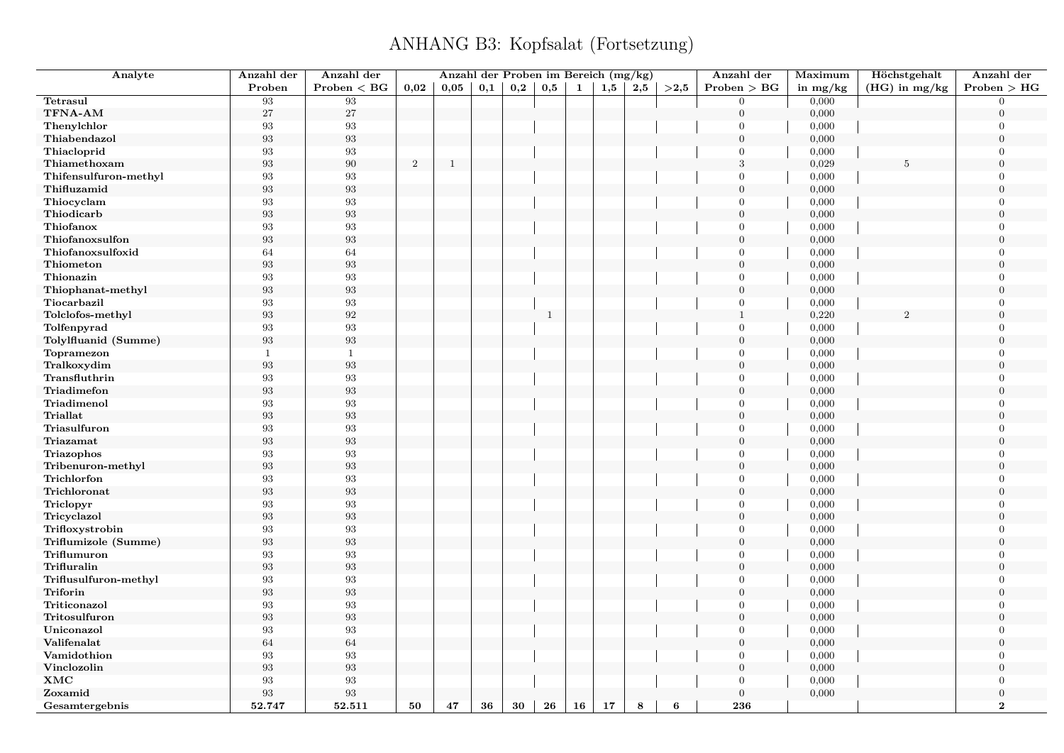# ANHANG B3: Kopfsalat (Fortsetzung)

| Analyte | Anzahl der Proben | Anzahl der Proben < BG | Anzahl der Proben im Bereich (mg/kg) | | | | | | | | | Anzahl der Proben > BG | Maximum in mg/kg | Höchstgehalt (HG) in mg/kg | Anzahl der Proben > HG |
|---|---|---|---|---|---|---|---|---|---|---|---|---|---|---|---|
| | | | 0,02 | 0,05 | 0,1 | 0,2 | 0,5 | 1 | 1,5 | 2,5 | >2,5 | | | | |
| Tetrasul | 93 | 93 | | | | | | | | | | 0 | 0,000 | | 0 |
| TFNA-AM | 27 | 27 | | | | | | | | | | 0 | 0,000 | | 0 |
| Thenylchlor | 93 | 93 | | | | | | | | | | 0 | 0,000 | | 0 |
| Thiabendazol | 93 | 93 | | | | | | | | | | 0 | 0,000 | | 0 |
| Thiacloprid | 93 | 93 | | | | | | | | | | 0 | 0,000 | | 0 |
| Thiamethoxam | 93 | 90 | 2 | 1 | | | | | | | | 3 | 0,029 | 5 | 0 |
| Thifensulfuron-methyl | 93 | 93 | | | | | | | | | | 0 | 0,000 | | 0 |
| Thifluzamid | 93 | 93 | | | | | | | | | | 0 | 0,000 | | 0 |
| Thiocyclam | 93 | 93 | | | | | | | | | | 0 | 0,000 | | 0 |
| Thiodicarb | 93 | 93 | | | | | | | | | | 0 | 0,000 | | 0 |
| Thiofanox | 93 | 93 | | | | | | | | | | 0 | 0,000 | | 0 |
| Thiofanoxsulfon | 93 | 93 | | | | | | | | | | 0 | 0,000 | | 0 |
| Thiofanoxsulfoxid | 64 | 64 | | | | | | | | | | 0 | 0,000 | | 0 |
| Thiometon | 93 | 93 | | | | | | | | | | 0 | 0,000 | | 0 |
| Thionazin | 93 | 93 | | | | | | | | | | 0 | 0,000 | | 0 |
| Thiophanat-methyl | 93 | 93 | | | | | | | | | | 0 | 0,000 | | 0 |
| Tiocarbazil | 93 | 93 | | | | | | | | | | 0 | 0,000 | | 0 |
| Tolclofos-methyl | 93 | 92 | | | | | 1 | | | | | 1 | 0,220 | 2 | 0 |
| Tolfenpyrad | 93 | 93 | | | | | | | | | | 0 | 0,000 | | 0 |
| Tolylfluanid (Summe) | 93 | 93 | | | | | | | | | | 0 | 0,000 | | 0 |
| Topramezon | 1 | 1 | | | | | | | | | | 0 | 0,000 | | 0 |
| Tralkoxydim | 93 | 93 | | | | | | | | | | 0 | 0,000 | | 0 |
| Transfluthrin | 93 | 93 | | | | | | | | | | 0 | 0,000 | | 0 |
| Triadimefon | 93 | 93 | | | | | | | | | | 0 | 0,000 | | 0 |
| Triadimenol | 93 | 93 | | | | | | | | | | 0 | 0,000 | | 0 |
| Triallat | 93 | 93 | | | | | | | | | | 0 | 0,000 | | 0 |
| Triasulfuron | 93 | 93 | | | | | | | | | | 0 | 0,000 | | 0 |
| Triazamat | 93 | 93 | | | | | | | | | | 0 | 0,000 | | 0 |
| Triazophos | 93 | 93 | | | | | | | | | | 0 | 0,000 | | 0 |
| Tribenuron-methyl | 93 | 93 | | | | | | | | | | 0 | 0,000 | | 0 |
| Trichlorfon | 93 | 93 | | | | | | | | | | 0 | 0,000 | | 0 |
| Trichloronat | 93 | 93 | | | | | | | | | | 0 | 0,000 | | 0 |
| Triclopyr | 93 | 93 | | | | | | | | | | 0 | 0,000 | | 0 |
| Tricyclazol | 93 | 93 | | | | | | | | | | 0 | 0,000 | | 0 |
| Trifloxystrobin | 93 | 93 | | | | | | | | | | 0 | 0,000 | | 0 |
| Triflumizole (Summe) | 93 | 93 | | | | | | | | | | 0 | 0,000 | | 0 |
| Triflumuron | 93 | 93 | | | | | | | | | | 0 | 0,000 | | 0 |
| Trifluralin | 93 | 93 | | | | | | | | | | 0 | 0,000 | | 0 |
| Triflusulfuron-methyl | 93 | 93 | | | | | | | | | | 0 | 0,000 | | 0 |
| Triforin | 93 | 93 | | | | | | | | | | 0 | 0,000 | | 0 |
| Triticonazol | 93 | 93 | | | | | | | | | | 0 | 0,000 | | 0 |
| Tritosulfuron | 93 | 93 | | | | | | | | | | 0 | 0,000 | | 0 |
| Uniconazol | 93 | 93 | | | | | | | | | | 0 | 0,000 | | 0 |
| Valifenalat | 64 | 64 | | | | | | | | | | 0 | 0,000 | | 0 |
| Vamidothion | 93 | 93 | | | | | | | | | | 0 | 0,000 | | 0 |
| Vinclozolin | 93 | 93 | | | | | | | | | | 0 | 0,000 | | 0 |
| XMC | 93 | 93 | | | | | | | | | | 0 | 0,000 | | 0 |
| Zoxamid | 93 | 93 | | | | | | | | | | 0 | 0,000 | | 0 |
| **Gesamtergebnis** | **52.747** | **52.511** | **50** | **47** | **36** | **30** | **26** | **16** | **17** | **8** | **6** | **236** | | | **2** |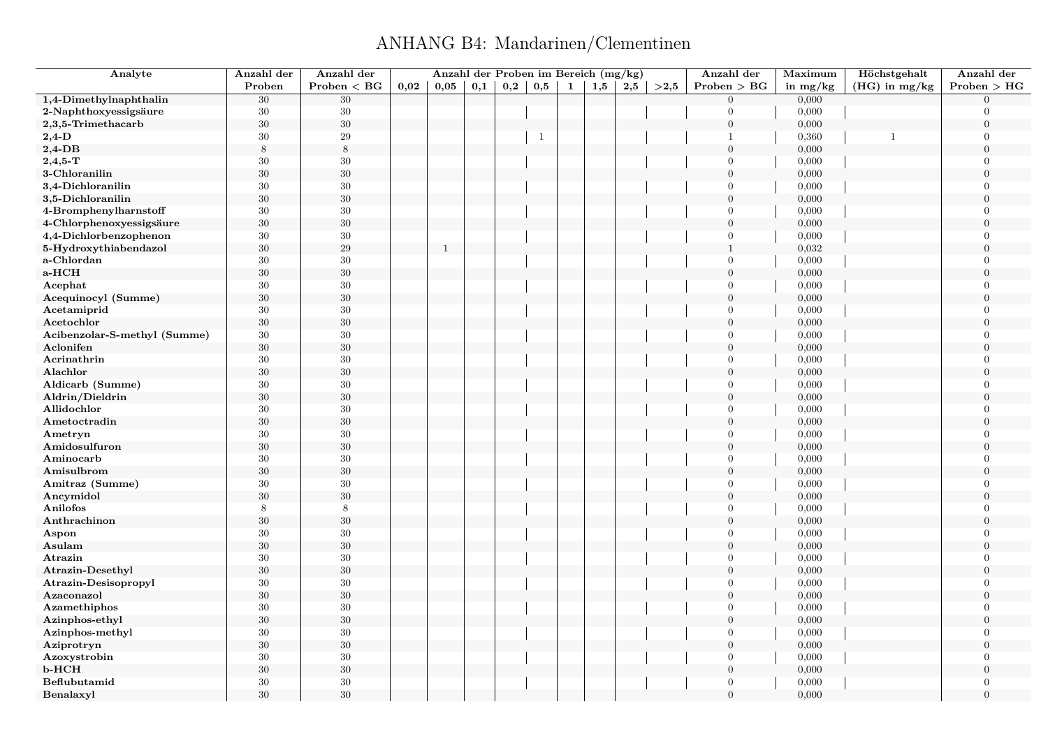# ANHANG B4: Mandarinen/Clementinen

| Analyte | Anzahl der Proben | Anzahl der Proben < BG | Anzahl der Proben im Bereich (mg/kg) | | | | | | | | | Anzahl der Proben > BG | Maximum in mg/kg | Höchstgehalt (HG) in mg/kg | Anzahl der Proben > HG |
|---|---|---|---|---|---|---|---|---|---|---|---|---|---|---|---|
| | | | 0,02 | 0,05 | 0,1 | 0,2 | 0,5 | 1 | 1,5 | 2,5 | >2,5 | | | | |
| **1,4-Dimethylnaphthalin** | 30 | 30 | | | | | | | | | | 0 | 0,000 | | 0 |
| **2-Naphthoxyessigsäure** | 30 | 30 | | | | | | | | | | 0 | 0,000 | | 0 |
| **2,3,5-Trimethacarb** | 30 | 30 | | | | | | | | | | 0 | 0,000 | | 0 |
| **2,4-D** | 30 | 29 | | | | | 1 | | | | | 1 | 0,360 | 1 | 0 |
| **2,4-DB** | 8 | 8 | | | | | | | | | | 0 | 0,000 | | 0 |
| **2,4,5-T** | 30 | 30 | | | | | | | | | | 0 | 0,000 | | 0 |
| **3-Chloranilin** | 30 | 30 | | | | | | | | | | 0 | 0,000 | | 0 |
| **3,4-Dichloranilin** | 30 | 30 | | | | | | | | | | 0 | 0,000 | | 0 |
| **3,5-Dichloranilin** | 30 | 30 | | | | | | | | | | 0 | 0,000 | | 0 |
| **4-Bromphenylharnstoff** | 30 | 30 | | | | | | | | | | 0 | 0,000 | | 0 |
| **4-Chlorphenoxyessigsäure** | 30 | 30 | | | | | | | | | | 0 | 0,000 | | 0 |
| **4,4-Dichlorbenzophenon** | 30 | 30 | | | | | | | | | | 0 | 0,000 | | 0 |
| **5-Hydroxythiabendazol** | 30 | 29 | | 1 | | | | | | | | 1 | 0,032 | | 0 |
| **a-Chlordan** | 30 | 30 | | | | | | | | | | 0 | 0,000 | | 0 |
| **a-HCH** | 30 | 30 | | | | | | | | | | 0 | 0,000 | | 0 |
| **Acephat** | 30 | 30 | | | | | | | | | | 0 | 0,000 | | 0 |
| **Acequinocyl (Summe)** | 30 | 30 | | | | | | | | | | 0 | 0,000 | | 0 |
| **Acetamiprid** | 30 | 30 | | | | | | | | | | 0 | 0,000 | | 0 |
| **Acetochlor** | 30 | 30 | | | | | | | | | | 0 | 0,000 | | 0 |
| **Acibenzolar-S-methyl (Summe)** | 30 | 30 | | | | | | | | | | 0 | 0,000 | | 0 |
| **Aclonifen** | 30 | 30 | | | | | | | | | | 0 | 0,000 | | 0 |
| **Acrinathrin** | 30 | 30 | | | | | | | | | | 0 | 0,000 | | 0 |
| **Alachlor** | 30 | 30 | | | | | | | | | | 0 | 0,000 | | 0 |
| **Aldicarb (Summe)** | 30 | 30 | | | | | | | | | | 0 | 0,000 | | 0 |
| **Aldrin/Dieldrin** | 30 | 30 | | | | | | | | | | 0 | 0,000 | | 0 |
| **Allidochlor** | 30 | 30 | | | | | | | | | | 0 | 0,000 | | 0 |
| **Ametoctradin** | 30 | 30 | | | | | | | | | | 0 | 0,000 | | 0 |
| **Ametryn** | 30 | 30 | | | | | | | | | | 0 | 0,000 | | 0 |
| **Amidosulfuron** | 30 | 30 | | | | | | | | | | 0 | 0,000 | | 0 |
| **Aminocarb** | 30 | 30 | | | | | | | | | | 0 | 0,000 | | 0 |
| **Amisulbrom** | 30 | 30 | | | | | | | | | | 0 | 0,000 | | 0 |
| **Amitraz (Summe)** | 30 | 30 | | | | | | | | | | 0 | 0,000 | | 0 |
| **Ancymidol** | 30 | 30 | | | | | | | | | | 0 | 0,000 | | 0 |
| **Anilofos** | 8 | 8 | | | | | | | | | | 0 | 0,000 | | 0 |
| **Anthrachinon** | 30 | 30 | | | | | | | | | | 0 | 0,000 | | 0 |
| **Aspon** | 30 | 30 | | | | | | | | | | 0 | 0,000 | | 0 |
| **Asulam** | 30 | 30 | | | | | | | | | | 0 | 0,000 | | 0 |
| **Atrazin** | 30 | 30 | | | | | | | | | | 0 | 0,000 | | 0 |
| **Atrazin-Desethyl** | 30 | 30 | | | | | | | | | | 0 | 0,000 | | 0 |
| **Atrazin-Desisopropyl** | 30 | 30 | | | | | | | | | | 0 | 0,000 | | 0 |
| **Azaconazol** | 30 | 30 | | | | | | | | | | 0 | 0,000 | | 0 |
| **Azamethiphos** | 30 | 30 | | | | | | | | | | 0 | 0,000 | | 0 |
| **Azinphos-ethyl** | 30 | 30 | | | | | | | | | | 0 | 0,000 | | 0 |
| **Azinphos-methyl** | 30 | 30 | | | | | | | | | | 0 | 0,000 | | 0 |
| **Aziprotryn** | 30 | 30 | | | | | | | | | | 0 | 0,000 | | 0 |
| **Azoxystrobin** | 30 | 30 | | | | | | | | | | 0 | 0,000 | | 0 |
| **b-HCH** | 30 | 30 | | | | | | | | | | 0 | 0,000 | | 0 |
| **Beflubutamid** | 30 | 30 | | | | | | | | | | 0 | 0,000 | | 0 |
| **Benalaxyl** | 30 | 30 | | | | | | | | | | 0 | 0,000 | | 0 |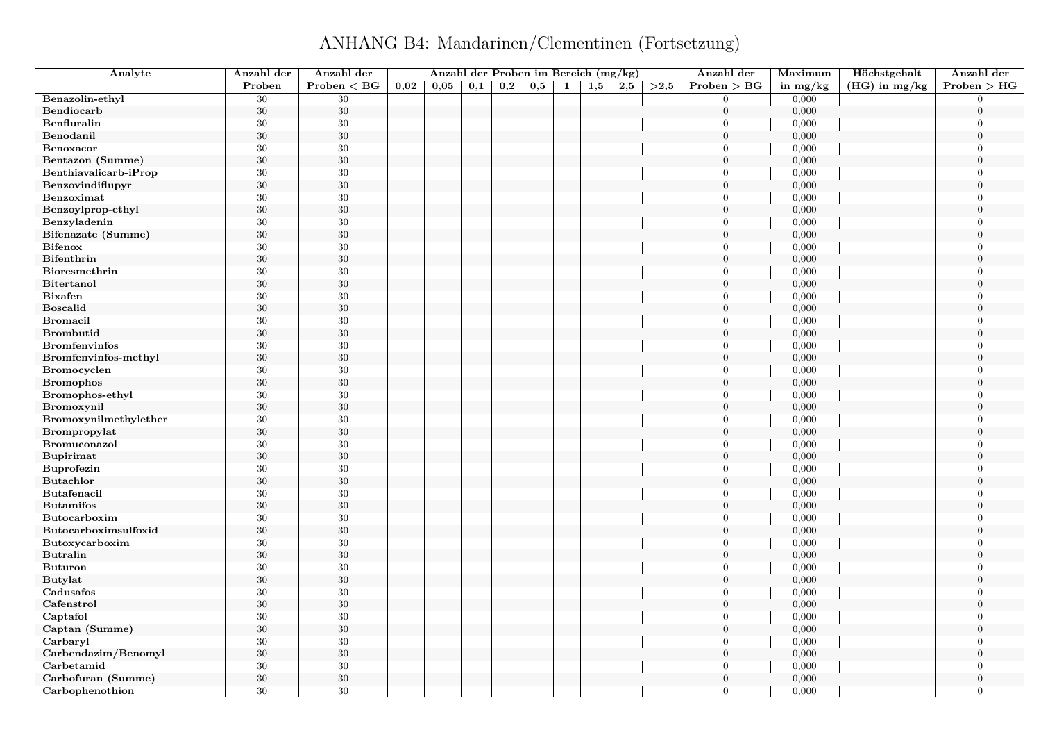# ANHANG B4: Mandarinen/Clementinen (Fortsetzung)

| Analyte | Anzahl der Proben | Anzahl der Proben < BG | Anzahl der Proben im Bereich (mg/kg) | | | | | | | | | Anzahl der Proben > BG | Maximum in mg/kg | Höchstgehalt (HG) in mg/kg | Anzahl der Proben > HG |
|---|---|---|---|---|---|---|---|---|---|---|---|---|---|---|---|
| | | | 0,02 | 0,05 | 0,1 | 0,2 | 0,5 | 1 | 1,5 | 2,5 | >2,5 | | | | |
| Benazolin-ethyl | 30 | 30 | | | | | | | | | | 0 | 0,000 | | 0 |
| Bendiocarb | 30 | 30 | | | | | | | | | | 0 | 0,000 | | 0 |
| Benfluralin | 30 | 30 | | | | | | | | | | 0 | 0,000 | | 0 |
| Benodanil | 30 | 30 | | | | | | | | | | 0 | 0,000 | | 0 |
| Benoxacor | 30 | 30 | | | | | | | | | | 0 | 0,000 | | 0 |
| Bentazon (Summe) | 30 | 30 | | | | | | | | | | 0 | 0,000 | | 0 |
| Benthiavalicarb-iProp | 30 | 30 | | | | | | | | | | 0 | 0,000 | | 0 |
| Benzovindiflupyr | 30 | 30 | | | | | | | | | | 0 | 0,000 | | 0 |
| Benzoximat | 30 | 30 | | | | | | | | | | 0 | 0,000 | | 0 |
| Benzoylprop-ethyl | 30 | 30 | | | | | | | | | | 0 | 0,000 | | 0 |
| Benzyladenin | 30 | 30 | | | | | | | | | | 0 | 0,000 | | 0 |
| Bifenazate (Summe) | 30 | 30 | | | | | | | | | | 0 | 0,000 | | 0 |
| Bifenox | 30 | 30 | | | | | | | | | | 0 | 0,000 | | 0 |
| Bifenthrin | 30 | 30 | | | | | | | | | | 0 | 0,000 | | 0 |
| Bioresmethrin | 30 | 30 | | | | | | | | | | 0 | 0,000 | | 0 |
| Bitertanol | 30 | 30 | | | | | | | | | | 0 | 0,000 | | 0 |
| Bixafen | 30 | 30 | | | | | | | | | | 0 | 0,000 | | 0 |
| Boscalid | 30 | 30 | | | | | | | | | | 0 | 0,000 | | 0 |
| Bromacil | 30 | 30 | | | | | | | | | | 0 | 0,000 | | 0 |
| Brombutid | 30 | 30 | | | | | | | | | | 0 | 0,000 | | 0 |
| Bromfenvinfos | 30 | 30 | | | | | | | | | | 0 | 0,000 | | 0 |
| Bromfenvinfos-methyl | 30 | 30 | | | | | | | | | | 0 | 0,000 | | 0 |
| Bromocyclen | 30 | 30 | | | | | | | | | | 0 | 0,000 | | 0 |
| Bromophos | 30 | 30 | | | | | | | | | | 0 | 0,000 | | 0 |
| Bromophos-ethyl | 30 | 30 | | | | | | | | | | 0 | 0,000 | | 0 |
| Bromoxynil | 30 | 30 | | | | | | | | | | 0 | 0,000 | | 0 |
| Bromoxynilmethylether | 30 | 30 | | | | | | | | | | 0 | 0,000 | | 0 |
| Brompropylat | 30 | 30 | | | | | | | | | | 0 | 0,000 | | 0 |
| Bromuconazol | 30 | 30 | | | | | | | | | | 0 | 0,000 | | 0 |
| Bupirimat | 30 | 30 | | | | | | | | | | 0 | 0,000 | | 0 |
| Buprofezin | 30 | 30 | | | | | | | | | | 0 | 0,000 | | 0 |
| Butachlor | 30 | 30 | | | | | | | | | | 0 | 0,000 | | 0 |
| Butafenacil | 30 | 30 | | | | | | | | | | 0 | 0,000 | | 0 |
| Butamifos | 30 | 30 | | | | | | | | | | 0 | 0,000 | | 0 |
| Butocarboxim | 30 | 30 | | | | | | | | | | 0 | 0,000 | | 0 |
| Butocarboximsulfoxid | 30 | 30 | | | | | | | | | | 0 | 0,000 | | 0 |
| Butoxycarboxim | 30 | 30 | | | | | | | | | | 0 | 0,000 | | 0 |
| Butralin | 30 | 30 | | | | | | | | | | 0 | 0,000 | | 0 |
| Buturon | 30 | 30 | | | | | | | | | | 0 | 0,000 | | 0 |
| Butylat | 30 | 30 | | | | | | | | | | 0 | 0,000 | | 0 |
| Cadusafos | 30 | 30 | | | | | | | | | | 0 | 0,000 | | 0 |
| Cafenstrol | 30 | 30 | | | | | | | | | | 0 | 0,000 | | 0 |
| Captafol | 30 | 30 | | | | | | | | | | 0 | 0,000 | | 0 |
| Captan (Summe) | 30 | 30 | | | | | | | | | | 0 | 0,000 | | 0 |
| Carbaryl | 30 | 30 | | | | | | | | | | 0 | 0,000 | | 0 |
| Carbendazim/Benomyl | 30 | 30 | | | | | | | | | | 0 | 0,000 | | 0 |
| Carbetamid | 30 | 30 | | | | | | | | | | 0 | 0,000 | | 0 |
| Carbofuran (Summe) | 30 | 30 | | | | | | | | | | 0 | 0,000 | | 0 |
| Carbophenothion | 30 | 30 | | | | | | | | | | 0 | 0,000 | | 0 |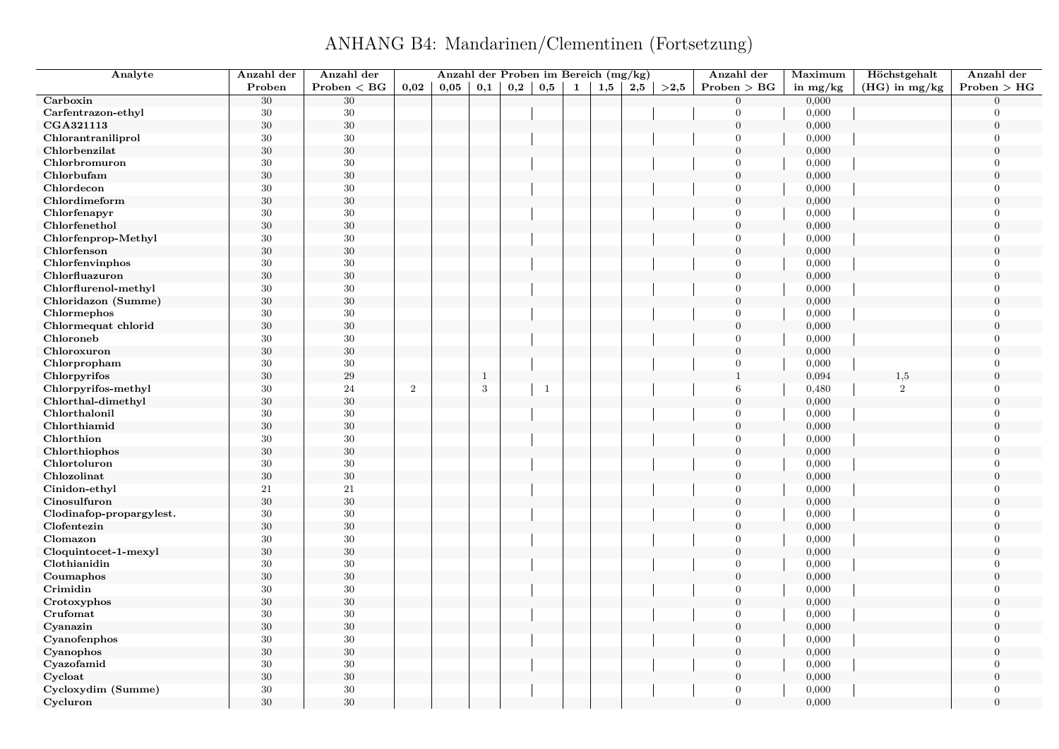# ANHANG B4: Mandarinen/Clementinen (Fortsetzung)

| Analyte | Anzahl der Proben | Anzahl der Proben < BG | Anzahl der Proben im Bereich (mg/kg) | | | | | | | | | Anzahl der Proben > BG | Maximum in mg/kg | Höchstgehalt (HG) in mg/kg | Anzahl der Proben > HG |
|---|---|---|---|---|---|---|---|---|---|---|---|---|---|---|---|
| | | | 0,02 | 0,05 | 0,1 | 0,2 | 0,5 | 1 | 1,5 | 2,5 | >2,5 | | | | |
| **Carboxin** | 30 | 30 | | | | | | | | | | 0 | 0,000 | | 0 |
| **Carfentrazon-ethyl** | 30 | 30 | | | | | | | | | | 0 | 0,000 | | 0 |
| **CGA321113** | 30 | 30 | | | | | | | | | | 0 | 0,000 | | 0 |
| **Chlorantraniliprol** | 30 | 30 | | | | | | | | | | 0 | 0,000 | | 0 |
| **Chlorbenzilat** | 30 | 30 | | | | | | | | | | 0 | 0,000 | | 0 |
| **Chlorbromuron** | 30 | 30 | | | | | | | | | | 0 | 0,000 | | 0 |
| **Chlorbufam** | 30 | 30 | | | | | | | | | | 0 | 0,000 | | 0 |
| **Chlordecon** | 30 | 30 | | | | | | | | | | 0 | 0,000 | | 0 |
| **Chlordimeform** | 30 | 30 | | | | | | | | | | 0 | 0,000 | | 0 |
| **Chlorfenapyr** | 30 | 30 | | | | | | | | | | 0 | 0,000 | | 0 |
| **Chlorfenethol** | 30 | 30 | | | | | | | | | | 0 | 0,000 | | 0 |
| **Chlorfenprop-Methyl** | 30 | 30 | | | | | | | | | | 0 | 0,000 | | 0 |
| **Chlorfenson** | 30 | 30 | | | | | | | | | | 0 | 0,000 | | 0 |
| **Chlorfenvinphos** | 30 | 30 | | | | | | | | | | 0 | 0,000 | | 0 |
| **Chlorfluazuron** | 30 | 30 | | | | | | | | | | 0 | 0,000 | | 0 |
| **Chlorflurenol-methyl** | 30 | 30 | | | | | | | | | | 0 | 0,000 | | 0 |
| **Chloridazon (Summe)** | 30 | 30 | | | | | | | | | | 0 | 0,000 | | 0 |
| **Chlormephos** | 30 | 30 | | | | | | | | | | 0 | 0,000 | | 0 |
| **Chlormequat chlorid** | 30 | 30 | | | | | | | | | | 0 | 0,000 | | 0 |
| **Chloroneb** | 30 | 30 | | | | | | | | | | 0 | 0,000 | | 0 |
| **Chloroxuron** | 30 | 30 | | | | | | | | | | 0 | 0,000 | | 0 |
| **Chlorpropham** | 30 | 30 | | | | | | | | | | 0 | 0,000 | | 0 |
| **Chlorpyrifos** | 30 | 29 | | | 1 | | | | | | | 1 | 0,094 | 1,5 | 0 |
| **Chlorpyrifos-methyl** | 30 | 24 | 2 | | 3 | | 1 | | | | | 6 | 0,480 | 2 | 0 |
| **Chlorthal-dimethyl** | 30 | 30 | | | | | | | | | | 0 | 0,000 | | 0 |
| **Chlorthalonil** | 30 | 30 | | | | | | | | | | 0 | 0,000 | | 0 |
| **Chlorthiamid** | 30 | 30 | | | | | | | | | | 0 | 0,000 | | 0 |
| **Chlorthion** | 30 | 30 | | | | | | | | | | 0 | 0,000 | | 0 |
| **Chlorthiophos** | 30 | 30 | | | | | | | | | | 0 | 0,000 | | 0 |
| **Chlortoluron** | 30 | 30 | | | | | | | | | | 0 | 0,000 | | 0 |
| **Chlozolinat** | 30 | 30 | | | | | | | | | | 0 | 0,000 | | 0 |
| **Cinidon-ethyl** | 21 | 21 | | | | | | | | | | 0 | 0,000 | | 0 |
| **Cinosulfuron** | 30 | 30 | | | | | | | | | | 0 | 0,000 | | 0 |
| **Clodinafop-propargylest.** | 30 | 30 | | | | | | | | | | 0 | 0,000 | | 0 |
| **Clofentezin** | 30 | 30 | | | | | | | | | | 0 | 0,000 | | 0 |
| **Clomazon** | 30 | 30 | | | | | | | | | | 0 | 0,000 | | 0 |
| **Cloquintocet-1-mexyl** | 30 | 30 | | | | | | | | | | 0 | 0,000 | | 0 |
| **Clothianidin** | 30 | 30 | | | | | | | | | | 0 | 0,000 | | 0 |
| **Coumaphos** | 30 | 30 | | | | | | | | | | 0 | 0,000 | | 0 |
| **Crimidin** | 30 | 30 | | | | | | | | | | 0 | 0,000 | | 0 |
| **Crotoxyphos** | 30 | 30 | | | | | | | | | | 0 | 0,000 | | 0 |
| **Crufomat** | 30 | 30 | | | | | | | | | | 0 | 0,000 | | 0 |
| **Cyanazin** | 30 | 30 | | | | | | | | | | 0 | 0,000 | | 0 |
| **Cyanofenphos** | 30 | 30 | | | | | | | | | | 0 | 0,000 | | 0 |
| **Cyanophos** | 30 | 30 | | | | | | | | | | 0 | 0,000 | | 0 |
| **Cyazofamid** | 30 | 30 | | | | | | | | | | 0 | 0,000 | | 0 |
| **Cycloat** | 30 | 30 | | | | | | | | | | 0 | 0,000 | | 0 |
| **Cycloxydim (Summe)** | 30 | 30 | | | | | | | | | | 0 | 0,000 | | 0 |
| **Cycluron** | 30 | 30 | | | | | | | | | | 0 | 0,000 | | 0 |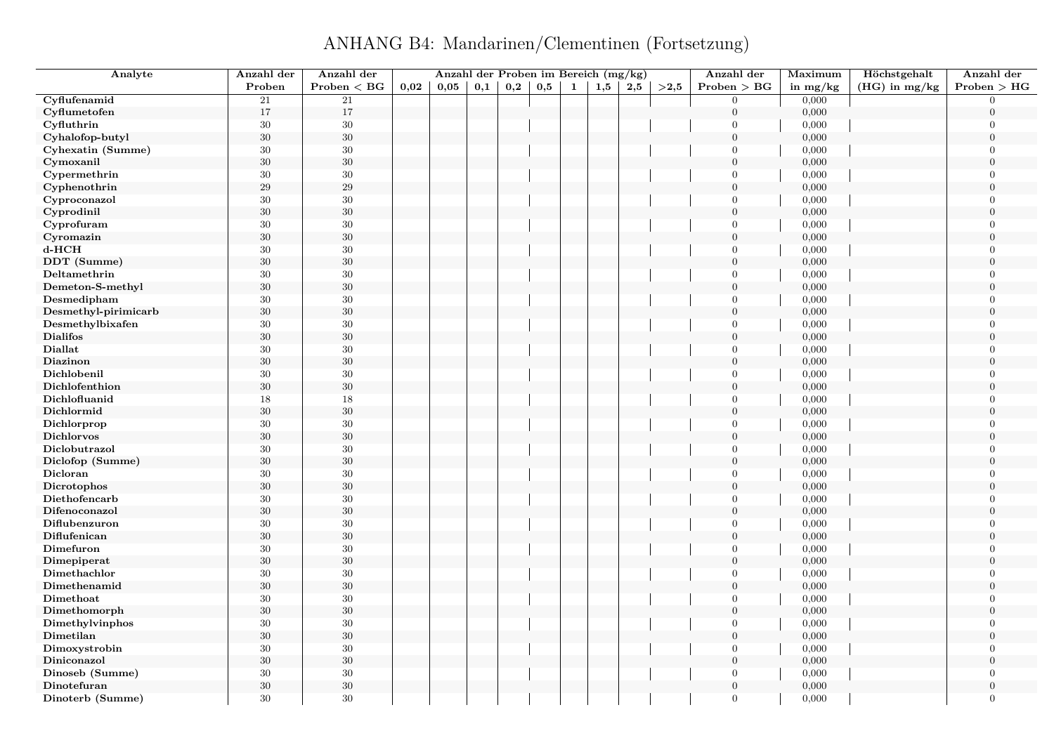# ANHANG B4: Mandarinen/Clementinen (Fortsetzung)

| Analyte | Anzahl der Proben | Anzahl der Proben < BG | Anzahl der Proben im Bereich (mg/kg) | | | | | | | | | Anzahl der Proben > BG | Maximum in mg/kg | Höchstgehalt (HG) in mg/kg | Anzahl der Proben > HG |
|---|---|---|---|---|---|---|---|---|---|---|---|---|---|---|---|
| | | | 0,02 | 0,05 | 0,1 | 0,2 | 0,5 | 1 | 1,5 | 2,5 | >2,5 | | | | |
| Cyflufenamid | 21 | 21 | | | | | | | | | | 0 | 0,000 | | 0 |
| Cyflumetofen | 17 | 17 | | | | | | | | | | 0 | 0,000 | | 0 |
| Cyfluthrin | 30 | 30 | | | | | | | | | | 0 | 0,000 | | 0 |
| Cyhalofop-butyl | 30 | 30 | | | | | | | | | | 0 | 0,000 | | 0 |
| Cyhexatin (Summe) | 30 | 30 | | | | | | | | | | 0 | 0,000 | | 0 |
| Cymoxanil | 30 | 30 | | | | | | | | | | 0 | 0,000 | | 0 |
| Cypermethrin | 30 | 30 | | | | | | | | | | 0 | 0,000 | | 0 |
| Cyphenothrin | 29 | 29 | | | | | | | | | | 0 | 0,000 | | 0 |
| Cyproconazol | 30 | 30 | | | | | | | | | | 0 | 0,000 | | 0 |
| Cyprodinil | 30 | 30 | | | | | | | | | | 0 | 0,000 | | 0 |
| Cyprofuram | 30 | 30 | | | | | | | | | | 0 | 0,000 | | 0 |
| Cyromazin | 30 | 30 | | | | | | | | | | 0 | 0,000 | | 0 |
| d-HCH | 30 | 30 | | | | | | | | | | 0 | 0,000 | | 0 |
| DDT (Summe) | 30 | 30 | | | | | | | | | | 0 | 0,000 | | 0 |
| Deltamethrin | 30 | 30 | | | | | | | | | | 0 | 0,000 | | 0 |
| Demeton-S-methyl | 30 | 30 | | | | | | | | | | 0 | 0,000 | | 0 |
| Desmedipham | 30 | 30 | | | | | | | | | | 0 | 0,000 | | 0 |
| Desmethyl-pirimicarb | 30 | 30 | | | | | | | | | | 0 | 0,000 | | 0 |
| Desmethylbixafen | 30 | 30 | | | | | | | | | | 0 | 0,000 | | 0 |
| Dialifos | 30 | 30 | | | | | | | | | | 0 | 0,000 | | 0 |
| Diallat | 30 | 30 | | | | | | | | | | 0 | 0,000 | | 0 |
| Diazinon | 30 | 30 | | | | | | | | | | 0 | 0,000 | | 0 |
| Dichlobenil | 30 | 30 | | | | | | | | | | 0 | 0,000 | | 0 |
| Dichlofenthion | 30 | 30 | | | | | | | | | | 0 | 0,000 | | 0 |
| Dichlofluanid | 18 | 18 | | | | | | | | | | 0 | 0,000 | | 0 |
| Dichlormid | 30 | 30 | | | | | | | | | | 0 | 0,000 | | 0 |
| Dichlorprop | 30 | 30 | | | | | | | | | | 0 | 0,000 | | 0 |
| Dichlorvos | 30 | 30 | | | | | | | | | | 0 | 0,000 | | 0 |
| Diclobutrazol | 30 | 30 | | | | | | | | | | 0 | 0,000 | | 0 |
| Diclofop (Summe) | 30 | 30 | | | | | | | | | | 0 | 0,000 | | 0 |
| Dicloran | 30 | 30 | | | | | | | | | | 0 | 0,000 | | 0 |
| Dicrotophos | 30 | 30 | | | | | | | | | | 0 | 0,000 | | 0 |
| Diethofencarb | 30 | 30 | | | | | | | | | | 0 | 0,000 | | 0 |
| Difenoconazol | 30 | 30 | | | | | | | | | | 0 | 0,000 | | 0 |
| Diflubenzuron | 30 | 30 | | | | | | | | | | 0 | 0,000 | | 0 |
| Diflufenican | 30 | 30 | | | | | | | | | | 0 | 0,000 | | 0 |
| Dimefuron | 30 | 30 | | | | | | | | | | 0 | 0,000 | | 0 |
| Dimepiperat | 30 | 30 | | | | | | | | | | 0 | 0,000 | | 0 |
| Dimethachlor | 30 | 30 | | | | | | | | | | 0 | 0,000 | | 0 |
| Dimethenamid | 30 | 30 | | | | | | | | | | 0 | 0,000 | | 0 |
| Dimethoat | 30 | 30 | | | | | | | | | | 0 | 0,000 | | 0 |
| Dimethomorph | 30 | 30 | | | | | | | | | | 0 | 0,000 | | 0 |
| Dimethylvinphos | 30 | 30 | | | | | | | | | | 0 | 0,000 | | 0 |
| Dimetilan | 30 | 30 | | | | | | | | | | 0 | 0,000 | | 0 |
| Dimoxystrobin | 30 | 30 | | | | | | | | | | 0 | 0,000 | | 0 |
| Diniconazol | 30 | 30 | | | | | | | | | | 0 | 0,000 | | 0 |
| Dinoseb (Summe) | 30 | 30 | | | | | | | | | | 0 | 0,000 | | 0 |
| Dinotefuran | 30 | 30 | | | | | | | | | | 0 | 0,000 | | 0 |
| Dinoterb (Summe) | 30 | 30 | | | | | | | | | | 0 | 0,000 | | 0 |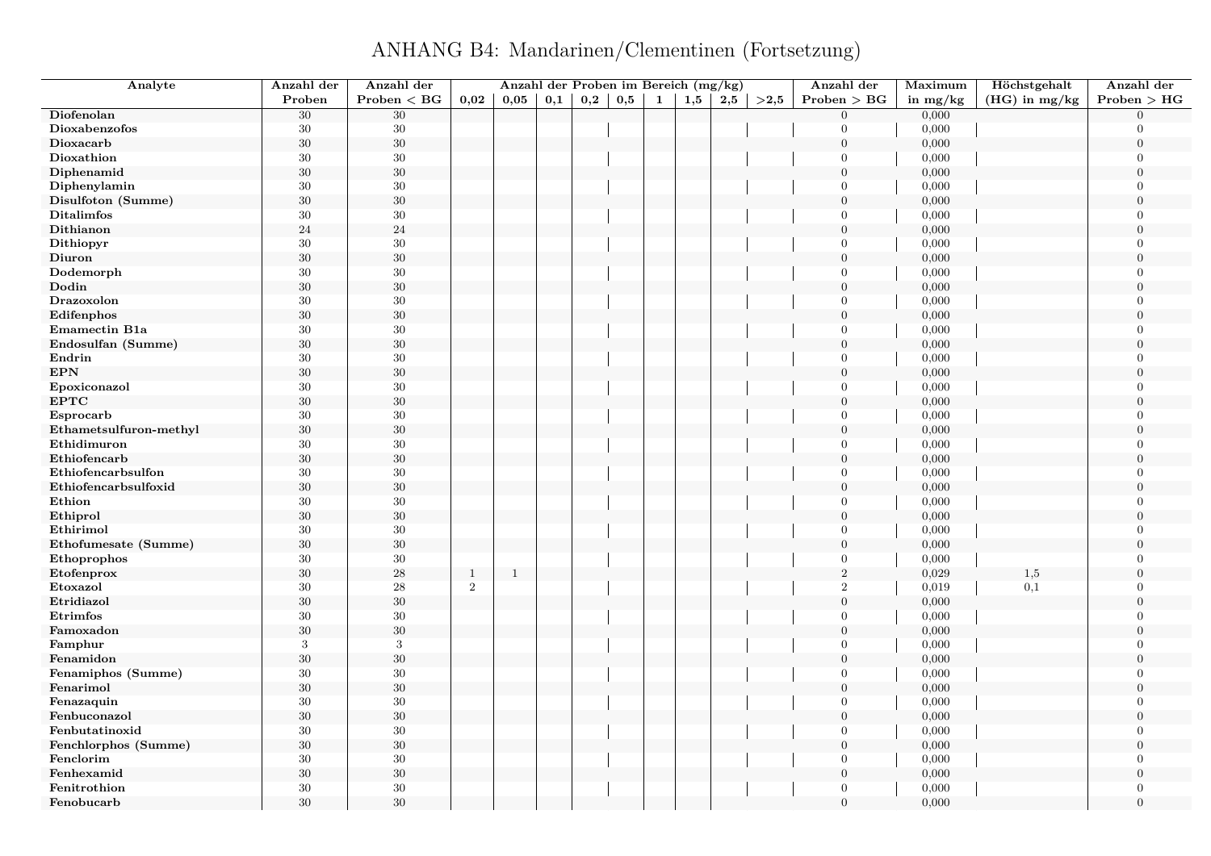# ANHANG B4: Mandarinen/Clementinen (Fortsetzung)

| Analyte | Anzahl der Proben | Anzahl der Proben < BG | Anzahl der Proben im Bereich (mg/kg) | | | | | | | | | Anzahl der Proben > BG | Maximum in mg/kg | Höchstgehalt (HG) in mg/kg | Anzahl der Proben > HG |
|---|---|---|---|---|---|---|---|---|---|---|---|---|---|---|---|
| | | | 0,02 | 0,05 | 0,1 | 0,2 | 0,5 | 1 | 1,5 | 2,5 | >2,5 | | | | |
| **Diofenolan** | 30 | 30 | | | | | | | | | | 0 | 0,000 | | 0 |
| **Dioxabenzofos** | 30 | 30 | | | | | | | | | | 0 | 0,000 | | 0 |
| **Dioxacarb** | 30 | 30 | | | | | | | | | | 0 | 0,000 | | 0 |
| **Dioxathion** | 30 | 30 | | | | | | | | | | 0 | 0,000 | | 0 |
| **Diphenamid** | 30 | 30 | | | | | | | | | | 0 | 0,000 | | 0 |
| **Diphenylamin** | 30 | 30 | | | | | | | | | | 0 | 0,000 | | 0 |
| **Disulfoton (Summe)** | 30 | 30 | | | | | | | | | | 0 | 0,000 | | 0 |
| **Ditalimfos** | 30 | 30 | | | | | | | | | | 0 | 0,000 | | 0 |
| **Dithianon** | 24 | 24 | | | | | | | | | | 0 | 0,000 | | 0 |
| **Dithiopyr** | 30 | 30 | | | | | | | | | | 0 | 0,000 | | 0 |
| **Diuron** | 30 | 30 | | | | | | | | | | 0 | 0,000 | | 0 |
| **Dodemorph** | 30 | 30 | | | | | | | | | | 0 | 0,000 | | 0 |
| **Dodin** | 30 | 30 | | | | | | | | | | 0 | 0,000 | | 0 |
| **Drazoxolon** | 30 | 30 | | | | | | | | | | 0 | 0,000 | | 0 |
| **Edifenphos** | 30 | 30 | | | | | | | | | | 0 | 0,000 | | 0 |
| **Emamectin B1a** | 30 | 30 | | | | | | | | | | 0 | 0,000 | | 0 |
| **Endosulfan (Summe)** | 30 | 30 | | | | | | | | | | 0 | 0,000 | | 0 |
| **Endrin** | 30 | 30 | | | | | | | | | | 0 | 0,000 | | 0 |
| **EPN** | 30 | 30 | | | | | | | | | | 0 | 0,000 | | 0 |
| **Epoxiconazol** | 30 | 30 | | | | | | | | | | 0 | 0,000 | | 0 |
| **EPTC** | 30 | 30 | | | | | | | | | | 0 | 0,000 | | 0 |
| **Esprocarb** | 30 | 30 | | | | | | | | | | 0 | 0,000 | | 0 |
| **Ethametsulfuron-methyl** | 30 | 30 | | | | | | | | | | 0 | 0,000 | | 0 |
| **Ethidimuron** | 30 | 30 | | | | | | | | | | 0 | 0,000 | | 0 |
| **Ethiofencarb** | 30 | 30 | | | | | | | | | | 0 | 0,000 | | 0 |
| **Ethiofencarbsulfon** | 30 | 30 | | | | | | | | | | 0 | 0,000 | | 0 |
| **Ethiofencarbsulfoxid** | 30 | 30 | | | | | | | | | | 0 | 0,000 | | 0 |
| **Ethion** | 30 | 30 | | | | | | | | | | 0 | 0,000 | | 0 |
| **Ethiprol** | 30 | 30 | | | | | | | | | | 0 | 0,000 | | 0 |
| **Ethirimol** | 30 | 30 | | | | | | | | | | 0 | 0,000 | | 0 |
| **Ethofumesate (Summe)** | 30 | 30 | | | | | | | | | | 0 | 0,000 | | 0 |
| **Ethoprophos** | 30 | 30 | | | | | | | | | | 0 | 0,000 | | 0 |
| **Etofenprox** | 30 | 28 | 1 | 1 | | | | | | | | 2 | 0,029 | 1,5 | 0 |
| **Etoxazol** | 30 | 28 | 2 | | | | | | | | | 2 | 0,019 | 0,1 | 0 |
| **Etridiazol** | 30 | 30 | | | | | | | | | | 0 | 0,000 | | 0 |
| **Etrimfos** | 30 | 30 | | | | | | | | | | 0 | 0,000 | | 0 |
| **Famoxadon** | 30 | 30 | | | | | | | | | | 0 | 0,000 | | 0 |
| **Famphur** | 3 | 3 | | | | | | | | | | 0 | 0,000 | | 0 |
| **Fenamidon** | 30 | 30 | | | | | | | | | | 0 | 0,000 | | 0 |
| **Fenamiphos (Summe)** | 30 | 30 | | | | | | | | | | 0 | 0,000 | | 0 |
| **Fenarimol** | 30 | 30 | | | | | | | | | | 0 | 0,000 | | 0 |
| **Fenazaquin** | 30 | 30 | | | | | | | | | | 0 | 0,000 | | 0 |
| **Fenbuconazol** | 30 | 30 | | | | | | | | | | 0 | 0,000 | | 0 |
| **Fenbutatinoxid** | 30 | 30 | | | | | | | | | | 0 | 0,000 | | 0 |
| **Fenchlorphos (Summe)** | 30 | 30 | | | | | | | | | | 0 | 0,000 | | 0 |
| **Fenclorim** | 30 | 30 | | | | | | | | | | 0 | 0,000 | | 0 |
| **Fenhexamid** | 30 | 30 | | | | | | | | | | 0 | 0,000 | | 0 |
| **Fenitrothion** | 30 | 30 | | | | | | | | | | 0 | 0,000 | | 0 |
| **Fenobucarb** | 30 | 30 | | | | | | | | | | 0 | 0,000 | | 0 |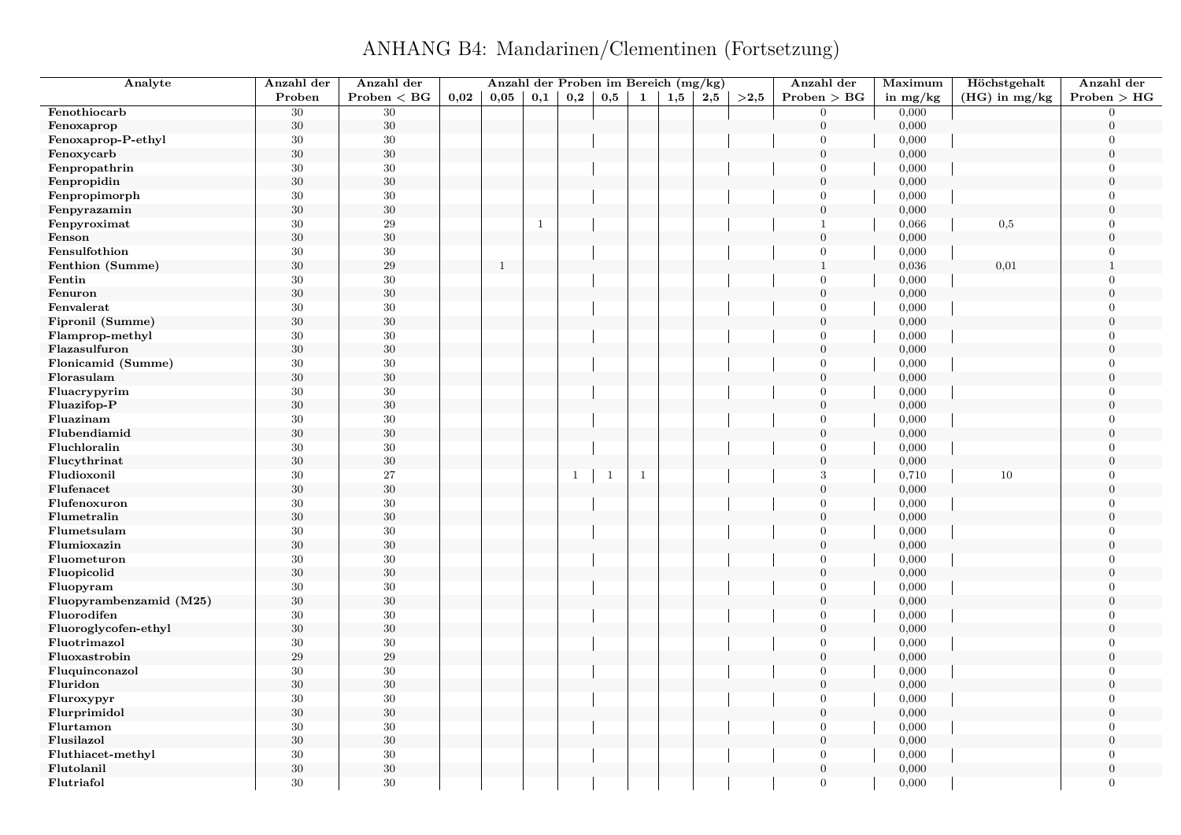# ANHANG B4: Mandarinen/Clementinen (Fortsetzung)

| Analyte | Anzahl der Proben | Anzahl der Proben < BG | Anzahl der Proben im Bereich (mg/kg) | | | | | | | | | Anzahl der Proben > BG | Maximum in mg/kg | Höchstgehalt (HG) in mg/kg | Anzahl der Proben > HG |
|---|---|---|---|---|---|---|---|---|---|---|---|---|---|---|---|
| | | | 0,02 | 0,05 | 0,1 | 0,2 | 0,5 | 1 | 1,5 | 2,5 | >2,5 | | | | |
| Fenothiocarb | 30 | 30 | | | | | | | | | | 0 | 0,000 | | 0 |
| Fenoxaprop | 30 | 30 | | | | | | | | | | 0 | 0,000 | | 0 |
| Fenoxaprop-P-ethyl | 30 | 30 | | | | | | | | | | 0 | 0,000 | | 0 |
| Fenoxycarb | 30 | 30 | | | | | | | | | | 0 | 0,000 | | 0 |
| Fenpropathrin | 30 | 30 | | | | | | | | | | 0 | 0,000 | | 0 |
| Fenpropidin | 30 | 30 | | | | | | | | | | 0 | 0,000 | | 0 |
| Fenpropimorph | 30 | 30 | | | | | | | | | | 0 | 0,000 | | 0 |
| Fenpyrazamin | 30 | 30 | | | | | | | | | | 0 | 0,000 | | 0 |
| Fenpyroximat | 30 | 29 | | | 1 | | | | | | | 1 | 0,066 | 0,5 | 0 |
| Fenson | 30 | 30 | | | | | | | | | | 0 | 0,000 | | 0 |
| Fensulfothion | 30 | 30 | | | | | | | | | | 0 | 0,000 | | 0 |
| Fenthion (Summe) | 30 | 29 | | 1 | | | | | | | | 1 | 0,036 | 0,01 | 1 |
| Fentin | 30 | 30 | | | | | | | | | | 0 | 0,000 | | 0 |
| Fenuron | 30 | 30 | | | | | | | | | | 0 | 0,000 | | 0 |
| Fenvalerat | 30 | 30 | | | | | | | | | | 0 | 0,000 | | 0 |
| Fipronil (Summe) | 30 | 30 | | | | | | | | | | 0 | 0,000 | | 0 |
| Flamprop-methyl | 30 | 30 | | | | | | | | | | 0 | 0,000 | | 0 |
| Flazasulfuron | 30 | 30 | | | | | | | | | | 0 | 0,000 | | 0 |
| Flonicamid (Summe) | 30 | 30 | | | | | | | | | | 0 | 0,000 | | 0 |
| Florasulam | 30 | 30 | | | | | | | | | | 0 | 0,000 | | 0 |
| Fluacrypyrim | 30 | 30 | | | | | | | | | | 0 | 0,000 | | 0 |
| Fluazifop-P | 30 | 30 | | | | | | | | | | 0 | 0,000 | | 0 |
| Fluazinam | 30 | 30 | | | | | | | | | | 0 | 0,000 | | 0 |
| Flubendiamid | 30 | 30 | | | | | | | | | | 0 | 0,000 | | 0 |
| Fluchloralin | 30 | 30 | | | | | | | | | | 0 | 0,000 | | 0 |
| Flucythrinat | 30 | 30 | | | | | | | | | | 0 | 0,000 | | 0 |
| Fludioxonil | 30 | 27 | | | | 1 | 1 | 1 | | | | 3 | 0,710 | 10 | 0 |
| Flufenacet | 30 | 30 | | | | | | | | | | 0 | 0,000 | | 0 |
| Flufenoxuron | 30 | 30 | | | | | | | | | | 0 | 0,000 | | 0 |
| Flumetralin | 30 | 30 | | | | | | | | | | 0 | 0,000 | | 0 |
| Flumetsulam | 30 | 30 | | | | | | | | | | 0 | 0,000 | | 0 |
| Flumioxazin | 30 | 30 | | | | | | | | | | 0 | 0,000 | | 0 |
| Fluometuron | 30 | 30 | | | | | | | | | | 0 | 0,000 | | 0 |
| Fluopicolid | 30 | 30 | | | | | | | | | | 0 | 0,000 | | 0 |
| Fluopyram | 30 | 30 | | | | | | | | | | 0 | 0,000 | | 0 |
| Fluopyrambenzamid (M25) | 30 | 30 | | | | | | | | | | 0 | 0,000 | | 0 |
| Fluorodifen | 30 | 30 | | | | | | | | | | 0 | 0,000 | | 0 |
| Fluoroglycofen-ethyl | 30 | 30 | | | | | | | | | | 0 | 0,000 | | 0 |
| Fluotrimazol | 30 | 30 | | | | | | | | | | 0 | 0,000 | | 0 |
| Fluoxastrobin | 29 | 29 | | | | | | | | | | 0 | 0,000 | | 0 |
| Fluquinconazol | 30 | 30 | | | | | | | | | | 0 | 0,000 | | 0 |
| Fluridon | 30 | 30 | | | | | | | | | | 0 | 0,000 | | 0 |
| Fluroxypyr | 30 | 30 | | | | | | | | | | 0 | 0,000 | | 0 |
| Flurprimidol | 30 | 30 | | | | | | | | | | 0 | 0,000 | | 0 |
| Flurtamon | 30 | 30 | | | | | | | | | | 0 | 0,000 | | 0 |
| Flusilazol | 30 | 30 | | | | | | | | | | 0 | 0,000 | | 0 |
| Fluthiacet-methyl | 30 | 30 | | | | | | | | | | 0 | 0,000 | | 0 |
| Flutolanil | 30 | 30 | | | | | | | | | | 0 | 0,000 | | 0 |
| Flutriafol | 30 | 30 | | | | | | | | | | 0 | 0,000 | | 0 |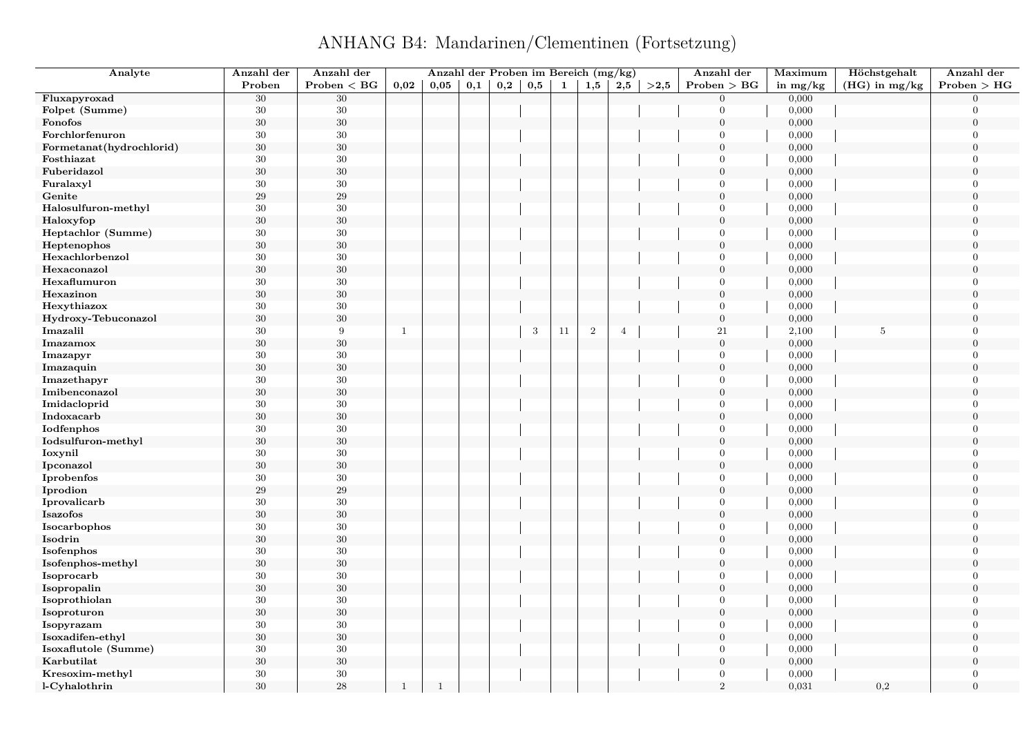# ANHANG B4: Mandarinen/Clementinen (Fortsetzung)

| Analyte | Anzahl der Proben | Anzahl der Proben < BG | Anzahl der Proben im Bereich (mg/kg) | | | | | | | | | Anzahl der Proben > BG | Maximum in mg/kg | Höchstgehalt (HG) in mg/kg | Anzahl der Proben > HG |
|---|---|---|---|---|---|---|---|---|---|---|---|---|---|---|---|
| | | | 0,02 | 0,05 | 0,1 | 0,2 | 0,5 | 1 | 1,5 | 2,5 | >2,5 | | | | |
| **Fluxapyroxad** | 30 | 30 | | | | | | | | | | 0 | 0,000 | | 0 |
| **Folpet (Summe)** | 30 | 30 | | | | | | | | | | 0 | 0,000 | | 0 |
| **Fonofos** | 30 | 30 | | | | | | | | | | 0 | 0,000 | | 0 |
| **Forchlorfenuron** | 30 | 30 | | | | | | | | | | 0 | 0,000 | | 0 |
| **Formetanat(hydrochlorid)** | 30 | 30 | | | | | | | | | | 0 | 0,000 | | 0 |
| **Fosthiazat** | 30 | 30 | | | | | | | | | | 0 | 0,000 | | 0 |
| **Fuberidazol** | 30 | 30 | | | | | | | | | | 0 | 0,000 | | 0 |
| **Furalaxyl** | 30 | 30 | | | | | | | | | | 0 | 0,000 | | 0 |
| **Genite** | 29 | 29 | | | | | | | | | | 0 | 0,000 | | 0 |
| **Halosulfuron-methyl** | 30 | 30 | | | | | | | | | | 0 | 0,000 | | 0 |
| **Haloxyfop** | 30 | 30 | | | | | | | | | | 0 | 0,000 | | 0 |
| **Heptachlor (Summe)** | 30 | 30 | | | | | | | | | | 0 | 0,000 | | 0 |
| **Heptenophos** | 30 | 30 | | | | | | | | | | 0 | 0,000 | | 0 |
| **Hexachlorbenzol** | 30 | 30 | | | | | | | | | | 0 | 0,000 | | 0 |
| **Hexaconazol** | 30 | 30 | | | | | | | | | | 0 | 0,000 | | 0 |
| **Hexaflumuron** | 30 | 30 | | | | | | | | | | 0 | 0,000 | | 0 |
| **Hexazinon** | 30 | 30 | | | | | | | | | | 0 | 0,000 | | 0 |
| **Hexythiazox** | 30 | 30 | | | | | | | | | | 0 | 0,000 | | 0 |
| **Hydroxy-Tebuconazol** | 30 | 30 | | | | | | | | | | 0 | 0,000 | | 0 |
| **Imazalil** | 30 | 9 | 1 | | | | 3 | 11 | 2 | 4 | | 21 | 2,100 | 5 | 0 |
| **Imazamox** | 30 | 30 | | | | | | | | | | 0 | 0,000 | | 0 |
| **Imazapyr** | 30 | 30 | | | | | | | | | | 0 | 0,000 | | 0 |
| **Imazaquin** | 30 | 30 | | | | | | | | | | 0 | 0,000 | | 0 |
| **Imazethapyr** | 30 | 30 | | | | | | | | | | 0 | 0,000 | | 0 |
| **Imibenconazol** | 30 | 30 | | | | | | | | | | 0 | 0,000 | | 0 |
| **Imidacloprid** | 30 | 30 | | | | | | | | | | 0 | 0,000 | | 0 |
| **Indoxacarb** | 30 | 30 | | | | | | | | | | 0 | 0,000 | | 0 |
| **Iodfenphos** | 30 | 30 | | | | | | | | | | 0 | 0,000 | | 0 |
| **Iodsulfuron-methyl** | 30 | 30 | | | | | | | | | | 0 | 0,000 | | 0 |
| **Ioxynil** | 30 | 30 | | | | | | | | | | 0 | 0,000 | | 0 |
| **Ipconazol** | 30 | 30 | | | | | | | | | | 0 | 0,000 | | 0 |
| **Iprobenfos** | 30 | 30 | | | | | | | | | | 0 | 0,000 | | 0 |
| **Iprodion** | 29 | 29 | | | | | | | | | | 0 | 0,000 | | 0 |
| **Iprovalicarb** | 30 | 30 | | | | | | | | | | 0 | 0,000 | | 0 |
| **Isazofos** | 30 | 30 | | | | | | | | | | 0 | 0,000 | | 0 |
| **Isocarbophos** | 30 | 30 | | | | | | | | | | 0 | 0,000 | | 0 |
| **Isodrin** | 30 | 30 | | | | | | | | | | 0 | 0,000 | | 0 |
| **Isofenphos** | 30 | 30 | | | | | | | | | | 0 | 0,000 | | 0 |
| **Isofenphos-methyl** | 30 | 30 | | | | | | | | | | 0 | 0,000 | | 0 |
| **Isoprocarb** | 30 | 30 | | | | | | | | | | 0 | 0,000 | | 0 |
| **Isopropalin** | 30 | 30 | | | | | | | | | | 0 | 0,000 | | 0 |
| **Isoprothiolan** | 30 | 30 | | | | | | | | | | 0 | 0,000 | | 0 |
| **Isoproturon** | 30 | 30 | | | | | | | | | | 0 | 0,000 | | 0 |
| **Isopyrazam** | 30 | 30 | | | | | | | | | | 0 | 0,000 | | 0 |
| **Isoxadifen-ethyl** | 30 | 30 | | | | | | | | | | 0 | 0,000 | | 0 |
| **Isoxaflutole (Summe)** | 30 | 30 | | | | | | | | | | 0 | 0,000 | | 0 |
| **Karbutilat** | 30 | 30 | | | | | | | | | | 0 | 0,000 | | 0 |
| **Kresoxim-methyl** | 30 | 30 | | | | | | | | | | 0 | 0,000 | | 0 |
| **l-Cyhalothrin** | 30 | 28 | 1 | 1 | | | | | | | | 2 | 0,031 | 0,2 | 0 |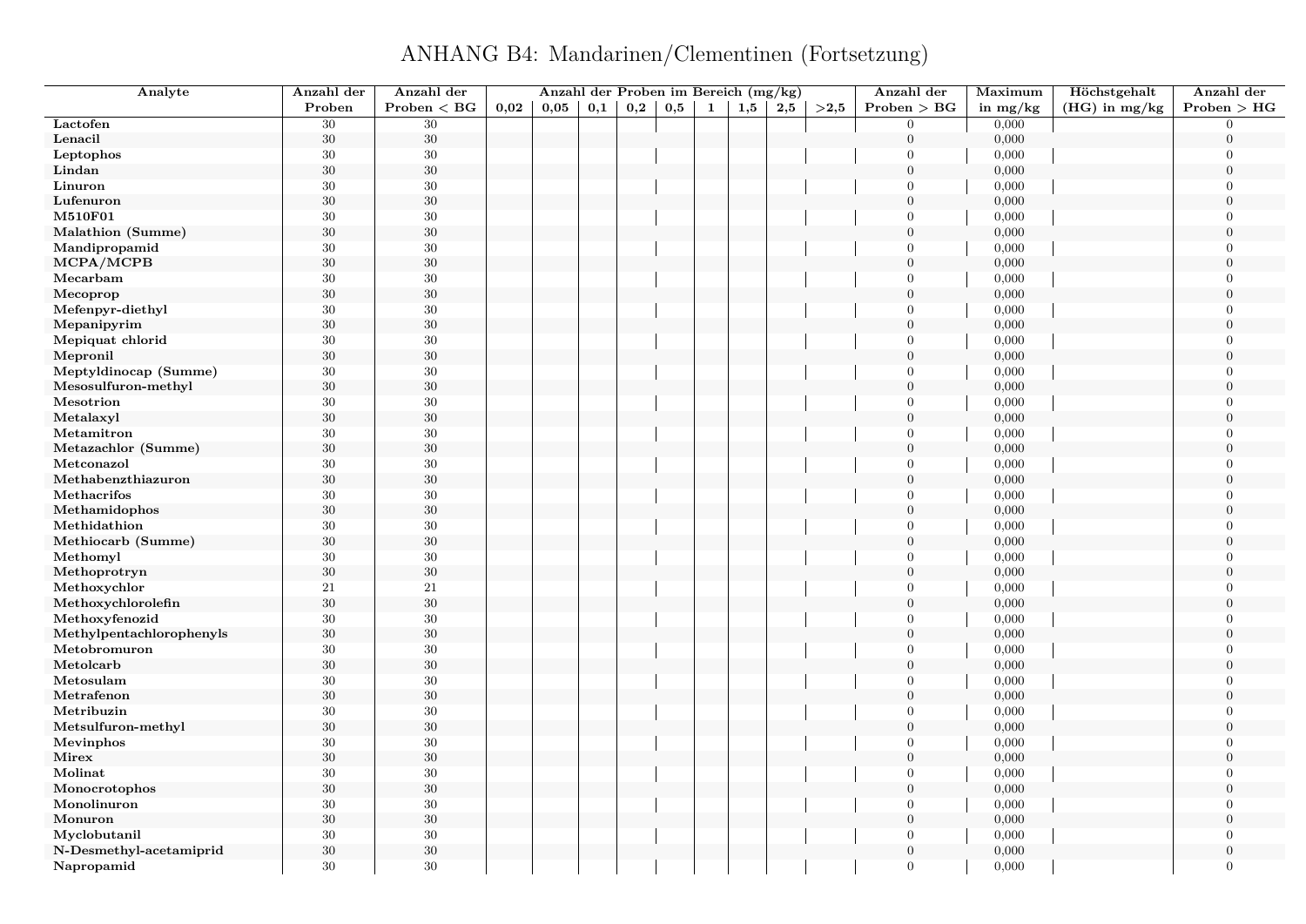# ANHANG B4: Mandarinen/Clementinen (Fortsetzung)

| Analyte | Anzahl der Proben | Anzahl der Proben < BG | Anzahl der Proben im Bereich (mg/kg) | | | | | | | | | Anzahl der Proben > BG | Maximum in mg/kg | Höchstgehalt (HG) in mg/kg | Anzahl der Proben > HG |
|---|---|---|---|---|---|---|---|---|---|---|---|---|---|---|---|
| | | | 0,02 | 0,05 | 0,1 | 0,2 | 0,5 | 1 | 1,5 | 2,5 | >2,5 | | | | |
| Lactofen | 30 | 30 | | | | | | | | | | 0 | 0,000 | | 0 |
| Lenacil | 30 | 30 | | | | | | | | | | 0 | 0,000 | | 0 |
| Leptophos | 30 | 30 | | | | | | | | | | 0 | 0,000 | | 0 |
| Lindan | 30 | 30 | | | | | | | | | | 0 | 0,000 | | 0 |
| Linuron | 30 | 30 | | | | | | | | | | 0 | 0,000 | | 0 |
| Lufenuron | 30 | 30 | | | | | | | | | | 0 | 0,000 | | 0 |
| M510F01 | 30 | 30 | | | | | | | | | | 0 | 0,000 | | 0 |
| Malathion (Summe) | 30 | 30 | | | | | | | | | | 0 | 0,000 | | 0 |
| Mandipropamid | 30 | 30 | | | | | | | | | | 0 | 0,000 | | 0 |
| MCPA/MCPB | 30 | 30 | | | | | | | | | | 0 | 0,000 | | 0 |
| Mecarbam | 30 | 30 | | | | | | | | | | 0 | 0,000 | | 0 |
| Mecoprop | 30 | 30 | | | | | | | | | | 0 | 0,000 | | 0 |
| Mefenpyr-diethyl | 30 | 30 | | | | | | | | | | 0 | 0,000 | | 0 |
| Mepanipyrim | 30 | 30 | | | | | | | | | | 0 | 0,000 | | 0 |
| Mepiquat chlorid | 30 | 30 | | | | | | | | | | 0 | 0,000 | | 0 |
| Mepronil | 30 | 30 | | | | | | | | | | 0 | 0,000 | | 0 |
| Meptyldinocap (Summe) | 30 | 30 | | | | | | | | | | 0 | 0,000 | | 0 |
| Mesosulfuron-methyl | 30 | 30 | | | | | | | | | | 0 | 0,000 | | 0 |
| Mesotrion | 30 | 30 | | | | | | | | | | 0 | 0,000 | | 0 |
| Metalaxyl | 30 | 30 | | | | | | | | | | 0 | 0,000 | | 0 |
| Metamitron | 30 | 30 | | | | | | | | | | 0 | 0,000 | | 0 |
| Metazachlor (Summe) | 30 | 30 | | | | | | | | | | 0 | 0,000 | | 0 |
| Metconazol | 30 | 30 | | | | | | | | | | 0 | 0,000 | | 0 |
| Methabenzthiazuron | 30 | 30 | | | | | | | | | | 0 | 0,000 | | 0 |
| Methacrifos | 30 | 30 | | | | | | | | | | 0 | 0,000 | | 0 |
| Methamidophos | 30 | 30 | | | | | | | | | | 0 | 0,000 | | 0 |
| Methidathion | 30 | 30 | | | | | | | | | | 0 | 0,000 | | 0 |
| Methiocarb (Summe) | 30 | 30 | | | | | | | | | | 0 | 0,000 | | 0 |
| Methomyl | 30 | 30 | | | | | | | | | | 0 | 0,000 | | 0 |
| Methoprotryn | 30 | 30 | | | | | | | | | | 0 | 0,000 | | 0 |
| Methoxychlor | 21 | 21 | | | | | | | | | | 0 | 0,000 | | 0 |
| Methoxychlorolefin | 30 | 30 | | | | | | | | | | 0 | 0,000 | | 0 |
| Methoxyfenozid | 30 | 30 | | | | | | | | | | 0 | 0,000 | | 0 |
| Methylpentachlorophenyls | 30 | 30 | | | | | | | | | | 0 | 0,000 | | 0 |
| Metobromuron | 30 | 30 | | | | | | | | | | 0 | 0,000 | | 0 |
| Metolcarb | 30 | 30 | | | | | | | | | | 0 | 0,000 | | 0 |
| Metosulam | 30 | 30 | | | | | | | | | | 0 | 0,000 | | 0 |
| Metrafenon | 30 | 30 | | | | | | | | | | 0 | 0,000 | | 0 |
| Metribuzin | 30 | 30 | | | | | | | | | | 0 | 0,000 | | 0 |
| Metsulfuron-methyl | 30 | 30 | | | | | | | | | | 0 | 0,000 | | 0 |
| Mevinphos | 30 | 30 | | | | | | | | | | 0 | 0,000 | | 0 |
| Mirex | 30 | 30 | | | | | | | | | | 0 | 0,000 | | 0 |
| Molinat | 30 | 30 | | | | | | | | | | 0 | 0,000 | | 0 |
| Monocrotophos | 30 | 30 | | | | | | | | | | 0 | 0,000 | | 0 |
| Monolinuron | 30 | 30 | | | | | | | | | | 0 | 0,000 | | 0 |
| Monuron | 30 | 30 | | | | | | | | | | 0 | 0,000 | | 0 |
| Myclobutanil | 30 | 30 | | | | | | | | | | 0 | 0,000 | | 0 |
| N-Desmethyl-acetamiprid | 30 | 30 | | | | | | | | | | 0 | 0,000 | | 0 |
| Napropamid | 30 | 30 | | | | | | | | | | 0 | 0,000 | | 0 |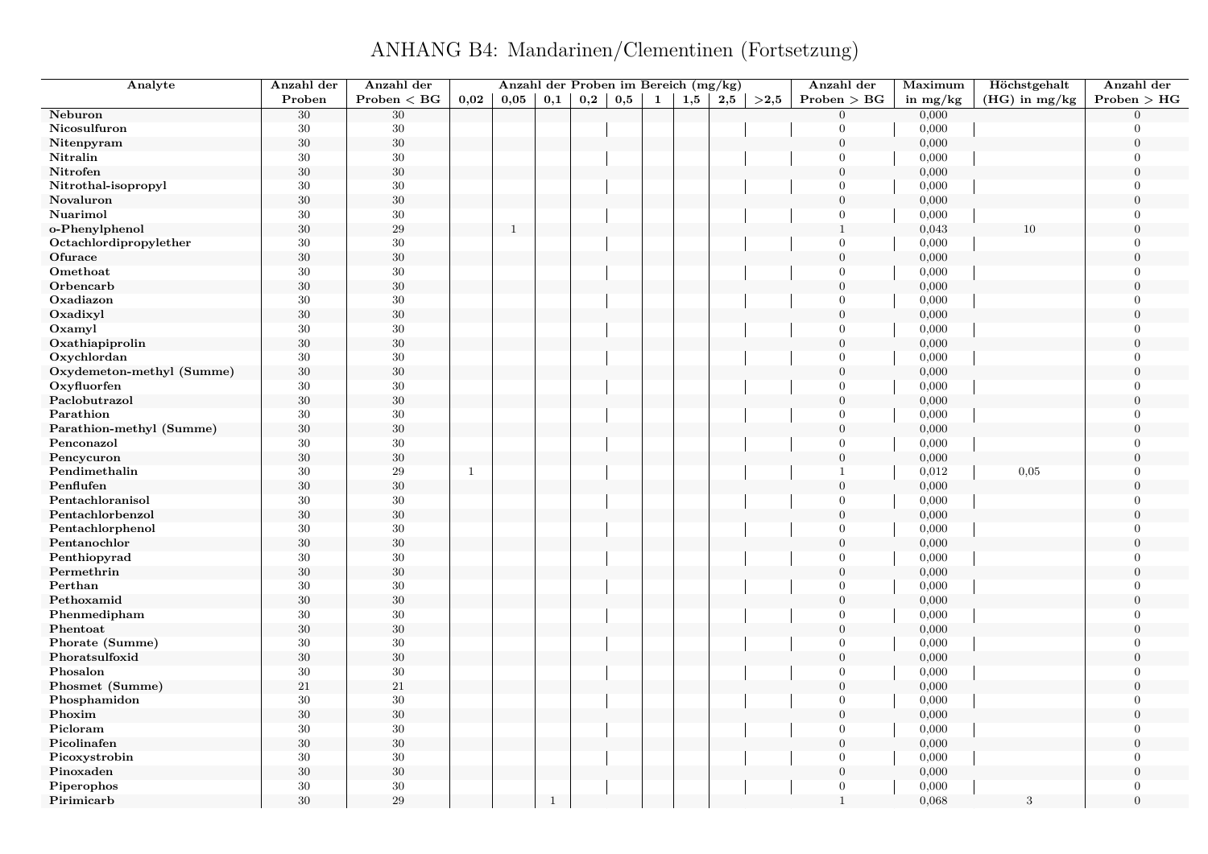# ANHANG B4: Mandarinen/Clementinen (Fortsetzung)

| Analyte | Anzahl der Proben | Anzahl der Proben < BG | Anzahl der Proben im Bereich (mg/kg) | | | | | | | | | Anzahl der Proben > BG | Maximum in mg/kg | Höchstgehalt (HG) in mg/kg | Anzahl der Proben > HG |
|---|---|---|---|---|---|---|---|---|---|---|---|---|---|---|---|
| | | | 0,02 | 0,05 | 0,1 | 0,2 | 0,5 | 1 | 1,5 | 2,5 | >2,5 | | | | |
| **Neburon** | 30 | 30 | | | | | | | | | | 0 | 0,000 | | 0 |
| **Nicosulfuron** | 30 | 30 | | | | | | | | | | 0 | 0,000 | | 0 |
| **Nitenpyram** | 30 | 30 | | | | | | | | | | 0 | 0,000 | | 0 |
| **Nitralin** | 30 | 30 | | | | | | | | | | 0 | 0,000 | | 0 |
| **Nitrofen** | 30 | 30 | | | | | | | | | | 0 | 0,000 | | 0 |
| **Nitrothal-isopropyl** | 30 | 30 | | | | | | | | | | 0 | 0,000 | | 0 |
| **Novaluron** | 30 | 30 | | | | | | | | | | 0 | 0,000 | | 0 |
| **Nuarimol** | 30 | 30 | | | | | | | | | | 0 | 0,000 | | 0 |
| **o-Phenylphenol** | 30 | 29 | | 1 | | | | | | | | 1 | 0,043 | 10 | 0 |
| **Octachlordipropylether** | 30 | 30 | | | | | | | | | | 0 | 0,000 | | 0 |
| **Ofurace** | 30 | 30 | | | | | | | | | | 0 | 0,000 | | 0 |
| **Omethoat** | 30 | 30 | | | | | | | | | | 0 | 0,000 | | 0 |
| **Orbencarb** | 30 | 30 | | | | | | | | | | 0 | 0,000 | | 0 |
| **Oxadiazon** | 30 | 30 | | | | | | | | | | 0 | 0,000 | | 0 |
| **Oxadixyl** | 30 | 30 | | | | | | | | | | 0 | 0,000 | | 0 |
| **Oxamyl** | 30 | 30 | | | | | | | | | | 0 | 0,000 | | 0 |
| **Oxathiapiprolin** | 30 | 30 | | | | | | | | | | 0 | 0,000 | | 0 |
| **Oxychlordan** | 30 | 30 | | | | | | | | | | 0 | 0,000 | | 0 |
| **Oxydemeton-methyl (Summe)** | 30 | 30 | | | | | | | | | | 0 | 0,000 | | 0 |
| **Oxyfluorfen** | 30 | 30 | | | | | | | | | | 0 | 0,000 | | 0 |
| **Paclobutrazol** | 30 | 30 | | | | | | | | | | 0 | 0,000 | | 0 |
| **Parathion** | 30 | 30 | | | | | | | | | | 0 | 0,000 | | 0 |
| **Parathion-methyl (Summe)** | 30 | 30 | | | | | | | | | | 0 | 0,000 | | 0 |
| **Penconazol** | 30 | 30 | | | | | | | | | | 0 | 0,000 | | 0 |
| **Pencycuron** | 30 | 30 | | | | | | | | | | 0 | 0,000 | | 0 |
| **Pendimethalin** | 30 | 29 | 1 | | | | | | | | | 1 | 0,012 | 0,05 | 0 |
| **Penflufen** | 30 | 30 | | | | | | | | | | 0 | 0,000 | | 0 |
| **Pentachloranisol** | 30 | 30 | | | | | | | | | | 0 | 0,000 | | 0 |
| **Pentachlorbenzol** | 30 | 30 | | | | | | | | | | 0 | 0,000 | | 0 |
| **Pentachlorphenol** | 30 | 30 | | | | | | | | | | 0 | 0,000 | | 0 |
| **Pentanochlor** | 30 | 30 | | | | | | | | | | 0 | 0,000 | | 0 |
| **Penthiopyrad** | 30 | 30 | | | | | | | | | | 0 | 0,000 | | 0 |
| **Permethrin** | 30 | 30 | | | | | | | | | | 0 | 0,000 | | 0 |
| **Perthan** | 30 | 30 | | | | | | | | | | 0 | 0,000 | | 0 |
| **Pethoxamid** | 30 | 30 | | | | | | | | | | 0 | 0,000 | | 0 |
| **Phenmedipham** | 30 | 30 | | | | | | | | | | 0 | 0,000 | | 0 |
| **Phentoat** | 30 | 30 | | | | | | | | | | 0 | 0,000 | | 0 |
| **Phorate (Summe)** | 30 | 30 | | | | | | | | | | 0 | 0,000 | | 0 |
| **Phoratsulfoxid** | 30 | 30 | | | | | | | | | | 0 | 0,000 | | 0 |
| **Phosalon** | 30 | 30 | | | | | | | | | | 0 | 0,000 | | 0 |
| **Phosmet (Summe)** | 21 | 21 | | | | | | | | | | 0 | 0,000 | | 0 |
| **Phosphamidon** | 30 | 30 | | | | | | | | | | 0 | 0,000 | | 0 |
| **Phoxim** | 30 | 30 | | | | | | | | | | 0 | 0,000 | | 0 |
| **Picloram** | 30 | 30 | | | | | | | | | | 0 | 0,000 | | 0 |
| **Picolinafen** | 30 | 30 | | | | | | | | | | 0 | 0,000 | | 0 |
| **Picoxystrobin** | 30 | 30 | | | | | | | | | | 0 | 0,000 | | 0 |
| **Pinoxaden** | 30 | 30 | | | | | | | | | | 0 | 0,000 | | 0 |
| **Piperophos** | 30 | 30 | | | | | | | | | | 0 | 0,000 | | 0 |
| **Pirimicarb** | 30 | 29 | | | 1 | | | | | | | 1 | 0,068 | 3 | 0 |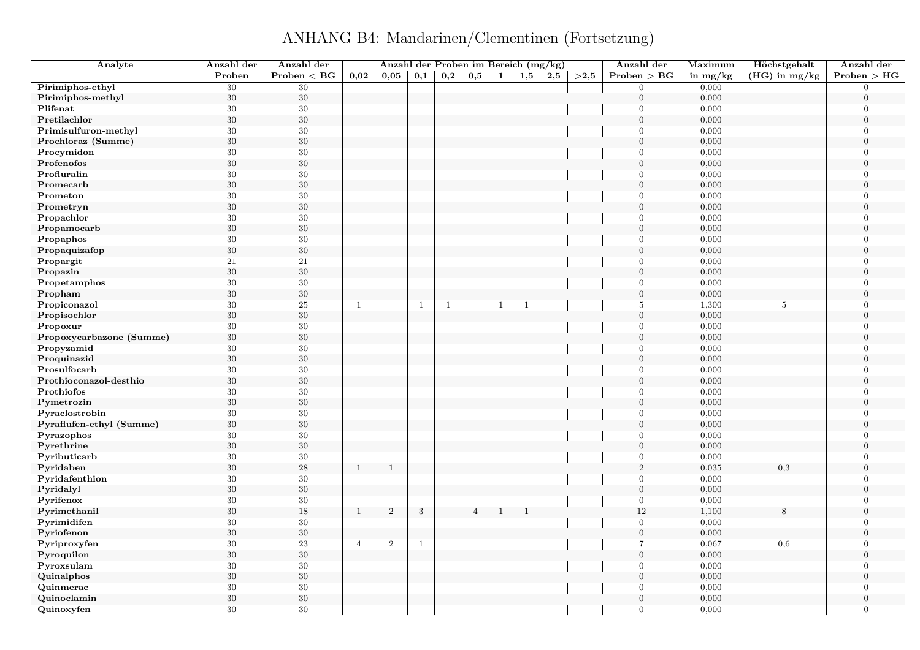# ANHANG B4: Mandarinen/Clementinen (Fortsetzung)

| Analyte | Anzahl der Proben | Anzahl der Proben < BG | Anzahl der Proben im Bereich (mg/kg) 0,02 | 0,05 | 0,1 | 0,2 | 0,5 | 1 | 1,5 | 2,5 | >2,5 | Anzahl der Proben > BG | Maximum in mg/kg | Höchstgehalt (HG) in mg/kg | Anzahl der Proben > HG |
|---|---|---|---|---|---|---|---|---|---|---|---|---|---|---|---|
| **Pirimiphos-ethyl** | 30 | 30 | | | | | | | | | | 0 | 0,000 | | 0 |
| **Pirimiphos-methyl** | 30 | 30 | | | | | | | | | | 0 | 0,000 | | 0 |
| **Plifenat** | 30 | 30 | | | | | | | | | | 0 | 0,000 | | 0 |
| **Pretilachlor** | 30 | 30 | | | | | | | | | | 0 | 0,000 | | 0 |
| **Primisulfuron-methyl** | 30 | 30 | | | | | | | | | | 0 | 0,000 | | 0 |
| **Prochloraz (Summe)** | 30 | 30 | | | | | | | | | | 0 | 0,000 | | 0 |
| **Procymidon** | 30 | 30 | | | | | | | | | | 0 | 0,000 | | 0 |
| **Profenofos** | 30 | 30 | | | | | | | | | | 0 | 0,000 | | 0 |
| **Profluralin** | 30 | 30 | | | | | | | | | | 0 | 0,000 | | 0 |
| **Promecarb** | 30 | 30 | | | | | | | | | | 0 | 0,000 | | 0 |
| **Prometon** | 30 | 30 | | | | | | | | | | 0 | 0,000 | | 0 |
| **Prometryn** | 30 | 30 | | | | | | | | | | 0 | 0,000 | | 0 |
| **Propachlor** | 30 | 30 | | | | | | | | | | 0 | 0,000 | | 0 |
| **Propamocarb** | 30 | 30 | | | | | | | | | | 0 | 0,000 | | 0 |
| **Propaphos** | 30 | 30 | | | | | | | | | | 0 | 0,000 | | 0 |
| **Propaquizafop** | 30 | 30 | | | | | | | | | | 0 | 0,000 | | 0 |
| **Propargit** | 21 | 21 | | | | | | | | | | 0 | 0,000 | | 0 |
| **Propazin** | 30 | 30 | | | | | | | | | | 0 | 0,000 | | 0 |
| **Propetamphos** | 30 | 30 | | | | | | | | | | 0 | 0,000 | | 0 |
| **Propham** | 30 | 30 | | | | | | | | | | 0 | 0,000 | | 0 |
| **Propiconazol** | 30 | 25 | 1 | | 1 | 1 | | 1 | 1 | | | 5 | 1,300 | 5 | 0 |
| **Propisochlor** | 30 | 30 | | | | | | | | | | 0 | 0,000 | | 0 |
| **Propoxur** | 30 | 30 | | | | | | | | | | 0 | 0,000 | | 0 |
| **Propoxycarbazone (Summe)** | 30 | 30 | | | | | | | | | | 0 | 0,000 | | 0 |
| **Propyzamid** | 30 | 30 | | | | | | | | | | 0 | 0,000 | | 0 |
| **Proquinazid** | 30 | 30 | | | | | | | | | | 0 | 0,000 | | 0 |
| **Prosulfocarb** | 30 | 30 | | | | | | | | | | 0 | 0,000 | | 0 |
| **Prothioconazol-desthio** | 30 | 30 | | | | | | | | | | 0 | 0,000 | | 0 |
| **Prothiofos** | 30 | 30 | | | | | | | | | | 0 | 0,000 | | 0 |
| **Pymetrozin** | 30 | 30 | | | | | | | | | | 0 | 0,000 | | 0 |
| **Pyraclostrobin** | 30 | 30 | | | | | | | | | | 0 | 0,000 | | 0 |
| **Pyraflufen-ethyl (Summe)** | 30 | 30 | | | | | | | | | | 0 | 0,000 | | 0 |
| **Pyrazophos** | 30 | 30 | | | | | | | | | | 0 | 0,000 | | 0 |
| **Pyrethrine** | 30 | 30 | | | | | | | | | | 0 | 0,000 | | 0 |
| **Pyributicarb** | 30 | 30 | | | | | | | | | | 0 | 0,000 | | 0 |
| **Pyridaben** | 30 | 28 | 1 | 1 | | | | | | | | 2 | 0,035 | 0,3 | 0 |
| **Pyridafenthion** | 30 | 30 | | | | | | | | | | 0 | 0,000 | | 0 |
| **Pyridalyl** | 30 | 30 | | | | | | | | | | 0 | 0,000 | | 0 |
| **Pyrifenox** | 30 | 30 | | | | | | | | | | 0 | 0,000 | | 0 |
| **Pyrimethanil** | 30 | 18 | 1 | 2 | 3 | | 4 | 1 | 1 | | | 12 | 1,100 | 8 | 0 |
| **Pyrimidifen** | 30 | 30 | | | | | | | | | | 0 | 0,000 | | 0 |
| **Pyriofenon** | 30 | 30 | | | | | | | | | | 0 | 0,000 | | 0 |
| **Pyriproxyfen** | 30 | 23 | 4 | 2 | 1 | | | | | | | 7 | 0,067 | 0,6 | 0 |
| **Pyroquilon** | 30 | 30 | | | | | | | | | | 0 | 0,000 | | 0 |
| **Pyroxsulam** | 30 | 30 | | | | | | | | | | 0 | 0,000 | | 0 |
| **Quinalphos** | 30 | 30 | | | | | | | | | | 0 | 0,000 | | 0 |
| **Quinmerac** | 30 | 30 | | | | | | | | | | 0 | 0,000 | | 0 |
| **Quinoclamin** | 30 | 30 | | | | | | | | | | 0 | 0,000 | | 0 |
| **Quinoxyfen** | 30 | 30 | | | | | | | | | | 0 | 0,000 | | 0 |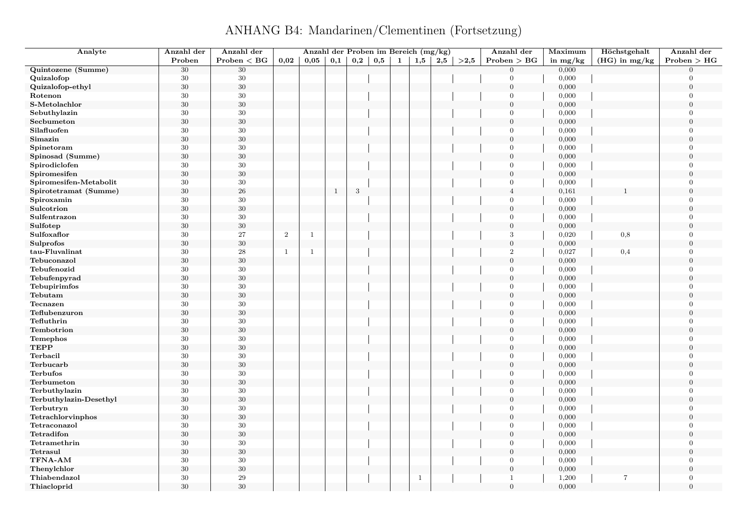# ANHANG B4: Mandarinen/Clementinen (Fortsetzung)

| Analyte | Anzahl der Proben | Anzahl der Proben < BG | Anzahl der Proben im Bereich (mg/kg) | | | | | | | | | Anzahl der Proben > BG | Maximum in mg/kg | Höchstgehalt (HG) in mg/kg | Anzahl der Proben > HG |
|---|---|---|---|---|---|---|---|---|---|---|---|---|---|---|---|
| | | | 0,02 | 0,05 | 0,1 | 0,2 | 0,5 | 1 | 1,5 | 2,5 | >2,5 | | | | |
| Quintozene (Summe) | 30 | 30 | | | | | | | | | | 0 | 0,000 | | 0 |
| Quizalofop | 30 | 30 | | | | | | | | | | 0 | 0,000 | | 0 |
| Quizalofop-ethyl | 30 | 30 | | | | | | | | | | 0 | 0,000 | | 0 |
| Rotenon | 30 | 30 | | | | | | | | | | 0 | 0,000 | | 0 |
| S-Metolachlor | 30 | 30 | | | | | | | | | | 0 | 0,000 | | 0 |
| Sebuthylazin | 30 | 30 | | | | | | | | | | 0 | 0,000 | | 0 |
| Secbumeton | 30 | 30 | | | | | | | | | | 0 | 0,000 | | 0 |
| Silafluofen | 30 | 30 | | | | | | | | | | 0 | 0,000 | | 0 |
| Simazin | 30 | 30 | | | | | | | | | | 0 | 0,000 | | 0 |
| Spinetoram | 30 | 30 | | | | | | | | | | 0 | 0,000 | | 0 |
| Spinosad (Summe) | 30 | 30 | | | | | | | | | | 0 | 0,000 | | 0 |
| Spirodiclofen | 30 | 30 | | | | | | | | | | 0 | 0,000 | | 0 |
| Spiromesifen | 30 | 30 | | | | | | | | | | 0 | 0,000 | | 0 |
| Spiromesifen-Metabolit | 30 | 30 | | | | | | | | | | 0 | 0,000 | | 0 |
| Spirotetramat (Summe) | 30 | 26 | | | 1 | 3 | | | | | | 4 | 0,161 | 1 | 0 |
| Spiroxamin | 30 | 30 | | | | | | | | | | 0 | 0,000 | | 0 |
| Sulcotrion | 30 | 30 | | | | | | | | | | 0 | 0,000 | | 0 |
| Sulfentrazon | 30 | 30 | | | | | | | | | | 0 | 0,000 | | 0 |
| Sulfotep | 30 | 30 | | | | | | | | | | 0 | 0,000 | | 0 |
| Sulfoxaflor | 30 | 27 | 2 | 1 | | | | | | | | 3 | 0,020 | 0,8 | 0 |
| Sulprofos | 30 | 30 | | | | | | | | | | 0 | 0,000 | | 0 |
| tau-Fluvalinat | 30 | 28 | 1 | 1 | | | | | | | | 2 | 0,027 | 0,4 | 0 |
| Tebuconazol | 30 | 30 | | | | | | | | | | 0 | 0,000 | | 0 |
| Tebufenozid | 30 | 30 | | | | | | | | | | 0 | 0,000 | | 0 |
| Tebufenpyrad | 30 | 30 | | | | | | | | | | 0 | 0,000 | | 0 |
| Tebupirimfos | 30 | 30 | | | | | | | | | | 0 | 0,000 | | 0 |
| Tebutam | 30 | 30 | | | | | | | | | | 0 | 0,000 | | 0 |
| Tecnazen | 30 | 30 | | | | | | | | | | 0 | 0,000 | | 0 |
| Teflubenzuron | 30 | 30 | | | | | | | | | | 0 | 0,000 | | 0 |
| Tefluthrin | 30 | 30 | | | | | | | | | | 0 | 0,000 | | 0 |
| Tembotrion | 30 | 30 | | | | | | | | | | 0 | 0,000 | | 0 |
| Temephos | 30 | 30 | | | | | | | | | | 0 | 0,000 | | 0 |
| TEPP | 30 | 30 | | | | | | | | | | 0 | 0,000 | | 0 |
| Terbacil | 30 | 30 | | | | | | | | | | 0 | 0,000 | | 0 |
| Terbucarb | 30 | 30 | | | | | | | | | | 0 | 0,000 | | 0 |
| Terbufos | 30 | 30 | | | | | | | | | | 0 | 0,000 | | 0 |
| Terbumeton | 30 | 30 | | | | | | | | | | 0 | 0,000 | | 0 |
| Terbuthylazin | 30 | 30 | | | | | | | | | | 0 | 0,000 | | 0 |
| Terbuthylazin-Desethyl | 30 | 30 | | | | | | | | | | 0 | 0,000 | | 0 |
| Terbutryn | 30 | 30 | | | | | | | | | | 0 | 0,000 | | 0 |
| Tetrachlorvinphos | 30 | 30 | | | | | | | | | | 0 | 0,000 | | 0 |
| Tetraconazol | 30 | 30 | | | | | | | | | | 0 | 0,000 | | 0 |
| Tetradifon | 30 | 30 | | | | | | | | | | 0 | 0,000 | | 0 |
| Tetramethrin | 30 | 30 | | | | | | | | | | 0 | 0,000 | | 0 |
| Tetrasul | 30 | 30 | | | | | | | | | | 0 | 0,000 | | 0 |
| TFNA-AM | 30 | 30 | | | | | | | | | | 0 | 0,000 | | 0 |
| Thenylchlor | 30 | 30 | | | | | | | | | | 0 | 0,000 | | 0 |
| Thiabendazol | 30 | 29 | | | | | | | 1 | | | 1 | 1,200 | 7 | 0 |
| Thiacloprid | 30 | 30 | | | | | | | | | | 0 | 0,000 | | 0 |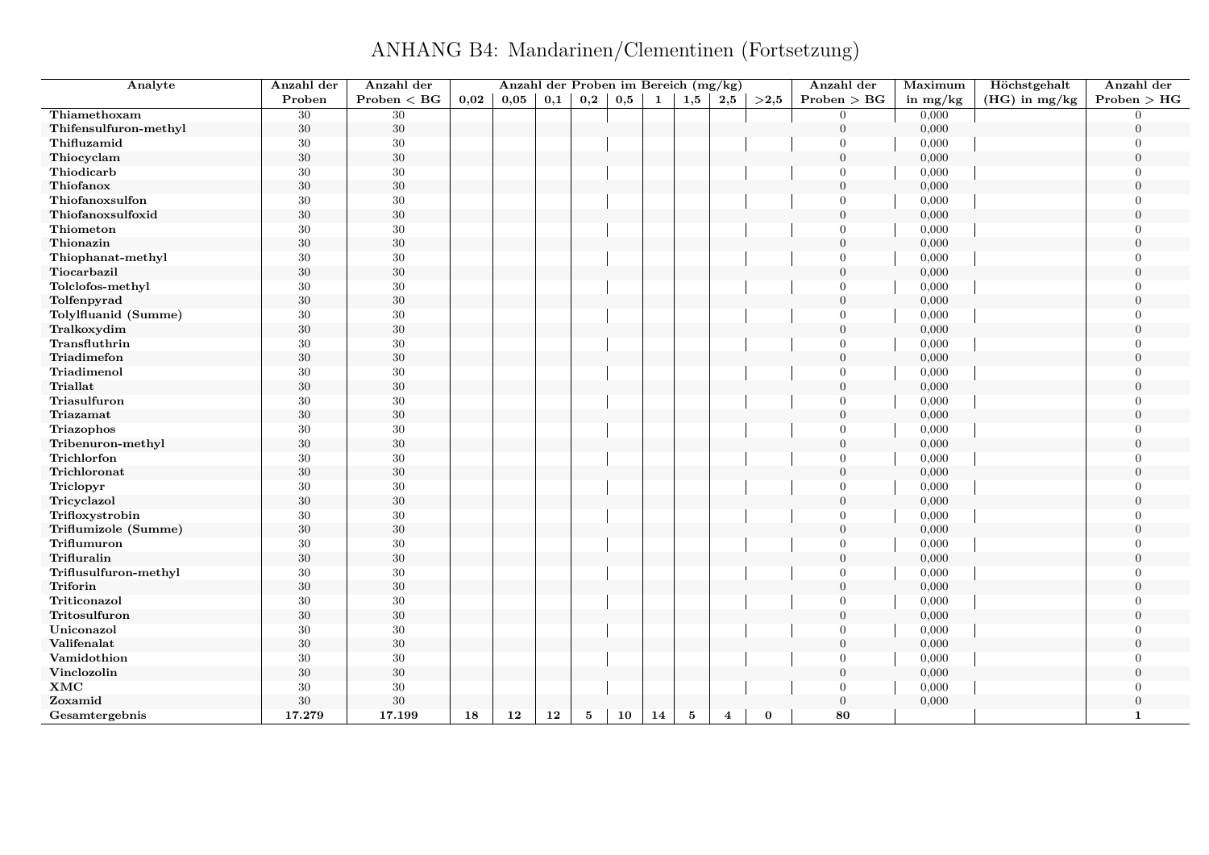# ANHANG B4: Mandarinen/Clementinen (Fortsetzung)

| Analyte | Anzahl der Proben | Anzahl der Proben < BG | Anzahl der Proben im Bereich (mg/kg) | | | | | | | | | Anzahl der Proben > BG | Maximum in mg/kg | Höchstgehalt (HG) in mg/kg | Anzahl der Proben > HG |
|---|---|---|---|---|---|---|---|---|---|---|---|---|---|---|---|
| | | | 0,02 | 0,05 | 0,1 | 0,2 | 0,5 | 1 | 1,5 | 2,5 | >2,5 | | | | |
| Thiamethoxam | 30 | 30 | | | | | | | | | | 0 | 0,000 | | 0 |
| Thifensulfuron-methyl | 30 | 30 | | | | | | | | | | 0 | 0,000 | | 0 |
| Thifluzamid | 30 | 30 | | | | | | | | | | 0 | 0,000 | | 0 |
| Thiocyclam | 30 | 30 | | | | | | | | | | 0 | 0,000 | | 0 |
| Thiodicarb | 30 | 30 | | | | | | | | | | 0 | 0,000 | | 0 |
| Thiofanox | 30 | 30 | | | | | | | | | | 0 | 0,000 | | 0 |
| Thiofanoxsulfon | 30 | 30 | | | | | | | | | | 0 | 0,000 | | 0 |
| Thiofanoxsulfoxid | 30 | 30 | | | | | | | | | | 0 | 0,000 | | 0 |
| Thiometon | 30 | 30 | | | | | | | | | | 0 | 0,000 | | 0 |
| Thionazin | 30 | 30 | | | | | | | | | | 0 | 0,000 | | 0 |
| Thiophanat-methyl | 30 | 30 | | | | | | | | | | 0 | 0,000 | | 0 |
| Tiocarbazil | 30 | 30 | | | | | | | | | | 0 | 0,000 | | 0 |
| Tolclofos-methyl | 30 | 30 | | | | | | | | | | 0 | 0,000 | | 0 |
| Tolfenpyrad | 30 | 30 | | | | | | | | | | 0 | 0,000 | | 0 |
| Tolylfluanid (Summe) | 30 | 30 | | | | | | | | | | 0 | 0,000 | | 0 |
| Tralkoxydim | 30 | 30 | | | | | | | | | | 0 | 0,000 | | 0 |
| Transfluthrin | 30 | 30 | | | | | | | | | | 0 | 0,000 | | 0 |
| Triadimefon | 30 | 30 | | | | | | | | | | 0 | 0,000 | | 0 |
| Triadimenol | 30 | 30 | | | | | | | | | | 0 | 0,000 | | 0 |
| Triallat | 30 | 30 | | | | | | | | | | 0 | 0,000 | | 0 |
| Triasulfuron | 30 | 30 | | | | | | | | | | 0 | 0,000 | | 0 |
| Triazamat | 30 | 30 | | | | | | | | | | 0 | 0,000 | | 0 |
| Triazophos | 30 | 30 | | | | | | | | | | 0 | 0,000 | | 0 |
| Tribenuron-methyl | 30 | 30 | | | | | | | | | | 0 | 0,000 | | 0 |
| Trichlorfon | 30 | 30 | | | | | | | | | | 0 | 0,000 | | 0 |
| Trichloronat | 30 | 30 | | | | | | | | | | 0 | 0,000 | | 0 |
| Triclopyr | 30 | 30 | | | | | | | | | | 0 | 0,000 | | 0 |
| Tricyclazol | 30 | 30 | | | | | | | | | | 0 | 0,000 | | 0 |
| Trifloxystrobin | 30 | 30 | | | | | | | | | | 0 | 0,000 | | 0 |
| Triflumizole (Summe) | 30 | 30 | | | | | | | | | | 0 | 0,000 | | 0 |
| Triflumuron | 30 | 30 | | | | | | | | | | 0 | 0,000 | | 0 |
| Trifluralin | 30 | 30 | | | | | | | | | | 0 | 0,000 | | 0 |
| Triflusulfuron-methyl | 30 | 30 | | | | | | | | | | 0 | 0,000 | | 0 |
| Triforin | 30 | 30 | | | | | | | | | | 0 | 0,000 | | 0 |
| Triticonazol | 30 | 30 | | | | | | | | | | 0 | 0,000 | | 0 |
| Tritosulfuron | 30 | 30 | | | | | | | | | | 0 | 0,000 | | 0 |
| Uniconazol | 30 | 30 | | | | | | | | | | 0 | 0,000 | | 0 |
| Valifenalat | 30 | 30 | | | | | | | | | | 0 | 0,000 | | 0 |
| Vamidothion | 30 | 30 | | | | | | | | | | 0 | 0,000 | | 0 |
| Vinclozolin | 30 | 30 | | | | | | | | | | 0 | 0,000 | | 0 |
| XMC | 30 | 30 | | | | | | | | | | 0 | 0,000 | | 0 |
| Zoxamid | 30 | 30 | | | | | | | | | | 0 | 0,000 | | 0 |
| **Gesamtergebnis** | **17.279** | **17.199** | **18** | **12** | **12** | **5** | **10** | **14** | **5** | **4** | **0** | **80** | | | **1** |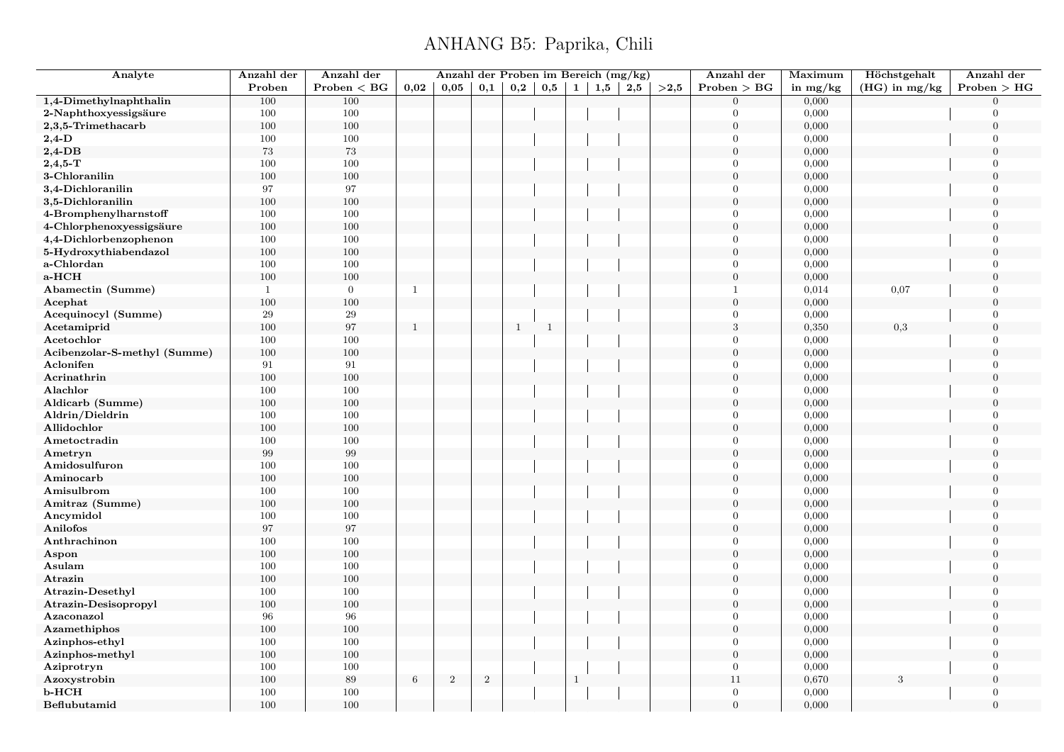# ANHANG B5: Paprika, Chili

| Analyte | Anzahl der Proben | Anzahl der Proben < BG | Anzahl der Proben im Bereich (mg/kg) | | | | | | | | | Anzahl der Proben > BG | Maximum in mg/kg | Höchstgehalt (HG) in mg/kg | Anzahl der Proben > HG |
|---|---|---|---|---|---|---|---|---|---|---|---|---|---|---|---|
| | | | 0,02 | 0,05 | 0,1 | 0,2 | 0,5 | 1 | 1,5 | 2,5 | >2,5 | | | | |
| **1,4-Dimethylnaphthalin** | 100 | 100 | | | | | | | | | | 0 | 0,000 | | 0 |
| **2-Naphthoxyessigsäure** | 100 | 100 | | | | | | | | | | 0 | 0,000 | | 0 |
| **2,3,5-Trimethacarb** | 100 | 100 | | | | | | | | | | 0 | 0,000 | | 0 |
| **2,4-D** | 100 | 100 | | | | | | | | | | 0 | 0,000 | | 0 |
| **2,4-DB** | 73 | 73 | | | | | | | | | | 0 | 0,000 | | 0 |
| **2,4,5-T** | 100 | 100 | | | | | | | | | | 0 | 0,000 | | 0 |
| **3-Chloranilin** | 100 | 100 | | | | | | | | | | 0 | 0,000 | | 0 |
| **3,4-Dichloranilin** | 97 | 97 | | | | | | | | | | 0 | 0,000 | | 0 |
| **3,5-Dichloranilin** | 100 | 100 | | | | | | | | | | 0 | 0,000 | | 0 |
| **4-Bromphenylharnstoff** | 100 | 100 | | | | | | | | | | 0 | 0,000 | | 0 |
| **4-Chlorphenoxyessigsäure** | 100 | 100 | | | | | | | | | | 0 | 0,000 | | 0 |
| **4,4-Dichlorbenzophenon** | 100 | 100 | | | | | | | | | | 0 | 0,000 | | 0 |
| **5-Hydroxythiabendazol** | 100 | 100 | | | | | | | | | | 0 | 0,000 | | 0 |
| **a-Chlordan** | 100 | 100 | | | | | | | | | | 0 | 0,000 | | 0 |
| **a-HCH** | 100 | 100 | | | | | | | | | | 0 | 0,000 | | 0 |
| **Abamectin (Summe)** | 1 | 0 | 1 | | | | | | | | | 1 | 0,014 | 0,07 | 0 |
| **Acephat** | 100 | 100 | | | | | | | | | | 0 | 0,000 | | 0 |
| **Acequinocyl (Summe)** | 29 | 29 | | | | | | | | | | 0 | 0,000 | | 0 |
| **Acetamiprid** | 100 | 97 | 1 | | | 1 | 1 | | | | | 3 | 0,350 | 0,3 | 0 |
| **Acetochlor** | 100 | 100 | | | | | | | | | | 0 | 0,000 | | 0 |
| **Acibenzolar-S-methyl (Summe)** | 100 | 100 | | | | | | | | | | 0 | 0,000 | | 0 |
| **Aclonifen** | 91 | 91 | | | | | | | | | | 0 | 0,000 | | 0 |
| **Acrinathrin** | 100 | 100 | | | | | | | | | | 0 | 0,000 | | 0 |
| **Alachlor** | 100 | 100 | | | | | | | | | | 0 | 0,000 | | 0 |
| **Aldicarb (Summe)** | 100 | 100 | | | | | | | | | | 0 | 0,000 | | 0 |
| **Aldrin/Dieldrin** | 100 | 100 | | | | | | | | | | 0 | 0,000 | | 0 |
| **Allidochlor** | 100 | 100 | | | | | | | | | | 0 | 0,000 | | 0 |
| **Ametoctradin** | 100 | 100 | | | | | | | | | | 0 | 0,000 | | 0 |
| **Ametryn** | 99 | 99 | | | | | | | | | | 0 | 0,000 | | 0 |
| **Amidosulfuron** | 100 | 100 | | | | | | | | | | 0 | 0,000 | | 0 |
| **Aminocarb** | 100 | 100 | | | | | | | | | | 0 | 0,000 | | 0 |
| **Amisulbrom** | 100 | 100 | | | | | | | | | | 0 | 0,000 | | 0 |
| **Amitraz (Summe)** | 100 | 100 | | | | | | | | | | 0 | 0,000 | | 0 |
| **Ancymidol** | 100 | 100 | | | | | | | | | | 0 | 0,000 | | 0 |
| **Anilofos** | 97 | 97 | | | | | | | | | | 0 | 0,000 | | 0 |
| **Anthrachinon** | 100 | 100 | | | | | | | | | | 0 | 0,000 | | 0 |
| **Aspon** | 100 | 100 | | | | | | | | | | 0 | 0,000 | | 0 |
| **Asulam** | 100 | 100 | | | | | | | | | | 0 | 0,000 | | 0 |
| **Atrazin** | 100 | 100 | | | | | | | | | | 0 | 0,000 | | 0 |
| **Atrazin-Desethyl** | 100 | 100 | | | | | | | | | | 0 | 0,000 | | 0 |
| **Atrazin-Desisopropyl** | 100 | 100 | | | | | | | | | | 0 | 0,000 | | 0 |
| **Azaconazol** | 96 | 96 | | | | | | | | | | 0 | 0,000 | | 0 |
| **Azamethiphos** | 100 | 100 | | | | | | | | | | 0 | 0,000 | | 0 |
| **Azinphos-ethyl** | 100 | 100 | | | | | | | | | | 0 | 0,000 | | 0 |
| **Azinphos-methyl** | 100 | 100 | | | | | | | | | | 0 | 0,000 | | 0 |
| **Aziprotryn** | 100 | 100 | | | | | | | | | | 0 | 0,000 | | 0 |
| **Azoxystrobin** | 100 | 89 | 6 | 2 | 2 | | | 1 | | | | 11 | 0,670 | 3 | 0 |
| **b-HCH** | 100 | 100 | | | | | | | | | | 0 | 0,000 | | 0 |
| **Beflubutamid** | 100 | 100 | | | | | | | | | | 0 | 0,000 | | 0 |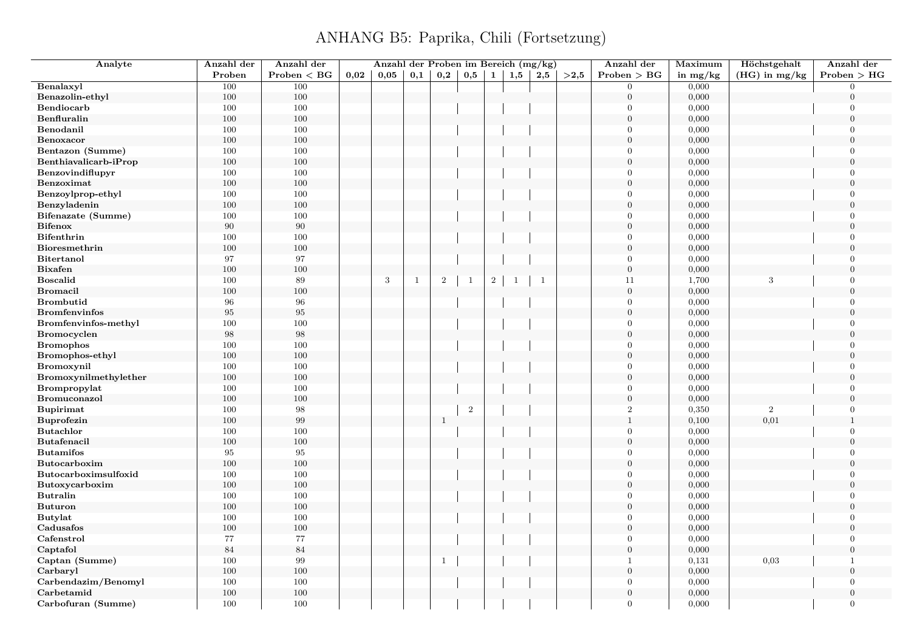# ANHANG B5: Paprika, Chili (Fortsetzung)

| Analyte | Anzahl der Proben | Anzahl der Proben < BG | Anzahl der Proben im Bereich (mg/kg) | | | | | | | | | Anzahl der Proben > BG | Maximum in mg/kg | Höchstgehalt (HG) in mg/kg | Anzahl der Proben > HG |
|---|---|---|---|---|---|---|---|---|---|---|---|---|---|---|---|
| | | | 0,02 | 0,05 | 0,1 | 0,2 | 0,5 | 1 | 1,5 | 2,5 | >2,5 | | | | |
| Benalaxyl | 100 | 100 | | | | | | | | | | 0 | 0,000 | | 0 |
| Benazolin-ethyl | 100 | 100 | | | | | | | | | | 0 | 0,000 | | 0 |
| Bendiocarb | 100 | 100 | | | | | | | | | | 0 | 0,000 | | 0 |
| Benfluralin | 100 | 100 | | | | | | | | | | 0 | 0,000 | | 0 |
| Benodanil | 100 | 100 | | | | | | | | | | 0 | 0,000 | | 0 |
| Benoxacor | 100 | 100 | | | | | | | | | | 0 | 0,000 | | 0 |
| Bentazon (Summe) | 100 | 100 | | | | | | | | | | 0 | 0,000 | | 0 |
| Benthiavalicarb-iProp | 100 | 100 | | | | | | | | | | 0 | 0,000 | | 0 |
| Benzovindiflupyr | 100 | 100 | | | | | | | | | | 0 | 0,000 | | 0 |
| Benzoximat | 100 | 100 | | | | | | | | | | 0 | 0,000 | | 0 |
| Benzoylprop-ethyl | 100 | 100 | | | | | | | | | | 0 | 0,000 | | 0 |
| Benzyladenin | 100 | 100 | | | | | | | | | | 0 | 0,000 | | 0 |
| Bifenazate (Summe) | 100 | 100 | | | | | | | | | | 0 | 0,000 | | 0 |
| Bifenox | 90 | 90 | | | | | | | | | | 0 | 0,000 | | 0 |
| Bifenthrin | 100 | 100 | | | | | | | | | | 0 | 0,000 | | 0 |
| Bioresmethrin | 100 | 100 | | | | | | | | | | 0 | 0,000 | | 0 |
| Bitertanol | 97 | 97 | | | | | | | | | | 0 | 0,000 | | 0 |
| Bixafen | 100 | 100 | | | | | | | | | | 0 | 0,000 | | 0 |
| Boscalid | 100 | 89 | | 3 | 1 | 2 | 1 | 2 | 1 | 1 | | 11 | 1,700 | 3 | 0 |
| Bromacil | 100 | 100 | | | | | | | | | | 0 | 0,000 | | 0 |
| Brombutid | 96 | 96 | | | | | | | | | | 0 | 0,000 | | 0 |
| Bromfenvinfos | 95 | 95 | | | | | | | | | | 0 | 0,000 | | 0 |
| Bromfenvinfos-methyl | 100 | 100 | | | | | | | | | | 0 | 0,000 | | 0 |
| Bromocyclen | 98 | 98 | | | | | | | | | | 0 | 0,000 | | 0 |
| Bromophos | 100 | 100 | | | | | | | | | | 0 | 0,000 | | 0 |
| Bromophos-ethyl | 100 | 100 | | | | | | | | | | 0 | 0,000 | | 0 |
| Bromoxynil | 100 | 100 | | | | | | | | | | 0 | 0,000 | | 0 |
| Bromoxynilmethylether | 100 | 100 | | | | | | | | | | 0 | 0,000 | | 0 |
| Brompropylat | 100 | 100 | | | | | | | | | | 0 | 0,000 | | 0 |
| Bromuconazol | 100 | 100 | | | | | | | | | | 0 | 0,000 | | 0 |
| Bupirimat | 100 | 98 | | | | | 2 | | | | | 2 | 0,350 | 2 | 0 |
| Buprofezin | 100 | 99 | | | | 1 | | | | | | 1 | 0,100 | 0,01 | 1 |
| Butachlor | 100 | 100 | | | | | | | | | | 0 | 0,000 | | 0 |
| Butafenacil | 100 | 100 | | | | | | | | | | 0 | 0,000 | | 0 |
| Butamifos | 95 | 95 | | | | | | | | | | 0 | 0,000 | | 0 |
| Butocarboxim | 100 | 100 | | | | | | | | | | 0 | 0,000 | | 0 |
| Butocarboximsulfoxid | 100 | 100 | | | | | | | | | | 0 | 0,000 | | 0 |
| Butoxycarboxim | 100 | 100 | | | | | | | | | | 0 | 0,000 | | 0 |
| Butralin | 100 | 100 | | | | | | | | | | 0 | 0,000 | | 0 |
| Buturon | 100 | 100 | | | | | | | | | | 0 | 0,000 | | 0 |
| Butylat | 100 | 100 | | | | | | | | | | 0 | 0,000 | | 0 |
| Cadusafos | 100 | 100 | | | | | | | | | | 0 | 0,000 | | 0 |
| Cafenstrol | 77 | 77 | | | | | | | | | | 0 | 0,000 | | 0 |
| Captafol | 84 | 84 | | | | | | | | | | 0 | 0,000 | | 0 |
| Captan (Summe) | 100 | 99 | | | | 1 | | | | | | 1 | 0,131 | 0,03 | 1 |
| Carbaryl | 100 | 100 | | | | | | | | | | 0 | 0,000 | | 0 |
| Carbendazim/Benomyl | 100 | 100 | | | | | | | | | | 0 | 0,000 | | 0 |
| Carbetamid | 100 | 100 | | | | | | | | | | 0 | 0,000 | | 0 |
| Carbofuran (Summe) | 100 | 100 | | | | | | | | | | 0 | 0,000 | | 0 |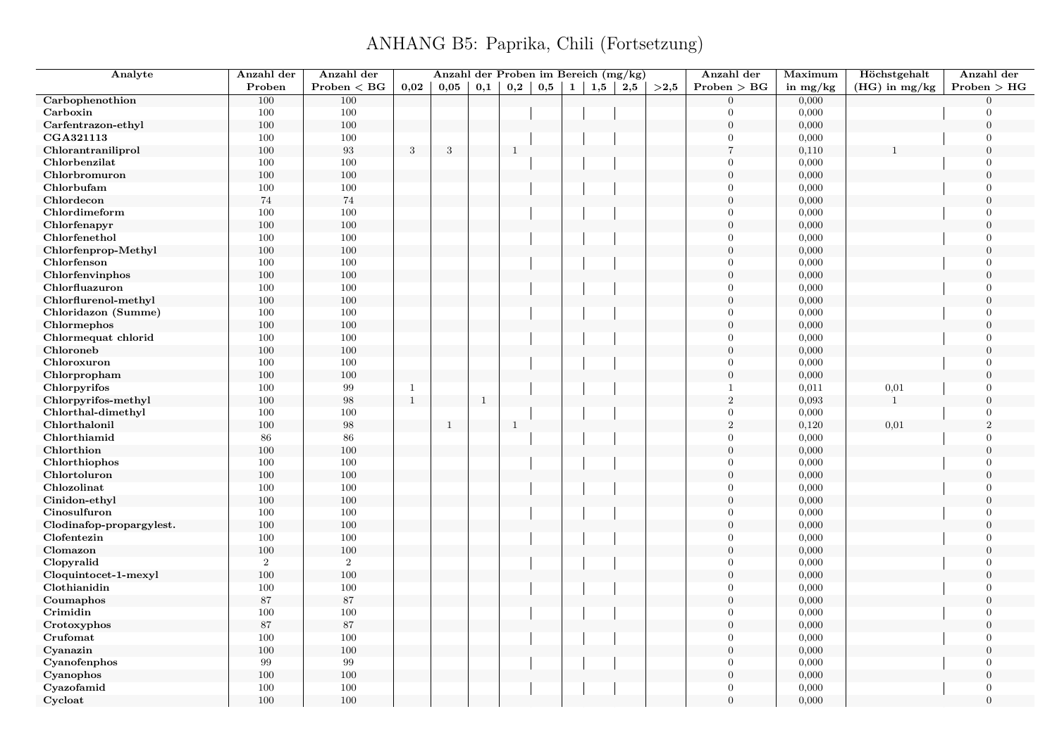# ANHANG B5: Paprika, Chili (Fortsetzung)

| Analyte | Anzahl der Proben | Anzahl der Proben < BG | Anzahl der Proben im Bereich (mg/kg) | | | | | | | | | Anzahl der Proben > BG | Maximum in mg/kg | Höchstgehalt (HG) in mg/kg | Anzahl der Proben > HG |
|---|---|---|---|---|---|---|---|---|---|---|---|---|---|---|---|
| | | | 0,02 | 0,05 | 0,1 | 0,2 | 0,5 | 1 | 1,5 | 2,5 | >2,5 | | | | |
| **Carbophenothion** | 100 | 100 | | | | | | | | | | 0 | 0,000 | | 0 |
| **Carboxin** | 100 | 100 | | | | | | | | | | 0 | 0,000 | | 0 |
| **Carfentrazon-ethyl** | 100 | 100 | | | | | | | | | | 0 | 0,000 | | 0 |
| **CGA321113** | 100 | 100 | | | | | | | | | | 0 | 0,000 | | 0 |
| **Chlorantraniliprol** | 100 | 93 | 3 | 3 | | 1 | | | | | | 7 | 0,110 | 1 | 0 |
| **Chlorbenzilat** | 100 | 100 | | | | | | | | | | 0 | 0,000 | | 0 |
| **Chlorbromuron** | 100 | 100 | | | | | | | | | | 0 | 0,000 | | 0 |
| **Chlorbufam** | 100 | 100 | | | | | | | | | | 0 | 0,000 | | 0 |
| **Chlordecon** | 74 | 74 | | | | | | | | | | 0 | 0,000 | | 0 |
| **Chlordimeform** | 100 | 100 | | | | | | | | | | 0 | 0,000 | | 0 |
| **Chlorfenapyr** | 100 | 100 | | | | | | | | | | 0 | 0,000 | | 0 |
| **Chlorfenethol** | 100 | 100 | | | | | | | | | | 0 | 0,000 | | 0 |
| **Chlorfenprop-Methyl** | 100 | 100 | | | | | | | | | | 0 | 0,000 | | 0 |
| **Chlorfenson** | 100 | 100 | | | | | | | | | | 0 | 0,000 | | 0 |
| **Chlorfenvinphos** | 100 | 100 | | | | | | | | | | 0 | 0,000 | | 0 |
| **Chlorfluazuron** | 100 | 100 | | | | | | | | | | 0 | 0,000 | | 0 |
| **Chlorflurenol-methyl** | 100 | 100 | | | | | | | | | | 0 | 0,000 | | 0 |
| **Chloridazon (Summe)** | 100 | 100 | | | | | | | | | | 0 | 0,000 | | 0 |
| **Chlormephos** | 100 | 100 | | | | | | | | | | 0 | 0,000 | | 0 |
| **Chlormequat chlorid** | 100 | 100 | | | | | | | | | | 0 | 0,000 | | 0 |
| **Chloroneb** | 100 | 100 | | | | | | | | | | 0 | 0,000 | | 0 |
| **Chloroxuron** | 100 | 100 | | | | | | | | | | 0 | 0,000 | | 0 |
| **Chlorpropham** | 100 | 100 | | | | | | | | | | 0 | 0,000 | | 0 |
| **Chlorpyrifos** | 100 | 99 | 1 | | | | | | | | | 1 | 0,011 | 0,01 | 0 |
| **Chlorpyrifos-methyl** | 100 | 98 | 1 | | 1 | | | | | | | 2 | 0,093 | 1 | 0 |
| **Chlorthal-dimethyl** | 100 | 100 | | | | | | | | | | 0 | 0,000 | | 0 |
| **Chlorthalonil** | 100 | 98 | | 1 | | 1 | | | | | | 2 | 0,120 | 0,01 | 2 |
| **Chlorthiamid** | 86 | 86 | | | | | | | | | | 0 | 0,000 | | 0 |
| **Chlorthion** | 100 | 100 | | | | | | | | | | 0 | 0,000 | | 0 |
| **Chlorthiophos** | 100 | 100 | | | | | | | | | | 0 | 0,000 | | 0 |
| **Chlortoluron** | 100 | 100 | | | | | | | | | | 0 | 0,000 | | 0 |
| **Chlozolinat** | 100 | 100 | | | | | | | | | | 0 | 0,000 | | 0 |
| **Cinidon-ethyl** | 100 | 100 | | | | | | | | | | 0 | 0,000 | | 0 |
| **Cinosulfuron** | 100 | 100 | | | | | | | | | | 0 | 0,000 | | 0 |
| **Clodinafop-propargylest.** | 100 | 100 | | | | | | | | | | 0 | 0,000 | | 0 |
| **Clofentezin** | 100 | 100 | | | | | | | | | | 0 | 0,000 | | 0 |
| **Clomazon** | 100 | 100 | | | | | | | | | | 0 | 0,000 | | 0 |
| **Clopyralid** | 2 | 2 | | | | | | | | | | 0 | 0,000 | | 0 |
| **Cloquintocet-1-mexyl** | 100 | 100 | | | | | | | | | | 0 | 0,000 | | 0 |
| **Clothianidin** | 100 | 100 | | | | | | | | | | 0 | 0,000 | | 0 |
| **Coumaphos** | 87 | 87 | | | | | | | | | | 0 | 0,000 | | 0 |
| **Crimidin** | 100 | 100 | | | | | | | | | | 0 | 0,000 | | 0 |
| **Crotoxyphos** | 87 | 87 | | | | | | | | | | 0 | 0,000 | | 0 |
| **Crufomat** | 100 | 100 | | | | | | | | | | 0 | 0,000 | | 0 |
| **Cyanazin** | 100 | 100 | | | | | | | | | | 0 | 0,000 | | 0 |
| **Cyanofenphos** | 99 | 99 | | | | | | | | | | 0 | 0,000 | | 0 |
| **Cyanophos** | 100 | 100 | | | | | | | | | | 0 | 0,000 | | 0 |
| **Cyazofamid** | 100 | 100 | | | | | | | | | | 0 | 0,000 | | 0 |
| **Cycloat** | 100 | 100 | | | | | | | | | | 0 | 0,000 | | 0 |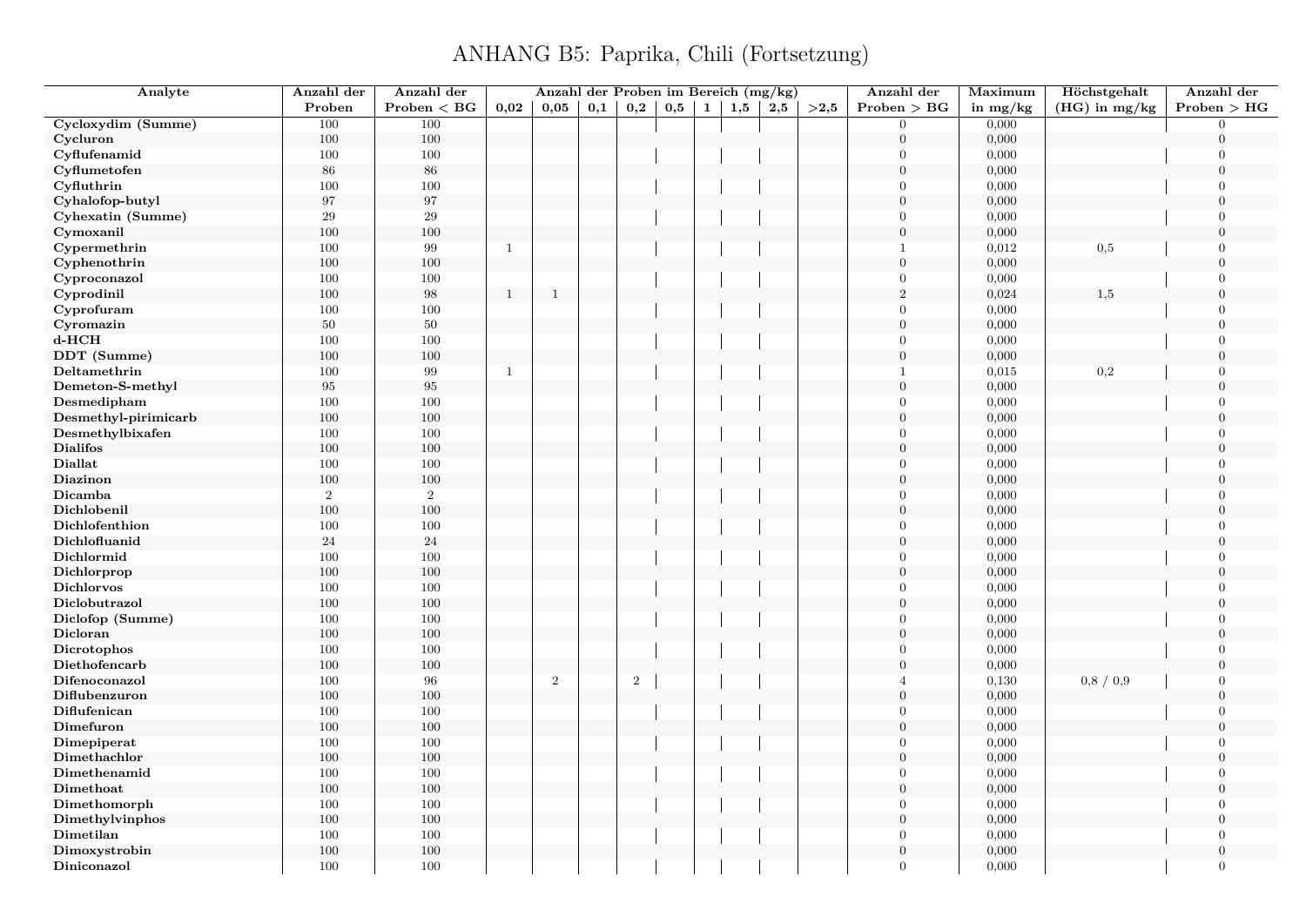# ANHANG B5: Paprika, Chili (Fortsetzung)

| Analyte | Anzahl der Proben | Anzahl der Proben < BG | Anzahl der Proben im Bereich (mg/kg) | | | | | | | | | Anzahl der Proben > BG | Maximum in mg/kg | Höchstgehalt (HG) in mg/kg | Anzahl der Proben > HG |
|---|---|---|---|---|---|---|---|---|---|---|---|---|---|---|---|
| | | | 0,02 | 0,05 | 0,1 | 0,2 | 0,5 | 1 | 1,5 | 2,5 | >2,5 | | | | |
| **Cycloxydim (Summe)** | 100 | 100 | | | | | | | | | | 0 | 0,000 | | 0 |
| **Cycluron** | 100 | 100 | | | | | | | | | | 0 | 0,000 | | 0 |
| **Cyflufenamid** | 100 | 100 | | | | | | | | | | 0 | 0,000 | | 0 |
| **Cyflumetofen** | 86 | 86 | | | | | | | | | | 0 | 0,000 | | 0 |
| **Cyfluthrin** | 100 | 100 | | | | | | | | | | 0 | 0,000 | | 0 |
| **Cyhalofop-butyl** | 97 | 97 | | | | | | | | | | 0 | 0,000 | | 0 |
| **Cyhexatin (Summe)** | 29 | 29 | | | | | | | | | | 0 | 0,000 | | 0 |
| **Cymoxanil** | 100 | 100 | | | | | | | | | | 0 | 0,000 | | 0 |
| **Cypermethrin** | 100 | 99 | 1 | | | | | | | | | 1 | 0,012 | 0,5 | 0 |
| **Cyphenothrin** | 100 | 100 | | | | | | | | | | 0 | 0,000 | | 0 |
| **Cyproconazol** | 100 | 100 | | | | | | | | | | 0 | 0,000 | | 0 |
| **Cyprodinil** | 100 | 98 | 1 | 1 | | | | | | | | 2 | 0,024 | 1,5 | 0 |
| **Cyprofuram** | 100 | 100 | | | | | | | | | | 0 | 0,000 | | 0 |
| **Cyromazin** | 50 | 50 | | | | | | | | | | 0 | 0,000 | | 0 |
| **d-HCH** | 100 | 100 | | | | | | | | | | 0 | 0,000 | | 0 |
| **DDT (Summe)** | 100 | 100 | | | | | | | | | | 0 | 0,000 | | 0 |
| **Deltamethrin** | 100 | 99 | 1 | | | | | | | | | 1 | 0,015 | 0,2 | 0 |
| **Demeton-S-methyl** | 95 | 95 | | | | | | | | | | 0 | 0,000 | | 0 |
| **Desmedipham** | 100 | 100 | | | | | | | | | | 0 | 0,000 | | 0 |
| **Desmethyl-pirimicarb** | 100 | 100 | | | | | | | | | | 0 | 0,000 | | 0 |
| **Desmethylbixafen** | 100 | 100 | | | | | | | | | | 0 | 0,000 | | 0 |
| **Dialifos** | 100 | 100 | | | | | | | | | | 0 | 0,000 | | 0 |
| **Diallat** | 100 | 100 | | | | | | | | | | 0 | 0,000 | | 0 |
| **Diazinon** | 100 | 100 | | | | | | | | | | 0 | 0,000 | | 0 |
| **Dicamba** | 2 | 2 | | | | | | | | | | 0 | 0,000 | | 0 |
| **Dichlobenil** | 100 | 100 | | | | | | | | | | 0 | 0,000 | | 0 |
| **Dichlofenthion** | 100 | 100 | | | | | | | | | | 0 | 0,000 | | 0 |
| **Dichlofluanid** | 24 | 24 | | | | | | | | | | 0 | 0,000 | | 0 |
| **Dichlormid** | 100 | 100 | | | | | | | | | | 0 | 0,000 | | 0 |
| **Dichlorprop** | 100 | 100 | | | | | | | | | | 0 | 0,000 | | 0 |
| **Dichlorvos** | 100 | 100 | | | | | | | | | | 0 | 0,000 | | 0 |
| **Diclobutrazol** | 100 | 100 | | | | | | | | | | 0 | 0,000 | | 0 |
| **Diclofop (Summe)** | 100 | 100 | | | | | | | | | | 0 | 0,000 | | 0 |
| **Dicloran** | 100 | 100 | | | | | | | | | | 0 | 0,000 | | 0 |
| **Dicrotophos** | 100 | 100 | | | | | | | | | | 0 | 0,000 | | 0 |
| **Diethofencarb** | 100 | 100 | | | | | | | | | | 0 | 0,000 | | 0 |
| **Difenoconazol** | 100 | 96 | | 2 | | 2 | | | | | | 4 | 0,130 | 0,8 / 0,9 | 0 |
| **Diflubenzuron** | 100 | 100 | | | | | | | | | | 0 | 0,000 | | 0 |
| **Diflufenican** | 100 | 100 | | | | | | | | | | 0 | 0,000 | | 0 |
| **Dimefuron** | 100 | 100 | | | | | | | | | | 0 | 0,000 | | 0 |
| **Dimepiperat** | 100 | 100 | | | | | | | | | | 0 | 0,000 | | 0 |
| **Dimethachlor** | 100 | 100 | | | | | | | | | | 0 | 0,000 | | 0 |
| **Dimethenamid** | 100 | 100 | | | | | | | | | | 0 | 0,000 | | 0 |
| **Dimethoat** | 100 | 100 | | | | | | | | | | 0 | 0,000 | | 0 |
| **Dimethomorph** | 100 | 100 | | | | | | | | | | 0 | 0,000 | | 0 |
| **Dimethylvinphos** | 100 | 100 | | | | | | | | | | 0 | 0,000 | | 0 |
| **Dimetilan** | 100 | 100 | | | | | | | | | | 0 | 0,000 | | 0 |
| **Dimoxystrobin** | 100 | 100 | | | | | | | | | | 0 | 0,000 | | 0 |
| **Diniconazol** | 100 | 100 | | | | | | | | | | 0 | 0,000 | | 0 |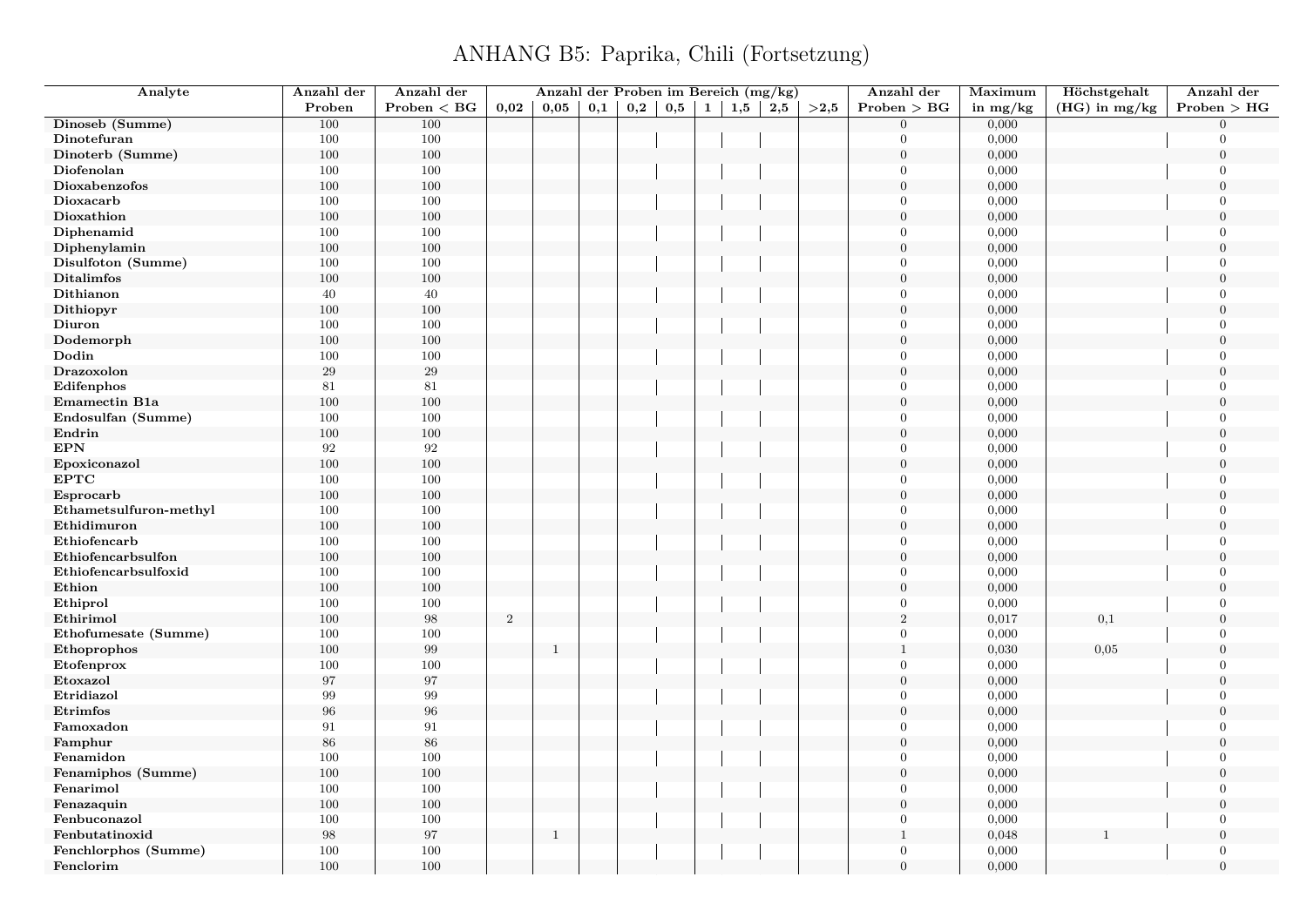# ANHANG B5: Paprika, Chili (Fortsetzung)

| Analyte | Anzahl der Proben | Anzahl der Proben < BG | Anzahl der Proben im Bereich (mg/kg) 0,02 | 0,05 | 0,1 | 0,2 | 0,5 | 1 | 1,5 | 2,5 | >2,5 | Anzahl der Proben > BG | Maximum in mg/kg | Höchstgehalt (HG) in mg/kg | Anzahl der Proben > HG |
|---|---|---|---|---|---|---|---|---|---|---|---|---|---|---|---|
| **Dinoseb (Summe)** | 100 | 100 | | | | | | | | | | 0 | 0,000 | | 0 |
| **Dinotefuran** | 100 | 100 | | | | | | | | | | 0 | 0,000 | | 0 |
| **Dinoterb (Summe)** | 100 | 100 | | | | | | | | | | 0 | 0,000 | | 0 |
| **Diofenolan** | 100 | 100 | | | | | | | | | | 0 | 0,000 | | 0 |
| **Dioxabenzofos** | 100 | 100 | | | | | | | | | | 0 | 0,000 | | 0 |
| **Dioxacarb** | 100 | 100 | | | | | | | | | | 0 | 0,000 | | 0 |
| **Dioxathion** | 100 | 100 | | | | | | | | | | 0 | 0,000 | | 0 |
| **Diphenamid** | 100 | 100 | | | | | | | | | | 0 | 0,000 | | 0 |
| **Diphenylamin** | 100 | 100 | | | | | | | | | | 0 | 0,000 | | 0 |
| **Disulfoton (Summe)** | 100 | 100 | | | | | | | | | | 0 | 0,000 | | 0 |
| **Ditalimfos** | 100 | 100 | | | | | | | | | | 0 | 0,000 | | 0 |
| **Dithianon** | 40 | 40 | | | | | | | | | | 0 | 0,000 | | 0 |
| **Dithiopyr** | 100 | 100 | | | | | | | | | | 0 | 0,000 | | 0 |
| **Diuron** | 100 | 100 | | | | | | | | | | 0 | 0,000 | | 0 |
| **Dodemorph** | 100 | 100 | | | | | | | | | | 0 | 0,000 | | 0 |
| **Dodin** | 100 | 100 | | | | | | | | | | 0 | 0,000 | | 0 |
| **Drazoxolon** | 29 | 29 | | | | | | | | | | 0 | 0,000 | | 0 |
| **Edifenphos** | 81 | 81 | | | | | | | | | | 0 | 0,000 | | 0 |
| **Emamectin B1a** | 100 | 100 | | | | | | | | | | 0 | 0,000 | | 0 |
| **Endosulfan (Summe)** | 100 | 100 | | | | | | | | | | 0 | 0,000 | | 0 |
| **Endrin** | 100 | 100 | | | | | | | | | | 0 | 0,000 | | 0 |
| **EPN** | 92 | 92 | | | | | | | | | | 0 | 0,000 | | 0 |
| **Epoxiconazol** | 100 | 100 | | | | | | | | | | 0 | 0,000 | | 0 |
| **EPTC** | 100 | 100 | | | | | | | | | | 0 | 0,000 | | 0 |
| **Esprocarb** | 100 | 100 | | | | | | | | | | 0 | 0,000 | | 0 |
| **Ethametsulfuron-methyl** | 100 | 100 | | | | | | | | | | 0 | 0,000 | | 0 |
| **Ethidimuron** | 100 | 100 | | | | | | | | | | 0 | 0,000 | | 0 |
| **Ethiofencarb** | 100 | 100 | | | | | | | | | | 0 | 0,000 | | 0 |
| **Ethiofencarbsulfon** | 100 | 100 | | | | | | | | | | 0 | 0,000 | | 0 |
| **Ethiofencarbsulfoxid** | 100 | 100 | | | | | | | | | | 0 | 0,000 | | 0 |
| **Ethion** | 100 | 100 | | | | | | | | | | 0 | 0,000 | | 0 |
| **Ethiprol** | 100 | 100 | | | | | | | | | | 0 | 0,000 | | 0 |
| **Ethirimol** | 100 | 98 | 2 | | | | | | | | | 2 | 0,017 | 0,1 | 0 |
| **Ethofumesate (Summe)** | 100 | 100 | | | | | | | | | | 0 | 0,000 | | 0 |
| **Ethoprophos** | 100 | 99 | | 1 | | | | | | | | 1 | 0,030 | 0,05 | 0 |
| **Etofenprox** | 100 | 100 | | | | | | | | | | 0 | 0,000 | | 0 |
| **Etoxazol** | 97 | 97 | | | | | | | | | | 0 | 0,000 | | 0 |
| **Etridiazol** | 99 | 99 | | | | | | | | | | 0 | 0,000 | | 0 |
| **Etrimfos** | 96 | 96 | | | | | | | | | | 0 | 0,000 | | 0 |
| **Famoxadon** | 91 | 91 | | | | | | | | | | 0 | 0,000 | | 0 |
| **Famphur** | 86 | 86 | | | | | | | | | | 0 | 0,000 | | 0 |
| **Fenamidon** | 100 | 100 | | | | | | | | | | 0 | 0,000 | | 0 |
| **Fenamiphos (Summe)** | 100 | 100 | | | | | | | | | | 0 | 0,000 | | 0 |
| **Fenarimol** | 100 | 100 | | | | | | | | | | 0 | 0,000 | | 0 |
| **Fenazaquin** | 100 | 100 | | | | | | | | | | 0 | 0,000 | | 0 |
| **Fenbuconazol** | 100 | 100 | | | | | | | | | | 0 | 0,000 | | 0 |
| **Fenbutatinoxid** | 98 | 97 | | 1 | | | | | | | | 1 | 0,048 | 1 | 0 |
| **Fenchlorphos (Summe)** | 100 | 100 | | | | | | | | | | 0 | 0,000 | | 0 |
| **Fenclorim** | 100 | 100 | | | | | | | | | | 0 | 0,000 | | 0 |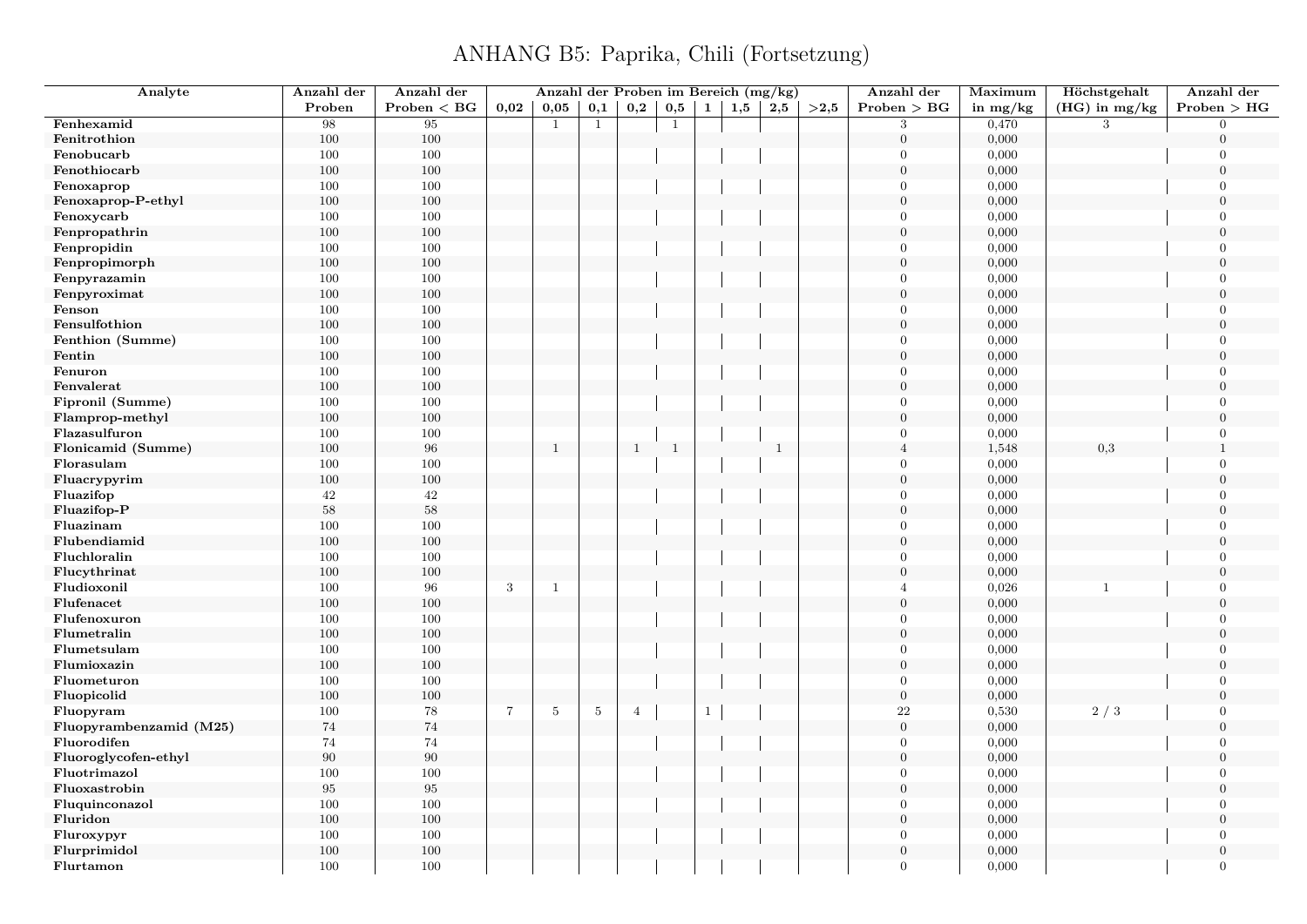# ANHANG B5: Paprika, Chili (Fortsetzung)

| Analyte | Anzahl der Proben | Anzahl der Proben < BG | Anzahl der Proben im Bereich (mg/kg) | | | | | | | | | Anzahl der Proben > BG | Maximum in mg/kg | Höchstgehalt (HG) in mg/kg | Anzahl der Proben > HG |
|---|---|---|---|---|---|---|---|---|---|---|---|---|---|---|---|
| | | | 0,02 | 0,05 | 0,1 | 0,2 | 0,5 | 1 | 1,5 | 2,5 | >2,5 | | | | |
| **Fenhexamid** | 98 | 95 | | 1 | 1 | | 1 | | | | | 3 | 0,470 | 3 | 0 |
| **Fenitrothion** | 100 | 100 | | | | | | | | | | 0 | 0,000 | | 0 |
| **Fenobucarb** | 100 | 100 | | | | | | | | | | 0 | 0,000 | | 0 |
| **Fenothiocarb** | 100 | 100 | | | | | | | | | | 0 | 0,000 | | 0 |
| **Fenoxaprop** | 100 | 100 | | | | | | | | | | 0 | 0,000 | | 0 |
| **Fenoxaprop-P-ethyl** | 100 | 100 | | | | | | | | | | 0 | 0,000 | | 0 |
| **Fenoxycarb** | 100 | 100 | | | | | | | | | | 0 | 0,000 | | 0 |
| **Fenpropathrin** | 100 | 100 | | | | | | | | | | 0 | 0,000 | | 0 |
| **Fenpropidin** | 100 | 100 | | | | | | | | | | 0 | 0,000 | | 0 |
| **Fenpropimorph** | 100 | 100 | | | | | | | | | | 0 | 0,000 | | 0 |
| **Fenpyrazamin** | 100 | 100 | | | | | | | | | | 0 | 0,000 | | 0 |
| **Fenpyroximat** | 100 | 100 | | | | | | | | | | 0 | 0,000 | | 0 |
| **Fenson** | 100 | 100 | | | | | | | | | | 0 | 0,000 | | 0 |
| **Fensulfothion** | 100 | 100 | | | | | | | | | | 0 | 0,000 | | 0 |
| **Fenthion (Summe)** | 100 | 100 | | | | | | | | | | 0 | 0,000 | | 0 |
| **Fentin** | 100 | 100 | | | | | | | | | | 0 | 0,000 | | 0 |
| **Fenuron** | 100 | 100 | | | | | | | | | | 0 | 0,000 | | 0 |
| **Fenvalerat** | 100 | 100 | | | | | | | | | | 0 | 0,000 | | 0 |
| **Fipronil (Summe)** | 100 | 100 | | | | | | | | | | 0 | 0,000 | | 0 |
| **Flamprop-methyl** | 100 | 100 | | | | | | | | | | 0 | 0,000 | | 0 |
| **Flazasulfuron** | 100 | 100 | | | | | | | | | | 0 | 0,000 | | 0 |
| **Flonicamid (Summe)** | 100 | 96 | | 1 | | 1 | 1 | | | 1 | | 4 | 1,548 | 0,3 | 1 |
| **Florasulam** | 100 | 100 | | | | | | | | | | 0 | 0,000 | | 0 |
| **Fluacrypyrim** | 100 | 100 | | | | | | | | | | 0 | 0,000 | | 0 |
| **Fluazifop** | 42 | 42 | | | | | | | | | | 0 | 0,000 | | 0 |
| **Fluazifop-P** | 58 | 58 | | | | | | | | | | 0 | 0,000 | | 0 |
| **Fluazinam** | 100 | 100 | | | | | | | | | | 0 | 0,000 | | 0 |
| **Flubendiamid** | 100 | 100 | | | | | | | | | | 0 | 0,000 | | 0 |
| **Fluchloralin** | 100 | 100 | | | | | | | | | | 0 | 0,000 | | 0 |
| **Flucythrinat** | 100 | 100 | | | | | | | | | | 0 | 0,000 | | 0 |
| **Fludioxonil** | 100 | 96 | 3 | 1 | | | | | | | | 4 | 0,026 | 1 | 0 |
| **Flufenacet** | 100 | 100 | | | | | | | | | | 0 | 0,000 | | 0 |
| **Flufenoxuron** | 100 | 100 | | | | | | | | | | 0 | 0,000 | | 0 |
| **Flumetralin** | 100 | 100 | | | | | | | | | | 0 | 0,000 | | 0 |
| **Flumetsulam** | 100 | 100 | | | | | | | | | | 0 | 0,000 | | 0 |
| **Flumioxazin** | 100 | 100 | | | | | | | | | | 0 | 0,000 | | 0 |
| **Fluometuron** | 100 | 100 | | | | | | | | | | 0 | 0,000 | | 0 |
| **Fluopicolid** | 100 | 100 | | | | | | | | | | 0 | 0,000 | | 0 |
| **Fluopyram** | 100 | 78 | 7 | 5 | 5 | 4 | | 1 | | | | 22 | 0,530 | 2 / 3 | 0 |
| **Fluopyrambenzamid (M25)** | 74 | 74 | | | | | | | | | | 0 | 0,000 | | 0 |
| **Fluorodifen** | 74 | 74 | | | | | | | | | | 0 | 0,000 | | 0 |
| **Fluoroglycofen-ethyl** | 90 | 90 | | | | | | | | | | 0 | 0,000 | | 0 |
| **Fluotrimazol** | 100 | 100 | | | | | | | | | | 0 | 0,000 | | 0 |
| **Fluoxastrobin** | 95 | 95 | | | | | | | | | | 0 | 0,000 | | 0 |
| **Fluquinconazol** | 100 | 100 | | | | | | | | | | 0 | 0,000 | | 0 |
| **Fluridon** | 100 | 100 | | | | | | | | | | 0 | 0,000 | | 0 |
| **Fluroxypyr** | 100 | 100 | | | | | | | | | | 0 | 0,000 | | 0 |
| **Flurprimidol** | 100 | 100 | | | | | | | | | | 0 | 0,000 | | 0 |
| **Flurtamon** | 100 | 100 | | | | | | | | | | 0 | 0,000 | | 0 |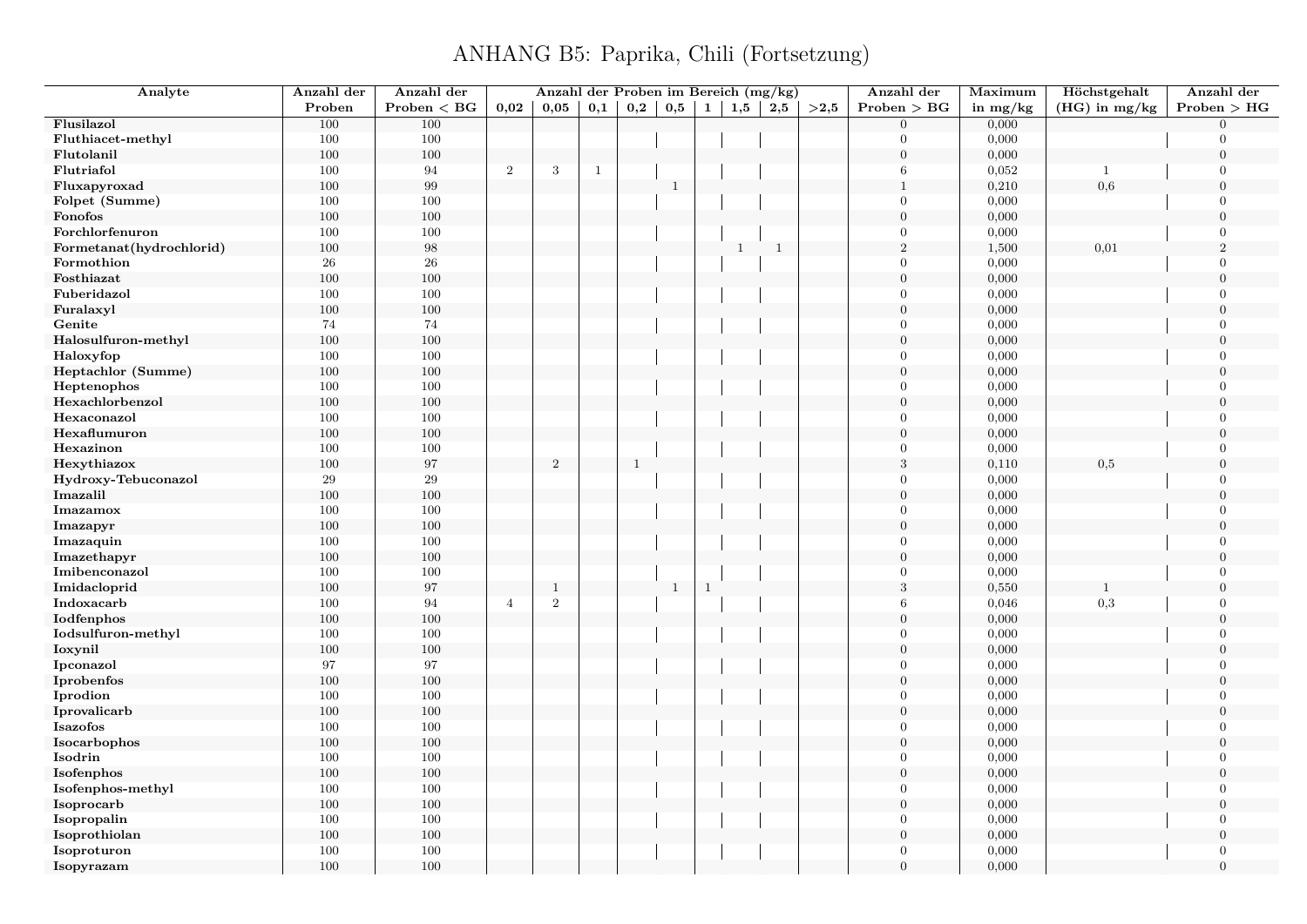# ANHANG B5: Paprika, Chili (Fortsetzung)

| Analyte | Anzahl der Proben | Anzahl der Proben < BG | Anzahl der Proben im Bereich (mg/kg) 0,02 | 0,05 | 0,1 | 0,2 | 0,5 | 1 | 1,5 | 2,5 | >2,5 | Anzahl der Proben > BG | Maximum in mg/kg | Höchstgehalt (HG) in mg/kg | Anzahl der Proben > HG |
|---|---|---|---|---|---|---|---|---|---|---|---|---|---|---|---|
| **Flusilazol** | 100 | 100 | | | | | | | | | | 0 | 0,000 | | 0 |
| **Fluthiacet-methyl** | 100 | 100 | | | | | | | | | | 0 | 0,000 | | 0 |
| **Flutolanil** | 100 | 100 | | | | | | | | | | 0 | 0,000 | | 0 |
| **Flutriafol** | 100 | 94 | 2 | 3 | 1 | | | | | | | 6 | 0,052 | 1 | 0 |
| **Fluxapyroxad** | 100 | 99 | | | | | 1 | | | | | 1 | 0,210 | 0,6 | 0 |
| **Folpet (Summe)** | 100 | 100 | | | | | | | | | | 0 | 0,000 | | 0 |
| **Fonofos** | 100 | 100 | | | | | | | | | | 0 | 0,000 | | 0 |
| **Forchlorfenuron** | 100 | 100 | | | | | | | | | | 0 | 0,000 | | 0 |
| **Formetanat(hydrochlorid)** | 100 | 98 | | | | | | | 1 | 1 | | 2 | 1,500 | 0,01 | 2 |
| **Formothion** | 26 | 26 | | | | | | | | | | 0 | 0,000 | | 0 |
| **Fosthiazat** | 100 | 100 | | | | | | | | | | 0 | 0,000 | | 0 |
| **Fuberidazol** | 100 | 100 | | | | | | | | | | 0 | 0,000 | | 0 |
| **Furalaxyl** | 100 | 100 | | | | | | | | | | 0 | 0,000 | | 0 |
| **Genite** | 74 | 74 | | | | | | | | | | 0 | 0,000 | | 0 |
| **Halosulfuron-methyl** | 100 | 100 | | | | | | | | | | 0 | 0,000 | | 0 |
| **Haloxyfop** | 100 | 100 | | | | | | | | | | 0 | 0,000 | | 0 |
| **Heptachlor (Summe)** | 100 | 100 | | | | | | | | | | 0 | 0,000 | | 0 |
| **Heptenophos** | 100 | 100 | | | | | | | | | | 0 | 0,000 | | 0 |
| **Hexachlorbenzol** | 100 | 100 | | | | | | | | | | 0 | 0,000 | | 0 |
| **Hexaconazol** | 100 | 100 | | | | | | | | | | 0 | 0,000 | | 0 |
| **Hexaflumuron** | 100 | 100 | | | | | | | | | | 0 | 0,000 | | 0 |
| **Hexazinon** | 100 | 100 | | | | | | | | | | 0 | 0,000 | | 0 |
| **Hexythiazox** | 100 | 97 | | 2 | | 1 | | | | | | 3 | 0,110 | 0,5 | 0 |
| **Hydroxy-Tebuconazol** | 29 | 29 | | | | | | | | | | 0 | 0,000 | | 0 |
| **Imazalil** | 100 | 100 | | | | | | | | | | 0 | 0,000 | | 0 |
| **Imazamox** | 100 | 100 | | | | | | | | | | 0 | 0,000 | | 0 |
| **Imazapyr** | 100 | 100 | | | | | | | | | | 0 | 0,000 | | 0 |
| **Imazaquin** | 100 | 100 | | | | | | | | | | 0 | 0,000 | | 0 |
| **Imazethapyr** | 100 | 100 | | | | | | | | | | 0 | 0,000 | | 0 |
| **Imibenconazol** | 100 | 100 | | | | | | | | | | 0 | 0,000 | | 0 |
| **Imidacloprid** | 100 | 97 | | 1 | | | 1 | 1 | | | | 3 | 0,550 | 1 | 0 |
| **Indoxacarb** | 100 | 94 | 4 | 2 | | | | | | | | 6 | 0,046 | 0,3 | 0 |
| **Iodfenphos** | 100 | 100 | | | | | | | | | | 0 | 0,000 | | 0 |
| **Iodsulfuron-methyl** | 100 | 100 | | | | | | | | | | 0 | 0,000 | | 0 |
| **Ioxynil** | 100 | 100 | | | | | | | | | | 0 | 0,000 | | 0 |
| **Ipconazol** | 97 | 97 | | | | | | | | | | 0 | 0,000 | | 0 |
| **Iprobenfos** | 100 | 100 | | | | | | | | | | 0 | 0,000 | | 0 |
| **Iprodion** | 100 | 100 | | | | | | | | | | 0 | 0,000 | | 0 |
| **Iprovalicarb** | 100 | 100 | | | | | | | | | | 0 | 0,000 | | 0 |
| **Isazofos** | 100 | 100 | | | | | | | | | | 0 | 0,000 | | 0 |
| **Isocarbophos** | 100 | 100 | | | | | | | | | | 0 | 0,000 | | 0 |
| **Isodrin** | 100 | 100 | | | | | | | | | | 0 | 0,000 | | 0 |
| **Isofenphos** | 100 | 100 | | | | | | | | | | 0 | 0,000 | | 0 |
| **Isofenphos-methyl** | 100 | 100 | | | | | | | | | | 0 | 0,000 | | 0 |
| **Isoprocarb** | 100 | 100 | | | | | | | | | | 0 | 0,000 | | 0 |
| **Isopropalin** | 100 | 100 | | | | | | | | | | 0 | 0,000 | | 0 |
| **Isoprothiolan** | 100 | 100 | | | | | | | | | | 0 | 0,000 | | 0 |
| **Isoproturon** | 100 | 100 | | | | | | | | | | 0 | 0,000 | | 0 |
| **Isopyrazam** | 100 | 100 | | | | | | | | | | 0 | 0,000 | | 0 |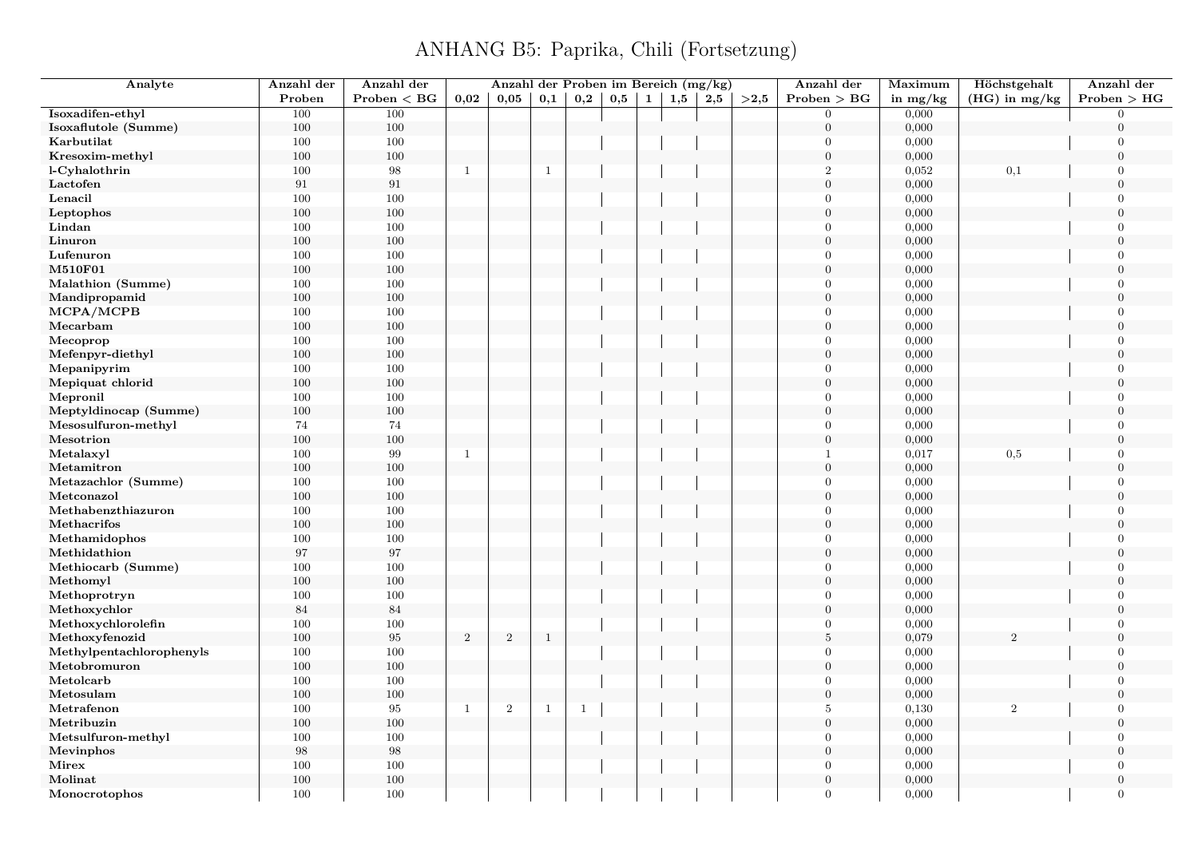# ANHANG B5: Paprika, Chili (Fortsetzung)

| Analyte | Anzahl der Proben | Anzahl der Proben < BG | Anzahl der Proben im Bereich (mg/kg) | | | | | | | | | Anzahl der Proben > BG | Maximum in mg/kg | Höchstgehalt (HG) in mg/kg | Anzahl der Proben > HG |
|---|---|---|---|---|---|---|---|---|---|---|---|---|---|---|---|
| | | | 0,02 | 0,05 | 0,1 | 0,2 | 0,5 | 1 | 1,5 | 2,5 | >2,5 | | | | |
| Isoxadifen-ethyl | 100 | 100 | | | | | | | | | | 0 | 0,000 | | 0 |
| Isoxaflutole (Summe) | 100 | 100 | | | | | | | | | | 0 | 0,000 | | 0 |
| Karbutilat | 100 | 100 | | | | | | | | | | 0 | 0,000 | | 0 |
| Kresoxim-methyl | 100 | 100 | | | | | | | | | | 0 | 0,000 | | 0 |
| l-Cyhalothrin | 100 | 98 | 1 | | 1 | | | | | | | 2 | 0,052 | 0,1 | 0 |
| Lactofen | 91 | 91 | | | | | | | | | | 0 | 0,000 | | 0 |
| Lenacil | 100 | 100 | | | | | | | | | | 0 | 0,000 | | 0 |
| Leptophos | 100 | 100 | | | | | | | | | | 0 | 0,000 | | 0 |
| Lindan | 100 | 100 | | | | | | | | | | 0 | 0,000 | | 0 |
| Linuron | 100 | 100 | | | | | | | | | | 0 | 0,000 | | 0 |
| Lufenuron | 100 | 100 | | | | | | | | | | 0 | 0,000 | | 0 |
| M510F01 | 100 | 100 | | | | | | | | | | 0 | 0,000 | | 0 |
| Malathion (Summe) | 100 | 100 | | | | | | | | | | 0 | 0,000 | | 0 |
| Mandipropamid | 100 | 100 | | | | | | | | | | 0 | 0,000 | | 0 |
| MCPA/MCPB | 100 | 100 | | | | | | | | | | 0 | 0,000 | | 0 |
| Mecarbam | 100 | 100 | | | | | | | | | | 0 | 0,000 | | 0 |
| Mecoprop | 100 | 100 | | | | | | | | | | 0 | 0,000 | | 0 |
| Mefenpyr-diethyl | 100 | 100 | | | | | | | | | | 0 | 0,000 | | 0 |
| Mepanipyrim | 100 | 100 | | | | | | | | | | 0 | 0,000 | | 0 |
| Mepiquat chlorid | 100 | 100 | | | | | | | | | | 0 | 0,000 | | 0 |
| Mepronil | 100 | 100 | | | | | | | | | | 0 | 0,000 | | 0 |
| Meptyldinocap (Summe) | 100 | 100 | | | | | | | | | | 0 | 0,000 | | 0 |
| Mesosulfuron-methyl | 74 | 74 | | | | | | | | | | 0 | 0,000 | | 0 |
| Mesotrion | 100 | 100 | | | | | | | | | | 0 | 0,000 | | 0 |
| Metalaxyl | 100 | 99 | 1 | | | | | | | | | 1 | 0,017 | 0,5 | 0 |
| Metamitron | 100 | 100 | | | | | | | | | | 0 | 0,000 | | 0 |
| Metazachlor (Summe) | 100 | 100 | | | | | | | | | | 0 | 0,000 | | 0 |
| Metconazol | 100 | 100 | | | | | | | | | | 0 | 0,000 | | 0 |
| Methabenzthiazuron | 100 | 100 | | | | | | | | | | 0 | 0,000 | | 0 |
| Methacrifos | 100 | 100 | | | | | | | | | | 0 | 0,000 | | 0 |
| Methamidophos | 100 | 100 | | | | | | | | | | 0 | 0,000 | | 0 |
| Methidathion | 97 | 97 | | | | | | | | | | 0 | 0,000 | | 0 |
| Methiocarb (Summe) | 100 | 100 | | | | | | | | | | 0 | 0,000 | | 0 |
| Methomyl | 100 | 100 | | | | | | | | | | 0 | 0,000 | | 0 |
| Methoprotryn | 100 | 100 | | | | | | | | | | 0 | 0,000 | | 0 |
| Methoxychlor | 84 | 84 | | | | | | | | | | 0 | 0,000 | | 0 |
| Methoxychlorolefin | 100 | 100 | | | | | | | | | | 0 | 0,000 | | 0 |
| Methoxyfenozid | 100 | 95 | 2 | 2 | 1 | | | | | | | 5 | 0,079 | 2 | 0 |
| Methylpentachlorophenyls | 100 | 100 | | | | | | | | | | 0 | 0,000 | | 0 |
| Metobromuron | 100 | 100 | | | | | | | | | | 0 | 0,000 | | 0 |
| Metolcarb | 100 | 100 | | | | | | | | | | 0 | 0,000 | | 0 |
| Metosulam | 100 | 100 | | | | | | | | | | 0 | 0,000 | | 0 |
| Metrafenon | 100 | 95 | 1 | 2 | 1 | 1 | | | | | | 5 | 0,130 | 2 | 0 |
| Metribuzin | 100 | 100 | | | | | | | | | | 0 | 0,000 | | 0 |
| Metsulfuron-methyl | 100 | 100 | | | | | | | | | | 0 | 0,000 | | 0 |
| Mevinphos | 98 | 98 | | | | | | | | | | 0 | 0,000 | | 0 |
| Mirex | 100 | 100 | | | | | | | | | | 0 | 0,000 | | 0 |
| Molinat | 100 | 100 | | | | | | | | | | 0 | 0,000 | | 0 |
| Monocrotophos | 100 | 100 | | | | | | | | | | 0 | 0,000 | | 0 |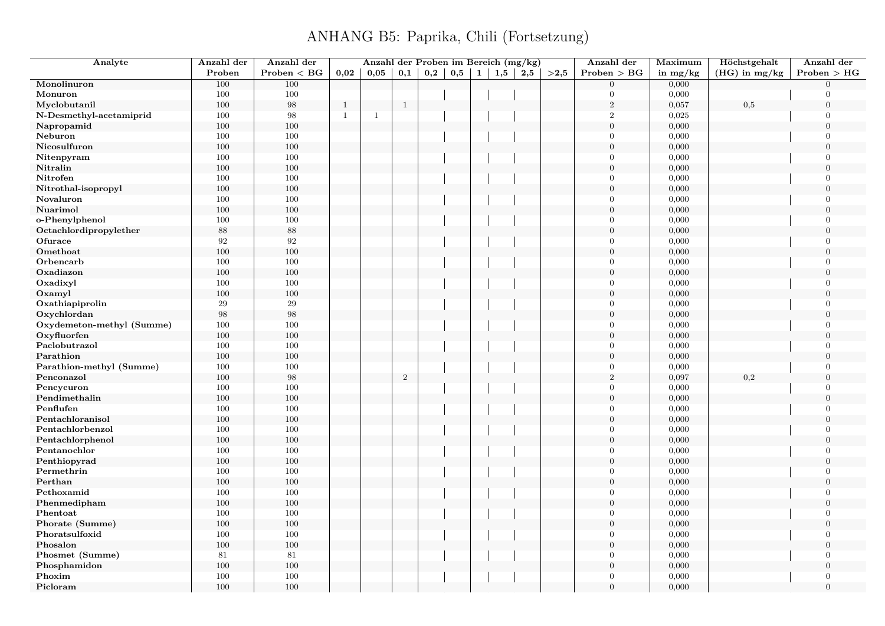# ANHANG B5: Paprika, Chili (Fortsetzung)

| Analyte | Anzahl der Proben | Anzahl der Proben < BG | Anzahl der Proben im Bereich (mg/kg) | | | | | | | | | Anzahl der Proben > BG | Maximum in mg/kg | Höchstgehalt (HG) in mg/kg | Anzahl der Proben > HG |
|---|---|---|---|---|---|---|---|---|---|---|---|---|---|---|---|
| | | | 0,02 | 0,05 | 0,1 | 0,2 | 0,5 | 1 | 1,5 | 2,5 | >2,5 | | | | |
| **Monolinuron** | 100 | 100 | | | | | | | | | | 0 | 0,000 | | 0 |
| **Monuron** | 100 | 100 | | | | | | | | | | 0 | 0,000 | | 0 |
| **Myclobutanil** | 100 | 98 | 1 | | 1 | | | | | | | 2 | 0,057 | 0,5 | 0 |
| **N-Desmethyl-acetamiprid** | 100 | 98 | 1 | 1 | | | | | | | | 2 | 0,025 | | 0 |
| **Napropamid** | 100 | 100 | | | | | | | | | | 0 | 0,000 | | 0 |
| **Neburon** | 100 | 100 | | | | | | | | | | 0 | 0,000 | | 0 |
| **Nicosulfuron** | 100 | 100 | | | | | | | | | | 0 | 0,000 | | 0 |
| **Nitenpyram** | 100 | 100 | | | | | | | | | | 0 | 0,000 | | 0 |
| **Nitralin** | 100 | 100 | | | | | | | | | | 0 | 0,000 | | 0 |
| **Nitrofen** | 100 | 100 | | | | | | | | | | 0 | 0,000 | | 0 |
| **Nitrothal-isopropyl** | 100 | 100 | | | | | | | | | | 0 | 0,000 | | 0 |
| **Novaluron** | 100 | 100 | | | | | | | | | | 0 | 0,000 | | 0 |
| **Nuarimol** | 100 | 100 | | | | | | | | | | 0 | 0,000 | | 0 |
| **o-Phenylphenol** | 100 | 100 | | | | | | | | | | 0 | 0,000 | | 0 |
| **Octachlordipropylether** | 88 | 88 | | | | | | | | | | 0 | 0,000 | | 0 |
| **Ofurace** | 92 | 92 | | | | | | | | | | 0 | 0,000 | | 0 |
| **Omethoat** | 100 | 100 | | | | | | | | | | 0 | 0,000 | | 0 |
| **Orbencarb** | 100 | 100 | | | | | | | | | | 0 | 0,000 | | 0 |
| **Oxadiazon** | 100 | 100 | | | | | | | | | | 0 | 0,000 | | 0 |
| **Oxadixyl** | 100 | 100 | | | | | | | | | | 0 | 0,000 | | 0 |
| **Oxamyl** | 100 | 100 | | | | | | | | | | 0 | 0,000 | | 0 |
| **Oxathiapiprolin** | 29 | 29 | | | | | | | | | | 0 | 0,000 | | 0 |
| **Oxychlordan** | 98 | 98 | | | | | | | | | | 0 | 0,000 | | 0 |
| **Oxydemeton-methyl (Summe)** | 100 | 100 | | | | | | | | | | 0 | 0,000 | | 0 |
| **Oxyfluorfen** | 100 | 100 | | | | | | | | | | 0 | 0,000 | | 0 |
| **Paclobutrazol** | 100 | 100 | | | | | | | | | | 0 | 0,000 | | 0 |
| **Parathion** | 100 | 100 | | | | | | | | | | 0 | 0,000 | | 0 |
| **Parathion-methyl (Summe)** | 100 | 100 | | | | | | | | | | 0 | 0,000 | | 0 |
| **Penconazol** | 100 | 98 | | | 2 | | | | | | | 2 | 0,097 | 0,2 | 0 |
| **Pencycuron** | 100 | 100 | | | | | | | | | | 0 | 0,000 | | 0 |
| **Pendimethalin** | 100 | 100 | | | | | | | | | | 0 | 0,000 | | 0 |
| **Penflufen** | 100 | 100 | | | | | | | | | | 0 | 0,000 | | 0 |
| **Pentachloranisol** | 100 | 100 | | | | | | | | | | 0 | 0,000 | | 0 |
| **Pentachlorbenzol** | 100 | 100 | | | | | | | | | | 0 | 0,000 | | 0 |
| **Pentachlorphenol** | 100 | 100 | | | | | | | | | | 0 | 0,000 | | 0 |
| **Pentanochlor** | 100 | 100 | | | | | | | | | | 0 | 0,000 | | 0 |
| **Penthiopyrad** | 100 | 100 | | | | | | | | | | 0 | 0,000 | | 0 |
| **Permethrin** | 100 | 100 | | | | | | | | | | 0 | 0,000 | | 0 |
| **Perthan** | 100 | 100 | | | | | | | | | | 0 | 0,000 | | 0 |
| **Pethoxamid** | 100 | 100 | | | | | | | | | | 0 | 0,000 | | 0 |
| **Phenmedipham** | 100 | 100 | | | | | | | | | | 0 | 0,000 | | 0 |
| **Phentoat** | 100 | 100 | | | | | | | | | | 0 | 0,000 | | 0 |
| **Phorate (Summe)** | 100 | 100 | | | | | | | | | | 0 | 0,000 | | 0 |
| **Phoratsulfoxid** | 100 | 100 | | | | | | | | | | 0 | 0,000 | | 0 |
| **Phosalon** | 100 | 100 | | | | | | | | | | 0 | 0,000 | | 0 |
| **Phosmet (Summe)** | 81 | 81 | | | | | | | | | | 0 | 0,000 | | 0 |
| **Phosphamidon** | 100 | 100 | | | | | | | | | | 0 | 0,000 | | 0 |
| **Phoxim** | 100 | 100 | | | | | | | | | | 0 | 0,000 | | 0 |
| **Picloram** | 100 | 100 | | | | | | | | | | 0 | 0,000 | | 0 |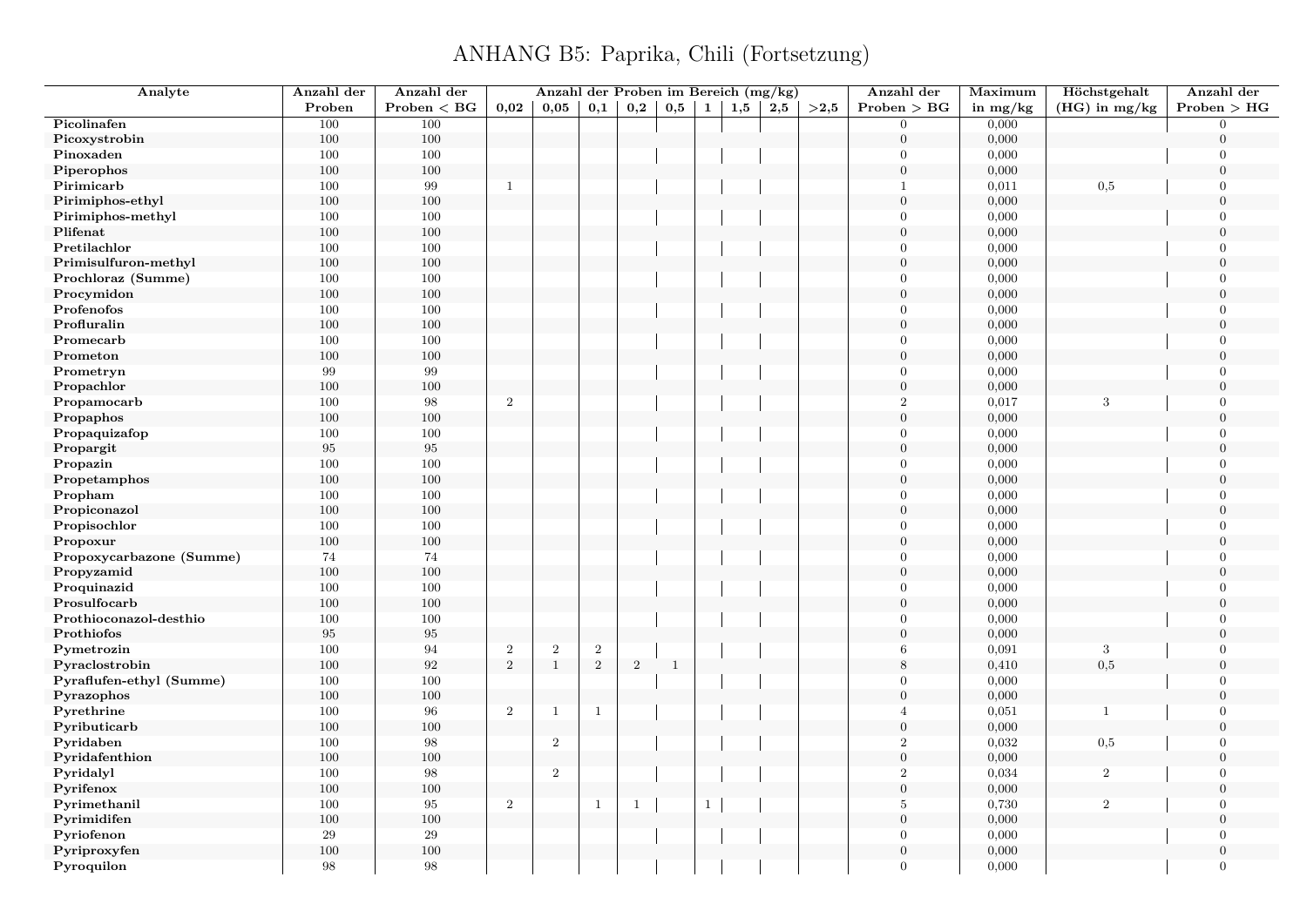# ANHANG B5: Paprika, Chili (Fortsetzung)

| Analyte | Anzahl der Proben | Anzahl der Proben < BG | Anzahl der Proben im Bereich (mg/kg) | | | | | | | | | Anzahl der Proben > BG | Maximum in mg/kg | Höchstgehalt (HG) in mg/kg | Anzahl der Proben > HG |
|---|---|---|---|---|---|---|---|---|---|---|---|---|---|---|---|
| | | | 0,02 | 0,05 | 0,1 | 0,2 | 0,5 | 1 | 1,5 | 2,5 | >2,5 | | | | |
| Picolinafen | 100 | 100 | | | | | | | | | | 0 | 0,000 | | 0 |
| Picoxystrobin | 100 | 100 | | | | | | | | | | 0 | 0,000 | | 0 |
| Pinoxaden | 100 | 100 | | | | | | | | | | 0 | 0,000 | | 0 |
| Piperophos | 100 | 100 | | | | | | | | | | 0 | 0,000 | | 0 |
| Pirimicarb | 100 | 99 | 1 | | | | | | | | | 1 | 0,011 | 0,5 | 0 |
| Pirimiphos-ethyl | 100 | 100 | | | | | | | | | | 0 | 0,000 | | 0 |
| Pirimiphos-methyl | 100 | 100 | | | | | | | | | | 0 | 0,000 | | 0 |
| Plifenat | 100 | 100 | | | | | | | | | | 0 | 0,000 | | 0 |
| Pretilachlor | 100 | 100 | | | | | | | | | | 0 | 0,000 | | 0 |
| Primisulfuron-methyl | 100 | 100 | | | | | | | | | | 0 | 0,000 | | 0 |
| Prochloraz (Summe) | 100 | 100 | | | | | | | | | | 0 | 0,000 | | 0 |
| Procymidon | 100 | 100 | | | | | | | | | | 0 | 0,000 | | 0 |
| Profenofos | 100 | 100 | | | | | | | | | | 0 | 0,000 | | 0 |
| Profluralin | 100 | 100 | | | | | | | | | | 0 | 0,000 | | 0 |
| Promecarb | 100 | 100 | | | | | | | | | | 0 | 0,000 | | 0 |
| Prometon | 100 | 100 | | | | | | | | | | 0 | 0,000 | | 0 |
| Prometryn | 99 | 99 | | | | | | | | | | 0 | 0,000 | | 0 |
| Propachlor | 100 | 100 | | | | | | | | | | 0 | 0,000 | | 0 |
| Propamocarb | 100 | 98 | 2 | | | | | | | | | 2 | 0,017 | 3 | 0 |
| Propaphos | 100 | 100 | | | | | | | | | | 0 | 0,000 | | 0 |
| Propaquizafop | 100 | 100 | | | | | | | | | | 0 | 0,000 | | 0 |
| Propargit | 95 | 95 | | | | | | | | | | 0 | 0,000 | | 0 |
| Propazin | 100 | 100 | | | | | | | | | | 0 | 0,000 | | 0 |
| Propetamphos | 100 | 100 | | | | | | | | | | 0 | 0,000 | | 0 |
| Propham | 100 | 100 | | | | | | | | | | 0 | 0,000 | | 0 |
| Propiconazol | 100 | 100 | | | | | | | | | | 0 | 0,000 | | 0 |
| Propisochlor | 100 | 100 | | | | | | | | | | 0 | 0,000 | | 0 |
| Propoxur | 100 | 100 | | | | | | | | | | 0 | 0,000 | | 0 |
| Propoxycarbazone (Summe) | 74 | 74 | | | | | | | | | | 0 | 0,000 | | 0 |
| Propyzamid | 100 | 100 | | | | | | | | | | 0 | 0,000 | | 0 |
| Proquinazid | 100 | 100 | | | | | | | | | | 0 | 0,000 | | 0 |
| Prosulfocarb | 100 | 100 | | | | | | | | | | 0 | 0,000 | | 0 |
| Prothioconazol-desthio | 100 | 100 | | | | | | | | | | 0 | 0,000 | | 0 |
| Prothiofos | 95 | 95 | | | | | | | | | | 0 | 0,000 | | 0 |
| Pymetrozin | 100 | 94 | 2 | 2 | 2 | | | | | | | 6 | 0,091 | 3 | 0 |
| Pyraclostrobin | 100 | 92 | 2 | 1 | 2 | 2 | 1 | | | | | 8 | 0,410 | 0,5 | 0 |
| Pyraflufen-ethyl (Summe) | 100 | 100 | | | | | | | | | | 0 | 0,000 | | 0 |
| Pyrazophos | 100 | 100 | | | | | | | | | | 0 | 0,000 | | 0 |
| Pyrethrine | 100 | 96 | 2 | 1 | 1 | | | | | | | 4 | 0,051 | 1 | 0 |
| Pyributicarb | 100 | 100 | | | | | | | | | | 0 | 0,000 | | 0 |
| Pyridaben | 100 | 98 | | 2 | | | | | | | | 2 | 0,032 | 0,5 | 0 |
| Pyridafenthion | 100 | 100 | | | | | | | | | | 0 | 0,000 | | 0 |
| Pyridalyl | 100 | 98 | | 2 | | | | | | | | 2 | 0,034 | 2 | 0 |
| Pyrifenox | 100 | 100 | | | | | | | | | | 0 | 0,000 | | 0 |
| Pyrimethanil | 100 | 95 | 2 | | 1 | 1 | | 1 | | | | 5 | 0,730 | 2 | 0 |
| Pyrimidifen | 100 | 100 | | | | | | | | | | 0 | 0,000 | | 0 |
| Pyriofenon | 29 | 29 | | | | | | | | | | 0 | 0,000 | | 0 |
| Pyriproxyfen | 100 | 100 | | | | | | | | | | 0 | 0,000 | | 0 |
| Pyroquilon | 98 | 98 | | | | | | | | | | 0 | 0,000 | | 0 |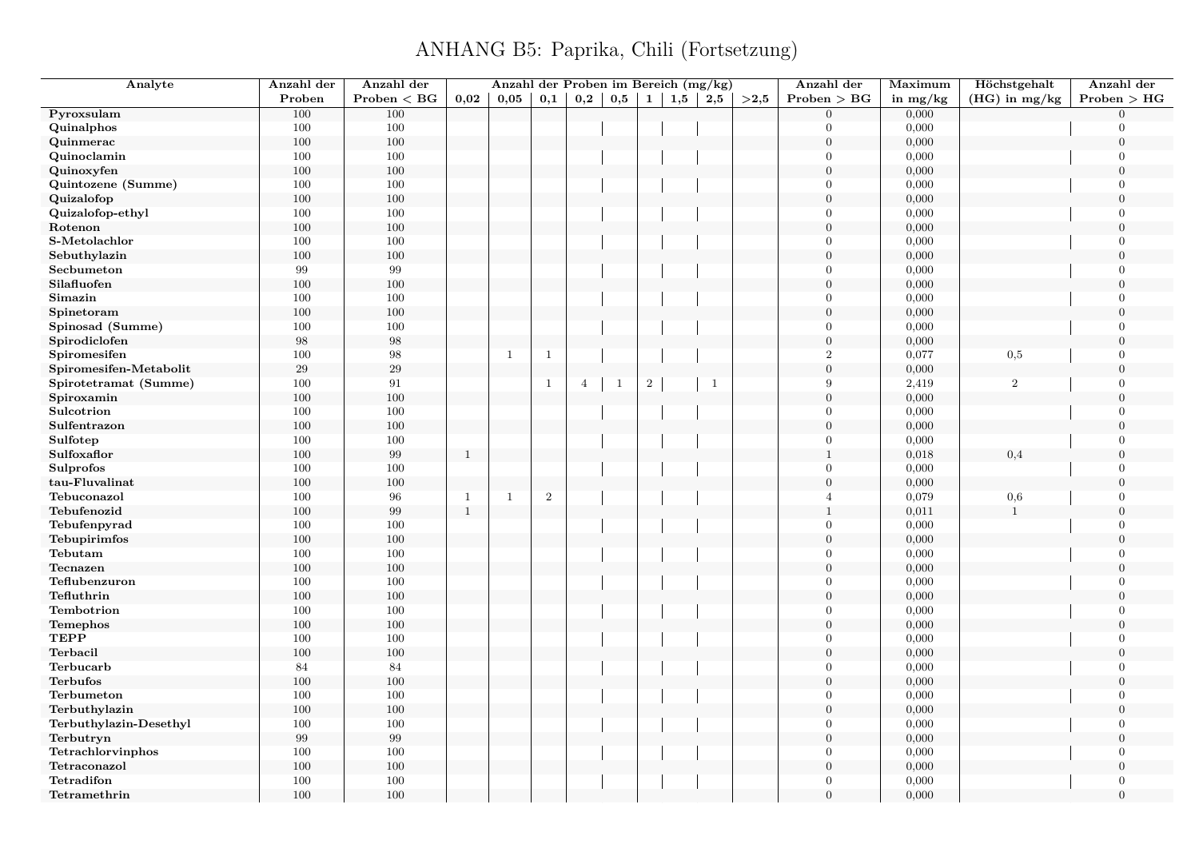# ANHANG B5: Paprika, Chili (Fortsetzung)

| Analyte | Anzahl der Proben | Anzahl der Proben < BG | Anzahl der Proben im Bereich (mg/kg) | | | | | | | | | Anzahl der Proben > BG | Maximum in mg/kg | Höchstgehalt (HG) in mg/kg | Anzahl der Proben > HG |
|---|---|---|---|---|---|---|---|---|---|---|---|---|---|---|---|
| | | | 0,02 | 0,05 | 0,1 | 0,2 | 0,5 | 1 | 1,5 | 2,5 | >2,5 | | | | |
| **Pyroxsulam** | 100 | 100 | | | | | | | | | | 0 | 0,000 | | 0 |
| **Quinalphos** | 100 | 100 | | | | | | | | | | 0 | 0,000 | | 0 |
| **Quinmerac** | 100 | 100 | | | | | | | | | | 0 | 0,000 | | 0 |
| **Quinoclamin** | 100 | 100 | | | | | | | | | | 0 | 0,000 | | 0 |
| **Quinoxyfen** | 100 | 100 | | | | | | | | | | 0 | 0,000 | | 0 |
| **Quintozene (Summe)** | 100 | 100 | | | | | | | | | | 0 | 0,000 | | 0 |
| **Quizalofop** | 100 | 100 | | | | | | | | | | 0 | 0,000 | | 0 |
| **Quizalofop-ethyl** | 100 | 100 | | | | | | | | | | 0 | 0,000 | | 0 |
| **Rotenon** | 100 | 100 | | | | | | | | | | 0 | 0,000 | | 0 |
| **S-Metolachlor** | 100 | 100 | | | | | | | | | | 0 | 0,000 | | 0 |
| **Sebuthylazin** | 100 | 100 | | | | | | | | | | 0 | 0,000 | | 0 |
| **Secbumeton** | 99 | 99 | | | | | | | | | | 0 | 0,000 | | 0 |
| **Silafluofen** | 100 | 100 | | | | | | | | | | 0 | 0,000 | | 0 |
| **Simazin** | 100 | 100 | | | | | | | | | | 0 | 0,000 | | 0 |
| **Spinetoram** | 100 | 100 | | | | | | | | | | 0 | 0,000 | | 0 |
| **Spinosad (Summe)** | 100 | 100 | | | | | | | | | | 0 | 0,000 | | 0 |
| **Spirodiclofen** | 98 | 98 | | | | | | | | | | 0 | 0,000 | | 0 |
| **Spiromesifen** | 100 | 98 | | 1 | 1 | | | | | | | 2 | 0,077 | 0,5 | 0 |
| **Spiromesifen-Metabolit** | 29 | 29 | | | | | | | | | | 0 | 0,000 | | 0 |
| **Spirotetramat (Summe)** | 100 | 91 | | | 1 | 4 | 1 | 2 | | 1 | | 9 | 2,419 | 2 | 0 |
| **Spiroxamin** | 100 | 100 | | | | | | | | | | 0 | 0,000 | | 0 |
| **Sulcotrion** | 100 | 100 | | | | | | | | | | 0 | 0,000 | | 0 |
| **Sulfentrazon** | 100 | 100 | | | | | | | | | | 0 | 0,000 | | 0 |
| **Sulfotep** | 100 | 100 | | | | | | | | | | 0 | 0,000 | | 0 |
| **Sulfoxaflor** | 100 | 99 | 1 | | | | | | | | | 1 | 0,018 | 0,4 | 0 |
| **Sulprofos** | 100 | 100 | | | | | | | | | | 0 | 0,000 | | 0 |
| **tau-Fluvalinat** | 100 | 100 | | | | | | | | | | 0 | 0,000 | | 0 |
| **Tebuconazol** | 100 | 96 | 1 | 1 | 2 | | | | | | | 4 | 0,079 | 0,6 | 0 |
| **Tebufenozid** | 100 | 99 | 1 | | | | | | | | | 1 | 0,011 | 1 | 0 |
| **Tebufenpyrad** | 100 | 100 | | | | | | | | | | 0 | 0,000 | | 0 |
| **Tebupirimfos** | 100 | 100 | | | | | | | | | | 0 | 0,000 | | 0 |
| **Tebutam** | 100 | 100 | | | | | | | | | | 0 | 0,000 | | 0 |
| **Tecnazen** | 100 | 100 | | | | | | | | | | 0 | 0,000 | | 0 |
| **Teflubenzuron** | 100 | 100 | | | | | | | | | | 0 | 0,000 | | 0 |
| **Tefluthrin** | 100 | 100 | | | | | | | | | | 0 | 0,000 | | 0 |
| **Tembotrion** | 100 | 100 | | | | | | | | | | 0 | 0,000 | | 0 |
| **Temephos** | 100 | 100 | | | | | | | | | | 0 | 0,000 | | 0 |
| **TEPP** | 100 | 100 | | | | | | | | | | 0 | 0,000 | | 0 |
| **Terbacil** | 100 | 100 | | | | | | | | | | 0 | 0,000 | | 0 |
| **Terbucarb** | 84 | 84 | | | | | | | | | | 0 | 0,000 | | 0 |
| **Terbufos** | 100 | 100 | | | | | | | | | | 0 | 0,000 | | 0 |
| **Terbumeton** | 100 | 100 | | | | | | | | | | 0 | 0,000 | | 0 |
| **Terbuthylazin** | 100 | 100 | | | | | | | | | | 0 | 0,000 | | 0 |
| **Terbuthylazin-Desethyl** | 100 | 100 | | | | | | | | | | 0 | 0,000 | | 0 |
| **Terbutryn** | 99 | 99 | | | | | | | | | | 0 | 0,000 | | 0 |
| **Tetrachlorvinphos** | 100 | 100 | | | | | | | | | | 0 | 0,000 | | 0 |
| **Tetraconazol** | 100 | 100 | | | | | | | | | | 0 | 0,000 | | 0 |
| **Tetradifon** | 100 | 100 | | | | | | | | | | 0 | 0,000 | | 0 |
| **Tetramethrin** | 100 | 100 | | | | | | | | | | 0 | 0,000 | | 0 |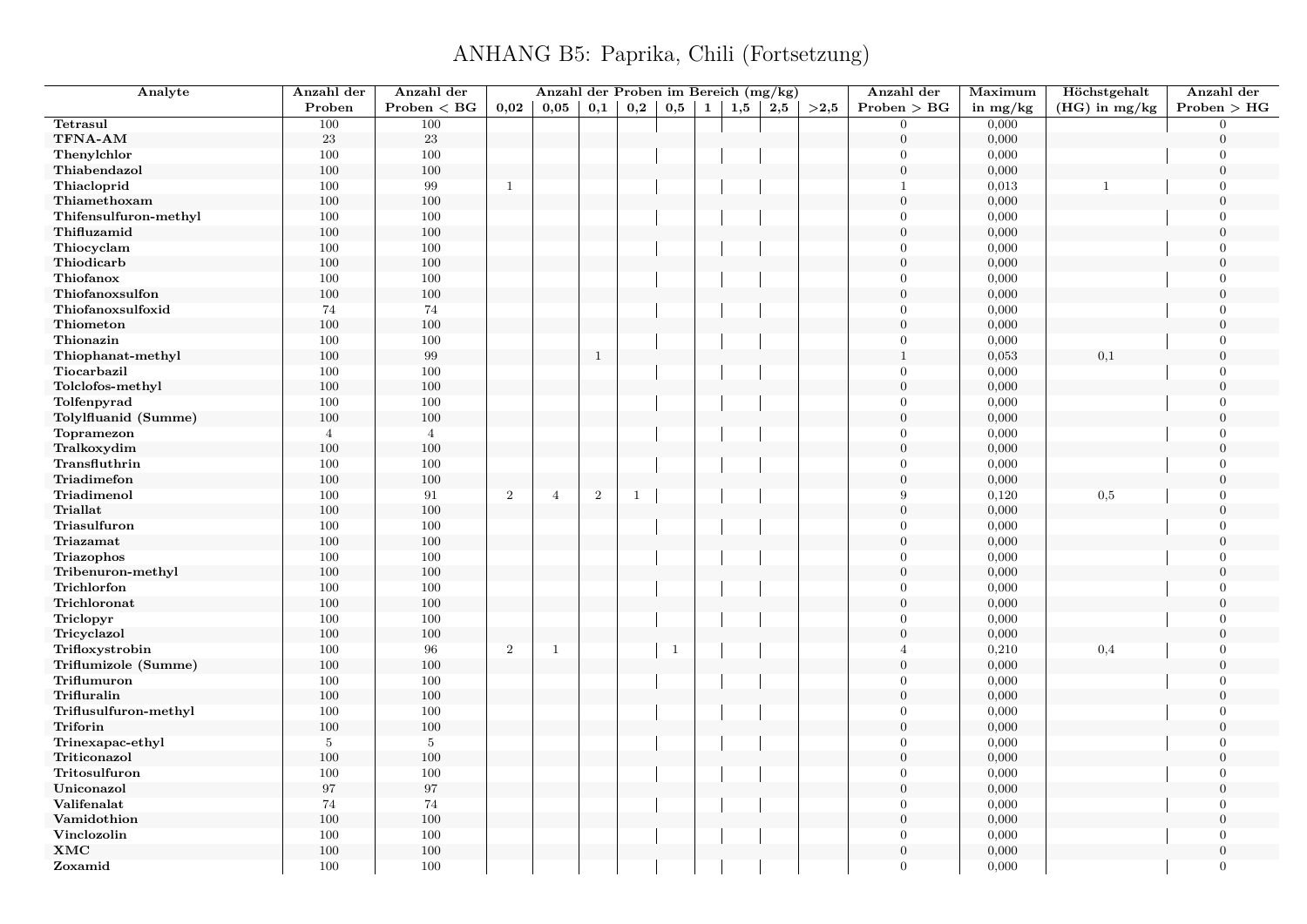# ANHANG B5: Paprika, Chili (Fortsetzung)

| Analyte | Anzahl der Proben | Anzahl der Proben < BG | Anzahl der Proben im Bereich (mg/kg) | | | | | | | | | Anzahl der Proben > BG | Maximum in mg/kg | Höchstgehalt (HG) in mg/kg | Anzahl der Proben > HG |
|---|---|---|---|---|---|---|---|---|---|---|---|---|---|---|---|
| | | | 0,02 | 0,05 | 0,1 | 0,2 | 0,5 | 1 | 1,5 | 2,5 | >2,5 | | | | |
| Tetrasul | 100 | 100 | | | | | | | | | | 0 | 0,000 | | 0 |
| TFNA-AM | 23 | 23 | | | | | | | | | | 0 | 0,000 | | 0 |
| Thenylchlor | 100 | 100 | | | | | | | | | | 0 | 0,000 | | 0 |
| Thiabendazol | 100 | 100 | | | | | | | | | | 0 | 0,000 | | 0 |
| Thiacloprid | 100 | 99 | 1 | | | | | | | | | 1 | 0,013 | 1 | 0 |
| Thiamethoxam | 100 | 100 | | | | | | | | | | 0 | 0,000 | | 0 |
| Thifensulfuron-methyl | 100 | 100 | | | | | | | | | | 0 | 0,000 | | 0 |
| Thifluzamid | 100 | 100 | | | | | | | | | | 0 | 0,000 | | 0 |
| Thiocyclam | 100 | 100 | | | | | | | | | | 0 | 0,000 | | 0 |
| Thiodicarb | 100 | 100 | | | | | | | | | | 0 | 0,000 | | 0 |
| Thiofanox | 100 | 100 | | | | | | | | | | 0 | 0,000 | | 0 |
| Thiofanoxsulfon | 100 | 100 | | | | | | | | | | 0 | 0,000 | | 0 |
| Thiofanoxsulfoxid | 74 | 74 | | | | | | | | | | 0 | 0,000 | | 0 |
| Thiometon | 100 | 100 | | | | | | | | | | 0 | 0,000 | | 0 |
| Thionazin | 100 | 100 | | | | | | | | | | 0 | 0,000 | | 0 |
| Thiophanat-methyl | 100 | 99 | | | 1 | | | | | | | 1 | 0,053 | 0,1 | 0 |
| Tiocarbazil | 100 | 100 | | | | | | | | | | 0 | 0,000 | | 0 |
| Tolclofos-methyl | 100 | 100 | | | | | | | | | | 0 | 0,000 | | 0 |
| Tolfenpyrad | 100 | 100 | | | | | | | | | | 0 | 0,000 | | 0 |
| Tolylfluanid (Summe) | 100 | 100 | | | | | | | | | | 0 | 0,000 | | 0 |
| Topramezon | 4 | 4 | | | | | | | | | | 0 | 0,000 | | 0 |
| Tralkoxydim | 100 | 100 | | | | | | | | | | 0 | 0,000 | | 0 |
| Transfluthrin | 100 | 100 | | | | | | | | | | 0 | 0,000 | | 0 |
| Triadimefon | 100 | 100 | | | | | | | | | | 0 | 0,000 | | 0 |
| Triadimenol | 100 | 91 | 2 | 4 | 2 | 1 | | | | | | 9 | 0,120 | 0,5 | 0 |
| Triallat | 100 | 100 | | | | | | | | | | 0 | 0,000 | | 0 |
| Triasulfuron | 100 | 100 | | | | | | | | | | 0 | 0,000 | | 0 |
| Triazamat | 100 | 100 | | | | | | | | | | 0 | 0,000 | | 0 |
| Triazophos | 100 | 100 | | | | | | | | | | 0 | 0,000 | | 0 |
| Tribenuron-methyl | 100 | 100 | | | | | | | | | | 0 | 0,000 | | 0 |
| Trichlorfon | 100 | 100 | | | | | | | | | | 0 | 0,000 | | 0 |
| Trichloronat | 100 | 100 | | | | | | | | | | 0 | 0,000 | | 0 |
| Triclopyr | 100 | 100 | | | | | | | | | | 0 | 0,000 | | 0 |
| Tricyclazol | 100 | 100 | | | | | | | | | | 0 | 0,000 | | 0 |
| Trifloxystrobin | 100 | 96 | 2 | 1 | | | 1 | | | | | 4 | 0,210 | 0,4 | 0 |
| Triflumizole (Summe) | 100 | 100 | | | | | | | | | | 0 | 0,000 | | 0 |
| Triflumuron | 100 | 100 | | | | | | | | | | 0 | 0,000 | | 0 |
| Trifluralin | 100 | 100 | | | | | | | | | | 0 | 0,000 | | 0 |
| Triflusulfuron-methyl | 100 | 100 | | | | | | | | | | 0 | 0,000 | | 0 |
| Triforin | 100 | 100 | | | | | | | | | | 0 | 0,000 | | 0 |
| Trinexapac-ethyl | 5 | 5 | | | | | | | | | | 0 | 0,000 | | 0 |
| Triticonazol | 100 | 100 | | | | | | | | | | 0 | 0,000 | | 0 |
| Tritosulfuron | 100 | 100 | | | | | | | | | | 0 | 0,000 | | 0 |
| Uniconazol | 97 | 97 | | | | | | | | | | 0 | 0,000 | | 0 |
| Valifenalat | 74 | 74 | | | | | | | | | | 0 | 0,000 | | 0 |
| Vamidothion | 100 | 100 | | | | | | | | | | 0 | 0,000 | | 0 |
| Vinclozolin | 100 | 100 | | | | | | | | | | 0 | 0,000 | | 0 |
| XMC | 100 | 100 | | | | | | | | | | 0 | 0,000 | | 0 |
| Zoxamid | 100 | 100 | | | | | | | | | | 0 | 0,000 | | 0 |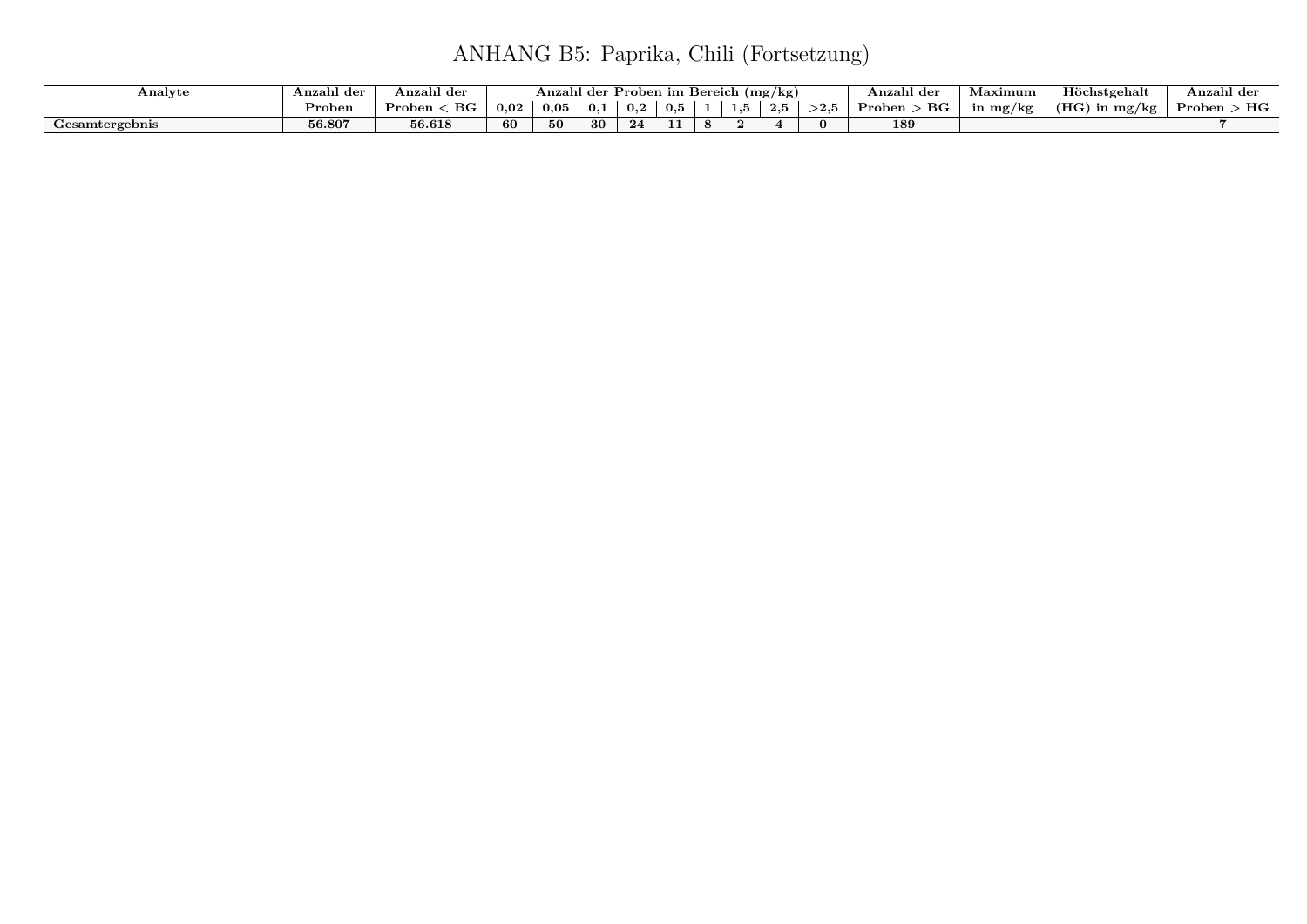# ANHANG B5: Paprika, Chili (Fortsetzung)

| Analyte | Anzahl der Proben | Anzahl der Proben < BG | Anzahl der Proben im Bereich (mg/kg) | | | | | | | | | Anzahl der Proben > BG | Maximum in mg/kg | Höchstgehalt (HG) in mg/kg | Anzahl der Proben > HG |
|---|---|---|---|---|---|---|---|---|---|---|---|---|---|---|---|
| | | | 0,02 | 0,05 | 0,1 | 0,2 | 0,5 | 1 | 1,5 | 2,5 | >2,5 | | | | |
| **Gesamtergebnis** | **56.807** | **56.618** | **60** | **50** | **30** | **24** | **11** | **8** | **2** | **4** | **0** | **189** | | | **7** |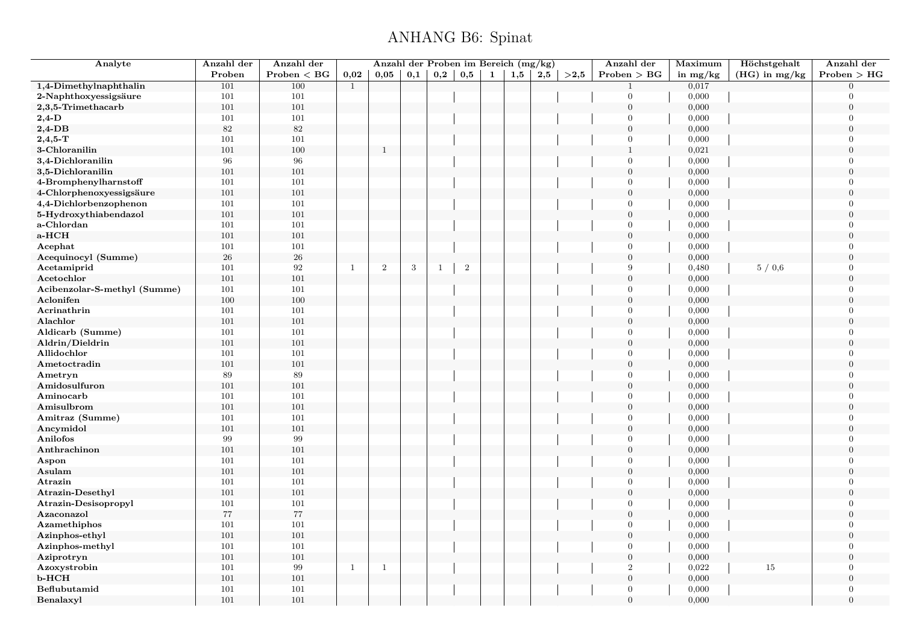# ANHANG B6: Spinat

| Analyte | Anzahl der Proben | Anzahl der Proben < BG | Anzahl der Proben im Bereich (mg/kg) | | | | | | | | | Anzahl der Proben > BG | Maximum in mg/kg | Höchstgehalt (HG) in mg/kg | Anzahl der Proben > HG |
|---|---|---|---|---|---|---|---|---|---|---|---|---|---|---|---|
| | | | 0,02 | 0,05 | 0,1 | 0,2 | 0,5 | 1 | 1,5 | 2,5 | >2,5 | | | | |
| **1,4-Dimethylnaphthalin** | 101 | 100 | 1 | | | | | | | | | 1 | 0,017 | | 0 |
| **2-Naphthoxyessigsäure** | 101 | 101 | | | | | | | | | | 0 | 0,000 | | 0 |
| **2,3,5-Trimethacarb** | 101 | 101 | | | | | | | | | | 0 | 0,000 | | 0 |
| **2,4-D** | 101 | 101 | | | | | | | | | | 0 | 0,000 | | 0 |
| **2,4-DB** | 82 | 82 | | | | | | | | | | 0 | 0,000 | | 0 |
| **2,4,5-T** | 101 | 101 | | | | | | | | | | 0 | 0,000 | | 0 |
| **3-Chloranilin** | 101 | 100 | | 1 | | | | | | | | 1 | 0,021 | | 0 |
| **3,4-Dichloranilin** | 96 | 96 | | | | | | | | | | 0 | 0,000 | | 0 |
| **3,5-Dichloranilin** | 101 | 101 | | | | | | | | | | 0 | 0,000 | | 0 |
| **4-Bromphenylharnstoff** | 101 | 101 | | | | | | | | | | 0 | 0,000 | | 0 |
| **4-Chlorphenoxyessigsäure** | 101 | 101 | | | | | | | | | | 0 | 0,000 | | 0 |
| **4,4-Dichlorbenzophenon** | 101 | 101 | | | | | | | | | | 0 | 0,000 | | 0 |
| **5-Hydroxythiabendazol** | 101 | 101 | | | | | | | | | | 0 | 0,000 | | 0 |
| **a-Chlordan** | 101 | 101 | | | | | | | | | | 0 | 0,000 | | 0 |
| **a-HCH** | 101 | 101 | | | | | | | | | | 0 | 0,000 | | 0 |
| **Acephat** | 101 | 101 | | | | | | | | | | 0 | 0,000 | | 0 |
| **Acequinocyl (Summe)** | 26 | 26 | | | | | | | | | | 0 | 0,000 | | 0 |
| **Acetamiprid** | 101 | 92 | 1 | 2 | 3 | 1 | 2 | | | | | 9 | 0,480 | 5 / 0,6 | 0 |
| **Acetochlor** | 101 | 101 | | | | | | | | | | 0 | 0,000 | | 0 |
| **Acibenzolar-S-methyl (Summe)** | 101 | 101 | | | | | | | | | | 0 | 0,000 | | 0 |
| **Aclonifen** | 100 | 100 | | | | | | | | | | 0 | 0,000 | | 0 |
| **Acrinathrin** | 101 | 101 | | | | | | | | | | 0 | 0,000 | | 0 |
| **Alachlor** | 101 | 101 | | | | | | | | | | 0 | 0,000 | | 0 |
| **Aldicarb (Summe)** | 101 | 101 | | | | | | | | | | 0 | 0,000 | | 0 |
| **Aldrin/Dieldrin** | 101 | 101 | | | | | | | | | | 0 | 0,000 | | 0 |
| **Allidochlor** | 101 | 101 | | | | | | | | | | 0 | 0,000 | | 0 |
| **Ametoctradin** | 101 | 101 | | | | | | | | | | 0 | 0,000 | | 0 |
| **Ametryn** | 89 | 89 | | | | | | | | | | 0 | 0,000 | | 0 |
| **Amidosulfuron** | 101 | 101 | | | | | | | | | | 0 | 0,000 | | 0 |
| **Aminocarb** | 101 | 101 | | | | | | | | | | 0 | 0,000 | | 0 |
| **Amisulbrom** | 101 | 101 | | | | | | | | | | 0 | 0,000 | | 0 |
| **Amitraz (Summe)** | 101 | 101 | | | | | | | | | | 0 | 0,000 | | 0 |
| **Ancymidol** | 101 | 101 | | | | | | | | | | 0 | 0,000 | | 0 |
| **Anilofos** | 99 | 99 | | | | | | | | | | 0 | 0,000 | | 0 |
| **Anthrachinon** | 101 | 101 | | | | | | | | | | 0 | 0,000 | | 0 |
| **Aspon** | 101 | 101 | | | | | | | | | | 0 | 0,000 | | 0 |
| **Asulam** | 101 | 101 | | | | | | | | | | 0 | 0,000 | | 0 |
| **Atrazin** | 101 | 101 | | | | | | | | | | 0 | 0,000 | | 0 |
| **Atrazin-Desethyl** | 101 | 101 | | | | | | | | | | 0 | 0,000 | | 0 |
| **Atrazin-Desisopropyl** | 101 | 101 | | | | | | | | | | 0 | 0,000 | | 0 |
| **Azaconazol** | 77 | 77 | | | | | | | | | | 0 | 0,000 | | 0 |
| **Azamethiphos** | 101 | 101 | | | | | | | | | | 0 | 0,000 | | 0 |
| **Azinphos-ethyl** | 101 | 101 | | | | | | | | | | 0 | 0,000 | | 0 |
| **Azinphos-methyl** | 101 | 101 | | | | | | | | | | 0 | 0,000 | | 0 |
| **Aziprotryn** | 101 | 101 | | | | | | | | | | 0 | 0,000 | | 0 |
| **Azoxystrobin** | 101 | 99 | 1 | 1 | | | | | | | | 2 | 0,022 | 15 | 0 |
| **b-HCH** | 101 | 101 | | | | | | | | | | 0 | 0,000 | | 0 |
| **Beflubutamid** | 101 | 101 | | | | | | | | | | 0 | 0,000 | | 0 |
| **Benalaxyl** | 101 | 101 | | | | | | | | | | 0 | 0,000 | | 0 |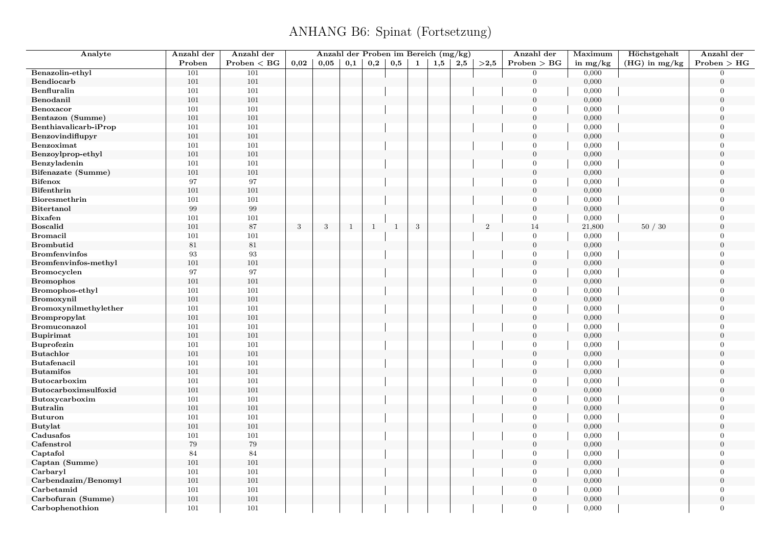# ANHANG B6: Spinat (Fortsetzung)

| Analyte | Anzahl der Proben | Anzahl der Proben < BG | Anzahl der Proben im Bereich (mg/kg) | | | | | | | | | Anzahl der Proben > BG | Maximum in mg/kg | Höchstgehalt (HG) in mg/kg | Anzahl der Proben > HG |
|---|---|---|---|---|---|---|---|---|---|---|---|---|---|---|---|
| | | | 0,02 | 0,05 | 0,1 | 0,2 | 0,5 | 1 | 1,5 | 2,5 | >2,5 | | | | |
| Benazolin-ethyl | 101 | 101 | | | | | | | | | | 0 | 0,000 | | 0 |
| Bendiocarb | 101 | 101 | | | | | | | | | | 0 | 0,000 | | 0 |
| Benfluralin | 101 | 101 | | | | | | | | | | 0 | 0,000 | | 0 |
| Benodanil | 101 | 101 | | | | | | | | | | 0 | 0,000 | | 0 |
| Benoxacor | 101 | 101 | | | | | | | | | | 0 | 0,000 | | 0 |
| Bentazon (Summe) | 101 | 101 | | | | | | | | | | 0 | 0,000 | | 0 |
| Benthiavalicarb-iProp | 101 | 101 | | | | | | | | | | 0 | 0,000 | | 0 |
| Benzovindiflupyr | 101 | 101 | | | | | | | | | | 0 | 0,000 | | 0 |
| Benzoximat | 101 | 101 | | | | | | | | | | 0 | 0,000 | | 0 |
| Benzoylprop-ethyl | 101 | 101 | | | | | | | | | | 0 | 0,000 | | 0 |
| Benzyladenin | 101 | 101 | | | | | | | | | | 0 | 0,000 | | 0 |
| Bifenazate (Summe) | 101 | 101 | | | | | | | | | | 0 | 0,000 | | 0 |
| Bifenox | 97 | 97 | | | | | | | | | | 0 | 0,000 | | 0 |
| Bifenthrin | 101 | 101 | | | | | | | | | | 0 | 0,000 | | 0 |
| Bioresmethrin | 101 | 101 | | | | | | | | | | 0 | 0,000 | | 0 |
| Bitertanol | 99 | 99 | | | | | | | | | | 0 | 0,000 | | 0 |
| Bixafen | 101 | 101 | | | | | | | | | | 0 | 0,000 | | 0 |
| Boscalid | 101 | 87 | 3 | 3 | 1 | 1 | 1 | 3 | | | 2 | 14 | 21,800 | 50 / 30 | 0 |
| Bromacil | 101 | 101 | | | | | | | | | | 0 | 0,000 | | 0 |
| Brombutid | 81 | 81 | | | | | | | | | | 0 | 0,000 | | 0 |
| Bromfenvinfos | 93 | 93 | | | | | | | | | | 0 | 0,000 | | 0 |
| Bromfenvinfos-methyl | 101 | 101 | | | | | | | | | | 0 | 0,000 | | 0 |
| Bromocyclen | 97 | 97 | | | | | | | | | | 0 | 0,000 | | 0 |
| Bromophos | 101 | 101 | | | | | | | | | | 0 | 0,000 | | 0 |
| Bromophos-ethyl | 101 | 101 | | | | | | | | | | 0 | 0,000 | | 0 |
| Bromoxynil | 101 | 101 | | | | | | | | | | 0 | 0,000 | | 0 |
| Bromoxynilmethylether | 101 | 101 | | | | | | | | | | 0 | 0,000 | | 0 |
| Brompropylat | 101 | 101 | | | | | | | | | | 0 | 0,000 | | 0 |
| Bromuconazol | 101 | 101 | | | | | | | | | | 0 | 0,000 | | 0 |
| Bupirimat | 101 | 101 | | | | | | | | | | 0 | 0,000 | | 0 |
| Buprofezin | 101 | 101 | | | | | | | | | | 0 | 0,000 | | 0 |
| Butachlor | 101 | 101 | | | | | | | | | | 0 | 0,000 | | 0 |
| Butafenacil | 101 | 101 | | | | | | | | | | 0 | 0,000 | | 0 |
| Butamifos | 101 | 101 | | | | | | | | | | 0 | 0,000 | | 0 |
| Butocarboxim | 101 | 101 | | | | | | | | | | 0 | 0,000 | | 0 |
| Butocarboximsulfoxid | 101 | 101 | | | | | | | | | | 0 | 0,000 | | 0 |
| Butoxycarboxim | 101 | 101 | | | | | | | | | | 0 | 0,000 | | 0 |
| Butralin | 101 | 101 | | | | | | | | | | 0 | 0,000 | | 0 |
| Buturon | 101 | 101 | | | | | | | | | | 0 | 0,000 | | 0 |
| Butylat | 101 | 101 | | | | | | | | | | 0 | 0,000 | | 0 |
| Cadusafos | 101 | 101 | | | | | | | | | | 0 | 0,000 | | 0 |
| Cafenstrol | 79 | 79 | | | | | | | | | | 0 | 0,000 | | 0 |
| Captafol | 84 | 84 | | | | | | | | | | 0 | 0,000 | | 0 |
| Captan (Summe) | 101 | 101 | | | | | | | | | | 0 | 0,000 | | 0 |
| Carbaryl | 101 | 101 | | | | | | | | | | 0 | 0,000 | | 0 |
| Carbendazim/Benomyl | 101 | 101 | | | | | | | | | | 0 | 0,000 | | 0 |
| Carbetamid | 101 | 101 | | | | | | | | | | 0 | 0,000 | | 0 |
| Carbofuran (Summe) | 101 | 101 | | | | | | | | | | 0 | 0,000 | | 0 |
| Carbophenothion | 101 | 101 | | | | | | | | | | 0 | 0,000 | | 0 |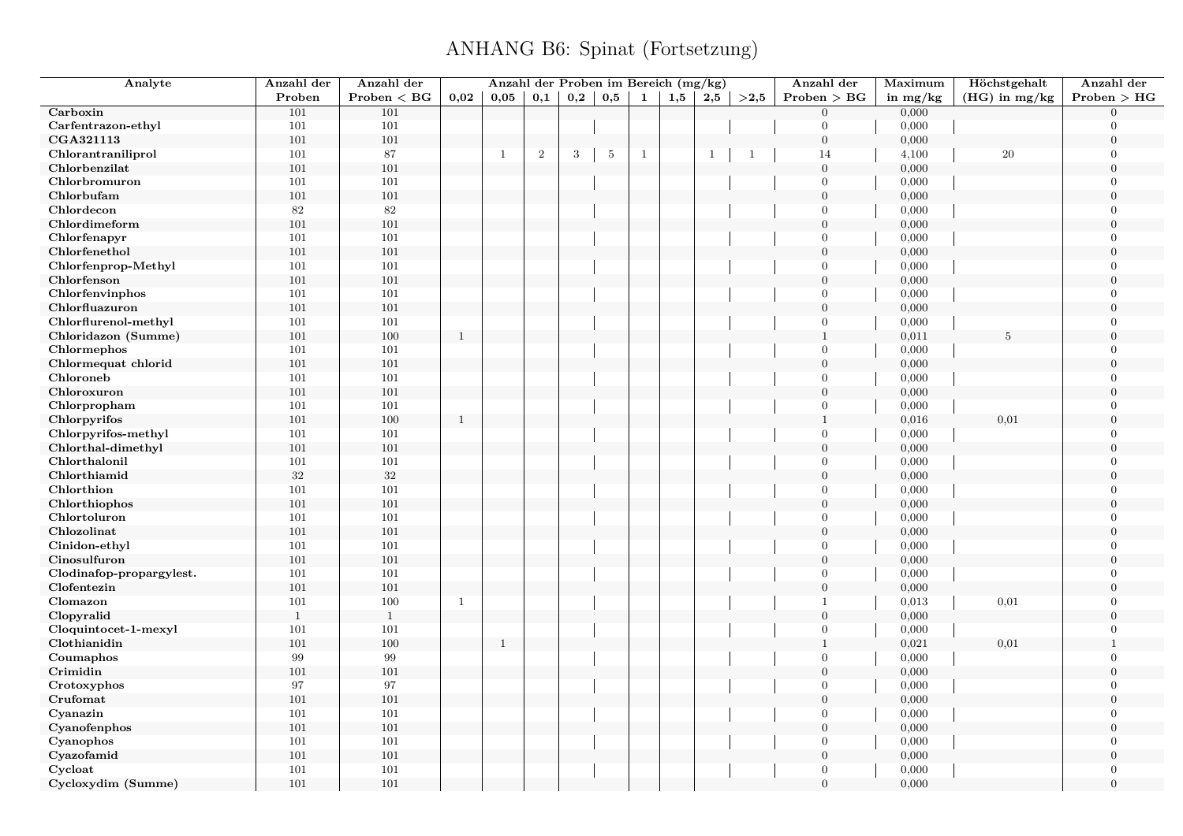# ANHANG B6: Spinat (Fortsetzung)

| Analyte | Anzahl der Proben | Anzahl der Proben < BG | Anzahl der Proben im Bereich (mg/kg) | | | | | | | | | Anzahl der Proben > BG | Maximum in mg/kg | Höchstgehalt (HG) in mg/kg | Anzahl der Proben > HG |
|---|---|---|---|---|---|---|---|---|---|---|---|---|---|---|---|
| | | | 0,02 | 0,05 | 0,1 | 0,2 | 0,5 | 1 | 1,5 | 2,5 | >2,5 | | | | |
| **Carboxin** | 101 | 101 | | | | | | | | | | 0 | 0,000 | | 0 |
| **Carfentrazon-ethyl** | 101 | 101 | | | | | | | | | | 0 | 0,000 | | 0 |
| **CGA321113** | 101 | 101 | | | | | | | | | | 0 | 0,000 | | 0 |
| **Chlorantraniliprol** | 101 | 87 | | 1 | 2 | 3 | 5 | 1 | | 1 | 1 | 14 | 4,100 | 20 | 0 |
| **Chlorbenzilat** | 101 | 101 | | | | | | | | | | 0 | 0,000 | | 0 |
| **Chlorbromuron** | 101 | 101 | | | | | | | | | | 0 | 0,000 | | 0 |
| **Chlorbufam** | 101 | 101 | | | | | | | | | | 0 | 0,000 | | 0 |
| **Chlordecon** | 82 | 82 | | | | | | | | | | 0 | 0,000 | | 0 |
| **Chlordimeform** | 101 | 101 | | | | | | | | | | 0 | 0,000 | | 0 |
| **Chlorfenapyr** | 101 | 101 | | | | | | | | | | 0 | 0,000 | | 0 |
| **Chlorfenethol** | 101 | 101 | | | | | | | | | | 0 | 0,000 | | 0 |
| **Chlorfenprop-Methyl** | 101 | 101 | | | | | | | | | | 0 | 0,000 | | 0 |
| **Chlorfenson** | 101 | 101 | | | | | | | | | | 0 | 0,000 | | 0 |
| **Chlorfenvinphos** | 101 | 101 | | | | | | | | | | 0 | 0,000 | | 0 |
| **Chlorfluazuron** | 101 | 101 | | | | | | | | | | 0 | 0,000 | | 0 |
| **Chlorflurenol-methyl** | 101 | 101 | | | | | | | | | | 0 | 0,000 | | 0 |
| **Chloridazon (Summe)** | 101 | 100 | 1 | | | | | | | | | 1 | 0,011 | 5 | 0 |
| **Chlormephos** | 101 | 101 | | | | | | | | | | 0 | 0,000 | | 0 |
| **Chlormequat chlorid** | 101 | 101 | | | | | | | | | | 0 | 0,000 | | 0 |
| **Chloroneb** | 101 | 101 | | | | | | | | | | 0 | 0,000 | | 0 |
| **Chloroxuron** | 101 | 101 | | | | | | | | | | 0 | 0,000 | | 0 |
| **Chlorpropham** | 101 | 101 | | | | | | | | | | 0 | 0,000 | | 0 |
| **Chlorpyrifos** | 101 | 100 | 1 | | | | | | | | | 1 | 0,016 | 0,01 | 0 |
| **Chlorpyrifos-methyl** | 101 | 101 | | | | | | | | | | 0 | 0,000 | | 0 |
| **Chlorthal-dimethyl** | 101 | 101 | | | | | | | | | | 0 | 0,000 | | 0 |
| **Chlorthalonil** | 101 | 101 | | | | | | | | | | 0 | 0,000 | | 0 |
| **Chlorthiamid** | 32 | 32 | | | | | | | | | | 0 | 0,000 | | 0 |
| **Chlorthion** | 101 | 101 | | | | | | | | | | 0 | 0,000 | | 0 |
| **Chlorthiophos** | 101 | 101 | | | | | | | | | | 0 | 0,000 | | 0 |
| **Chlortoluron** | 101 | 101 | | | | | | | | | | 0 | 0,000 | | 0 |
| **Chlozolinat** | 101 | 101 | | | | | | | | | | 0 | 0,000 | | 0 |
| **Cinidon-ethyl** | 101 | 101 | | | | | | | | | | 0 | 0,000 | | 0 |
| **Cinosulfuron** | 101 | 101 | | | | | | | | | | 0 | 0,000 | | 0 |
| **Clodinafop-propargylest.** | 101 | 101 | | | | | | | | | | 0 | 0,000 | | 0 |
| **Clofentezin** | 101 | 101 | | | | | | | | | | 0 | 0,000 | | 0 |
| **Clomazon** | 101 | 100 | 1 | | | | | | | | | 1 | 0,013 | 0,01 | 0 |
| **Clopyralid** | 1 | 1 | | | | | | | | | | 0 | 0,000 | | 0 |
| **Cloquintocet-1-mexyl** | 101 | 101 | | | | | | | | | | 0 | 0,000 | | 0 |
| **Clothianidin** | 101 | 100 | | 1 | | | | | | | | 1 | 0,021 | 0,01 | 1 |
| **Coumaphos** | 99 | 99 | | | | | | | | | | 0 | 0,000 | | 0 |
| **Crimidin** | 101 | 101 | | | | | | | | | | 0 | 0,000 | | 0 |
| **Crotoxyphos** | 97 | 97 | | | | | | | | | | 0 | 0,000 | | 0 |
| **Crufomat** | 101 | 101 | | | | | | | | | | 0 | 0,000 | | 0 |
| **Cyanazin** | 101 | 101 | | | | | | | | | | 0 | 0,000 | | 0 |
| **Cyanofenphos** | 101 | 101 | | | | | | | | | | 0 | 0,000 | | 0 |
| **Cyanophos** | 101 | 101 | | | | | | | | | | 0 | 0,000 | | 0 |
| **Cyazofamid** | 101 | 101 | | | | | | | | | | 0 | 0,000 | | 0 |
| **Cycloat** | 101 | 101 | | | | | | | | | | 0 | 0,000 | | 0 |
| **Cycloxydim (Summe)** | 101 | 101 | | | | | | | | | | 0 | 0,000 | | 0 |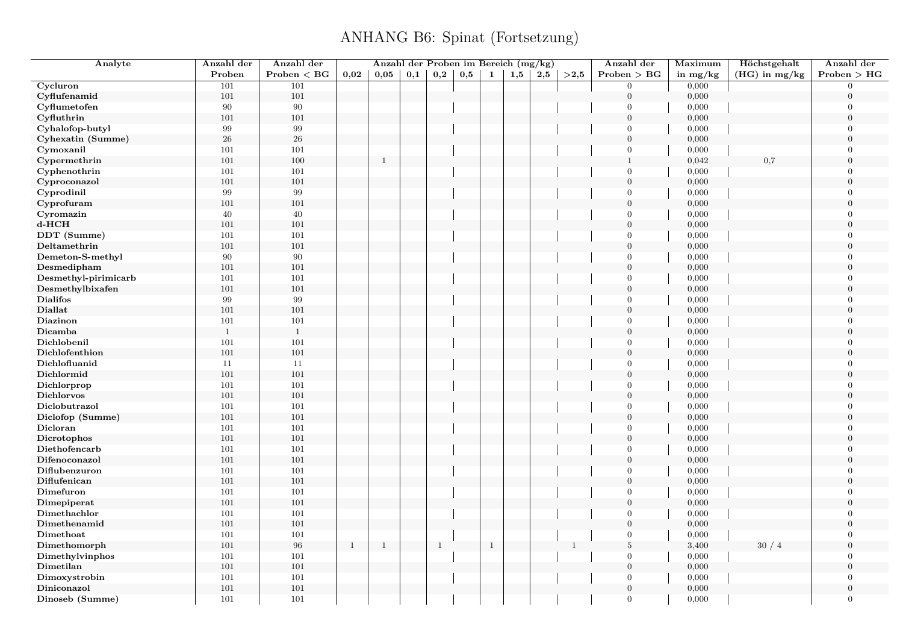# ANHANG B6: Spinat (Fortsetzung)

| Analyte | Anzahl der Proben | Anzahl der Proben < BG | Anzahl der Proben im Bereich (mg/kg) | | | | | | | | | Anzahl der Proben > BG | Maximum in mg/kg | Höchstgehalt (HG) in mg/kg | Anzahl der Proben > HG |
|---|---|---|---|---|---|---|---|---|---|---|---|---|---|---|---|
| | | | 0,02 | 0,05 | 0,1 | 0,2 | 0,5 | 1 | 1,5 | 2,5 | >2,5 | | | | |
| **Cycluron** | 101 | 101 | | | | | | | | | | 0 | 0,000 | | 0 |
| **Cyflufenamid** | 101 | 101 | | | | | | | | | | 0 | 0,000 | | 0 |
| **Cyflumetofen** | 90 | 90 | | | | | | | | | | 0 | 0,000 | | 0 |
| **Cyfluthrin** | 101 | 101 | | | | | | | | | | 0 | 0,000 | | 0 |
| **Cyhalofop-butyl** | 99 | 99 | | | | | | | | | | 0 | 0,000 | | 0 |
| **Cyhexatin (Summe)** | 26 | 26 | | | | | | | | | | 0 | 0,000 | | 0 |
| **Cymoxanil** | 101 | 101 | | | | | | | | | | 0 | 0,000 | | 0 |
| **Cypermethrin** | 101 | 100 | | 1 | | | | | | | | 1 | 0,042 | 0,7 | 0 |
| **Cyphenothrin** | 101 | 101 | | | | | | | | | | 0 | 0,000 | | 0 |
| **Cyproconazol** | 101 | 101 | | | | | | | | | | 0 | 0,000 | | 0 |
| **Cyprodinil** | 99 | 99 | | | | | | | | | | 0 | 0,000 | | 0 |
| **Cyprofuram** | 101 | 101 | | | | | | | | | | 0 | 0,000 | | 0 |
| **Cyromazin** | 40 | 40 | | | | | | | | | | 0 | 0,000 | | 0 |
| **d-HCH** | 101 | 101 | | | | | | | | | | 0 | 0,000 | | 0 |
| **DDT (Summe)** | 101 | 101 | | | | | | | | | | 0 | 0,000 | | 0 |
| **Deltamethrin** | 101 | 101 | | | | | | | | | | 0 | 0,000 | | 0 |
| **Demeton-S-methyl** | 90 | 90 | | | | | | | | | | 0 | 0,000 | | 0 |
| **Desmedipham** | 101 | 101 | | | | | | | | | | 0 | 0,000 | | 0 |
| **Desmethyl-pirimicarb** | 101 | 101 | | | | | | | | | | 0 | 0,000 | | 0 |
| **Desmethylbixafen** | 101 | 101 | | | | | | | | | | 0 | 0,000 | | 0 |
| **Dialifos** | 99 | 99 | | | | | | | | | | 0 | 0,000 | | 0 |
| **Diallat** | 101 | 101 | | | | | | | | | | 0 | 0,000 | | 0 |
| **Diazinon** | 101 | 101 | | | | | | | | | | 0 | 0,000 | | 0 |
| **Dicamba** | 1 | 1 | | | | | | | | | | 0 | 0,000 | | 0 |
| **Dichlobenil** | 101 | 101 | | | | | | | | | | 0 | 0,000 | | 0 |
| **Dichlofenthion** | 101 | 101 | | | | | | | | | | 0 | 0,000 | | 0 |
| **Dichlofluanid** | 11 | 11 | | | | | | | | | | 0 | 0,000 | | 0 |
| **Dichlormid** | 101 | 101 | | | | | | | | | | 0 | 0,000 | | 0 |
| **Dichlorprop** | 101 | 101 | | | | | | | | | | 0 | 0,000 | | 0 |
| **Dichlorvos** | 101 | 101 | | | | | | | | | | 0 | 0,000 | | 0 |
| **Diclobutrazol** | 101 | 101 | | | | | | | | | | 0 | 0,000 | | 0 |
| **Diclofop (Summe)** | 101 | 101 | | | | | | | | | | 0 | 0,000 | | 0 |
| **Dicloran** | 101 | 101 | | | | | | | | | | 0 | 0,000 | | 0 |
| **Dicrotophos** | 101 | 101 | | | | | | | | | | 0 | 0,000 | | 0 |
| **Diethofencarb** | 101 | 101 | | | | | | | | | | 0 | 0,000 | | 0 |
| **Difenoconazol** | 101 | 101 | | | | | | | | | | 0 | 0,000 | | 0 |
| **Diflubenzuron** | 101 | 101 | | | | | | | | | | 0 | 0,000 | | 0 |
| **Diflufenican** | 101 | 101 | | | | | | | | | | 0 | 0,000 | | 0 |
| **Dimefuron** | 101 | 101 | | | | | | | | | | 0 | 0,000 | | 0 |
| **Dimepiperat** | 101 | 101 | | | | | | | | | | 0 | 0,000 | | 0 |
| **Dimethachlor** | 101 | 101 | | | | | | | | | | 0 | 0,000 | | 0 |
| **Dimethenamid** | 101 | 101 | | | | | | | | | | 0 | 0,000 | | 0 |
| **Dimethoat** | 101 | 101 | | | | | | | | | | 0 | 0,000 | | 0 |
| **Dimethomorph** | 101 | 96 | 1 | 1 | | 1 | | 1 | | | 1 | 5 | 3,400 | 30 / 4 | 0 |
| **Dimethylvinphos** | 101 | 101 | | | | | | | | | | 0 | 0,000 | | 0 |
| **Dimetilan** | 101 | 101 | | | | | | | | | | 0 | 0,000 | | 0 |
| **Dimoxystrobin** | 101 | 101 | | | | | | | | | | 0 | 0,000 | | 0 |
| **Diniconazol** | 101 | 101 | | | | | | | | | | 0 | 0,000 | | 0 |
| **Dinoseb (Summe)** | 101 | 101 | | | | | | | | | | 0 | 0,000 | | 0 |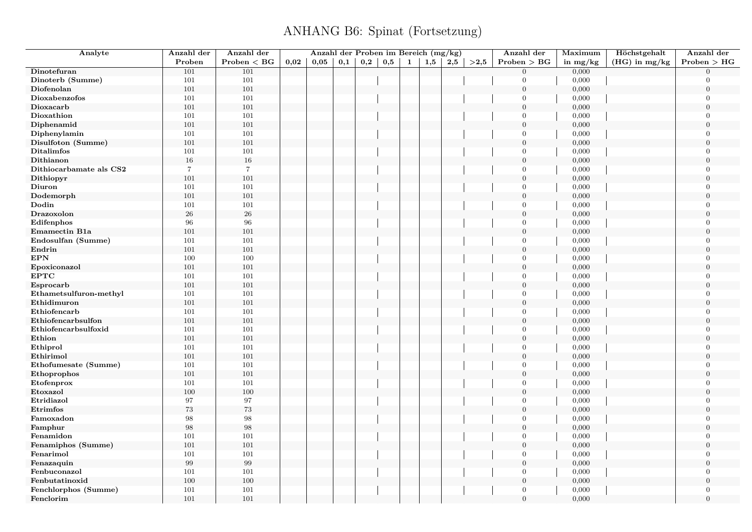# ANHANG B6: Spinat (Fortsetzung)

| Analyte | Anzahl der Proben | Anzahl der Proben < BG | Anzahl der Proben im Bereich (mg/kg) | | | | | | | | | Anzahl der Proben > BG | Maximum in mg/kg | Höchstgehalt (HG) in mg/kg | Anzahl der Proben > HG |
|---|---|---|---|---|---|---|---|---|---|---|---|---|---|---|---|
| | | | 0,02 | 0,05 | 0,1 | 0,2 | 0,5 | 1 | 1,5 | 2,5 | >2,5 | | | | |
| Dinotefuran | 101 | 101 | | | | | | | | | | 0 | 0,000 | | 0 |
| Dinoterb (Summe) | 101 | 101 | | | | | | | | | | 0 | 0,000 | | 0 |
| Diofenolan | 101 | 101 | | | | | | | | | | 0 | 0,000 | | 0 |
| Dioxabenzofos | 101 | 101 | | | | | | | | | | 0 | 0,000 | | 0 |
| Dioxacarb | 101 | 101 | | | | | | | | | | 0 | 0,000 | | 0 |
| Dioxathion | 101 | 101 | | | | | | | | | | 0 | 0,000 | | 0 |
| Diphenamid | 101 | 101 | | | | | | | | | | 0 | 0,000 | | 0 |
| Diphenylamin | 101 | 101 | | | | | | | | | | 0 | 0,000 | | 0 |
| Disulfoton (Summe) | 101 | 101 | | | | | | | | | | 0 | 0,000 | | 0 |
| Ditalimfos | 101 | 101 | | | | | | | | | | 0 | 0,000 | | 0 |
| Dithianon | 16 | 16 | | | | | | | | | | 0 | 0,000 | | 0 |
| Dithiocarbamate als CS2 | 7 | 7 | | | | | | | | | | 0 | 0,000 | | 0 |
| Dithiopyr | 101 | 101 | | | | | | | | | | 0 | 0,000 | | 0 |
| Diuron | 101 | 101 | | | | | | | | | | 0 | 0,000 | | 0 |
| Dodemorph | 101 | 101 | | | | | | | | | | 0 | 0,000 | | 0 |
| Dodin | 101 | 101 | | | | | | | | | | 0 | 0,000 | | 0 |
| Drazoxolon | 26 | 26 | | | | | | | | | | 0 | 0,000 | | 0 |
| Edifenphos | 96 | 96 | | | | | | | | | | 0 | 0,000 | | 0 |
| Emamectin B1a | 101 | 101 | | | | | | | | | | 0 | 0,000 | | 0 |
| Endosulfan (Summe) | 101 | 101 | | | | | | | | | | 0 | 0,000 | | 0 |
| Endrin | 101 | 101 | | | | | | | | | | 0 | 0,000 | | 0 |
| EPN | 100 | 100 | | | | | | | | | | 0 | 0,000 | | 0 |
| Epoxiconazol | 101 | 101 | | | | | | | | | | 0 | 0,000 | | 0 |
| EPTC | 101 | 101 | | | | | | | | | | 0 | 0,000 | | 0 |
| Esprocarb | 101 | 101 | | | | | | | | | | 0 | 0,000 | | 0 |
| Ethametsulfuron-methyl | 101 | 101 | | | | | | | | | | 0 | 0,000 | | 0 |
| Ethidimuron | 101 | 101 | | | | | | | | | | 0 | 0,000 | | 0 |
| Ethiofencarb | 101 | 101 | | | | | | | | | | 0 | 0,000 | | 0 |
| Ethiofencarbsulfon | 101 | 101 | | | | | | | | | | 0 | 0,000 | | 0 |
| Ethiofencarbsulfoxid | 101 | 101 | | | | | | | | | | 0 | 0,000 | | 0 |
| Ethion | 101 | 101 | | | | | | | | | | 0 | 0,000 | | 0 |
| Ethiprol | 101 | 101 | | | | | | | | | | 0 | 0,000 | | 0 |
| Ethirimol | 101 | 101 | | | | | | | | | | 0 | 0,000 | | 0 |
| Ethofumesate (Summe) | 101 | 101 | | | | | | | | | | 0 | 0,000 | | 0 |
| Ethoprophos | 101 | 101 | | | | | | | | | | 0 | 0,000 | | 0 |
| Etofenprox | 101 | 101 | | | | | | | | | | 0 | 0,000 | | 0 |
| Etoxazol | 100 | 100 | | | | | | | | | | 0 | 0,000 | | 0 |
| Etridiazol | 97 | 97 | | | | | | | | | | 0 | 0,000 | | 0 |
| Etrimfos | 73 | 73 | | | | | | | | | | 0 | 0,000 | | 0 |
| Famoxadon | 98 | 98 | | | | | | | | | | 0 | 0,000 | | 0 |
| Famphur | 98 | 98 | | | | | | | | | | 0 | 0,000 | | 0 |
| Fenamidon | 101 | 101 | | | | | | | | | | 0 | 0,000 | | 0 |
| Fenamiphos (Summe) | 101 | 101 | | | | | | | | | | 0 | 0,000 | | 0 |
| Fenarimol | 101 | 101 | | | | | | | | | | 0 | 0,000 | | 0 |
| Fenazaquin | 99 | 99 | | | | | | | | | | 0 | 0,000 | | 0 |
| Fenbuconazol | 101 | 101 | | | | | | | | | | 0 | 0,000 | | 0 |
| Fenbutatinoxid | 100 | 100 | | | | | | | | | | 0 | 0,000 | | 0 |
| Fenchlorphos (Summe) | 101 | 101 | | | | | | | | | | 0 | 0,000 | | 0 |
| Fenclorim | 101 | 101 | | | | | | | | | | 0 | 0,000 | | 0 |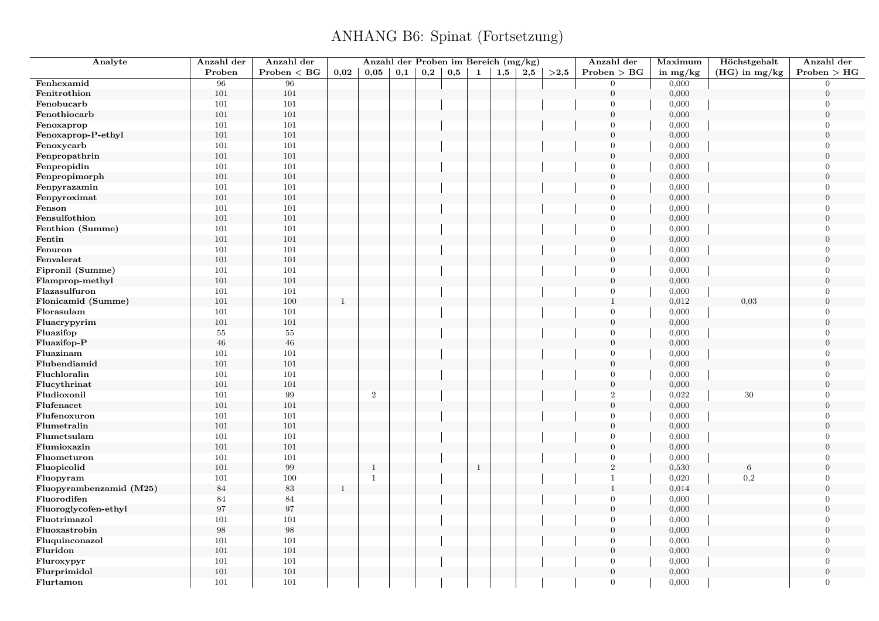# ANHANG B6: Spinat (Fortsetzung)

| Analyte | Anzahl der Proben | Anzahl der Proben < BG | Anzahl der Proben im Bereich (mg/kg) | | | | | | | | | Anzahl der Proben > BG | Maximum in mg/kg | Höchstgehalt (HG) in mg/kg | Anzahl der Proben > HG |
|---|---|---|---|---|---|---|---|---|---|---|---|---|---|---|---|
| | | | 0,02 | 0,05 | 0,1 | 0,2 | 0,5 | 1 | 1,5 | 2,5 | >2,5 | | | | |
| Fenhexamid | 96 | 96 | | | | | | | | | | 0 | 0,000 | | 0 |
| Fenitrothion | 101 | 101 | | | | | | | | | | 0 | 0,000 | | 0 |
| Fenobucarb | 101 | 101 | | | | | | | | | | 0 | 0,000 | | 0 |
| Fenothiocarb | 101 | 101 | | | | | | | | | | 0 | 0,000 | | 0 |
| Fenoxaprop | 101 | 101 | | | | | | | | | | 0 | 0,000 | | 0 |
| Fenoxaprop-P-ethyl | 101 | 101 | | | | | | | | | | 0 | 0,000 | | 0 |
| Fenoxycarb | 101 | 101 | | | | | | | | | | 0 | 0,000 | | 0 |
| Fenpropathrin | 101 | 101 | | | | | | | | | | 0 | 0,000 | | 0 |
| Fenpropidin | 101 | 101 | | | | | | | | | | 0 | 0,000 | | 0 |
| Fenpropimorph | 101 | 101 | | | | | | | | | | 0 | 0,000 | | 0 |
| Fenpyrazamin | 101 | 101 | | | | | | | | | | 0 | 0,000 | | 0 |
| Fenpyroximat | 101 | 101 | | | | | | | | | | 0 | 0,000 | | 0 |
| Fenson | 101 | 101 | | | | | | | | | | 0 | 0,000 | | 0 |
| Fensulfothion | 101 | 101 | | | | | | | | | | 0 | 0,000 | | 0 |
| Fenthion (Summe) | 101 | 101 | | | | | | | | | | 0 | 0,000 | | 0 |
| Fentin | 101 | 101 | | | | | | | | | | 0 | 0,000 | | 0 |
| Fenuron | 101 | 101 | | | | | | | | | | 0 | 0,000 | | 0 |
| Fenvalerat | 101 | 101 | | | | | | | | | | 0 | 0,000 | | 0 |
| Fipronil (Summe) | 101 | 101 | | | | | | | | | | 0 | 0,000 | | 0 |
| Flamprop-methyl | 101 | 101 | | | | | | | | | | 0 | 0,000 | | 0 |
| Flazasulfuron | 101 | 101 | | | | | | | | | | 0 | 0,000 | | 0 |
| Flonicamid (Summe) | 101 | 100 | 1 | | | | | | | | | 1 | 0,012 | 0,03 | 0 |
| Florasulam | 101 | 101 | | | | | | | | | | 0 | 0,000 | | 0 |
| Fluacrypyrim | 101 | 101 | | | | | | | | | | 0 | 0,000 | | 0 |
| Fluazifop | 55 | 55 | | | | | | | | | | 0 | 0,000 | | 0 |
| Fluazifop-P | 46 | 46 | | | | | | | | | | 0 | 0,000 | | 0 |
| Fluazinam | 101 | 101 | | | | | | | | | | 0 | 0,000 | | 0 |
| Flubendiamid | 101 | 101 | | | | | | | | | | 0 | 0,000 | | 0 |
| Fluchloralin | 101 | 101 | | | | | | | | | | 0 | 0,000 | | 0 |
| Flucythrinat | 101 | 101 | | | | | | | | | | 0 | 0,000 | | 0 |
| Fludioxonil | 101 | 99 | | 2 | | | | | | | | 2 | 0,022 | 30 | 0 |
| Flufenacet | 101 | 101 | | | | | | | | | | 0 | 0,000 | | 0 |
| Flufenoxuron | 101 | 101 | | | | | | | | | | 0 | 0,000 | | 0 |
| Flumetralin | 101 | 101 | | | | | | | | | | 0 | 0,000 | | 0 |
| Flumetsulam | 101 | 101 | | | | | | | | | | 0 | 0,000 | | 0 |
| Flumioxazin | 101 | 101 | | | | | | | | | | 0 | 0,000 | | 0 |
| Fluometuron | 101 | 101 | | | | | | | | | | 0 | 0,000 | | 0 |
| Fluopicolid | 101 | 99 | | 1 | | | | 1 | | | | 2 | 0,530 | 6 | 0 |
| Fluopyram | 101 | 100 | | 1 | | | | | | | | 1 | 0,020 | 0,2 | 0 |
| Fluopyrambenzamid (M25) | 84 | 83 | 1 | | | | | | | | | 1 | 0,014 | | 0 |
| Fluorodifen | 84 | 84 | | | | | | | | | | 0 | 0,000 | | 0 |
| Fluoroglycofen-ethyl | 97 | 97 | | | | | | | | | | 0 | 0,000 | | 0 |
| Fluotrimazol | 101 | 101 | | | | | | | | | | 0 | 0,000 | | 0 |
| Fluoxastrobin | 98 | 98 | | | | | | | | | | 0 | 0,000 | | 0 |
| Fluquinconazol | 101 | 101 | | | | | | | | | | 0 | 0,000 | | 0 |
| Fluridon | 101 | 101 | | | | | | | | | | 0 | 0,000 | | 0 |
| Fluroxypyr | 101 | 101 | | | | | | | | | | 0 | 0,000 | | 0 |
| Flurprimidol | 101 | 101 | | | | | | | | | | 0 | 0,000 | | 0 |
| Flurtamon | 101 | 101 | | | | | | | | | | 0 | 0,000 | | 0 |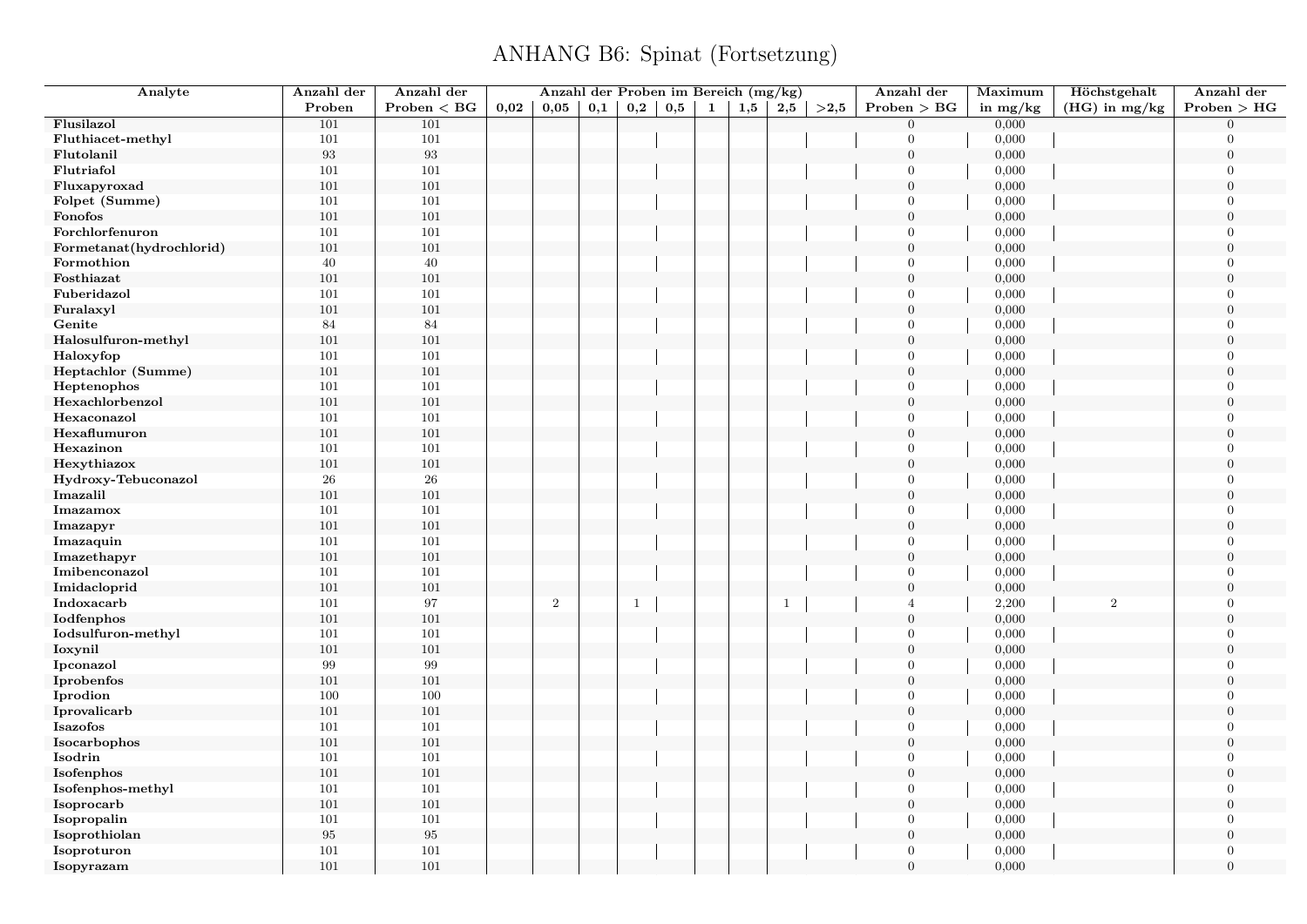# ANHANG B6: Spinat (Fortsetzung)

| Analyte | Anzahl der Proben | Anzahl der Proben < BG | Anzahl der Proben im Bereich (mg/kg) | | | | | | | | | Anzahl der Proben > BG | Maximum in mg/kg | Höchstgehalt (HG) in mg/kg | Anzahl der Proben > HG |
|---|---|---|---|---|---|---|---|---|---|---|---|---|---|---|---|
| | | | 0,02 | 0,05 | 0,1 | 0,2 | 0,5 | 1 | 1,5 | 2,5 | >2,5 | | | | |
| **Flusilazol** | 101 | 101 | | | | | | | | | | 0 | 0,000 | | 0 |
| **Fluthiacet-methyl** | 101 | 101 | | | | | | | | | | 0 | 0,000 | | 0 |
| **Flutolanil** | 93 | 93 | | | | | | | | | | 0 | 0,000 | | 0 |
| **Flutriafol** | 101 | 101 | | | | | | | | | | 0 | 0,000 | | 0 |
| **Fluxapyroxad** | 101 | 101 | | | | | | | | | | 0 | 0,000 | | 0 |
| **Folpet (Summe)** | 101 | 101 | | | | | | | | | | 0 | 0,000 | | 0 |
| **Fonofos** | 101 | 101 | | | | | | | | | | 0 | 0,000 | | 0 |
| **Forchlorfenuron** | 101 | 101 | | | | | | | | | | 0 | 0,000 | | 0 |
| **Formetanat(hydrochlorid)** | 101 | 101 | | | | | | | | | | 0 | 0,000 | | 0 |
| **Formothion** | 40 | 40 | | | | | | | | | | 0 | 0,000 | | 0 |
| **Fosthiazat** | 101 | 101 | | | | | | | | | | 0 | 0,000 | | 0 |
| **Fuberidazol** | 101 | 101 | | | | | | | | | | 0 | 0,000 | | 0 |
| **Furalaxyl** | 101 | 101 | | | | | | | | | | 0 | 0,000 | | 0 |
| **Genite** | 84 | 84 | | | | | | | | | | 0 | 0,000 | | 0 |
| **Halosulfuron-methyl** | 101 | 101 | | | | | | | | | | 0 | 0,000 | | 0 |
| **Haloxyfop** | 101 | 101 | | | | | | | | | | 0 | 0,000 | | 0 |
| **Heptachlor (Summe)** | 101 | 101 | | | | | | | | | | 0 | 0,000 | | 0 |
| **Heptenophos** | 101 | 101 | | | | | | | | | | 0 | 0,000 | | 0 |
| **Hexachlorbenzol** | 101 | 101 | | | | | | | | | | 0 | 0,000 | | 0 |
| **Hexaconazol** | 101 | 101 | | | | | | | | | | 0 | 0,000 | | 0 |
| **Hexaflumuron** | 101 | 101 | | | | | | | | | | 0 | 0,000 | | 0 |
| **Hexazinon** | 101 | 101 | | | | | | | | | | 0 | 0,000 | | 0 |
| **Hexythiazox** | 101 | 101 | | | | | | | | | | 0 | 0,000 | | 0 |
| **Hydroxy-Tebuconazol** | 26 | 26 | | | | | | | | | | 0 | 0,000 | | 0 |
| **Imazalil** | 101 | 101 | | | | | | | | | | 0 | 0,000 | | 0 |
| **Imazamox** | 101 | 101 | | | | | | | | | | 0 | 0,000 | | 0 |
| **Imazapyr** | 101 | 101 | | | | | | | | | | 0 | 0,000 | | 0 |
| **Imazaquin** | 101 | 101 | | | | | | | | | | 0 | 0,000 | | 0 |
| **Imazethapyr** | 101 | 101 | | | | | | | | | | 0 | 0,000 | | 0 |
| **Imibenconazol** | 101 | 101 | | | | | | | | | | 0 | 0,000 | | 0 |
| **Imidacloprid** | 101 | 101 | | | | | | | | | | 0 | 0,000 | | 0 |
| **Indoxacarb** | 101 | 97 | | 2 | | 1 | | | | 1 | | 4 | 2,200 | 2 | 0 |
| **Iodfenphos** | 101 | 101 | | | | | | | | | | 0 | 0,000 | | 0 |
| **Iodsulfuron-methyl** | 101 | 101 | | | | | | | | | | 0 | 0,000 | | 0 |
| **Ioxynil** | 101 | 101 | | | | | | | | | | 0 | 0,000 | | 0 |
| **Ipconazol** | 99 | 99 | | | | | | | | | | 0 | 0,000 | | 0 |
| **Iprobenfos** | 101 | 101 | | | | | | | | | | 0 | 0,000 | | 0 |
| **Iprodion** | 100 | 100 | | | | | | | | | | 0 | 0,000 | | 0 |
| **Iprovalicarb** | 101 | 101 | | | | | | | | | | 0 | 0,000 | | 0 |
| **Isazofos** | 101 | 101 | | | | | | | | | | 0 | 0,000 | | 0 |
| **Isocarbophos** | 101 | 101 | | | | | | | | | | 0 | 0,000 | | 0 |
| **Isodrin** | 101 | 101 | | | | | | | | | | 0 | 0,000 | | 0 |
| **Isofenphos** | 101 | 101 | | | | | | | | | | 0 | 0,000 | | 0 |
| **Isofenphos-methyl** | 101 | 101 | | | | | | | | | | 0 | 0,000 | | 0 |
| **Isoprocarb** | 101 | 101 | | | | | | | | | | 0 | 0,000 | | 0 |
| **Isopropalin** | 101 | 101 | | | | | | | | | | 0 | 0,000 | | 0 |
| **Isoprothiolan** | 95 | 95 | | | | | | | | | | 0 | 0,000 | | 0 |
| **Isoproturon** | 101 | 101 | | | | | | | | | | 0 | 0,000 | | 0 |
| **Isopyrazam** | 101 | 101 | | | | | | | | | | 0 | 0,000 | | 0 |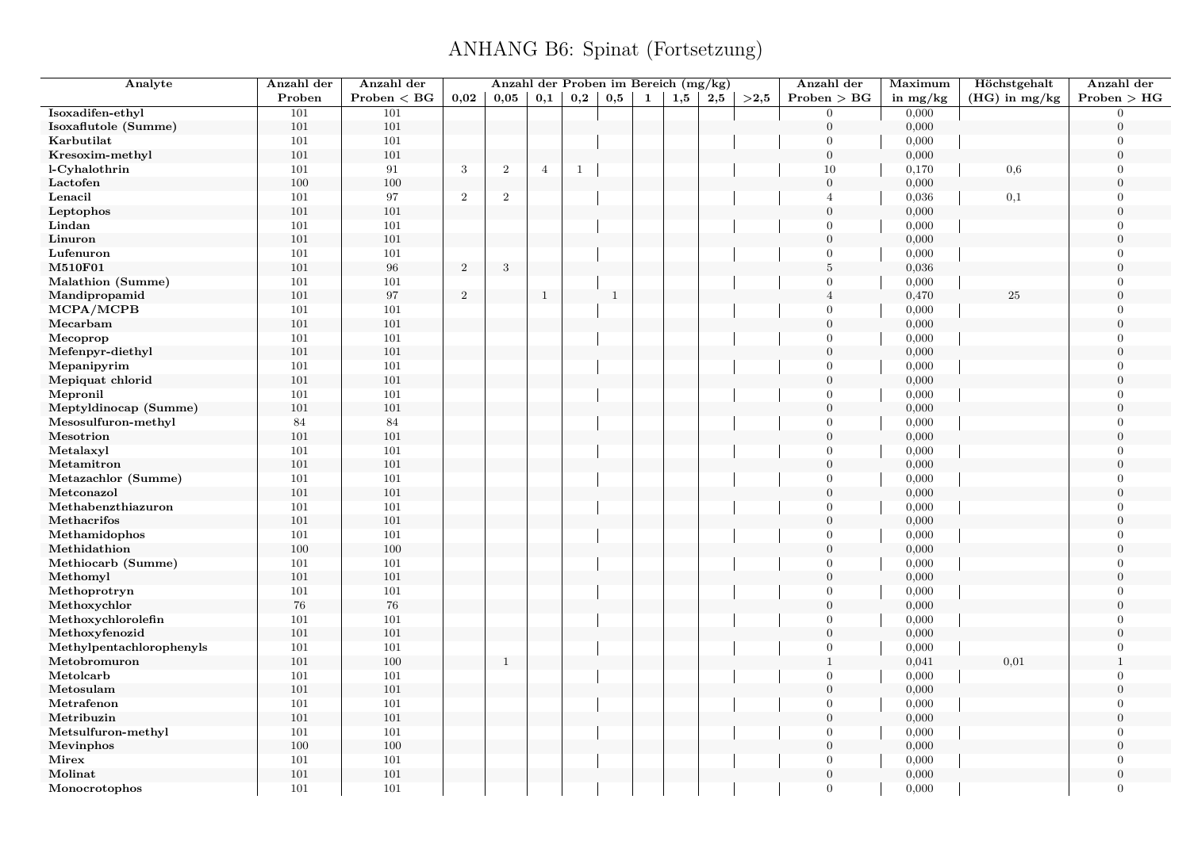# ANHANG B6: Spinat (Fortsetzung)

| Analyte | Anzahl der Proben | Anzahl der Proben < BG | Anzahl der Proben im Bereich (mg/kg) | | | | | | | | | Anzahl der Proben > BG | Maximum in mg/kg | Höchstgehalt (HG) in mg/kg | Anzahl der Proben > HG |
|---|---|---|---|---|---|---|---|---|---|---|---|---|---|---|---|
| | | | 0,02 | 0,05 | 0,1 | 0,2 | 0,5 | 1 | 1,5 | 2,5 | >2,5 | | | | |
| **Isoxadifen-ethyl** | 101 | 101 | | | | | | | | | | 0 | 0,000 | | 0 |
| **Isoxaflutole (Summe)** | 101 | 101 | | | | | | | | | | 0 | 0,000 | | 0 |
| **Karbutilat** | 101 | 101 | | | | | | | | | | 0 | 0,000 | | 0 |
| **Kresoxim-methyl** | 101 | 101 | | | | | | | | | | 0 | 0,000 | | 0 |
| **l-Cyhalothrin** | 101 | 91 | 3 | 2 | 4 | 1 | | | | | | 10 | 0,170 | 0,6 | 0 |
| **Lactofen** | 100 | 100 | | | | | | | | | | 0 | 0,000 | | 0 |
| **Lenacil** | 101 | 97 | 2 | 2 | | | | | | | | 4 | 0,036 | 0,1 | 0 |
| **Leptophos** | 101 | 101 | | | | | | | | | | 0 | 0,000 | | 0 |
| **Lindan** | 101 | 101 | | | | | | | | | | 0 | 0,000 | | 0 |
| **Linuron** | 101 | 101 | | | | | | | | | | 0 | 0,000 | | 0 |
| **Lufenuron** | 101 | 101 | | | | | | | | | | 0 | 0,000 | | 0 |
| **M510F01** | 101 | 96 | 2 | 3 | | | | | | | | 5 | 0,036 | | 0 |
| **Malathion (Summe)** | 101 | 101 | | | | | | | | | | 0 | 0,000 | | 0 |
| **Mandipropamid** | 101 | 97 | 2 | | 1 | | 1 | | | | | 4 | 0,470 | 25 | 0 |
| **MCPA/MCPB** | 101 | 101 | | | | | | | | | | 0 | 0,000 | | 0 |
| **Mecarbam** | 101 | 101 | | | | | | | | | | 0 | 0,000 | | 0 |
| **Mecoprop** | 101 | 101 | | | | | | | | | | 0 | 0,000 | | 0 |
| **Mefenpyr-diethyl** | 101 | 101 | | | | | | | | | | 0 | 0,000 | | 0 |
| **Mepanipyrim** | 101 | 101 | | | | | | | | | | 0 | 0,000 | | 0 |
| **Mepiquat chlorid** | 101 | 101 | | | | | | | | | | 0 | 0,000 | | 0 |
| **Mepronil** | 101 | 101 | | | | | | | | | | 0 | 0,000 | | 0 |
| **Meptyldinocap (Summe)** | 101 | 101 | | | | | | | | | | 0 | 0,000 | | 0 |
| **Mesosulfuron-methyl** | 84 | 84 | | | | | | | | | | 0 | 0,000 | | 0 |
| **Mesotrion** | 101 | 101 | | | | | | | | | | 0 | 0,000 | | 0 |
| **Metalaxyl** | 101 | 101 | | | | | | | | | | 0 | 0,000 | | 0 |
| **Metamitron** | 101 | 101 | | | | | | | | | | 0 | 0,000 | | 0 |
| **Metazachlor (Summe)** | 101 | 101 | | | | | | | | | | 0 | 0,000 | | 0 |
| **Metconazol** | 101 | 101 | | | | | | | | | | 0 | 0,000 | | 0 |
| **Methabenzthiazuron** | 101 | 101 | | | | | | | | | | 0 | 0,000 | | 0 |
| **Methacrifos** | 101 | 101 | | | | | | | | | | 0 | 0,000 | | 0 |
| **Methamidophos** | 101 | 101 | | | | | | | | | | 0 | 0,000 | | 0 |
| **Methidathion** | 100 | 100 | | | | | | | | | | 0 | 0,000 | | 0 |
| **Methiocarb (Summe)** | 101 | 101 | | | | | | | | | | 0 | 0,000 | | 0 |
| **Methomyl** | 101 | 101 | | | | | | | | | | 0 | 0,000 | | 0 |
| **Methoprotryn** | 101 | 101 | | | | | | | | | | 0 | 0,000 | | 0 |
| **Methoxychlor** | 76 | 76 | | | | | | | | | | 0 | 0,000 | | 0 |
| **Methoxychlorolefin** | 101 | 101 | | | | | | | | | | 0 | 0,000 | | 0 |
| **Methoxyfenozid** | 101 | 101 | | | | | | | | | | 0 | 0,000 | | 0 |
| **Methylpentachlorophenyls** | 101 | 101 | | | | | | | | | | 0 | 0,000 | | 0 |
| **Metobromuron** | 101 | 100 | | 1 | | | | | | | | 1 | 0,041 | 0,01 | 1 |
| **Metolcarb** | 101 | 101 | | | | | | | | | | 0 | 0,000 | | 0 |
| **Metosulam** | 101 | 101 | | | | | | | | | | 0 | 0,000 | | 0 |
| **Metrafenon** | 101 | 101 | | | | | | | | | | 0 | 0,000 | | 0 |
| **Metribuzin** | 101 | 101 | | | | | | | | | | 0 | 0,000 | | 0 |
| **Metsulfuron-methyl** | 101 | 101 | | | | | | | | | | 0 | 0,000 | | 0 |
| **Mevinphos** | 100 | 100 | | | | | | | | | | 0 | 0,000 | | 0 |
| **Mirex** | 101 | 101 | | | | | | | | | | 0 | 0,000 | | 0 |
| **Molinat** | 101 | 101 | | | | | | | | | | 0 | 0,000 | | 0 |
| **Monocrotophos** | 101 | 101 | | | | | | | | | | 0 | 0,000 | | 0 |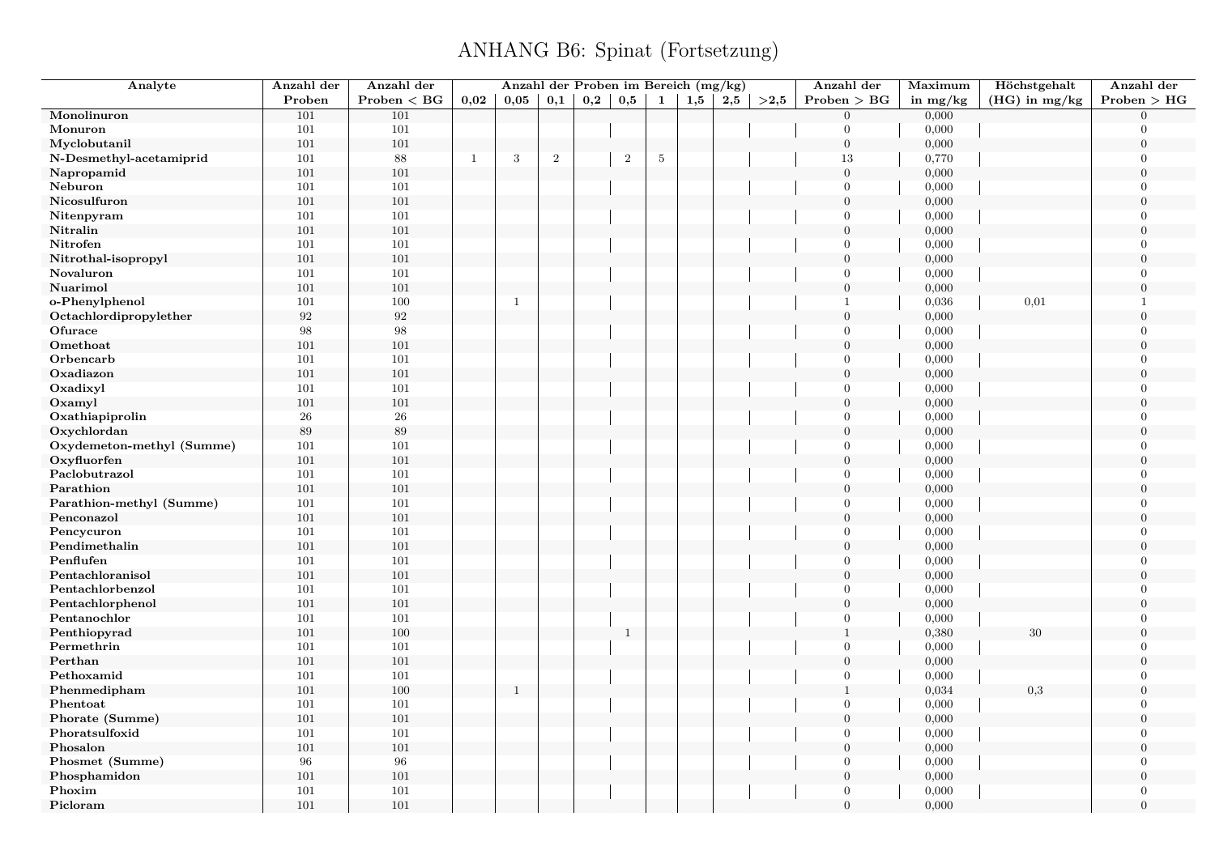# ANHANG B6: Spinat (Fortsetzung)

| Analyte | Anzahl der Proben | Anzahl der Proben < BG | Anzahl der Proben im Bereich (mg/kg) | | | | | | | | | Anzahl der Proben > BG | Maximum in mg/kg | Höchstgehalt (HG) in mg/kg | Anzahl der Proben > HG |
|---|---|---|---|---|---|---|---|---|---|---|---|---|---|---|---|
| | | | 0,02 | 0,05 | 0,1 | 0,2 | 0,5 | 1 | 1,5 | 2,5 | >2,5 | | | | |
| **Monolinuron** | 101 | 101 | | | | | | | | | | 0 | 0,000 | | 0 |
| **Monuron** | 101 | 101 | | | | | | | | | | 0 | 0,000 | | 0 |
| **Myclobutanil** | 101 | 101 | | | | | | | | | | 0 | 0,000 | | 0 |
| **N-Desmethyl-acetamiprid** | 101 | 88 | 1 | 3 | 2 | | 2 | 5 | | | | 13 | 0,770 | | 0 |
| **Napropamid** | 101 | 101 | | | | | | | | | | 0 | 0,000 | | 0 |
| **Neburon** | 101 | 101 | | | | | | | | | | 0 | 0,000 | | 0 |
| **Nicosulfuron** | 101 | 101 | | | | | | | | | | 0 | 0,000 | | 0 |
| **Nitenpyram** | 101 | 101 | | | | | | | | | | 0 | 0,000 | | 0 |
| **Nitralin** | 101 | 101 | | | | | | | | | | 0 | 0,000 | | 0 |
| **Nitrofen** | 101 | 101 | | | | | | | | | | 0 | 0,000 | | 0 |
| **Nitrothal-isopropyl** | 101 | 101 | | | | | | | | | | 0 | 0,000 | | 0 |
| **Novaluron** | 101 | 101 | | | | | | | | | | 0 | 0,000 | | 0 |
| **Nuarimol** | 101 | 101 | | | | | | | | | | 0 | 0,000 | | 0 |
| **o-Phenylphenol** | 101 | 100 | | 1 | | | | | | | | 1 | 0,036 | 0,01 | 1 |
| **Octachlordipropylether** | 92 | 92 | | | | | | | | | | 0 | 0,000 | | 0 |
| **Ofurace** | 98 | 98 | | | | | | | | | | 0 | 0,000 | | 0 |
| **Omethoat** | 101 | 101 | | | | | | | | | | 0 | 0,000 | | 0 |
| **Orbencarb** | 101 | 101 | | | | | | | | | | 0 | 0,000 | | 0 |
| **Oxadiazon** | 101 | 101 | | | | | | | | | | 0 | 0,000 | | 0 |
| **Oxadixyl** | 101 | 101 | | | | | | | | | | 0 | 0,000 | | 0 |
| **Oxamyl** | 101 | 101 | | | | | | | | | | 0 | 0,000 | | 0 |
| **Oxathiapiprolin** | 26 | 26 | | | | | | | | | | 0 | 0,000 | | 0 |
| **Oxychlordan** | 89 | 89 | | | | | | | | | | 0 | 0,000 | | 0 |
| **Oxydemeton-methyl (Summe)** | 101 | 101 | | | | | | | | | | 0 | 0,000 | | 0 |
| **Oxyfluorfen** | 101 | 101 | | | | | | | | | | 0 | 0,000 | | 0 |
| **Paclobutrazol** | 101 | 101 | | | | | | | | | | 0 | 0,000 | | 0 |
| **Parathion** | 101 | 101 | | | | | | | | | | 0 | 0,000 | | 0 |
| **Parathion-methyl (Summe)** | 101 | 101 | | | | | | | | | | 0 | 0,000 | | 0 |
| **Penconazol** | 101 | 101 | | | | | | | | | | 0 | 0,000 | | 0 |
| **Pencycuron** | 101 | 101 | | | | | | | | | | 0 | 0,000 | | 0 |
| **Pendimethalin** | 101 | 101 | | | | | | | | | | 0 | 0,000 | | 0 |
| **Penflufen** | 101 | 101 | | | | | | | | | | 0 | 0,000 | | 0 |
| **Pentachloranisol** | 101 | 101 | | | | | | | | | | 0 | 0,000 | | 0 |
| **Pentachlorbenzol** | 101 | 101 | | | | | | | | | | 0 | 0,000 | | 0 |
| **Pentachlorphenol** | 101 | 101 | | | | | | | | | | 0 | 0,000 | | 0 |
| **Pentanochlor** | 101 | 101 | | | | | | | | | | 0 | 0,000 | | 0 |
| **Penthiopyrad** | 101 | 100 | | | | | 1 | | | | | 1 | 0,380 | 30 | 0 |
| **Permethrin** | 101 | 101 | | | | | | | | | | 0 | 0,000 | | 0 |
| **Perthan** | 101 | 101 | | | | | | | | | | 0 | 0,000 | | 0 |
| **Pethoxamid** | 101 | 101 | | | | | | | | | | 0 | 0,000 | | 0 |
| **Phenmedipham** | 101 | 100 | | 1 | | | | | | | | 1 | 0,034 | 0,3 | 0 |
| **Phentoat** | 101 | 101 | | | | | | | | | | 0 | 0,000 | | 0 |
| **Phorate (Summe)** | 101 | 101 | | | | | | | | | | 0 | 0,000 | | 0 |
| **Phoratsulfoxid** | 101 | 101 | | | | | | | | | | 0 | 0,000 | | 0 |
| **Phosalon** | 101 | 101 | | | | | | | | | | 0 | 0,000 | | 0 |
| **Phosmet (Summe)** | 96 | 96 | | | | | | | | | | 0 | 0,000 | | 0 |
| **Phosphamidon** | 101 | 101 | | | | | | | | | | 0 | 0,000 | | 0 |
| **Phoxim** | 101 | 101 | | | | | | | | | | 0 | 0,000 | | 0 |
| **Picloram** | 101 | 101 | | | | | | | | | | 0 | 0,000 | | 0 |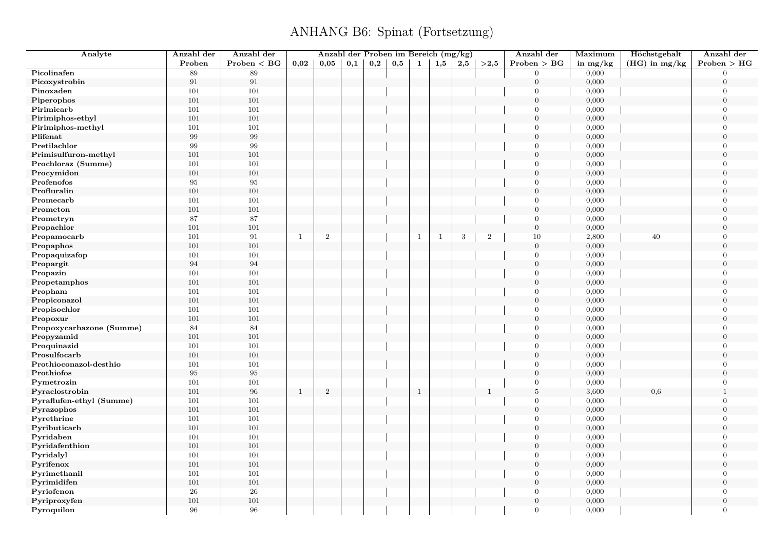# ANHANG B6: Spinat (Fortsetzung)

| Analyte | Anzahl der Proben | Anzahl der Proben < BG | Anzahl der Proben im Bereich (mg/kg) | | | | | | | | | Anzahl der Proben > BG | Maximum in mg/kg | Höchstgehalt (HG) in mg/kg | Anzahl der Proben > HG |
|---|---|---|---|---|---|---|---|---|---|---|---|---|---|---|---|
| | | | 0,02 | 0,05 | 0,1 | 0,2 | 0,5 | 1 | 1,5 | 2,5 | >2,5 | | | | |
| Picolinafen | 89 | 89 | | | | | | | | | | 0 | 0,000 | | 0 |
| Picoxystrobin | 91 | 91 | | | | | | | | | | 0 | 0,000 | | 0 |
| Pinoxaden | 101 | 101 | | | | | | | | | | 0 | 0,000 | | 0 |
| Piperophos | 101 | 101 | | | | | | | | | | 0 | 0,000 | | 0 |
| Pirimicarb | 101 | 101 | | | | | | | | | | 0 | 0,000 | | 0 |
| Pirimiphos-ethyl | 101 | 101 | | | | | | | | | | 0 | 0,000 | | 0 |
| Pirimiphos-methyl | 101 | 101 | | | | | | | | | | 0 | 0,000 | | 0 |
| Plifenat | 99 | 99 | | | | | | | | | | 0 | 0,000 | | 0 |
| Pretilachlor | 99 | 99 | | | | | | | | | | 0 | 0,000 | | 0 |
| Primisulfuron-methyl | 101 | 101 | | | | | | | | | | 0 | 0,000 | | 0 |
| Prochloraz (Summe) | 101 | 101 | | | | | | | | | | 0 | 0,000 | | 0 |
| Procymidon | 101 | 101 | | | | | | | | | | 0 | 0,000 | | 0 |
| Profenofos | 95 | 95 | | | | | | | | | | 0 | 0,000 | | 0 |
| Profluralin | 101 | 101 | | | | | | | | | | 0 | 0,000 | | 0 |
| Promecarb | 101 | 101 | | | | | | | | | | 0 | 0,000 | | 0 |
| Prometon | 101 | 101 | | | | | | | | | | 0 | 0,000 | | 0 |
| Prometryn | 87 | 87 | | | | | | | | | | 0 | 0,000 | | 0 |
| Propachlor | 101 | 101 | | | | | | | | | | 0 | 0,000 | | 0 |
| Propamocarb | 101 | 91 | 1 | 2 | | | | 1 | 1 | 3 | 2 | 10 | 2,800 | 40 | 0 |
| Propaphos | 101 | 101 | | | | | | | | | | 0 | 0,000 | | 0 |
| Propaquizafop | 101 | 101 | | | | | | | | | | 0 | 0,000 | | 0 |
| Propargit | 94 | 94 | | | | | | | | | | 0 | 0,000 | | 0 |
| Propazin | 101 | 101 | | | | | | | | | | 0 | 0,000 | | 0 |
| Propetamphos | 101 | 101 | | | | | | | | | | 0 | 0,000 | | 0 |
| Propham | 101 | 101 | | | | | | | | | | 0 | 0,000 | | 0 |
| Propiconazol | 101 | 101 | | | | | | | | | | 0 | 0,000 | | 0 |
| Propisochlor | 101 | 101 | | | | | | | | | | 0 | 0,000 | | 0 |
| Propoxur | 101 | 101 | | | | | | | | | | 0 | 0,000 | | 0 |
| Propoxycarbazone (Summe) | 84 | 84 | | | | | | | | | | 0 | 0,000 | | 0 |
| Propyzamid | 101 | 101 | | | | | | | | | | 0 | 0,000 | | 0 |
| Proquinazid | 101 | 101 | | | | | | | | | | 0 | 0,000 | | 0 |
| Prosulfocarb | 101 | 101 | | | | | | | | | | 0 | 0,000 | | 0 |
| Prothioconazol-desthio | 101 | 101 | | | | | | | | | | 0 | 0,000 | | 0 |
| Prothiofos | 95 | 95 | | | | | | | | | | 0 | 0,000 | | 0 |
| Pymetrozin | 101 | 101 | | | | | | | | | | 0 | 0,000 | | 0 |
| Pyraclostrobin | 101 | 96 | 1 | 2 | | | | 1 | | | 1 | 5 | 3,600 | 0,6 | 1 |
| Pyraflufen-ethyl (Summe) | 101 | 101 | | | | | | | | | | 0 | 0,000 | | 0 |
| Pyrazophos | 101 | 101 | | | | | | | | | | 0 | 0,000 | | 0 |
| Pyrethrine | 101 | 101 | | | | | | | | | | 0 | 0,000 | | 0 |
| Pyributicarb | 101 | 101 | | | | | | | | | | 0 | 0,000 | | 0 |
| Pyridaben | 101 | 101 | | | | | | | | | | 0 | 0,000 | | 0 |
| Pyridafenthion | 101 | 101 | | | | | | | | | | 0 | 0,000 | | 0 |
| Pyridalyl | 101 | 101 | | | | | | | | | | 0 | 0,000 | | 0 |
| Pyrifenox | 101 | 101 | | | | | | | | | | 0 | 0,000 | | 0 |
| Pyrimethanil | 101 | 101 | | | | | | | | | | 0 | 0,000 | | 0 |
| Pyrimidifen | 101 | 101 | | | | | | | | | | 0 | 0,000 | | 0 |
| Pyriofenon | 26 | 26 | | | | | | | | | | 0 | 0,000 | | 0 |
| Pyriproxyfen | 101 | 101 | | | | | | | | | | 0 | 0,000 | | 0 |
| Pyroquilon | 96 | 96 | | | | | | | | | | 0 | 0,000 | | 0 |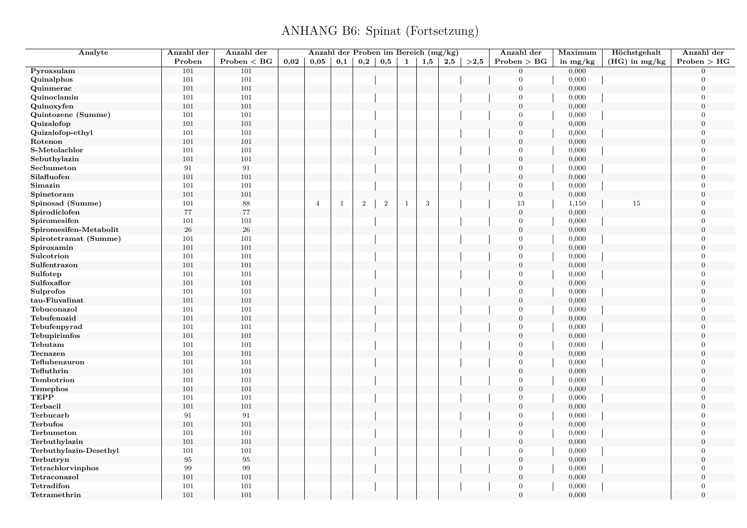# ANHANG B6: Spinat (Fortsetzung)

| Analyte | Anzahl der Proben | Anzahl der Proben < BG | Anzahl der Proben im Bereich (mg/kg) | | | | | | | | | Anzahl der Proben > BG | Maximum in mg/kg | Höchstgehalt (HG) in mg/kg | Anzahl der Proben > HG |
|---|---|---|---|---|---|---|---|---|---|---|---|---|---|---|---|
| | | | 0,02 | 0,05 | 0,1 | 0,2 | 0,5 | 1 | 1,5 | 2,5 | >2,5 | | | | |
| Pyroxsulam | 101 | 101 | | | | | | | | | | 0 | 0,000 | | 0 |
| Quinalphos | 101 | 101 | | | | | | | | | | 0 | 0,000 | | 0 |
| Quinmerac | 101 | 101 | | | | | | | | | | 0 | 0,000 | | 0 |
| Quinoclamin | 101 | 101 | | | | | | | | | | 0 | 0,000 | | 0 |
| Quinoxyfen | 101 | 101 | | | | | | | | | | 0 | 0,000 | | 0 |
| Quintozene (Summe) | 101 | 101 | | | | | | | | | | 0 | 0,000 | | 0 |
| Quizalofop | 101 | 101 | | | | | | | | | | 0 | 0,000 | | 0 |
| Quizalofop-ethyl | 101 | 101 | | | | | | | | | | 0 | 0,000 | | 0 |
| Rotenon | 101 | 101 | | | | | | | | | | 0 | 0,000 | | 0 |
| S-Metolachlor | 101 | 101 | | | | | | | | | | 0 | 0,000 | | 0 |
| Sebuthylazin | 101 | 101 | | | | | | | | | | 0 | 0,000 | | 0 |
| Secbumeton | 91 | 91 | | | | | | | | | | 0 | 0,000 | | 0 |
| Silafluofen | 101 | 101 | | | | | | | | | | 0 | 0,000 | | 0 |
| Simazin | 101 | 101 | | | | | | | | | | 0 | 0,000 | | 0 |
| Spinetoram | 101 | 101 | | | | | | | | | | 0 | 0,000 | | 0 |
| Spinosad (Summe) | 101 | 88 | | 4 | 1 | 2 | 2 | 1 | 3 | | | 13 | 1,150 | 15 | 0 |
| Spirodiclofen | 77 | 77 | | | | | | | | | | 0 | 0,000 | | 0 |
| Spiromesifen | 101 | 101 | | | | | | | | | | 0 | 0,000 | | 0 |
| Spiromesifen-Metabolit | 26 | 26 | | | | | | | | | | 0 | 0,000 | | 0 |
| Spirotetramat (Summe) | 101 | 101 | | | | | | | | | | 0 | 0,000 | | 0 |
| Spiroxamin | 101 | 101 | | | | | | | | | | 0 | 0,000 | | 0 |
| Sulcotrion | 101 | 101 | | | | | | | | | | 0 | 0,000 | | 0 |
| Sulfentrazon | 101 | 101 | | | | | | | | | | 0 | 0,000 | | 0 |
| Sulfotep | 101 | 101 | | | | | | | | | | 0 | 0,000 | | 0 |
| Sulfoxaflor | 101 | 101 | | | | | | | | | | 0 | 0,000 | | 0 |
| Sulprofos | 101 | 101 | | | | | | | | | | 0 | 0,000 | | 0 |
| tau-Fluvalinat | 101 | 101 | | | | | | | | | | 0 | 0,000 | | 0 |
| Tebuconazol | 101 | 101 | | | | | | | | | | 0 | 0,000 | | 0 |
| Tebufenozid | 101 | 101 | | | | | | | | | | 0 | 0,000 | | 0 |
| Tebufenpyrad | 101 | 101 | | | | | | | | | | 0 | 0,000 | | 0 |
| Tebupirimfos | 101 | 101 | | | | | | | | | | 0 | 0,000 | | 0 |
| Tebutam | 101 | 101 | | | | | | | | | | 0 | 0,000 | | 0 |
| Tecnazen | 101 | 101 | | | | | | | | | | 0 | 0,000 | | 0 |
| Teflubenzuron | 101 | 101 | | | | | | | | | | 0 | 0,000 | | 0 |
| Tefluthrin | 101 | 101 | | | | | | | | | | 0 | 0,000 | | 0 |
| Tembotrion | 101 | 101 | | | | | | | | | | 0 | 0,000 | | 0 |
| Temephos | 101 | 101 | | | | | | | | | | 0 | 0,000 | | 0 |
| TEPP | 101 | 101 | | | | | | | | | | 0 | 0,000 | | 0 |
| Terbacil | 101 | 101 | | | | | | | | | | 0 | 0,000 | | 0 |
| Terbucarb | 91 | 91 | | | | | | | | | | 0 | 0,000 | | 0 |
| Terbufos | 101 | 101 | | | | | | | | | | 0 | 0,000 | | 0 |
| Terbumeton | 101 | 101 | | | | | | | | | | 0 | 0,000 | | 0 |
| Terbuthylazin | 101 | 101 | | | | | | | | | | 0 | 0,000 | | 0 |
| Terbuthylazin-Desethyl | 101 | 101 | | | | | | | | | | 0 | 0,000 | | 0 |
| Terbutryn | 95 | 95 | | | | | | | | | | 0 | 0,000 | | 0 |
| Tetrachlorvinphos | 99 | 99 | | | | | | | | | | 0 | 0,000 | | 0 |
| Tetraconazol | 101 | 101 | | | | | | | | | | 0 | 0,000 | | 0 |
| Tetradifon | 101 | 101 | | | | | | | | | | 0 | 0,000 | | 0 |
| Tetramethrin | 101 | 101 | | | | | | | | | | 0 | 0,000 | | 0 |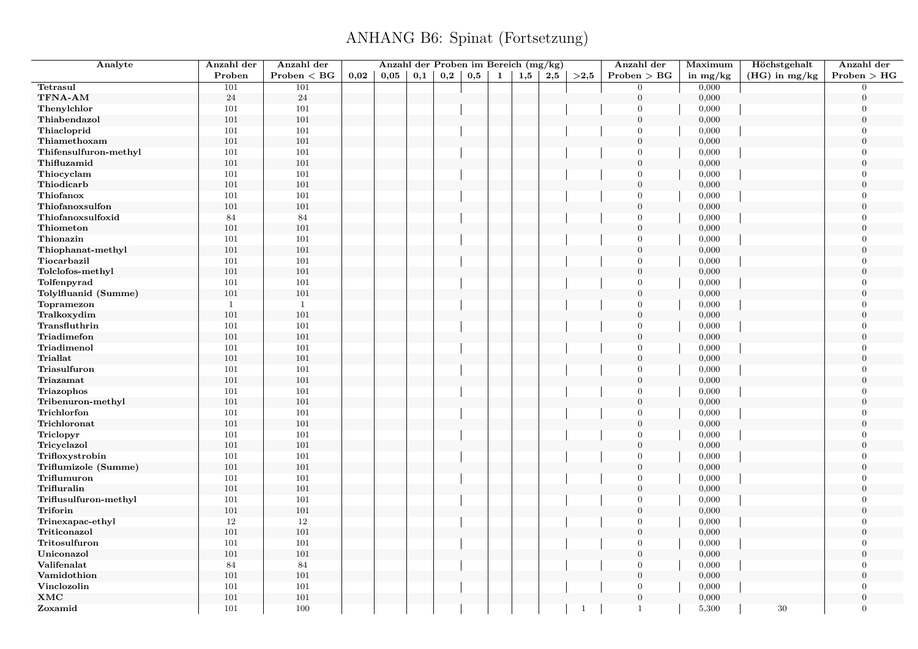# ANHANG B6: Spinat (Fortsetzung)

| Analyte | Anzahl der Proben | Anzahl der Proben < BG | Anzahl der Proben im Bereich (mg/kg) | | | | | | | | | Anzahl der Proben > BG | Maximum in mg/kg | Höchstgehalt (HG) in mg/kg | Anzahl der Proben > HG |
|---|---|---|---|---|---|---|---|---|---|---|---|---|---|---|---|
| | | | 0,02 | 0,05 | 0,1 | 0,2 | 0,5 | 1 | 1,5 | 2,5 | >2,5 | | | | |
| Tetrasul | 101 | 101 | | | | | | | | | | 0 | 0,000 | | 0 |
| TFNA-AM | 24 | 24 | | | | | | | | | | 0 | 0,000 | | 0 |
| Thenylchlor | 101 | 101 | | | | | | | | | | 0 | 0,000 | | 0 |
| Thiabendazol | 101 | 101 | | | | | | | | | | 0 | 0,000 | | 0 |
| Thiacloprid | 101 | 101 | | | | | | | | | | 0 | 0,000 | | 0 |
| Thiamethoxam | 101 | 101 | | | | | | | | | | 0 | 0,000 | | 0 |
| Thifensulfuron-methyl | 101 | 101 | | | | | | | | | | 0 | 0,000 | | 0 |
| Thifluzamid | 101 | 101 | | | | | | | | | | 0 | 0,000 | | 0 |
| Thiocyclam | 101 | 101 | | | | | | | | | | 0 | 0,000 | | 0 |
| Thiodicarb | 101 | 101 | | | | | | | | | | 0 | 0,000 | | 0 |
| Thiofanox | 101 | 101 | | | | | | | | | | 0 | 0,000 | | 0 |
| Thiofanoxsulfon | 101 | 101 | | | | | | | | | | 0 | 0,000 | | 0 |
| Thiofanoxsulfoxid | 84 | 84 | | | | | | | | | | 0 | 0,000 | | 0 |
| Thiometon | 101 | 101 | | | | | | | | | | 0 | 0,000 | | 0 |
| Thionazin | 101 | 101 | | | | | | | | | | 0 | 0,000 | | 0 |
| Thiophanat-methyl | 101 | 101 | | | | | | | | | | 0 | 0,000 | | 0 |
| Tiocarbazil | 101 | 101 | | | | | | | | | | 0 | 0,000 | | 0 |
| Tolclofos-methyl | 101 | 101 | | | | | | | | | | 0 | 0,000 | | 0 |
| Tolfenpyrad | 101 | 101 | | | | | | | | | | 0 | 0,000 | | 0 |
| Tolylfluanid (Summe) | 101 | 101 | | | | | | | | | | 0 | 0,000 | | 0 |
| Topramezon | 1 | 1 | | | | | | | | | | 0 | 0,000 | | 0 |
| Tralkoxydim | 101 | 101 | | | | | | | | | | 0 | 0,000 | | 0 |
| Transfluthrin | 101 | 101 | | | | | | | | | | 0 | 0,000 | | 0 |
| Triadimefon | 101 | 101 | | | | | | | | | | 0 | 0,000 | | 0 |
| Triadimenol | 101 | 101 | | | | | | | | | | 0 | 0,000 | | 0 |
| Triallat | 101 | 101 | | | | | | | | | | 0 | 0,000 | | 0 |
| Triasulfuron | 101 | 101 | | | | | | | | | | 0 | 0,000 | | 0 |
| Triazamat | 101 | 101 | | | | | | | | | | 0 | 0,000 | | 0 |
| Triazophos | 101 | 101 | | | | | | | | | | 0 | 0,000 | | 0 |
| Tribenuron-methyl | 101 | 101 | | | | | | | | | | 0 | 0,000 | | 0 |
| Trichlorfon | 101 | 101 | | | | | | | | | | 0 | 0,000 | | 0 |
| Trichloronat | 101 | 101 | | | | | | | | | | 0 | 0,000 | | 0 |
| Triclopyr | 101 | 101 | | | | | | | | | | 0 | 0,000 | | 0 |
| Tricyclazol | 101 | 101 | | | | | | | | | | 0 | 0,000 | | 0 |
| Trifloxystrobin | 101 | 101 | | | | | | | | | | 0 | 0,000 | | 0 |
| Triflumizole (Summe) | 101 | 101 | | | | | | | | | | 0 | 0,000 | | 0 |
| Triflumuron | 101 | 101 | | | | | | | | | | 0 | 0,000 | | 0 |
| Trifluralin | 101 | 101 | | | | | | | | | | 0 | 0,000 | | 0 |
| Triflusulfuron-methyl | 101 | 101 | | | | | | | | | | 0 | 0,000 | | 0 |
| Triforin | 101 | 101 | | | | | | | | | | 0 | 0,000 | | 0 |
| Trinexapac-ethyl | 12 | 12 | | | | | | | | | | 0 | 0,000 | | 0 |
| Triticonazol | 101 | 101 | | | | | | | | | | 0 | 0,000 | | 0 |
| Tritosulfuron | 101 | 101 | | | | | | | | | | 0 | 0,000 | | 0 |
| Uniconazol | 101 | 101 | | | | | | | | | | 0 | 0,000 | | 0 |
| Valifenalat | 84 | 84 | | | | | | | | | | 0 | 0,000 | | 0 |
| Vamidothion | 101 | 101 | | | | | | | | | | 0 | 0,000 | | 0 |
| Vinclozolin | 101 | 101 | | | | | | | | | | 0 | 0,000 | | 0 |
| XMC | 101 | 101 | | | | | | | | | | 0 | 0,000 | | 0 |
| Zoxamid | 101 | 100 | | | | | | | | | 1 | 1 | 5,300 | 30 | 0 |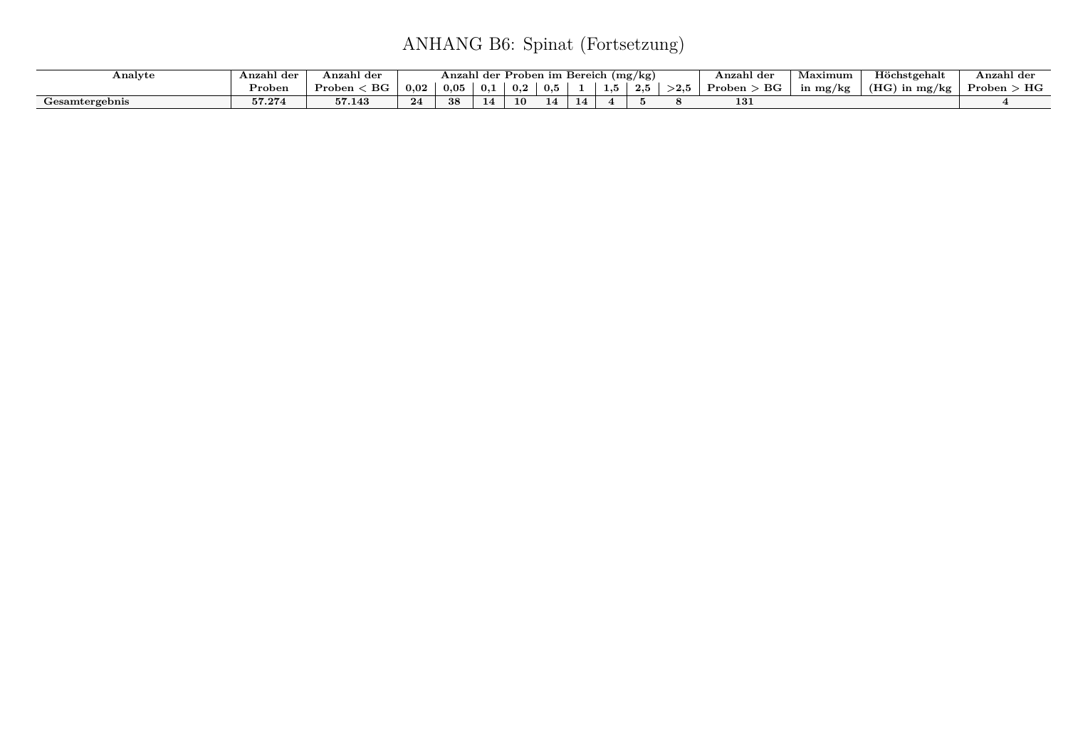# ANHANG B6: Spinat (Fortsetzung)

| Analyte | Anzahl der Proben | Anzahl der Proben < BG | Anzahl der Proben im Bereich (mg/kg) | | | | | | | | | Anzahl der Proben > BG | Maximum in mg/kg | Höchstgehalt (HG) in mg/kg | Anzahl der Proben > HG |
|---|---|---|---|---|---|---|---|---|---|---|---|---|---|---|---|
| | | | 0,02 | 0,05 | 0,1 | 0,2 | 0,5 | 1 | 1,5 | 2,5 | >2,5 | | | | |
| **Gesamtergebnis** | **57.274** | **57.143** | **24** | **38** | **14** | **10** | **14** | **14** | **4** | **5** | **8** | **131** | | | **4** |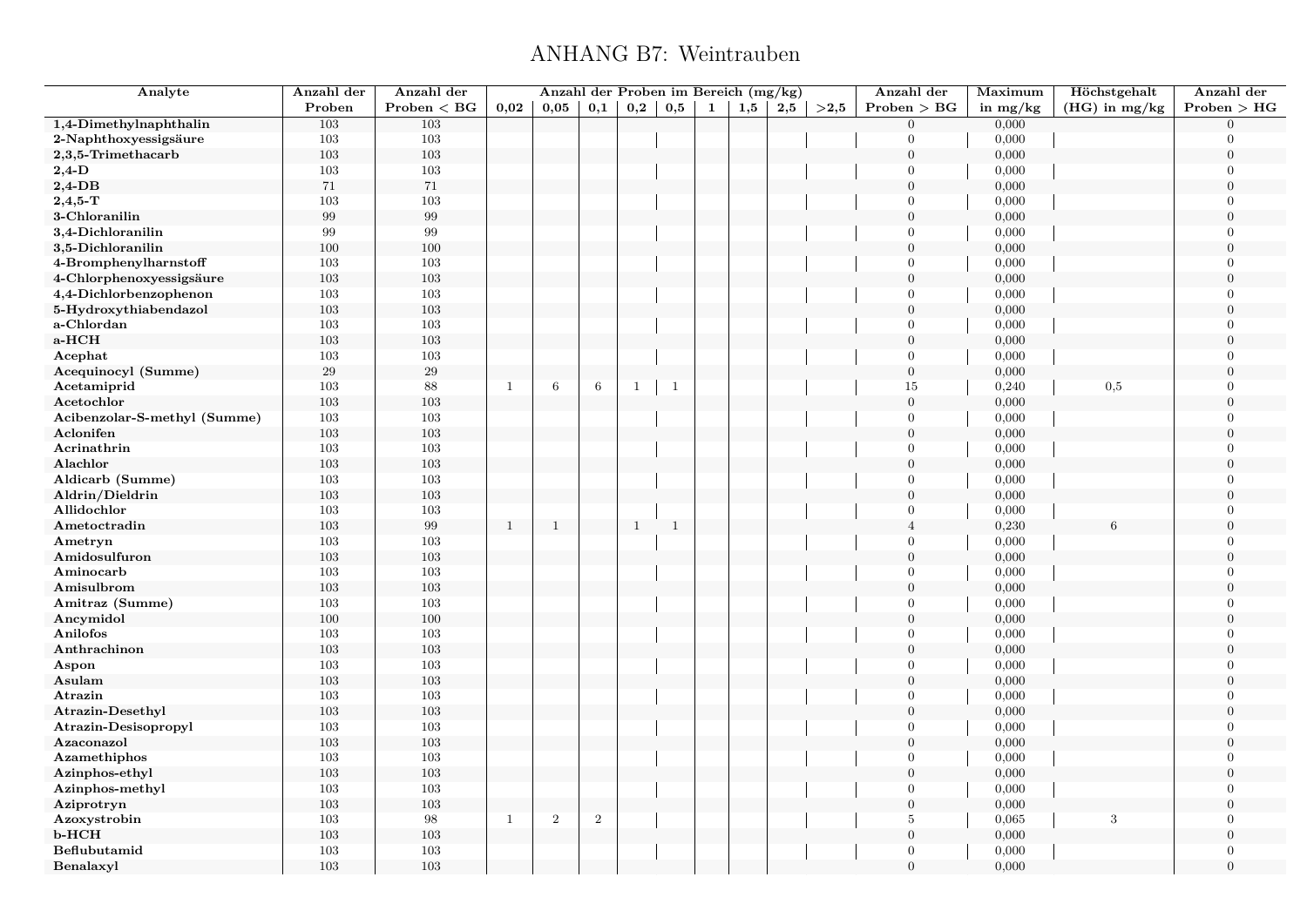# ANHANG B7: Weintrauben

| Analyte | Anzahl der Proben | Anzahl der Proben < BG | Anzahl der Proben im Bereich (mg/kg) | | | | | | | | | Anzahl der Proben > BG | Maximum in mg/kg | Höchstgehalt (HG) in mg/kg | Anzahl der Proben > HG |
|---|---|---|---|---|---|---|---|---|---|---|---|---|---|---|---|
| | | | 0,02 | 0,05 | 0,1 | 0,2 | 0,5 | 1 | 1,5 | 2,5 | >2,5 | | | | |
| **1,4-Dimethylnaphthalin** | 103 | 103 | | | | | | | | | | 0 | 0,000 | | 0 |
| **2-Naphthoxyessigsäure** | 103 | 103 | | | | | | | | | | 0 | 0,000 | | 0 |
| **2,3,5-Trimethacarb** | 103 | 103 | | | | | | | | | | 0 | 0,000 | | 0 |
| **2,4-D** | 103 | 103 | | | | | | | | | | 0 | 0,000 | | 0 |
| **2,4-DB** | 71 | 71 | | | | | | | | | | 0 | 0,000 | | 0 |
| **2,4,5-T** | 103 | 103 | | | | | | | | | | 0 | 0,000 | | 0 |
| **3-Chloranilin** | 99 | 99 | | | | | | | | | | 0 | 0,000 | | 0 |
| **3,4-Dichloranilin** | 99 | 99 | | | | | | | | | | 0 | 0,000 | | 0 |
| **3,5-Dichloranilin** | 100 | 100 | | | | | | | | | | 0 | 0,000 | | 0 |
| **4-Bromphenylharnstoff** | 103 | 103 | | | | | | | | | | 0 | 0,000 | | 0 |
| **4-Chlorphenoxyessigsäure** | 103 | 103 | | | | | | | | | | 0 | 0,000 | | 0 |
| **4,4-Dichlorbenzophenon** | 103 | 103 | | | | | | | | | | 0 | 0,000 | | 0 |
| **5-Hydroxythiabendazol** | 103 | 103 | | | | | | | | | | 0 | 0,000 | | 0 |
| **a-Chlordan** | 103 | 103 | | | | | | | | | | 0 | 0,000 | | 0 |
| **a-HCH** | 103 | 103 | | | | | | | | | | 0 | 0,000 | | 0 |
| **Acephat** | 103 | 103 | | | | | | | | | | 0 | 0,000 | | 0 |
| **Acequinocyl (Summe)** | 29 | 29 | | | | | | | | | | 0 | 0,000 | | 0 |
| **Acetamiprid** | 103 | 88 | 1 | 6 | 6 | 1 | 1 | | | | | 15 | 0,240 | 0,5 | 0 |
| **Acetochlor** | 103 | 103 | | | | | | | | | | 0 | 0,000 | | 0 |
| **Acibenzolar-S-methyl (Summe)** | 103 | 103 | | | | | | | | | | 0 | 0,000 | | 0 |
| **Aclonifen** | 103 | 103 | | | | | | | | | | 0 | 0,000 | | 0 |
| **Acrinathrin** | 103 | 103 | | | | | | | | | | 0 | 0,000 | | 0 |
| **Alachlor** | 103 | 103 | | | | | | | | | | 0 | 0,000 | | 0 |
| **Aldicarb (Summe)** | 103 | 103 | | | | | | | | | | 0 | 0,000 | | 0 |
| **Aldrin/Dieldrin** | 103 | 103 | | | | | | | | | | 0 | 0,000 | | 0 |
| **Allidochlor** | 103 | 103 | | | | | | | | | | 0 | 0,000 | | 0 |
| **Ametoctradin** | 103 | 99 | 1 | 1 | | 1 | 1 | | | | | 4 | 0,230 | 6 | 0 |
| **Ametryn** | 103 | 103 | | | | | | | | | | 0 | 0,000 | | 0 |
| **Amidosulfuron** | 103 | 103 | | | | | | | | | | 0 | 0,000 | | 0 |
| **Aminocarb** | 103 | 103 | | | | | | | | | | 0 | 0,000 | | 0 |
| **Amisulbrom** | 103 | 103 | | | | | | | | | | 0 | 0,000 | | 0 |
| **Amitraz (Summe)** | 103 | 103 | | | | | | | | | | 0 | 0,000 | | 0 |
| **Ancymidol** | 100 | 100 | | | | | | | | | | 0 | 0,000 | | 0 |
| **Anilofos** | 103 | 103 | | | | | | | | | | 0 | 0,000 | | 0 |
| **Anthrachinon** | 103 | 103 | | | | | | | | | | 0 | 0,000 | | 0 |
| **Aspon** | 103 | 103 | | | | | | | | | | 0 | 0,000 | | 0 |
| **Asulam** | 103 | 103 | | | | | | | | | | 0 | 0,000 | | 0 |
| **Atrazin** | 103 | 103 | | | | | | | | | | 0 | 0,000 | | 0 |
| **Atrazin-Desethyl** | 103 | 103 | | | | | | | | | | 0 | 0,000 | | 0 |
| **Atrazin-Desisopropyl** | 103 | 103 | | | | | | | | | | 0 | 0,000 | | 0 |
| **Azaconazol** | 103 | 103 | | | | | | | | | | 0 | 0,000 | | 0 |
| **Azamethiphos** | 103 | 103 | | | | | | | | | | 0 | 0,000 | | 0 |
| **Azinphos-ethyl** | 103 | 103 | | | | | | | | | | 0 | 0,000 | | 0 |
| **Azinphos-methyl** | 103 | 103 | | | | | | | | | | 0 | 0,000 | | 0 |
| **Aziprotryn** | 103 | 103 | | | | | | | | | | 0 | 0,000 | | 0 |
| **Azoxystrobin** | 103 | 98 | 1 | 2 | 2 | | | | | | | 5 | 0,065 | 3 | 0 |
| **b-HCH** | 103 | 103 | | | | | | | | | | 0 | 0,000 | | 0 |
| **Beflubutamid** | 103 | 103 | | | | | | | | | | 0 | 0,000 | | 0 |
| **Benalaxyl** | 103 | 103 | | | | | | | | | | 0 | 0,000 | | 0 |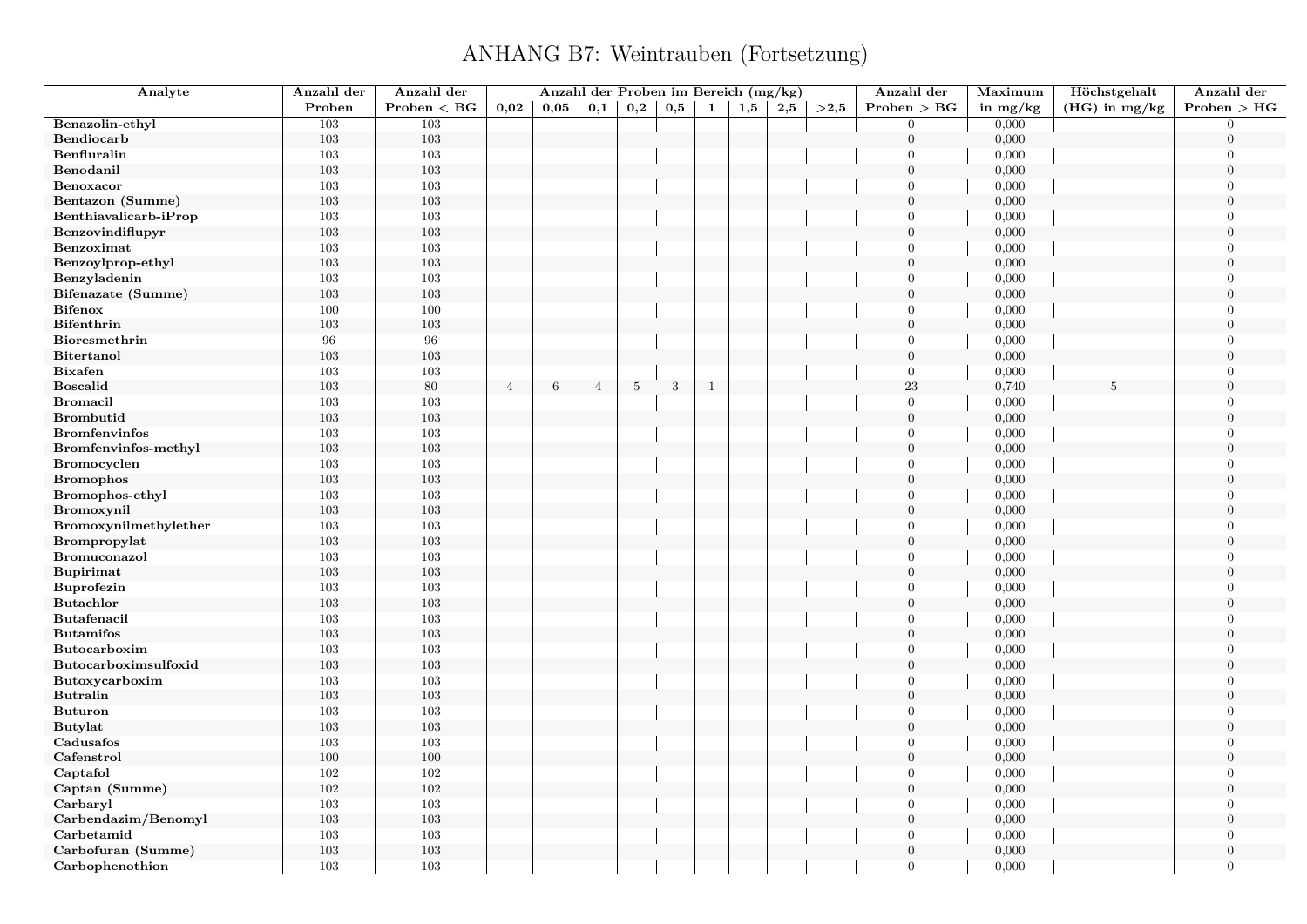# ANHANG B7: Weintrauben (Fortsetzung)

| Analyte | Anzahl der Proben | Anzahl der Proben < BG | Anzahl der Proben im Bereich (mg/kg) | | | | | | | | | Anzahl der Proben > BG | Maximum in mg/kg | Höchstgehalt (HG) in mg/kg | Anzahl der Proben > HG |
|---|---|---|---|---|---|---|---|---|---|---|---|---|---|---|---|
| | | | 0,02 | 0,05 | 0,1 | 0,2 | 0,5 | 1 | 1,5 | 2,5 | >2,5 | | | | |
| **Benazolin-ethyl** | 103 | 103 | | | | | | | | | | 0 | 0,000 | | 0 |
| **Bendiocarb** | 103 | 103 | | | | | | | | | | 0 | 0,000 | | 0 |
| **Benfluralin** | 103 | 103 | | | | | | | | | | 0 | 0,000 | | 0 |
| **Benodanil** | 103 | 103 | | | | | | | | | | 0 | 0,000 | | 0 |
| **Benoxacor** | 103 | 103 | | | | | | | | | | 0 | 0,000 | | 0 |
| **Bentazon (Summe)** | 103 | 103 | | | | | | | | | | 0 | 0,000 | | 0 |
| **Benthiavalicarb-iProp** | 103 | 103 | | | | | | | | | | 0 | 0,000 | | 0 |
| **Benzovindiflupyr** | 103 | 103 | | | | | | | | | | 0 | 0,000 | | 0 |
| **Benzoximat** | 103 | 103 | | | | | | | | | | 0 | 0,000 | | 0 |
| **Benzoylprop-ethyl** | 103 | 103 | | | | | | | | | | 0 | 0,000 | | 0 |
| **Benzyladenin** | 103 | 103 | | | | | | | | | | 0 | 0,000 | | 0 |
| **Bifenazate (Summe)** | 103 | 103 | | | | | | | | | | 0 | 0,000 | | 0 |
| **Bifenox** | 100 | 100 | | | | | | | | | | 0 | 0,000 | | 0 |
| **Bifenthrin** | 103 | 103 | | | | | | | | | | 0 | 0,000 | | 0 |
| **Bioresmethrin** | 96 | 96 | | | | | | | | | | 0 | 0,000 | | 0 |
| **Bitertanol** | 103 | 103 | | | | | | | | | | 0 | 0,000 | | 0 |
| **Bixafen** | 103 | 103 | | | | | | | | | | 0 | 0,000 | | 0 |
| **Boscalid** | 103 | 80 | 4 | 6 | 4 | 5 | 3 | 1 | | | | 23 | 0,740 | 5 | 0 |
| **Bromacil** | 103 | 103 | | | | | | | | | | 0 | 0,000 | | 0 |
| **Brombutid** | 103 | 103 | | | | | | | | | | 0 | 0,000 | | 0 |
| **Bromfenvinfos** | 103 | 103 | | | | | | | | | | 0 | 0,000 | | 0 |
| **Bromfenvinfos-methyl** | 103 | 103 | | | | | | | | | | 0 | 0,000 | | 0 |
| **Bromocyclen** | 103 | 103 | | | | | | | | | | 0 | 0,000 | | 0 |
| **Bromophos** | 103 | 103 | | | | | | | | | | 0 | 0,000 | | 0 |
| **Bromophos-ethyl** | 103 | 103 | | | | | | | | | | 0 | 0,000 | | 0 |
| **Bromoxynil** | 103 | 103 | | | | | | | | | | 0 | 0,000 | | 0 |
| **Bromoxynilmethylether** | 103 | 103 | | | | | | | | | | 0 | 0,000 | | 0 |
| **Brompropylat** | 103 | 103 | | | | | | | | | | 0 | 0,000 | | 0 |
| **Bromuconazol** | 103 | 103 | | | | | | | | | | 0 | 0,000 | | 0 |
| **Bupirimat** | 103 | 103 | | | | | | | | | | 0 | 0,000 | | 0 |
| **Buprofezin** | 103 | 103 | | | | | | | | | | 0 | 0,000 | | 0 |
| **Butachlor** | 103 | 103 | | | | | | | | | | 0 | 0,000 | | 0 |
| **Butafenacil** | 103 | 103 | | | | | | | | | | 0 | 0,000 | | 0 |
| **Butamifos** | 103 | 103 | | | | | | | | | | 0 | 0,000 | | 0 |
| **Butocarboxim** | 103 | 103 | | | | | | | | | | 0 | 0,000 | | 0 |
| **Butocarboximsulfoxid** | 103 | 103 | | | | | | | | | | 0 | 0,000 | | 0 |
| **Butoxycarboxim** | 103 | 103 | | | | | | | | | | 0 | 0,000 | | 0 |
| **Butralin** | 103 | 103 | | | | | | | | | | 0 | 0,000 | | 0 |
| **Buturon** | 103 | 103 | | | | | | | | | | 0 | 0,000 | | 0 |
| **Butylat** | 103 | 103 | | | | | | | | | | 0 | 0,000 | | 0 |
| **Cadusafos** | 103 | 103 | | | | | | | | | | 0 | 0,000 | | 0 |
| **Cafenstrol** | 100 | 100 | | | | | | | | | | 0 | 0,000 | | 0 |
| **Captafol** | 102 | 102 | | | | | | | | | | 0 | 0,000 | | 0 |
| **Captan (Summe)** | 102 | 102 | | | | | | | | | | 0 | 0,000 | | 0 |
| **Carbaryl** | 103 | 103 | | | | | | | | | | 0 | 0,000 | | 0 |
| **Carbendazim/Benomyl** | 103 | 103 | | | | | | | | | | 0 | 0,000 | | 0 |
| **Carbetamid** | 103 | 103 | | | | | | | | | | 0 | 0,000 | | 0 |
| **Carbofuran (Summe)** | 103 | 103 | | | | | | | | | | 0 | 0,000 | | 0 |
| **Carbophenothion** | 103 | 103 | | | | | | | | | | 0 | 0,000 | | 0 |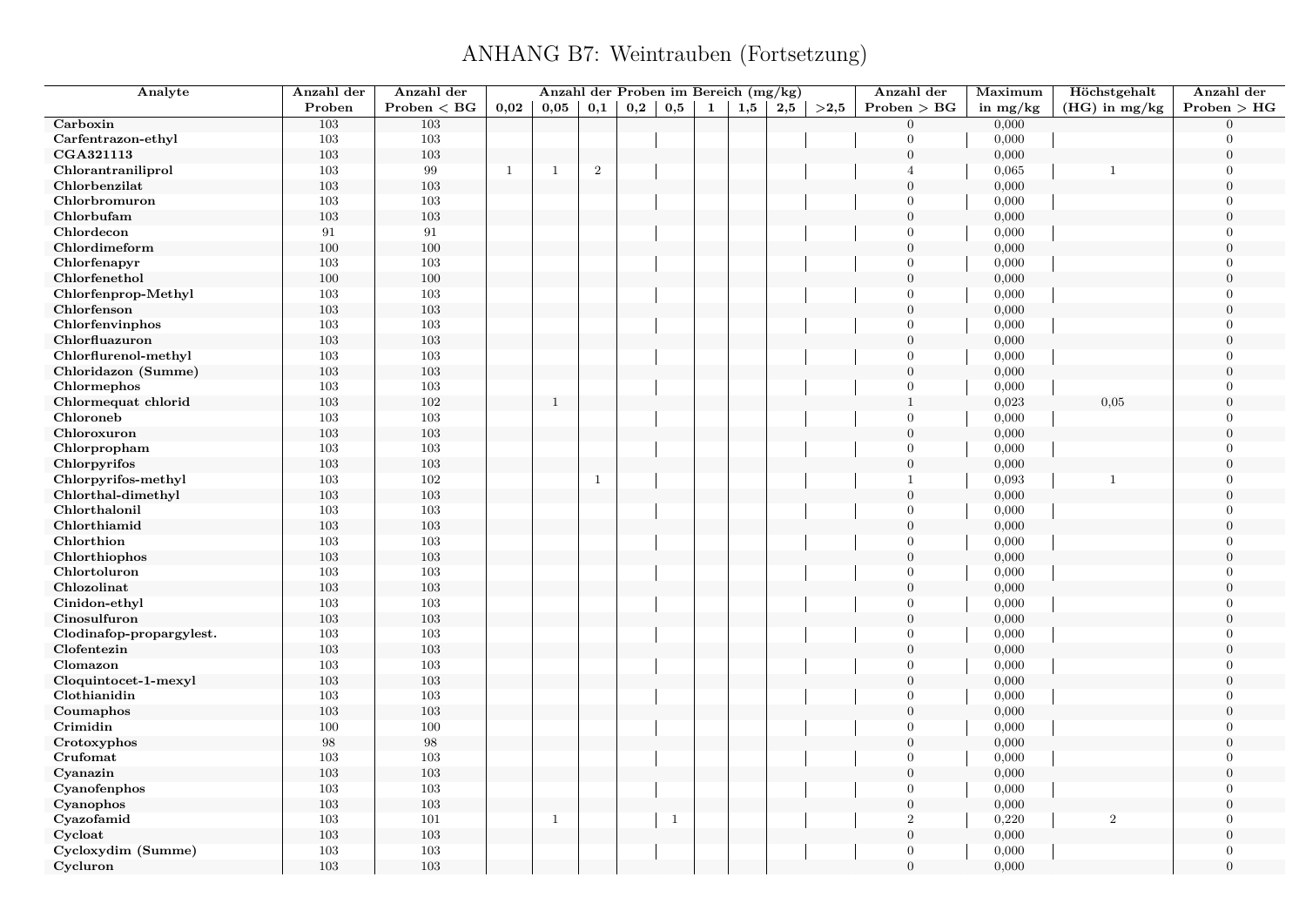# ANHANG B7: Weintrauben (Fortsetzung)

| Analyte | Anzahl der Proben | Anzahl der Proben < BG | Anzahl der Proben im Bereich (mg/kg) | | | | | | | | | Anzahl der Proben > BG | Maximum in mg/kg | Höchstgehalt (HG) in mg/kg | Anzahl der Proben > HG |
|---|---|---|---|---|---|---|---|---|---|---|---|---|---|---|---|
| | | | 0,02 | 0,05 | 0,1 | 0,2 | 0,5 | 1 | 1,5 | 2,5 | >2,5 | | | | |
| Carboxin | 103 | 103 | | | | | | | | | | 0 | 0,000 | | 0 |
| Carfentrazon-ethyl | 103 | 103 | | | | | | | | | | 0 | 0,000 | | 0 |
| CGA321113 | 103 | 103 | | | | | | | | | | 0 | 0,000 | | 0 |
| Chlorantraniliprol | 103 | 99 | 1 | 1 | 2 | | | | | | | 4 | 0,065 | 1 | 0 |
| Chlorbenzilat | 103 | 103 | | | | | | | | | | 0 | 0,000 | | 0 |
| Chlorbromuron | 103 | 103 | | | | | | | | | | 0 | 0,000 | | 0 |
| Chlorbufam | 103 | 103 | | | | | | | | | | 0 | 0,000 | | 0 |
| Chlordecon | 91 | 91 | | | | | | | | | | 0 | 0,000 | | 0 |
| Chlordimeform | 100 | 100 | | | | | | | | | | 0 | 0,000 | | 0 |
| Chlorfenapyr | 103 | 103 | | | | | | | | | | 0 | 0,000 | | 0 |
| Chlorfenethol | 100 | 100 | | | | | | | | | | 0 | 0,000 | | 0 |
| Chlorfenprop-Methyl | 103 | 103 | | | | | | | | | | 0 | 0,000 | | 0 |
| Chlorfenson | 103 | 103 | | | | | | | | | | 0 | 0,000 | | 0 |
| Chlorfenvinphos | 103 | 103 | | | | | | | | | | 0 | 0,000 | | 0 |
| Chlorfluazuron | 103 | 103 | | | | | | | | | | 0 | 0,000 | | 0 |
| Chlorflurenol-methyl | 103 | 103 | | | | | | | | | | 0 | 0,000 | | 0 |
| Chloridazon (Summe) | 103 | 103 | | | | | | | | | | 0 | 0,000 | | 0 |
| Chlormephos | 103 | 103 | | | | | | | | | | 0 | 0,000 | | 0 |
| Chlormequat chlorid | 103 | 102 | | 1 | | | | | | | | 1 | 0,023 | 0,05 | 0 |
| Chloroneb | 103 | 103 | | | | | | | | | | 0 | 0,000 | | 0 |
| Chloroxuron | 103 | 103 | | | | | | | | | | 0 | 0,000 | | 0 |
| Chlorpropham | 103 | 103 | | | | | | | | | | 0 | 0,000 | | 0 |
| Chlorpyrifos | 103 | 103 | | | | | | | | | | 0 | 0,000 | | 0 |
| Chlorpyrifos-methyl | 103 | 102 | | | 1 | | | | | | | 1 | 0,093 | 1 | 0 |
| Chlorthal-dimethyl | 103 | 103 | | | | | | | | | | 0 | 0,000 | | 0 |
| Chlorthalonil | 103 | 103 | | | | | | | | | | 0 | 0,000 | | 0 |
| Chlorthiamid | 103 | 103 | | | | | | | | | | 0 | 0,000 | | 0 |
| Chlorthion | 103 | 103 | | | | | | | | | | 0 | 0,000 | | 0 |
| Chlorthiophos | 103 | 103 | | | | | | | | | | 0 | 0,000 | | 0 |
| Chlortoluron | 103 | 103 | | | | | | | | | | 0 | 0,000 | | 0 |
| Chlozolinat | 103 | 103 | | | | | | | | | | 0 | 0,000 | | 0 |
| Cinidon-ethyl | 103 | 103 | | | | | | | | | | 0 | 0,000 | | 0 |
| Cinosulfuron | 103 | 103 | | | | | | | | | | 0 | 0,000 | | 0 |
| Clodinafop-propargylest. | 103 | 103 | | | | | | | | | | 0 | 0,000 | | 0 |
| Clofentezin | 103 | 103 | | | | | | | | | | 0 | 0,000 | | 0 |
| Clomazon | 103 | 103 | | | | | | | | | | 0 | 0,000 | | 0 |
| Cloquintocet-1-mexyl | 103 | 103 | | | | | | | | | | 0 | 0,000 | | 0 |
| Clothianidin | 103 | 103 | | | | | | | | | | 0 | 0,000 | | 0 |
| Coumaphos | 103 | 103 | | | | | | | | | | 0 | 0,000 | | 0 |
| Crimidin | 100 | 100 | | | | | | | | | | 0 | 0,000 | | 0 |
| Crotoxyphos | 98 | 98 | | | | | | | | | | 0 | 0,000 | | 0 |
| Crufomat | 103 | 103 | | | | | | | | | | 0 | 0,000 | | 0 |
| Cyanazin | 103 | 103 | | | | | | | | | | 0 | 0,000 | | 0 |
| Cyanofenphos | 103 | 103 | | | | | | | | | | 0 | 0,000 | | 0 |
| Cyanophos | 103 | 103 | | | | | | | | | | 0 | 0,000 | | 0 |
| Cyazofamid | 103 | 101 | | 1 | | | 1 | | | | | 2 | 0,220 | 2 | 0 |
| Cycloat | 103 | 103 | | | | | | | | | | 0 | 0,000 | | 0 |
| Cycloxydim (Summe) | 103 | 103 | | | | | | | | | | 0 | 0,000 | | 0 |
| Cycluron | 103 | 103 | | | | | | | | | | 0 | 0,000 | | 0 |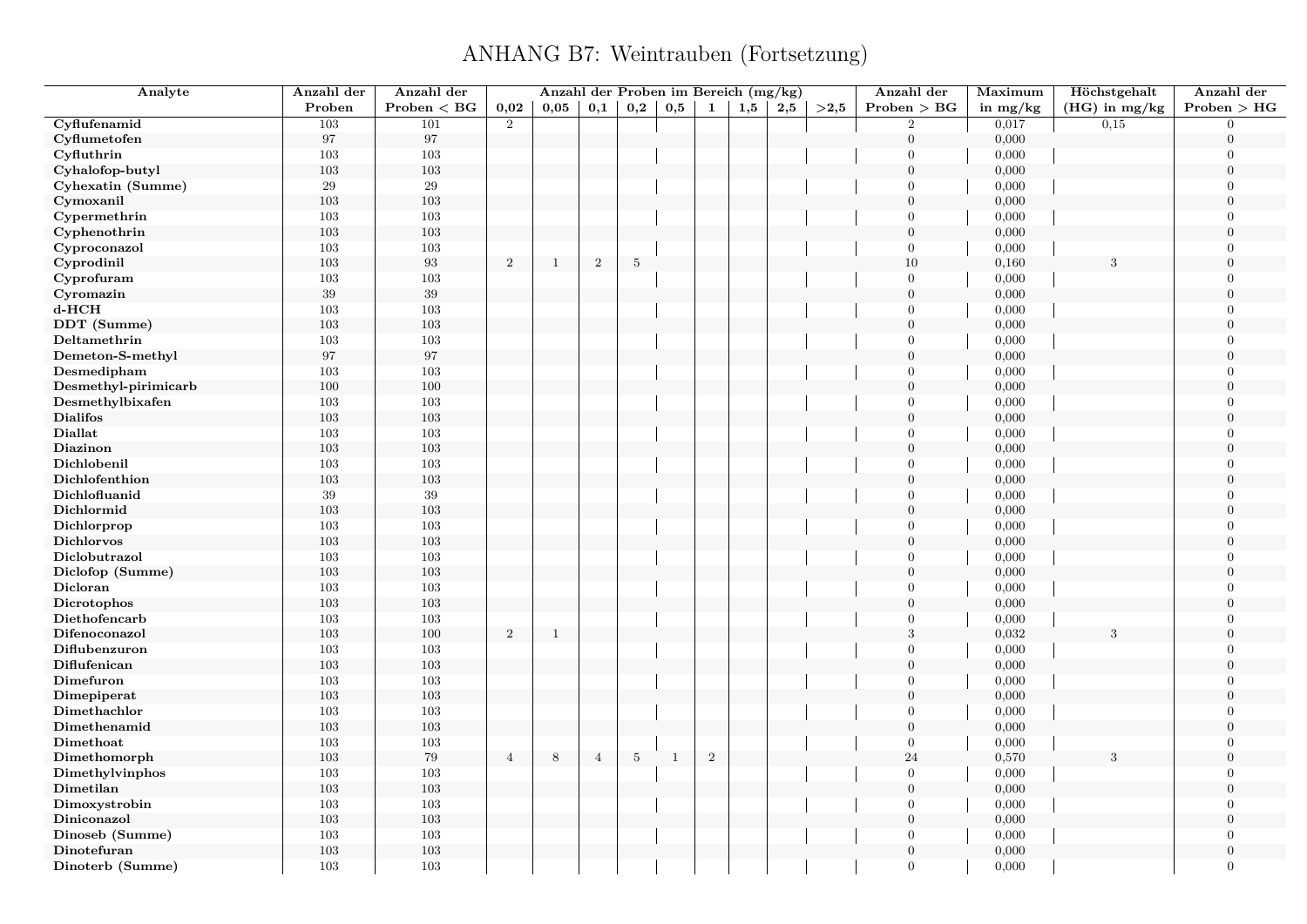# ANHANG B7: Weintrauben (Fortsetzung)

| Analyte | Anzahl der Proben | Anzahl der Proben < BG | Anzahl der Proben im Bereich (mg/kg) | | | | | | | | | Anzahl der Proben > BG | Maximum in mg/kg | Höchstgehalt (HG) in mg/kg | Anzahl der Proben > HG |
|---|---|---|---|---|---|---|---|---|---|---|---|---|---|---|---|
| | | | 0,02 | 0,05 | 0,1 | 0,2 | 0,5 | 1 | 1,5 | 2,5 | >2,5 | | | | |
| **Cyflufenamid** | 103 | 101 | 2 | | | | | | | | | 2 | 0,017 | 0,15 | 0 |
| **Cyflumetofen** | 97 | 97 | | | | | | | | | | 0 | 0,000 | | 0 |
| **Cyfluthrin** | 103 | 103 | | | | | | | | | | 0 | 0,000 | | 0 |
| **Cyhalofop-butyl** | 103 | 103 | | | | | | | | | | 0 | 0,000 | | 0 |
| **Cyhexatin (Summe)** | 29 | 29 | | | | | | | | | | 0 | 0,000 | | 0 |
| **Cymoxanil** | 103 | 103 | | | | | | | | | | 0 | 0,000 | | 0 |
| **Cypermethrin** | 103 | 103 | | | | | | | | | | 0 | 0,000 | | 0 |
| **Cyphenothrin** | 103 | 103 | | | | | | | | | | 0 | 0,000 | | 0 |
| **Cyproconazol** | 103 | 103 | | | | | | | | | | 0 | 0,000 | | 0 |
| **Cyprodinil** | 103 | 93 | 2 | 1 | 2 | 5 | | | | | | 10 | 0,160 | 3 | 0 |
| **Cyprofuram** | 103 | 103 | | | | | | | | | | 0 | 0,000 | | 0 |
| **Cyromazin** | 39 | 39 | | | | | | | | | | 0 | 0,000 | | 0 |
| **d-HCH** | 103 | 103 | | | | | | | | | | 0 | 0,000 | | 0 |
| **DDT (Summe)** | 103 | 103 | | | | | | | | | | 0 | 0,000 | | 0 |
| **Deltamethrin** | 103 | 103 | | | | | | | | | | 0 | 0,000 | | 0 |
| **Demeton-S-methyl** | 97 | 97 | | | | | | | | | | 0 | 0,000 | | 0 |
| **Desmedipham** | 103 | 103 | | | | | | | | | | 0 | 0,000 | | 0 |
| **Desmethyl-pirimicarb** | 100 | 100 | | | | | | | | | | 0 | 0,000 | | 0 |
| **Desmethylbixafen** | 103 | 103 | | | | | | | | | | 0 | 0,000 | | 0 |
| **Dialifos** | 103 | 103 | | | | | | | | | | 0 | 0,000 | | 0 |
| **Diallat** | 103 | 103 | | | | | | | | | | 0 | 0,000 | | 0 |
| **Diazinon** | 103 | 103 | | | | | | | | | | 0 | 0,000 | | 0 |
| **Dichlobenil** | 103 | 103 | | | | | | | | | | 0 | 0,000 | | 0 |
| **Dichlofenthion** | 103 | 103 | | | | | | | | | | 0 | 0,000 | | 0 |
| **Dichlofluanid** | 39 | 39 | | | | | | | | | | 0 | 0,000 | | 0 |
| **Dichlormid** | 103 | 103 | | | | | | | | | | 0 | 0,000 | | 0 |
| **Dichlorprop** | 103 | 103 | | | | | | | | | | 0 | 0,000 | | 0 |
| **Dichlorvos** | 103 | 103 | | | | | | | | | | 0 | 0,000 | | 0 |
| **Diclobutrazol** | 103 | 103 | | | | | | | | | | 0 | 0,000 | | 0 |
| **Diclofop (Summe)** | 103 | 103 | | | | | | | | | | 0 | 0,000 | | 0 |
| **Dicloran** | 103 | 103 | | | | | | | | | | 0 | 0,000 | | 0 |
| **Dicrotophos** | 103 | 103 | | | | | | | | | | 0 | 0,000 | | 0 |
| **Diethofencarb** | 103 | 103 | | | | | | | | | | 0 | 0,000 | | 0 |
| **Difenoconazol** | 103 | 100 | 2 | 1 | | | | | | | | 3 | 0,032 | 3 | 0 |
| **Diflubenzuron** | 103 | 103 | | | | | | | | | | 0 | 0,000 | | 0 |
| **Diflufenican** | 103 | 103 | | | | | | | | | | 0 | 0,000 | | 0 |
| **Dimefuron** | 103 | 103 | | | | | | | | | | 0 | 0,000 | | 0 |
| **Dimepiperat** | 103 | 103 | | | | | | | | | | 0 | 0,000 | | 0 |
| **Dimethachlor** | 103 | 103 | | | | | | | | | | 0 | 0,000 | | 0 |
| **Dimethenamid** | 103 | 103 | | | | | | | | | | 0 | 0,000 | | 0 |
| **Dimethoat** | 103 | 103 | | | | | | | | | | 0 | 0,000 | | 0 |
| **Dimethomorph** | 103 | 79 | 4 | 8 | 4 | 5 | 1 | 2 | | | | 24 | 0,570 | 3 | 0 |
| **Dimethylvinphos** | 103 | 103 | | | | | | | | | | 0 | 0,000 | | 0 |
| **Dimetilan** | 103 | 103 | | | | | | | | | | 0 | 0,000 | | 0 |
| **Dimoxystrobin** | 103 | 103 | | | | | | | | | | 0 | 0,000 | | 0 |
| **Diniconazol** | 103 | 103 | | | | | | | | | | 0 | 0,000 | | 0 |
| **Dinoseb (Summe)** | 103 | 103 | | | | | | | | | | 0 | 0,000 | | 0 |
| **Dinotefuran** | 103 | 103 | | | | | | | | | | 0 | 0,000 | | 0 |
| **Dinoterb (Summe)** | 103 | 103 | | | | | | | | | | 0 | 0,000 | | 0 |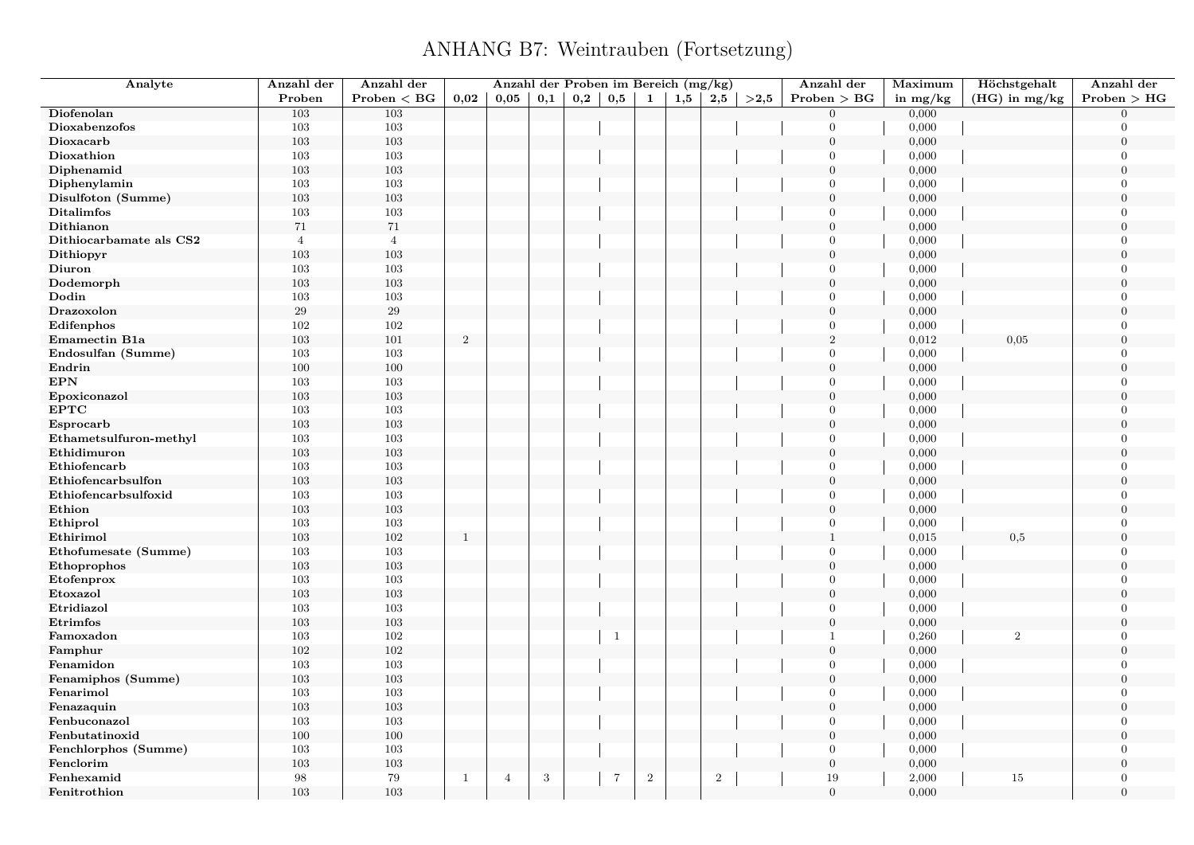# ANHANG B7: Weintrauben (Fortsetzung)

| Analyte | Anzahl der Proben | Anzahl der Proben < BG | Anzahl der Proben im Bereich (mg/kg) 0,02 | 0,05 | 0,1 | 0,2 | 0,5 | 1 | 1,5 | 2,5 | >2,5 | Anzahl der Proben > BG | Maximum in mg/kg | Höchstgehalt (HG) in mg/kg | Anzahl der Proben > HG |
|---|---|---|---|---|---|---|---|---|---|---|---|---|---|---|---|
| **Diofenolan** | 103 | 103 | | | | | | | | | | 0 | 0,000 | | 0 |
| **Dioxabenzofos** | 103 | 103 | | | | | | | | | | 0 | 0,000 | | 0 |
| **Dioxacarb** | 103 | 103 | | | | | | | | | | 0 | 0,000 | | 0 |
| **Dioxathion** | 103 | 103 | | | | | | | | | | 0 | 0,000 | | 0 |
| **Diphenamid** | 103 | 103 | | | | | | | | | | 0 | 0,000 | | 0 |
| **Diphenylamin** | 103 | 103 | | | | | | | | | | 0 | 0,000 | | 0 |
| **Disulfoton (Summe)** | 103 | 103 | | | | | | | | | | 0 | 0,000 | | 0 |
| **Ditalimfos** | 103 | 103 | | | | | | | | | | 0 | 0,000 | | 0 |
| **Dithianon** | 71 | 71 | | | | | | | | | | 0 | 0,000 | | 0 |
| **Dithiocarbamate als CS2** | 4 | 4 | | | | | | | | | | 0 | 0,000 | | 0 |
| **Dithiopyr** | 103 | 103 | | | | | | | | | | 0 | 0,000 | | 0 |
| **Diuron** | 103 | 103 | | | | | | | | | | 0 | 0,000 | | 0 |
| **Dodemorph** | 103 | 103 | | | | | | | | | | 0 | 0,000 | | 0 |
| **Dodin** | 103 | 103 | | | | | | | | | | 0 | 0,000 | | 0 |
| **Drazoxolon** | 29 | 29 | | | | | | | | | | 0 | 0,000 | | 0 |
| **Edifenphos** | 102 | 102 | | | | | | | | | | 0 | 0,000 | | 0 |
| **Emamectin B1a** | 103 | 101 | 2 | | | | | | | | | 2 | 0,012 | 0,05 | 0 |
| **Endosulfan (Summe)** | 103 | 103 | | | | | | | | | | 0 | 0,000 | | 0 |
| **Endrin** | 100 | 100 | | | | | | | | | | 0 | 0,000 | | 0 |
| **EPN** | 103 | 103 | | | | | | | | | | 0 | 0,000 | | 0 |
| **Epoxiconazol** | 103 | 103 | | | | | | | | | | 0 | 0,000 | | 0 |
| **EPTC** | 103 | 103 | | | | | | | | | | 0 | 0,000 | | 0 |
| **Esprocarb** | 103 | 103 | | | | | | | | | | 0 | 0,000 | | 0 |
| **Ethametsulfuron-methyl** | 103 | 103 | | | | | | | | | | 0 | 0,000 | | 0 |
| **Ethidimuron** | 103 | 103 | | | | | | | | | | 0 | 0,000 | | 0 |
| **Ethiofencarb** | 103 | 103 | | | | | | | | | | 0 | 0,000 | | 0 |
| **Ethiofencarbsulfon** | 103 | 103 | | | | | | | | | | 0 | 0,000 | | 0 |
| **Ethiofencarbsulfoxid** | 103 | 103 | | | | | | | | | | 0 | 0,000 | | 0 |
| **Ethion** | 103 | 103 | | | | | | | | | | 0 | 0,000 | | 0 |
| **Ethiprol** | 103 | 103 | | | | | | | | | | 0 | 0,000 | | 0 |
| **Ethirimol** | 103 | 102 | 1 | | | | | | | | | 1 | 0,015 | 0,5 | 0 |
| **Ethofumesate (Summe)** | 103 | 103 | | | | | | | | | | 0 | 0,000 | | 0 |
| **Ethoprophos** | 103 | 103 | | | | | | | | | | 0 | 0,000 | | 0 |
| **Etofenprox** | 103 | 103 | | | | | | | | | | 0 | 0,000 | | 0 |
| **Etoxazol** | 103 | 103 | | | | | | | | | | 0 | 0,000 | | 0 |
| **Etridiazol** | 103 | 103 | | | | | | | | | | 0 | 0,000 | | 0 |
| **Etrimfos** | 103 | 103 | | | | | | | | | | 0 | 0,000 | | 0 |
| **Famoxadon** | 103 | 102 | | | | | 1 | | | | | 1 | 0,260 | 2 | 0 |
| **Famphur** | 102 | 102 | | | | | | | | | | 0 | 0,000 | | 0 |
| **Fenamidon** | 103 | 103 | | | | | | | | | | 0 | 0,000 | | 0 |
| **Fenamiphos (Summe)** | 103 | 103 | | | | | | | | | | 0 | 0,000 | | 0 |
| **Fenarimol** | 103 | 103 | | | | | | | | | | 0 | 0,000 | | 0 |
| **Fenazaquin** | 103 | 103 | | | | | | | | | | 0 | 0,000 | | 0 |
| **Fenbuconazol** | 103 | 103 | | | | | | | | | | 0 | 0,000 | | 0 |
| **Fenbutatinoxid** | 100 | 100 | | | | | | | | | | 0 | 0,000 | | 0 |
| **Fenchlorphos (Summe)** | 103 | 103 | | | | | | | | | | 0 | 0,000 | | 0 |
| **Fenclorim** | 103 | 103 | | | | | | | | | | 0 | 0,000 | | 0 |
| **Fenhexamid** | 98 | 79 | 1 | 4 | 3 | | 7 | 2 | | 2 | | 19 | 2,000 | 15 | 0 |
| **Fenitrothion** | 103 | 103 | | | | | | | | | | 0 | 0,000 | | 0 |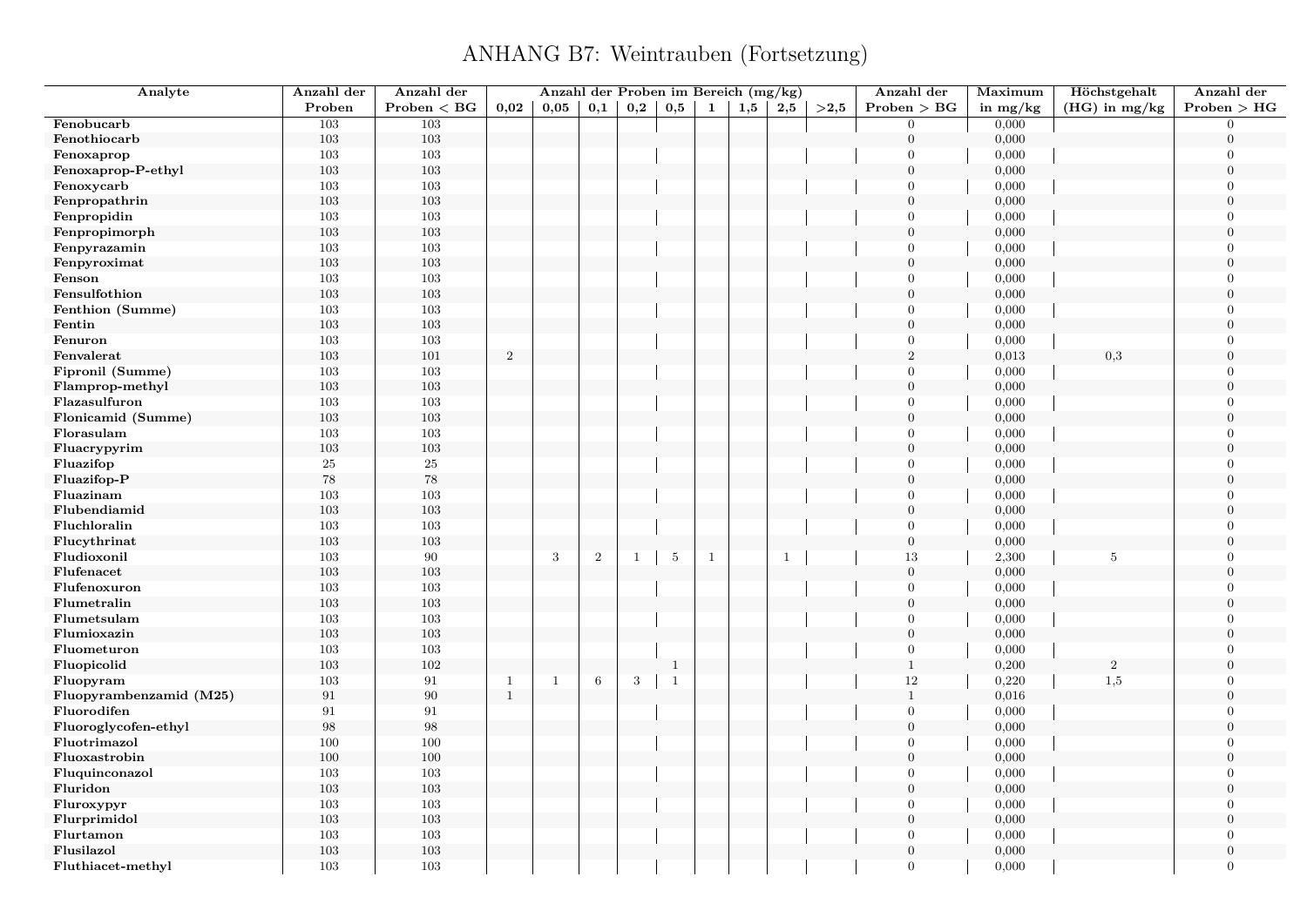# ANHANG B7: Weintrauben (Fortsetzung)

| Analyte | Anzahl der Proben | Anzahl der Proben < BG | Anzahl der Proben im Bereich (mg/kg) | | | | | | | | | Anzahl der Proben > BG | Maximum in mg/kg | Höchstgehalt (HG) in mg/kg | Anzahl der Proben > HG |
|---|---|---|---|---|---|---|---|---|---|---|---|---|---|---|---|
| | | | 0,02 | 0,05 | 0,1 | 0,2 | 0,5 | 1 | 1,5 | 2,5 | >2,5 | | | | |
| **Fenobucarb** | 103 | 103 | | | | | | | | | | 0 | 0,000 | | 0 |
| **Fenothiocarb** | 103 | 103 | | | | | | | | | | 0 | 0,000 | | 0 |
| **Fenoxaprop** | 103 | 103 | | | | | | | | | | 0 | 0,000 | | 0 |
| **Fenoxaprop-P-ethyl** | 103 | 103 | | | | | | | | | | 0 | 0,000 | | 0 |
| **Fenoxycarb** | 103 | 103 | | | | | | | | | | 0 | 0,000 | | 0 |
| **Fenpropathrin** | 103 | 103 | | | | | | | | | | 0 | 0,000 | | 0 |
| **Fenpropidin** | 103 | 103 | | | | | | | | | | 0 | 0,000 | | 0 |
| **Fenpropimorph** | 103 | 103 | | | | | | | | | | 0 | 0,000 | | 0 |
| **Fenpyrazamin** | 103 | 103 | | | | | | | | | | 0 | 0,000 | | 0 |
| **Fenpyroximat** | 103 | 103 | | | | | | | | | | 0 | 0,000 | | 0 |
| **Fenson** | 103 | 103 | | | | | | | | | | 0 | 0,000 | | 0 |
| **Fensulfothion** | 103 | 103 | | | | | | | | | | 0 | 0,000 | | 0 |
| **Fenthion (Summe)** | 103 | 103 | | | | | | | | | | 0 | 0,000 | | 0 |
| **Fentin** | 103 | 103 | | | | | | | | | | 0 | 0,000 | | 0 |
| **Fenuron** | 103 | 103 | | | | | | | | | | 0 | 0,000 | | 0 |
| **Fenvalerat** | 103 | 101 | 2 | | | | | | | | | 2 | 0,013 | 0,3 | 0 |
| **Fipronil (Summe)** | 103 | 103 | | | | | | | | | | 0 | 0,000 | | 0 |
| **Flamprop-methyl** | 103 | 103 | | | | | | | | | | 0 | 0,000 | | 0 |
| **Flazasulfuron** | 103 | 103 | | | | | | | | | | 0 | 0,000 | | 0 |
| **Flonicamid (Summe)** | 103 | 103 | | | | | | | | | | 0 | 0,000 | | 0 |
| **Florasulam** | 103 | 103 | | | | | | | | | | 0 | 0,000 | | 0 |
| **Fluacrypyrim** | 103 | 103 | | | | | | | | | | 0 | 0,000 | | 0 |
| **Fluazifop** | 25 | 25 | | | | | | | | | | 0 | 0,000 | | 0 |
| **Fluazifop-P** | 78 | 78 | | | | | | | | | | 0 | 0,000 | | 0 |
| **Fluazinam** | 103 | 103 | | | | | | | | | | 0 | 0,000 | | 0 |
| **Flubendiamid** | 103 | 103 | | | | | | | | | | 0 | 0,000 | | 0 |
| **Fluchloralin** | 103 | 103 | | | | | | | | | | 0 | 0,000 | | 0 |
| **Flucythrinat** | 103 | 103 | | | | | | | | | | 0 | 0,000 | | 0 |
| **Fludioxonil** | 103 | 90 | | 3 | 2 | 1 | 5 | 1 | | 1 | | 13 | 2,300 | 5 | 0 |
| **Flufenacet** | 103 | 103 | | | | | | | | | | 0 | 0,000 | | 0 |
| **Flufenoxuron** | 103 | 103 | | | | | | | | | | 0 | 0,000 | | 0 |
| **Flumetralin** | 103 | 103 | | | | | | | | | | 0 | 0,000 | | 0 |
| **Flumetsulam** | 103 | 103 | | | | | | | | | | 0 | 0,000 | | 0 |
| **Flumioxazin** | 103 | 103 | | | | | | | | | | 0 | 0,000 | | 0 |
| **Fluometuron** | 103 | 103 | | | | | | | | | | 0 | 0,000 | | 0 |
| **Fluopicolid** | 103 | 102 | | | | | 1 | | | | | 1 | 0,200 | 2 | 0 |
| **Fluopyram** | 103 | 91 | 1 | 1 | 6 | 3 | 1 | | | | | 12 | 0,220 | 1,5 | 0 |
| **Fluopyrambenzamid (M25)** | 91 | 90 | 1 | | | | | | | | | 1 | 0,016 | | 0 |
| **Fluorodifen** | 91 | 91 | | | | | | | | | | 0 | 0,000 | | 0 |
| **Fluoroglycofen-ethyl** | 98 | 98 | | | | | | | | | | 0 | 0,000 | | 0 |
| **Fluotrimazol** | 100 | 100 | | | | | | | | | | 0 | 0,000 | | 0 |
| **Fluoxastrobin** | 100 | 100 | | | | | | | | | | 0 | 0,000 | | 0 |
| **Fluquinconazol** | 103 | 103 | | | | | | | | | | 0 | 0,000 | | 0 |
| **Fluridon** | 103 | 103 | | | | | | | | | | 0 | 0,000 | | 0 |
| **Fluroxypyr** | 103 | 103 | | | | | | | | | | 0 | 0,000 | | 0 |
| **Flurprimidol** | 103 | 103 | | | | | | | | | | 0 | 0,000 | | 0 |
| **Flurtamon** | 103 | 103 | | | | | | | | | | 0 | 0,000 | | 0 |
| **Flusilazol** | 103 | 103 | | | | | | | | | | 0 | 0,000 | | 0 |
| **Fluthiacet-methyl** | 103 | 103 | | | | | | | | | | 0 | 0,000 | | 0 |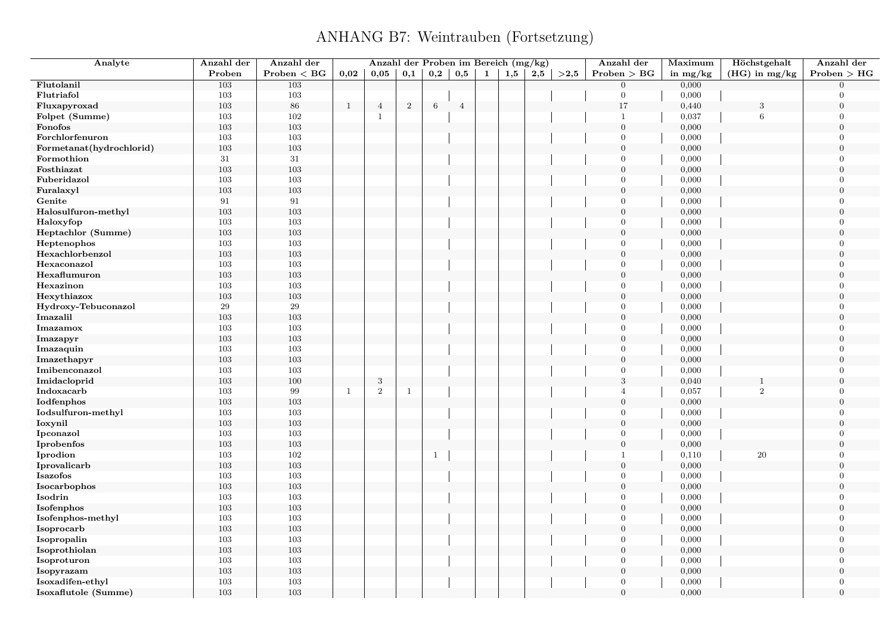# ANHANG B7: Weintrauben (Fortsetzung)

| Analyte | Anzahl der Proben | Anzahl der Proben < BG | Anzahl der Proben im Bereich (mg/kg) | | | | | | | | | Anzahl der Proben > BG | Maximum in mg/kg | Höchstgehalt (HG) in mg/kg | Anzahl der Proben > HG |
|---|---|---|---|---|---|---|---|---|---|---|---|---|---|---|---|
| | | | 0,02 | 0,05 | 0,1 | 0,2 | 0,5 | 1 | 1,5 | 2,5 | >2,5 | | | | |
| **Flutolanil** | 103 | 103 | | | | | | | | | | 0 | 0,000 | | 0 |
| **Flutriafol** | 103 | 103 | | | | | | | | | | 0 | 0,000 | | 0 |
| **Fluxapyroxad** | 103 | 86 | 1 | 4 | 2 | 6 | 4 | | | | | 17 | 0,440 | 3 | 0 |
| **Folpet (Summe)** | 103 | 102 | | 1 | | | | | | | | 1 | 0,037 | 6 | 0 |
| **Fonofos** | 103 | 103 | | | | | | | | | | 0 | 0,000 | | 0 |
| **Forchlorfenuron** | 103 | 103 | | | | | | | | | | 0 | 0,000 | | 0 |
| **Formetanat(hydrochlorid)** | 103 | 103 | | | | | | | | | | 0 | 0,000 | | 0 |
| **Formothion** | 31 | 31 | | | | | | | | | | 0 | 0,000 | | 0 |
| **Fosthiazat** | 103 | 103 | | | | | | | | | | 0 | 0,000 | | 0 |
| **Fuberidazol** | 103 | 103 | | | | | | | | | | 0 | 0,000 | | 0 |
| **Furalaxyl** | 103 | 103 | | | | | | | | | | 0 | 0,000 | | 0 |
| **Genite** | 91 | 91 | | | | | | | | | | 0 | 0,000 | | 0 |
| **Halosulfuron-methyl** | 103 | 103 | | | | | | | | | | 0 | 0,000 | | 0 |
| **Haloxyfop** | 103 | 103 | | | | | | | | | | 0 | 0,000 | | 0 |
| **Heptachlor (Summe)** | 103 | 103 | | | | | | | | | | 0 | 0,000 | | 0 |
| **Heptenophos** | 103 | 103 | | | | | | | | | | 0 | 0,000 | | 0 |
| **Hexachlorbenzol** | 103 | 103 | | | | | | | | | | 0 | 0,000 | | 0 |
| **Hexaconazol** | 103 | 103 | | | | | | | | | | 0 | 0,000 | | 0 |
| **Hexaflumuron** | 103 | 103 | | | | | | | | | | 0 | 0,000 | | 0 |
| **Hexazinon** | 103 | 103 | | | | | | | | | | 0 | 0,000 | | 0 |
| **Hexythiazox** | 103 | 103 | | | | | | | | | | 0 | 0,000 | | 0 |
| **Hydroxy-Tebuconazol** | 29 | 29 | | | | | | | | | | 0 | 0,000 | | 0 |
| **Imazalil** | 103 | 103 | | | | | | | | | | 0 | 0,000 | | 0 |
| **Imazamox** | 103 | 103 | | | | | | | | | | 0 | 0,000 | | 0 |
| **Imazapyr** | 103 | 103 | | | | | | | | | | 0 | 0,000 | | 0 |
| **Imazaquin** | 103 | 103 | | | | | | | | | | 0 | 0,000 | | 0 |
| **Imazethapyr** | 103 | 103 | | | | | | | | | | 0 | 0,000 | | 0 |
| **Imibenconazol** | 103 | 103 | | | | | | | | | | 0 | 0,000 | | 0 |
| **Imidacloprid** | 103 | 100 | | 3 | | | | | | | | 3 | 0,040 | 1 | 0 |
| **Indoxacarb** | 103 | 99 | 1 | 2 | 1 | | | | | | | 4 | 0,057 | 2 | 0 |
| **Iodfenphos** | 103 | 103 | | | | | | | | | | 0 | 0,000 | | 0 |
| **Iodsulfuron-methyl** | 103 | 103 | | | | | | | | | | 0 | 0,000 | | 0 |
| **Ioxynil** | 103 | 103 | | | | | | | | | | 0 | 0,000 | | 0 |
| **Ipconazol** | 103 | 103 | | | | | | | | | | 0 | 0,000 | | 0 |
| **Iprobenfos** | 103 | 103 | | | | | | | | | | 0 | 0,000 | | 0 |
| **Iprodion** | 103 | 102 | | | | 1 | | | | | | 1 | 0,110 | 20 | 0 |
| **Iprovalicarb** | 103 | 103 | | | | | | | | | | 0 | 0,000 | | 0 |
| **Isazofos** | 103 | 103 | | | | | | | | | | 0 | 0,000 | | 0 |
| **Isocarbophos** | 103 | 103 | | | | | | | | | | 0 | 0,000 | | 0 |
| **Isodrin** | 103 | 103 | | | | | | | | | | 0 | 0,000 | | 0 |
| **Isofenphos** | 103 | 103 | | | | | | | | | | 0 | 0,000 | | 0 |
| **Isofenphos-methyl** | 103 | 103 | | | | | | | | | | 0 | 0,000 | | 0 |
| **Isoprocarb** | 103 | 103 | | | | | | | | | | 0 | 0,000 | | 0 |
| **Isopropalin** | 103 | 103 | | | | | | | | | | 0 | 0,000 | | 0 |
| **Isoprothiolan** | 103 | 103 | | | | | | | | | | 0 | 0,000 | | 0 |
| **Isoproturon** | 103 | 103 | | | | | | | | | | 0 | 0,000 | | 0 |
| **Isopyrazam** | 103 | 103 | | | | | | | | | | 0 | 0,000 | | 0 |
| **Isoxadifen-ethyl** | 103 | 103 | | | | | | | | | | 0 | 0,000 | | 0 |
| **Isoxaflutole (Summe)** | 103 | 103 | | | | | | | | | | 0 | 0,000 | | 0 |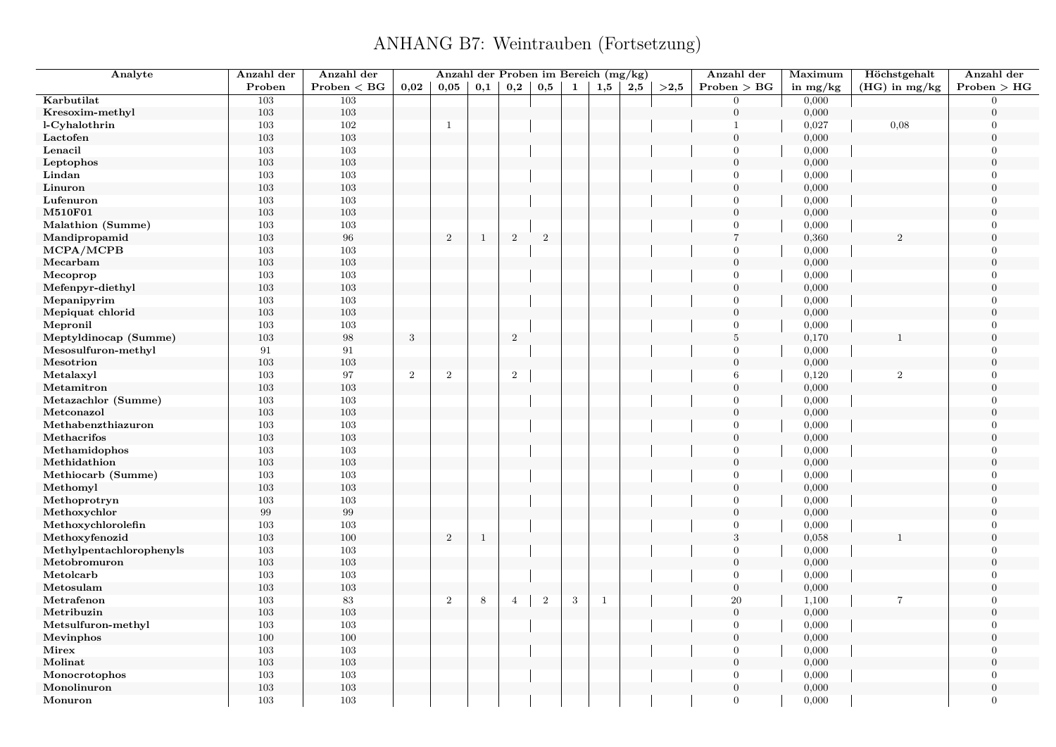# ANHANG B7: Weintrauben (Fortsetzung)

| Analyte | Anzahl der Proben | Anzahl der Proben < BG | Anzahl der Proben im Bereich (mg/kg) | | | | | | | | | Anzahl der Proben > BG | Maximum in mg/kg | Höchstgehalt (HG) in mg/kg | Anzahl der Proben > HG |
|---|---|---|---|---|---|---|---|---|---|---|---|---|---|---|---|
| | | | 0,02 | 0,05 | 0,1 | 0,2 | 0,5 | 1 | 1,5 | 2,5 | >2,5 | | | | |
| **Karbutilat** | 103 | 103 | | | | | | | | | | 0 | 0,000 | | 0 |
| **Kresoxim-methyl** | 103 | 103 | | | | | | | | | | 0 | 0,000 | | 0 |
| **l-Cyhalothrin** | 103 | 102 | | 1 | | | | | | | | 1 | 0,027 | 0,08 | 0 |
| **Lactofen** | 103 | 103 | | | | | | | | | | 0 | 0,000 | | 0 |
| **Lenacil** | 103 | 103 | | | | | | | | | | 0 | 0,000 | | 0 |
| **Leptophos** | 103 | 103 | | | | | | | | | | 0 | 0,000 | | 0 |
| **Lindan** | 103 | 103 | | | | | | | | | | 0 | 0,000 | | 0 |
| **Linuron** | 103 | 103 | | | | | | | | | | 0 | 0,000 | | 0 |
| **Lufenuron** | 103 | 103 | | | | | | | | | | 0 | 0,000 | | 0 |
| **M510F01** | 103 | 103 | | | | | | | | | | 0 | 0,000 | | 0 |
| **Malathion (Summe)** | 103 | 103 | | | | | | | | | | 0 | 0,000 | | 0 |
| **Mandipropamid** | 103 | 96 | | 2 | 1 | 2 | 2 | | | | | 7 | 0,360 | 2 | 0 |
| **MCPA/MCPB** | 103 | 103 | | | | | | | | | | 0 | 0,000 | | 0 |
| **Mecarbam** | 103 | 103 | | | | | | | | | | 0 | 0,000 | | 0 |
| **Mecoprop** | 103 | 103 | | | | | | | | | | 0 | 0,000 | | 0 |
| **Mefenpyr-diethyl** | 103 | 103 | | | | | | | | | | 0 | 0,000 | | 0 |
| **Mepanipyrim** | 103 | 103 | | | | | | | | | | 0 | 0,000 | | 0 |
| **Mepiquat chlorid** | 103 | 103 | | | | | | | | | | 0 | 0,000 | | 0 |
| **Mepronil** | 103 | 103 | | | | | | | | | | 0 | 0,000 | | 0 |
| **Meptyldinocap (Summe)** | 103 | 98 | 3 | | | 2 | | | | | | 5 | 0,170 | 1 | 0 |
| **Mesosulfuron-methyl** | 91 | 91 | | | | | | | | | | 0 | 0,000 | | 0 |
| **Mesotrion** | 103 | 103 | | | | | | | | | | 0 | 0,000 | | 0 |
| **Metalaxyl** | 103 | 97 | 2 | 2 | | 2 | | | | | | 6 | 0,120 | 2 | 0 |
| **Metamitron** | 103 | 103 | | | | | | | | | | 0 | 0,000 | | 0 |
| **Metazachlor (Summe)** | 103 | 103 | | | | | | | | | | 0 | 0,000 | | 0 |
| **Metconazol** | 103 | 103 | | | | | | | | | | 0 | 0,000 | | 0 |
| **Methabenzthiazuron** | 103 | 103 | | | | | | | | | | 0 | 0,000 | | 0 |
| **Methacrifos** | 103 | 103 | | | | | | | | | | 0 | 0,000 | | 0 |
| **Methamidophos** | 103 | 103 | | | | | | | | | | 0 | 0,000 | | 0 |
| **Methidathion** | 103 | 103 | | | | | | | | | | 0 | 0,000 | | 0 |
| **Methiocarb (Summe)** | 103 | 103 | | | | | | | | | | 0 | 0,000 | | 0 |
| **Methomyl** | 103 | 103 | | | | | | | | | | 0 | 0,000 | | 0 |
| **Methoprotryn** | 103 | 103 | | | | | | | | | | 0 | 0,000 | | 0 |
| **Methoxychlor** | 99 | 99 | | | | | | | | | | 0 | 0,000 | | 0 |
| **Methoxychlorolefin** | 103 | 103 | | | | | | | | | | 0 | 0,000 | | 0 |
| **Methoxyfenozid** | 103 | 100 | | 2 | 1 | | | | | | | 3 | 0,058 | 1 | 0 |
| **Methylpentachlorophenyls** | 103 | 103 | | | | | | | | | | 0 | 0,000 | | 0 |
| **Metobromuron** | 103 | 103 | | | | | | | | | | 0 | 0,000 | | 0 |
| **Metolcarb** | 103 | 103 | | | | | | | | | | 0 | 0,000 | | 0 |
| **Metosulam** | 103 | 103 | | | | | | | | | | 0 | 0,000 | | 0 |
| **Metrafenon** | 103 | 83 | | 2 | 8 | 4 | 2 | 3 | 1 | | | 20 | 1,100 | 7 | 0 |
| **Metribuzin** | 103 | 103 | | | | | | | | | | 0 | 0,000 | | 0 |
| **Metsulfuron-methyl** | 103 | 103 | | | | | | | | | | 0 | 0,000 | | 0 |
| **Mevinphos** | 100 | 100 | | | | | | | | | | 0 | 0,000 | | 0 |
| **Mirex** | 103 | 103 | | | | | | | | | | 0 | 0,000 | | 0 |
| **Molinat** | 103 | 103 | | | | | | | | | | 0 | 0,000 | | 0 |
| **Monocrotophos** | 103 | 103 | | | | | | | | | | 0 | 0,000 | | 0 |
| **Monolinuron** | 103 | 103 | | | | | | | | | | 0 | 0,000 | | 0 |
| **Monuron** | 103 | 103 | | | | | | | | | | 0 | 0,000 | | 0 |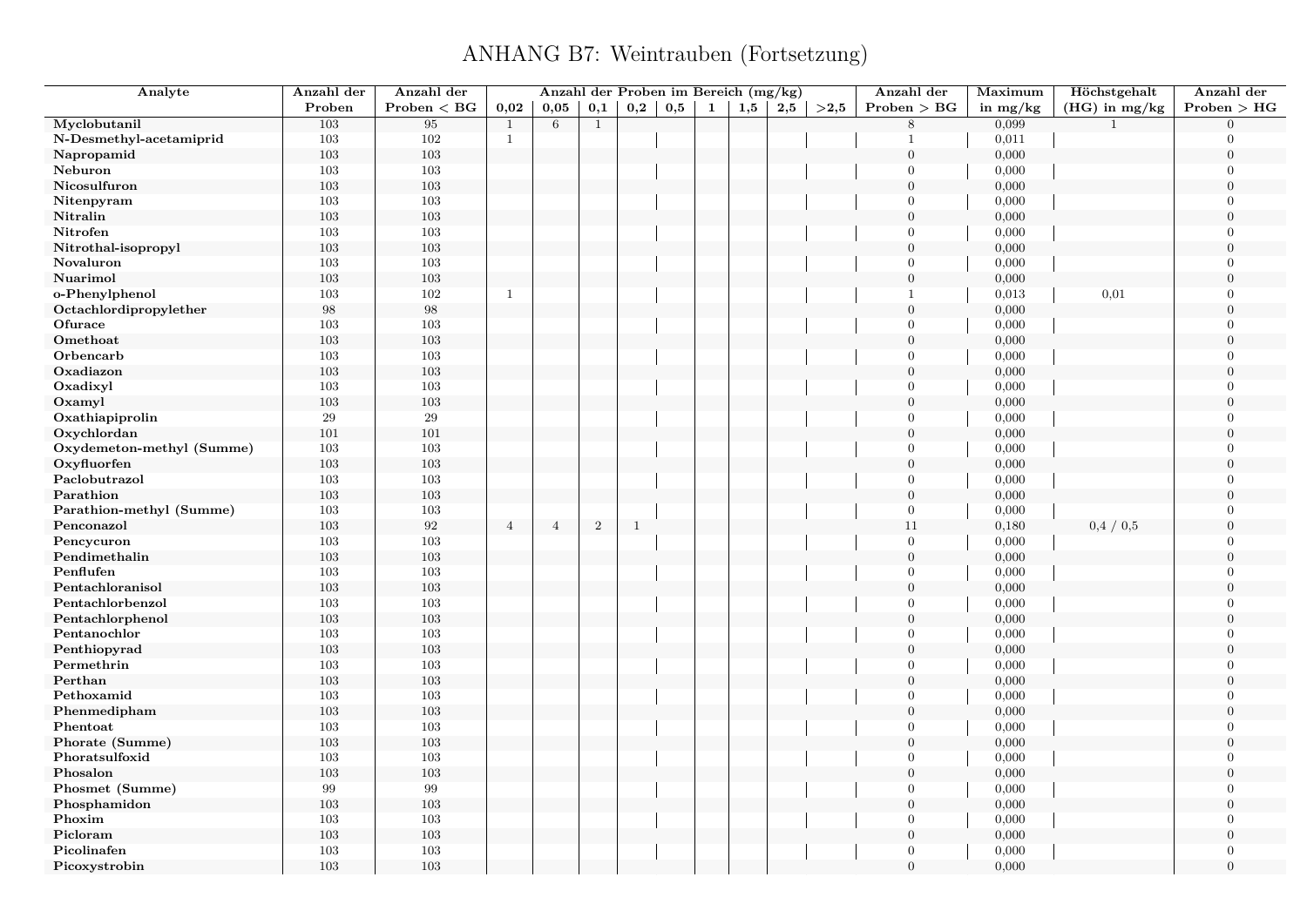# ANHANG B7: Weintrauben (Fortsetzung)

| Analyte | Anzahl der Proben | Anzahl der Proben < BG | Anzahl der Proben im Bereich (mg/kg) 0,02 | 0,05 | 0,1 | 0,2 | 0,5 | 1 | 1,5 | 2,5 | >2,5 | Anzahl der Proben > BG | Maximum in mg/kg | Höchstgehalt (HG) in mg/kg | Anzahl der Proben > HG |
|---|---|---|---|---|---|---|---|---|---|---|---|---|---|---|---|
| Myclobutanil | 103 | 95 | 1 | 6 | 1 | | | | | | | 8 | 0,099 | 1 | 0 |
| N-Desmethyl-acetamiprid | 103 | 102 | 1 | | | | | | | | | 1 | 0,011 | | 0 |
| Napropamid | 103 | 103 | | | | | | | | | | 0 | 0,000 | | 0 |
| Neburon | 103 | 103 | | | | | | | | | | 0 | 0,000 | | 0 |
| Nicosulfuron | 103 | 103 | | | | | | | | | | 0 | 0,000 | | 0 |
| Nitenpyram | 103 | 103 | | | | | | | | | | 0 | 0,000 | | 0 |
| Nitralin | 103 | 103 | | | | | | | | | | 0 | 0,000 | | 0 |
| Nitrofen | 103 | 103 | | | | | | | | | | 0 | 0,000 | | 0 |
| Nitrothal-isopropyl | 103 | 103 | | | | | | | | | | 0 | 0,000 | | 0 |
| Novaluron | 103 | 103 | | | | | | | | | | 0 | 0,000 | | 0 |
| Nuarimol | 103 | 103 | | | | | | | | | | 0 | 0,000 | | 0 |
| o-Phenylphenol | 103 | 102 | 1 | | | | | | | | | 1 | 0,013 | 0,01 | 0 |
| Octachlordipropylether | 98 | 98 | | | | | | | | | | 0 | 0,000 | | 0 |
| Ofurace | 103 | 103 | | | | | | | | | | 0 | 0,000 | | 0 |
| Omethoat | 103 | 103 | | | | | | | | | | 0 | 0,000 | | 0 |
| Orbencarb | 103 | 103 | | | | | | | | | | 0 | 0,000 | | 0 |
| Oxadiazon | 103 | 103 | | | | | | | | | | 0 | 0,000 | | 0 |
| Oxadixyl | 103 | 103 | | | | | | | | | | 0 | 0,000 | | 0 |
| Oxamyl | 103 | 103 | | | | | | | | | | 0 | 0,000 | | 0 |
| Oxathiapiprolin | 29 | 29 | | | | | | | | | | 0 | 0,000 | | 0 |
| Oxychlordan | 101 | 101 | | | | | | | | | | 0 | 0,000 | | 0 |
| Oxydemeton-methyl (Summe) | 103 | 103 | | | | | | | | | | 0 | 0,000 | | 0 |
| Oxyfluorfen | 103 | 103 | | | | | | | | | | 0 | 0,000 | | 0 |
| Paclobutrazol | 103 | 103 | | | | | | | | | | 0 | 0,000 | | 0 |
| Parathion | 103 | 103 | | | | | | | | | | 0 | 0,000 | | 0 |
| Parathion-methyl (Summe) | 103 | 103 | | | | | | | | | | 0 | 0,000 | | 0 |
| Penconazol | 103 | 92 | 4 | 4 | 2 | 1 | | | | | | 11 | 0,180 | 0,4 / 0,5 | 0 |
| Pencycuron | 103 | 103 | | | | | | | | | | 0 | 0,000 | | 0 |
| Pendimethalin | 103 | 103 | | | | | | | | | | 0 | 0,000 | | 0 |
| Penflufen | 103 | 103 | | | | | | | | | | 0 | 0,000 | | 0 |
| Pentachloranisol | 103 | 103 | | | | | | | | | | 0 | 0,000 | | 0 |
| Pentachlorbenzol | 103 | 103 | | | | | | | | | | 0 | 0,000 | | 0 |
| Pentachlorphenol | 103 | 103 | | | | | | | | | | 0 | 0,000 | | 0 |
| Pentanochlor | 103 | 103 | | | | | | | | | | 0 | 0,000 | | 0 |
| Penthiopyrad | 103 | 103 | | | | | | | | | | 0 | 0,000 | | 0 |
| Permethrin | 103 | 103 | | | | | | | | | | 0 | 0,000 | | 0 |
| Perthan | 103 | 103 | | | | | | | | | | 0 | 0,000 | | 0 |
| Pethoxamid | 103 | 103 | | | | | | | | | | 0 | 0,000 | | 0 |
| Phenmedipham | 103 | 103 | | | | | | | | | | 0 | 0,000 | | 0 |
| Phentoat | 103 | 103 | | | | | | | | | | 0 | 0,000 | | 0 |
| Phorate (Summe) | 103 | 103 | | | | | | | | | | 0 | 0,000 | | 0 |
| Phoratsulfoxid | 103 | 103 | | | | | | | | | | 0 | 0,000 | | 0 |
| Phosalon | 103 | 103 | | | | | | | | | | 0 | 0,000 | | 0 |
| Phosmet (Summe) | 99 | 99 | | | | | | | | | | 0 | 0,000 | | 0 |
| Phosphamidon | 103 | 103 | | | | | | | | | | 0 | 0,000 | | 0 |
| Phoxim | 103 | 103 | | | | | | | | | | 0 | 0,000 | | 0 |
| Picloram | 103 | 103 | | | | | | | | | | 0 | 0,000 | | 0 |
| Picolinafen | 103 | 103 | | | | | | | | | | 0 | 0,000 | | 0 |
| Picoxystrobin | 103 | 103 | | | | | | | | | | 0 | 0,000 | | 0 |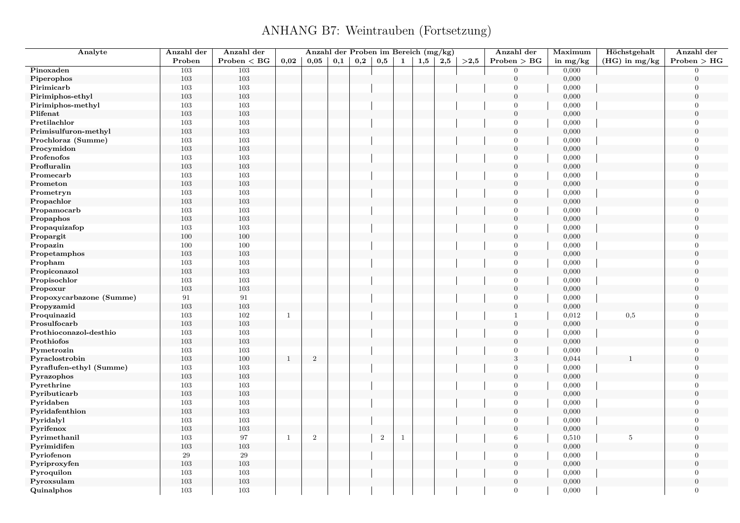# ANHANG B7: Weintrauben (Fortsetzung)

| Analyte | Anzahl der Proben | Anzahl der Proben < BG | Anzahl der Proben im Bereich (mg/kg) | | | | | | | | | Anzahl der Proben > BG | Maximum in mg/kg | Höchstgehalt (HG) in mg/kg | Anzahl der Proben > HG |
|---|---|---|---|---|---|---|---|---|---|---|---|---|---|---|---|
| | | | 0,02 | 0,05 | 0,1 | 0,2 | 0,5 | 1 | 1,5 | 2,5 | >2,5 | | | | |
| **Pinoxaden** | 103 | 103 | | | | | | | | | | 0 | 0,000 | | 0 |
| **Piperophos** | 103 | 103 | | | | | | | | | | 0 | 0,000 | | 0 |
| **Pirimicarb** | 103 | 103 | | | | | | | | | | 0 | 0,000 | | 0 |
| **Pirimiphos-ethyl** | 103 | 103 | | | | | | | | | | 0 | 0,000 | | 0 |
| **Pirimiphos-methyl** | 103 | 103 | | | | | | | | | | 0 | 0,000 | | 0 |
| **Plifenat** | 103 | 103 | | | | | | | | | | 0 | 0,000 | | 0 |
| **Pretilachlor** | 103 | 103 | | | | | | | | | | 0 | 0,000 | | 0 |
| **Primisulfuron-methyl** | 103 | 103 | | | | | | | | | | 0 | 0,000 | | 0 |
| **Prochloraz (Summe)** | 103 | 103 | | | | | | | | | | 0 | 0,000 | | 0 |
| **Procymidon** | 103 | 103 | | | | | | | | | | 0 | 0,000 | | 0 |
| **Profenofos** | 103 | 103 | | | | | | | | | | 0 | 0,000 | | 0 |
| **Profluralin** | 103 | 103 | | | | | | | | | | 0 | 0,000 | | 0 |
| **Promecarb** | 103 | 103 | | | | | | | | | | 0 | 0,000 | | 0 |
| **Prometon** | 103 | 103 | | | | | | | | | | 0 | 0,000 | | 0 |
| **Prometryn** | 103 | 103 | | | | | | | | | | 0 | 0,000 | | 0 |
| **Propachlor** | 103 | 103 | | | | | | | | | | 0 | 0,000 | | 0 |
| **Propamocarb** | 103 | 103 | | | | | | | | | | 0 | 0,000 | | 0 |
| **Propaphos** | 103 | 103 | | | | | | | | | | 0 | 0,000 | | 0 |
| **Propaquizafop** | 103 | 103 | | | | | | | | | | 0 | 0,000 | | 0 |
| **Propargit** | 100 | 100 | | | | | | | | | | 0 | 0,000 | | 0 |
| **Propazin** | 100 | 100 | | | | | | | | | | 0 | 0,000 | | 0 |
| **Propetamphos** | 103 | 103 | | | | | | | | | | 0 | 0,000 | | 0 |
| **Propham** | 103 | 103 | | | | | | | | | | 0 | 0,000 | | 0 |
| **Propiconazol** | 103 | 103 | | | | | | | | | | 0 | 0,000 | | 0 |
| **Propisochlor** | 103 | 103 | | | | | | | | | | 0 | 0,000 | | 0 |
| **Propoxur** | 103 | 103 | | | | | | | | | | 0 | 0,000 | | 0 |
| **Propoxycarbazone (Summe)** | 91 | 91 | | | | | | | | | | 0 | 0,000 | | 0 |
| **Propyzamid** | 103 | 103 | | | | | | | | | | 0 | 0,000 | | 0 |
| **Proquinazid** | 103 | 102 | 1 | | | | | | | | | 1 | 0,012 | 0,5 | 0 |
| **Prosulfocarb** | 103 | 103 | | | | | | | | | | 0 | 0,000 | | 0 |
| **Prothioconazol-desthio** | 103 | 103 | | | | | | | | | | 0 | 0,000 | | 0 |
| **Prothiofos** | 103 | 103 | | | | | | | | | | 0 | 0,000 | | 0 |
| **Pymetrozin** | 103 | 103 | | | | | | | | | | 0 | 0,000 | | 0 |
| **Pyraclostrobin** | 103 | 100 | 1 | 2 | | | | | | | | 3 | 0,044 | 1 | 0 |
| **Pyraflufen-ethyl (Summe)** | 103 | 103 | | | | | | | | | | 0 | 0,000 | | 0 |
| **Pyrazophos** | 103 | 103 | | | | | | | | | | 0 | 0,000 | | 0 |
| **Pyrethrine** | 103 | 103 | | | | | | | | | | 0 | 0,000 | | 0 |
| **Pyributicarb** | 103 | 103 | | | | | | | | | | 0 | 0,000 | | 0 |
| **Pyridaben** | 103 | 103 | | | | | | | | | | 0 | 0,000 | | 0 |
| **Pyridafenthion** | 103 | 103 | | | | | | | | | | 0 | 0,000 | | 0 |
| **Pyridalyl** | 103 | 103 | | | | | | | | | | 0 | 0,000 | | 0 |
| **Pyrifenox** | 103 | 103 | | | | | | | | | | 0 | 0,000 | | 0 |
| **Pyrimethanil** | 103 | 97 | 1 | 2 | | | 2 | 1 | | | | 6 | 0,510 | 5 | 0 |
| **Pyrimidifen** | 103 | 103 | | | | | | | | | | 0 | 0,000 | | 0 |
| **Pyriofenon** | 29 | 29 | | | | | | | | | | 0 | 0,000 | | 0 |
| **Pyriproxyfen** | 103 | 103 | | | | | | | | | | 0 | 0,000 | | 0 |
| **Pyroquilon** | 103 | 103 | | | | | | | | | | 0 | 0,000 | | 0 |
| **Pyroxsulam** | 103 | 103 | | | | | | | | | | 0 | 0,000 | | 0 |
| **Quinalphos** | 103 | 103 | | | | | | | | | | 0 | 0,000 | | 0 |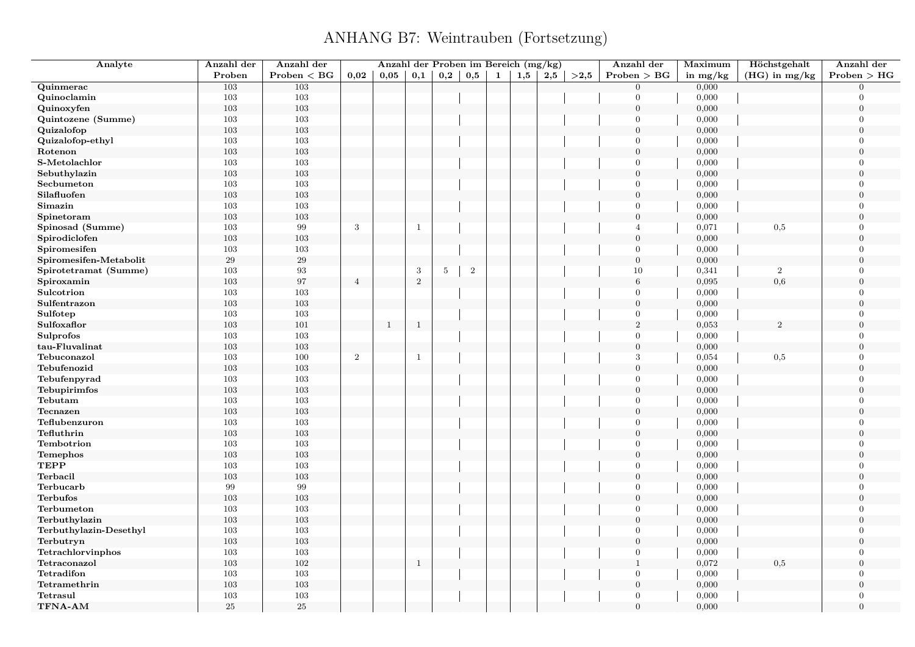# ANHANG B7: Weintrauben (Fortsetzung)

| Analyte | Anzahl der Proben | Anzahl der Proben < BG | Anzahl der Proben im Bereich (mg/kg) | | | | | | | | | Anzahl der Proben > BG | Maximum in mg/kg | Höchstgehalt (HG) in mg/kg | Anzahl der Proben > HG |
|---|---|---|---|---|---|---|---|---|---|---|---|---|---|---|---|
| | | | 0,02 | 0,05 | 0,1 | 0,2 | 0,5 | 1 | 1,5 | 2,5 | >2,5 | | | | |
| Quinmerac | 103 | 103 | | | | | | | | | | 0 | 0,000 | | 0 |
| Quinoclamin | 103 | 103 | | | | | | | | | | 0 | 0,000 | | 0 |
| Quinoxyfen | 103 | 103 | | | | | | | | | | 0 | 0,000 | | 0 |
| Quintozene (Summe) | 103 | 103 | | | | | | | | | | 0 | 0,000 | | 0 |
| Quizalofop | 103 | 103 | | | | | | | | | | 0 | 0,000 | | 0 |
| Quizalofop-ethyl | 103 | 103 | | | | | | | | | | 0 | 0,000 | | 0 |
| Rotenon | 103 | 103 | | | | | | | | | | 0 | 0,000 | | 0 |
| S-Metolachlor | 103 | 103 | | | | | | | | | | 0 | 0,000 | | 0 |
| Sebuthylazin | 103 | 103 | | | | | | | | | | 0 | 0,000 | | 0 |
| Secbumeton | 103 | 103 | | | | | | | | | | 0 | 0,000 | | 0 |
| Silafluofen | 103 | 103 | | | | | | | | | | 0 | 0,000 | | 0 |
| Simazin | 103 | 103 | | | | | | | | | | 0 | 0,000 | | 0 |
| Spinetoram | 103 | 103 | | | | | | | | | | 0 | 0,000 | | 0 |
| Spinosad (Summe) | 103 | 99 | 3 | | 1 | | | | | | | 4 | 0,071 | 0,5 | 0 |
| Spirodiclofen | 103 | 103 | | | | | | | | | | 0 | 0,000 | | 0 |
| Spiromesifen | 103 | 103 | | | | | | | | | | 0 | 0,000 | | 0 |
| Spiromesifen-Metabolit | 29 | 29 | | | | | | | | | | 0 | 0,000 | | 0 |
| Spirotetramat (Summe) | 103 | 93 | | | 3 | 5 | 2 | | | | | 10 | 0,341 | 2 | 0 |
| Spiroxamin | 103 | 97 | 4 | | 2 | | | | | | | 6 | 0,095 | 0,6 | 0 |
| Sulcotrion | 103 | 103 | | | | | | | | | | 0 | 0,000 | | 0 |
| Sulfentrazon | 103 | 103 | | | | | | | | | | 0 | 0,000 | | 0 |
| Sulfotep | 103 | 103 | | | | | | | | | | 0 | 0,000 | | 0 |
| Sulfoxaflor | 103 | 101 | | 1 | 1 | | | | | | | 2 | 0,053 | 2 | 0 |
| Sulprofos | 103 | 103 | | | | | | | | | | 0 | 0,000 | | 0 |
| tau-Fluvalinat | 103 | 103 | | | | | | | | | | 0 | 0,000 | | 0 |
| Tebuconazol | 103 | 100 | 2 | | 1 | | | | | | | 3 | 0,054 | 0,5 | 0 |
| Tebufenozid | 103 | 103 | | | | | | | | | | 0 | 0,000 | | 0 |
| Tebufenpyrad | 103 | 103 | | | | | | | | | | 0 | 0,000 | | 0 |
| Tebupirimfos | 103 | 103 | | | | | | | | | | 0 | 0,000 | | 0 |
| Tebutam | 103 | 103 | | | | | | | | | | 0 | 0,000 | | 0 |
| Tecnazen | 103 | 103 | | | | | | | | | | 0 | 0,000 | | 0 |
| Teflubenzuron | 103 | 103 | | | | | | | | | | 0 | 0,000 | | 0 |
| Tefluthrin | 103 | 103 | | | | | | | | | | 0 | 0,000 | | 0 |
| Tembotrion | 103 | 103 | | | | | | | | | | 0 | 0,000 | | 0 |
| Temephos | 103 | 103 | | | | | | | | | | 0 | 0,000 | | 0 |
| TEPP | 103 | 103 | | | | | | | | | | 0 | 0,000 | | 0 |
| Terbacil | 103 | 103 | | | | | | | | | | 0 | 0,000 | | 0 |
| Terbucarb | 99 | 99 | | | | | | | | | | 0 | 0,000 | | 0 |
| Terbufos | 103 | 103 | | | | | | | | | | 0 | 0,000 | | 0 |
| Terbumeton | 103 | 103 | | | | | | | | | | 0 | 0,000 | | 0 |
| Terbuthylazin | 103 | 103 | | | | | | | | | | 0 | 0,000 | | 0 |
| Terbuthylazin-Desethyl | 103 | 103 | | | | | | | | | | 0 | 0,000 | | 0 |
| Terbutryn | 103 | 103 | | | | | | | | | | 0 | 0,000 | | 0 |
| Tetrachlorvinphos | 103 | 103 | | | | | | | | | | 0 | 0,000 | | 0 |
| Tetraconazol | 103 | 102 | | | 1 | | | | | | | 1 | 0,072 | 0,5 | 0 |
| Tetradifon | 103 | 103 | | | | | | | | | | 0 | 0,000 | | 0 |
| Tetramethrin | 103 | 103 | | | | | | | | | | 0 | 0,000 | | 0 |
| Tetrasul | 103 | 103 | | | | | | | | | | 0 | 0,000 | | 0 |
| TFNA-AM | 25 | 25 | | | | | | | | | | 0 | 0,000 | | 0 |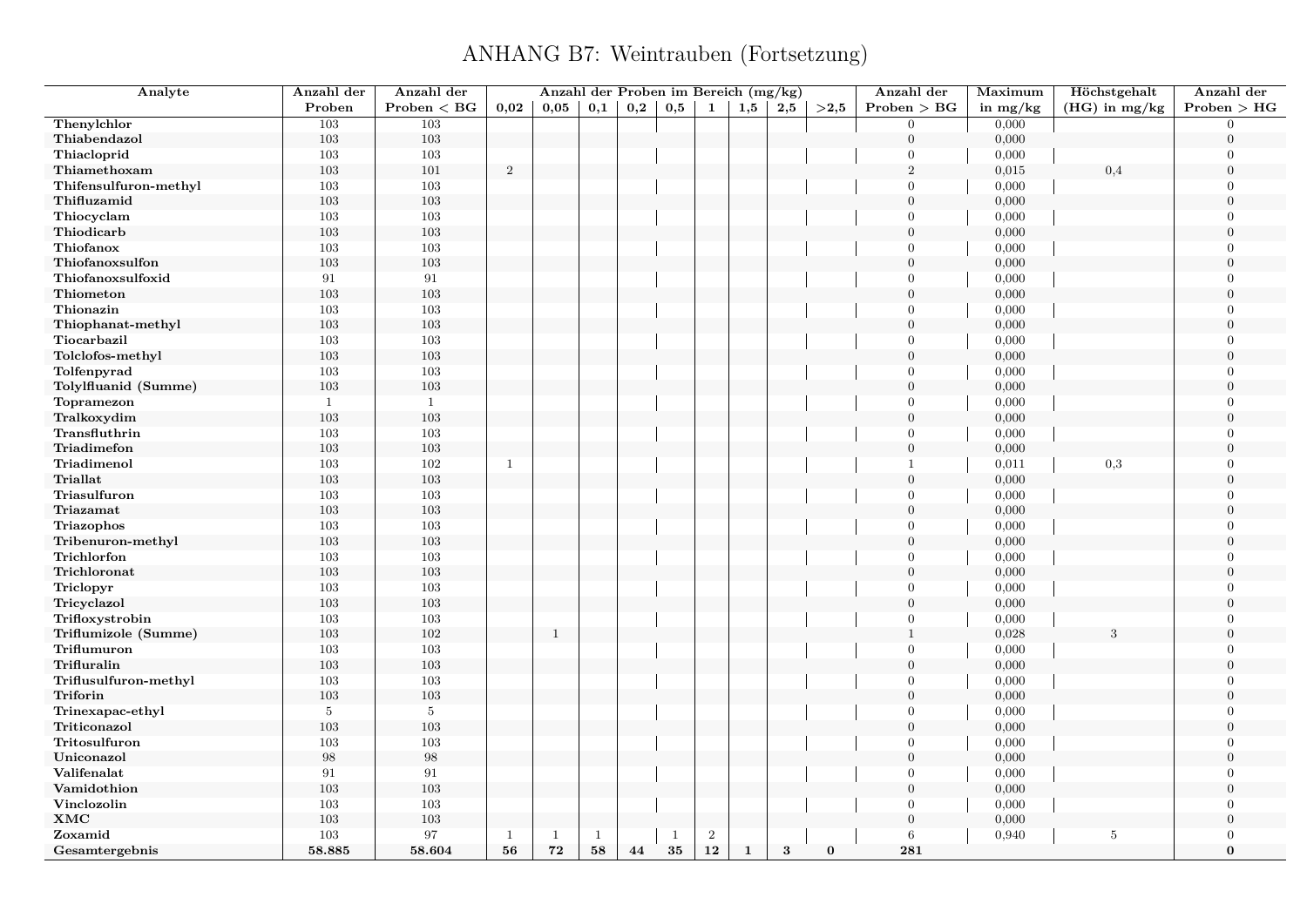# ANHANG B7: Weintrauben (Fortsetzung)

| Analyte | Anzahl der Proben | Anzahl der Proben < BG | Anzahl der Proben im Bereich (mg/kg) | | | | | | | | | Anzahl der Proben > BG | Maximum in mg/kg | Höchstgehalt (HG) in mg/kg | Anzahl der Proben > HG |
|---|---|---|---|---|---|---|---|---|---|---|---|---|---|---|---|
| | | | 0,02 | 0,05 | 0,1 | 0,2 | 0,5 | 1 | 1,5 | 2,5 | >2,5 | | | | |
| Thenylchlor | 103 | 103 | | | | | | | | | | 0 | 0,000 | | 0 |
| Thiabendazol | 103 | 103 | | | | | | | | | | 0 | 0,000 | | 0 |
| Thiacloprid | 103 | 103 | | | | | | | | | | 0 | 0,000 | | 0 |
| Thiamethoxam | 103 | 101 | 2 | | | | | | | | | 2 | 0,015 | 0,4 | 0 |
| Thifensulfuron-methyl | 103 | 103 | | | | | | | | | | 0 | 0,000 | | 0 |
| Thifluzamid | 103 | 103 | | | | | | | | | | 0 | 0,000 | | 0 |
| Thiocyclam | 103 | 103 | | | | | | | | | | 0 | 0,000 | | 0 |
| Thiodicarb | 103 | 103 | | | | | | | | | | 0 | 0,000 | | 0 |
| Thiofanox | 103 | 103 | | | | | | | | | | 0 | 0,000 | | 0 |
| Thiofanoxsulfon | 103 | 103 | | | | | | | | | | 0 | 0,000 | | 0 |
| Thiofanoxsulfoxid | 91 | 91 | | | | | | | | | | 0 | 0,000 | | 0 |
| Thiometon | 103 | 103 | | | | | | | | | | 0 | 0,000 | | 0 |
| Thionazin | 103 | 103 | | | | | | | | | | 0 | 0,000 | | 0 |
| Thiophanat-methyl | 103 | 103 | | | | | | | | | | 0 | 0,000 | | 0 |
| Tiocarbazil | 103 | 103 | | | | | | | | | | 0 | 0,000 | | 0 |
| Tolclofos-methyl | 103 | 103 | | | | | | | | | | 0 | 0,000 | | 0 |
| Tolfenpyrad | 103 | 103 | | | | | | | | | | 0 | 0,000 | | 0 |
| Tolylfluanid (Summe) | 103 | 103 | | | | | | | | | | 0 | 0,000 | | 0 |
| Topramezon | 1 | 1 | | | | | | | | | | 0 | 0,000 | | 0 |
| Tralkoxydim | 103 | 103 | | | | | | | | | | 0 | 0,000 | | 0 |
| Transfluthrin | 103 | 103 | | | | | | | | | | 0 | 0,000 | | 0 |
| Triadimefon | 103 | 103 | | | | | | | | | | 0 | 0,000 | | 0 |
| Triadimenol | 103 | 102 | 1 | | | | | | | | | 1 | 0,011 | 0,3 | 0 |
| Triallat | 103 | 103 | | | | | | | | | | 0 | 0,000 | | 0 |
| Triasulfuron | 103 | 103 | | | | | | | | | | 0 | 0,000 | | 0 |
| Triazamat | 103 | 103 | | | | | | | | | | 0 | 0,000 | | 0 |
| Triazophos | 103 | 103 | | | | | | | | | | 0 | 0,000 | | 0 |
| Tribenuron-methyl | 103 | 103 | | | | | | | | | | 0 | 0,000 | | 0 |
| Trichlorfon | 103 | 103 | | | | | | | | | | 0 | 0,000 | | 0 |
| Trichloronat | 103 | 103 | | | | | | | | | | 0 | 0,000 | | 0 |
| Triclopyr | 103 | 103 | | | | | | | | | | 0 | 0,000 | | 0 |
| Tricyclazol | 103 | 103 | | | | | | | | | | 0 | 0,000 | | 0 |
| Trifloxystrobin | 103 | 103 | | | | | | | | | | 0 | 0,000 | | 0 |
| Triflumizole (Summe) | 103 | 102 | | 1 | | | | | | | | 1 | 0,028 | 3 | 0 |
| Triflumuron | 103 | 103 | | | | | | | | | | 0 | 0,000 | | 0 |
| Trifluralin | 103 | 103 | | | | | | | | | | 0 | 0,000 | | 0 |
| Triflusulfuron-methyl | 103 | 103 | | | | | | | | | | 0 | 0,000 | | 0 |
| Triforin | 103 | 103 | | | | | | | | | | 0 | 0,000 | | 0 |
| Trinexapac-ethyl | 5 | 5 | | | | | | | | | | 0 | 0,000 | | 0 |
| Triticonazol | 103 | 103 | | | | | | | | | | 0 | 0,000 | | 0 |
| Tritosulfuron | 103 | 103 | | | | | | | | | | 0 | 0,000 | | 0 |
| Uniconazol | 98 | 98 | | | | | | | | | | 0 | 0,000 | | 0 |
| Valifenalat | 91 | 91 | | | | | | | | | | 0 | 0,000 | | 0 |
| Vamidothion | 103 | 103 | | | | | | | | | | 0 | 0,000 | | 0 |
| Vinclozolin | 103 | 103 | | | | | | | | | | 0 | 0,000 | | 0 |
| XMC | 103 | 103 | | | | | | | | | | 0 | 0,000 | | 0 |
| Zoxamid | 103 | 97 | 1 | 1 | 1 | | 1 | 2 | | | | 6 | 0,940 | 5 | 0 |
| **Gesamtergebnis** | **58.885** | **58.604** | **56** | **72** | **58** | **44** | **35** | **12** | **1** | **3** | **0** | **281** | | | **0** |